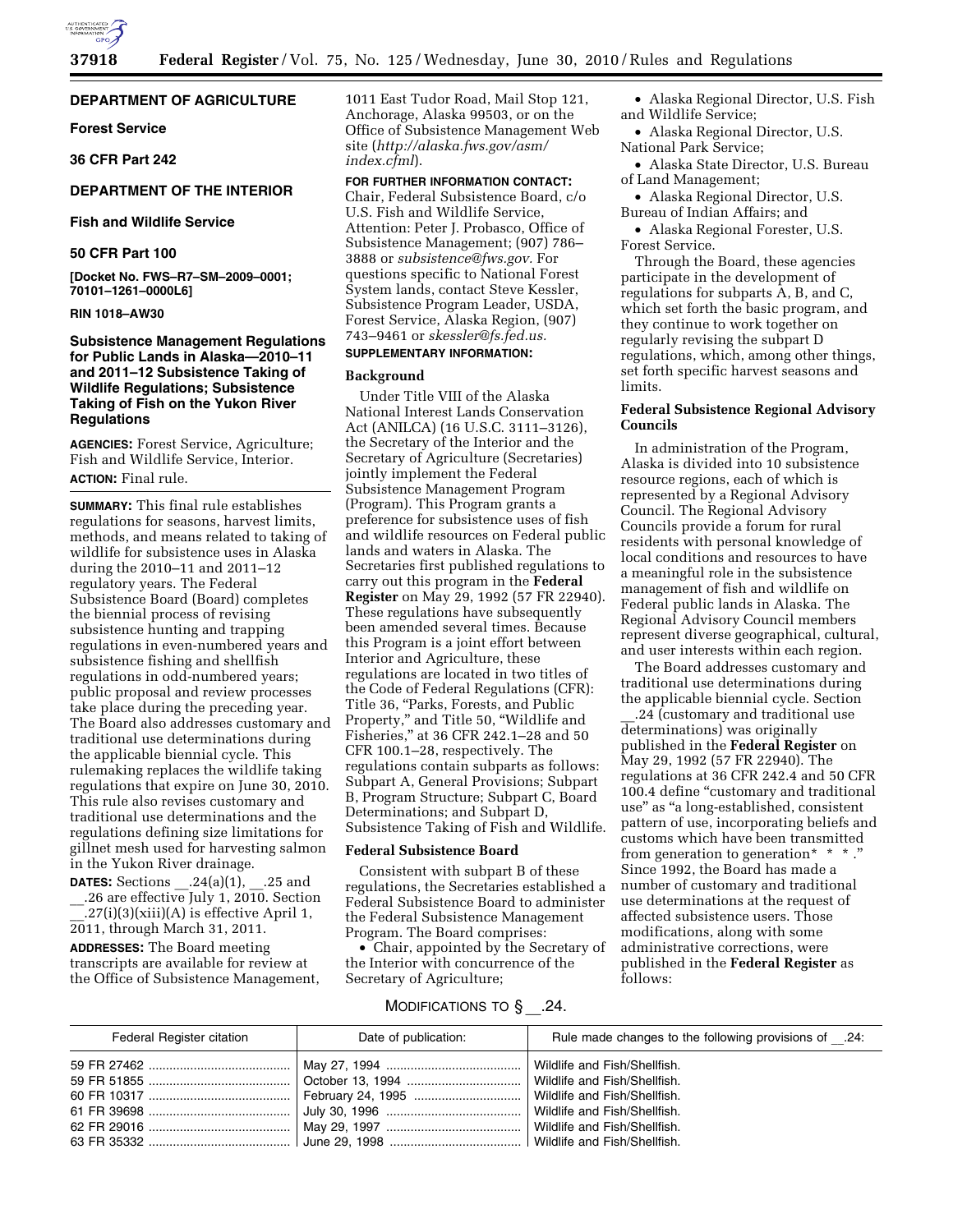**DEPARTMENT OF AGRICULTURE**

**Forest Service**

**36 CFR Part 242**

**DEPARTMENT OF THE INTERIOR**

**Fish and Wildlife Service**

**50 CFR Part 100**

**[Docket No. FWS–R7–SM–2009–0001; 70101–1261–0000L6]**

**RIN 1018–AW30**

# Subsistence Management Regulations for Public Lands in Alaska—2010–11 and 2011–12 Subsistence Taking of Wildlife Regulations; Subsistence Taking of Fish on the Yukon River Regulations

**AGENCIES:** Forest Service, Agriculture; Fish and Wildlife Service, Interior.

**ACTION:** Final rule.

**SUMMARY:** This final rule establishes regulations for seasons, harvest limits, methods, and means related to taking of wildlife for subsistence uses in Alaska during the 2010–11 and 2011–12 regulatory years. The Federal Subsistence Board (Board) completes the biennial process of revising subsistence hunting and trapping regulations in even-numbered years and subsistence fishing and shellfish regulations in odd-numbered years; public proposal and review processes take place during the preceding year. The Board also addresses customary and traditional use determinations during the applicable biennial cycle. This rulemaking replaces the wildlife taking regulations that expire on June 30, 2010. This rule also revises customary and traditional use determinations and the regulations defining size limitations for gillnet mesh used for harvesting salmon in the Yukon River drainage.

**DATES:** Sections __.24(a)(1), __.25 and __.26 are effective July 1, 2010. Section __.27(i)(3)(xiii)(A) is effective April 1, 2011, through March 31, 2011.

**ADDRESSES:** The Board meeting transcripts are available for review at the Office of Subsistence Management, 1011 East Tudor Road, Mail Stop 121, Anchorage, Alaska 99503, or on the Office of Subsistence Management Web site (*http://alaska.fws.gov/asm/index.cfml*).

**FOR FURTHER INFORMATION CONTACT:** Chair, Federal Subsistence Board, c/o U.S. Fish and Wildlife Service, Attention: Peter J. Probasco, Office of Subsistence Management; (907) 786–3888 or *subsistence@fws.gov.* For questions specific to National Forest System lands, contact Steve Kessler, Subsistence Program Leader, USDA, Forest Service, Alaska Region, (907) 743–9461 or *skessler@fs.fed.us.*

**SUPPLEMENTARY INFORMATION:**

## Background

Under Title VIII of the Alaska National Interest Lands Conservation Act (ANILCA) (16 U.S.C. 3111–3126), the Secretary of the Interior and the Secretary of Agriculture (Secretaries) jointly implement the Federal Subsistence Management Program (Program). This Program grants a preference for subsistence uses of fish and wildlife resources on Federal public lands and waters in Alaska. The Secretaries first published regulations to carry out this program in the **Federal Register** on May 29, 1992 (57 FR 22940). These regulations have subsequently been amended several times. Because this Program is a joint effort between Interior and Agriculture, these regulations are located in two titles of the Code of Federal Regulations (CFR): Title 36, "Parks, Forests, and Public Property," and Title 50, "Wildlife and Fisheries," at 36 CFR 242.1–28 and 50 CFR 100.1–28, respectively. The regulations contain subparts as follows: Subpart A, General Provisions; Subpart B, Program Structure; Subpart C, Board Determinations; and Subpart D, Subsistence Taking of Fish and Wildlife.

## Federal Subsistence Board

Consistent with subpart B of these regulations, the Secretaries established a Federal Subsistence Board to administer the Federal Subsistence Management Program. The Board comprises:

- Chair, appointed by the Secretary of the Interior with concurrence of the Secretary of Agriculture;
- Alaska Regional Director, U.S. Fish and Wildlife Service;
- Alaska Regional Director, U.S. National Park Service;
- Alaska State Director, U.S. Bureau of Land Management;
- Alaska Regional Director, U.S. Bureau of Indian Affairs; and
- Alaska Regional Forester, U.S. Forest Service.

Through the Board, these agencies participate in the development of regulations for subparts A, B, and C, which set forth the basic program, and they continue to work together on regularly revising the subpart D regulations, which, among other things, set forth specific harvest seasons and limits.

## Federal Subsistence Regional Advisory Councils

In administration of the Program, Alaska is divided into 10 subsistence resource regions, each of which is represented by a Regional Advisory Council. The Regional Advisory Councils provide a forum for rural residents with personal knowledge of local conditions and resources to have a meaningful role in the subsistence management of fish and wildlife on Federal public lands in Alaska. The Regional Advisory Council members represent diverse geographical, cultural, and user interests within each region.

The Board addresses customary and traditional use determinations during the applicable biennial cycle. Section __.24 (customary and traditional use determinations) was originally published in the **Federal Register** on May 29, 1992 (57 FR 22940). The regulations at 36 CFR 242.4 and 50 CFR 100.4 define "customary and traditional use" as "a long-established, consistent pattern of use, incorporating beliefs and customs which have been transmitted from generation to generation* * * ." Since 1992, the Board has made a number of customary and traditional use determinations at the request of affected subsistence users. Those modifications, along with some administrative corrections, were published in the **Federal Register** as follows:

MODIFICATIONS TO § __.24.

| Federal Register citation | Date of publication: | Rule made changes to the following provisions of __.24: |
|---|---|---|
| 59 FR 27462 | May 27, 1994 | Wildlife and Fish/Shellfish. |
| 59 FR 51855 | October 13, 1994 | Wildlife and Fish/Shellfish. |
| 60 FR 10317 | February 24, 1995 | Wildlife and Fish/Shellfish. |
| 61 FR 39698 | July 30, 1996 | Wildlife and Fish/Shellfish. |
| 62 FR 29016 | May 29, 1997 | Wildlife and Fish/Shellfish. |
| 63 FR 35332 | June 29, 1998 | Wildlife and Fish/Shellfish. |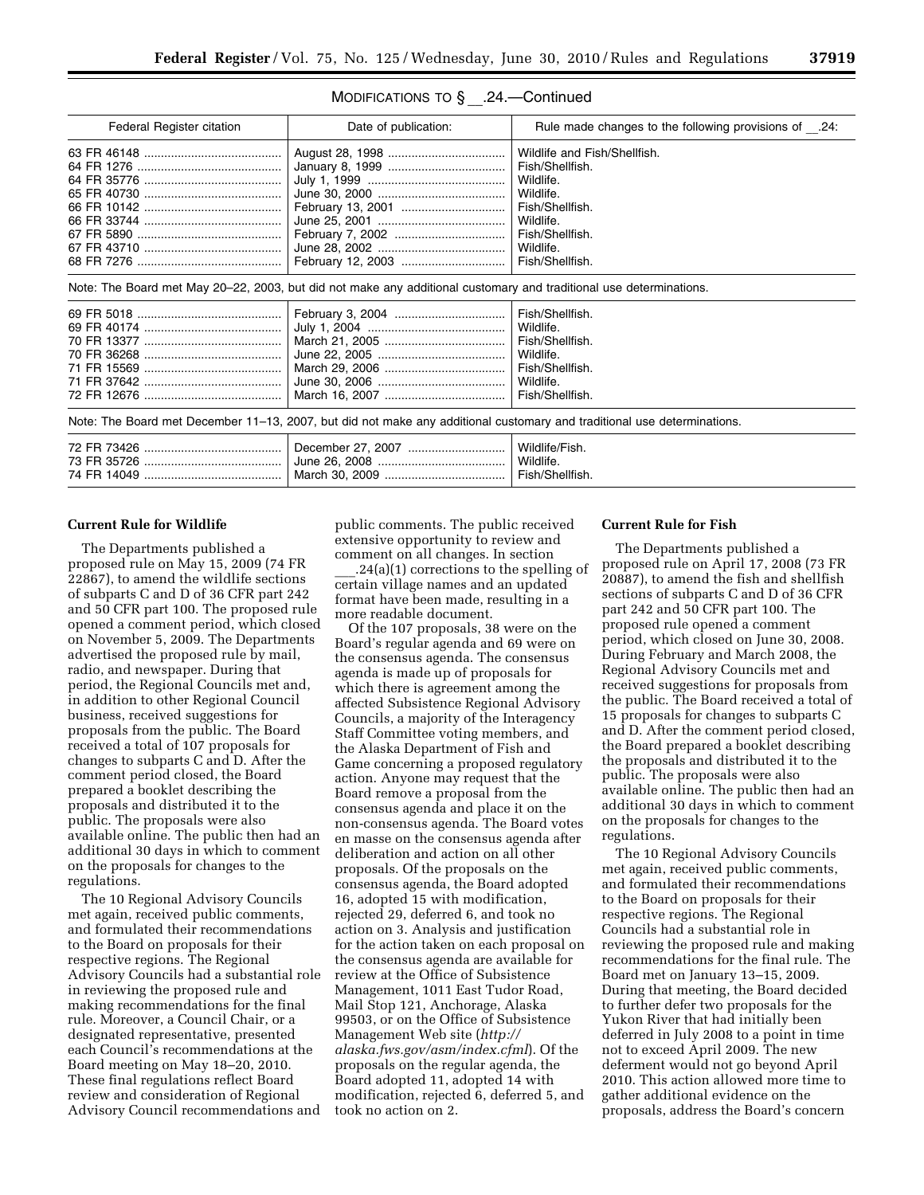MODIFICATIONS TO § __.24.—Continued

| Federal Register citation | Date of publication: | Rule made changes to the following provisions of __.24: |
|---|---|---|
| 63 FR 46148 | August 28, 1998 | Wildlife and Fish/Shellfish. |
| 64 FR 1276 | January 8, 1999 | Fish/Shellfish. |
| 64 FR 35776 | July 1, 1999 | Wildlife. |
| 65 FR 40730 | June 30, 2000 | Wildlife. |
| 66 FR 10142 | February 13, 2001 | Fish/Shellfish. |
| 66 FR 33744 | June 25, 2001 | Wildlife. |
| 67 FR 5890 | February 7, 2002 | Fish/Shellfish. |
| 67 FR 43710 | June 28, 2002 | Wildlife. |
| 68 FR 7276 | February 12, 2003 | Fish/Shellfish. |
| Note: The Board met May 20–22, 2003, but did not make any additional customary and traditional use determinations. | | |
| 69 FR 5018 | February 3, 2004 | Fish/Shellfish. |
| 69 FR 40174 | July 1, 2004 | Wildlife. |
| 70 FR 13377 | March 21, 2005 | Fish/Shellfish. |
| 70 FR 36268 | June 22, 2005 | Wildlife. |
| 71 FR 15569 | March 29, 2006 | Fish/Shellfish. |
| 71 FR 37642 | June 30, 2006 | Wildlife. |
| 72 FR 12676 | March 16, 2007 | Fish/Shellfish. |
| Note: The Board met December 11–13, 2007, but did not make any additional customary and traditional use determinations. | | |
| 72 FR 73426 | December 27, 2007 | Wildlife/Fish. |
| 73 FR 35726 | June 26, 2008 | Wildlife. |
| 74 FR 14049 | March 30, 2009 | Fish/Shellfish. |

**Current Rule for Wildlife**

The Departments published a proposed rule on May 15, 2009 (74 FR 22867), to amend the wildlife sections of subparts C and D of 36 CFR part 242 and 50 CFR part 100. The proposed rule opened a comment period, which closed on November 5, 2009. The Departments advertised the proposed rule by mail, radio, and newspaper. During that period, the Regional Councils met and, in addition to other Regional Council business, received suggestions for proposals from the public. The Board received a total of 107 proposals for changes to subparts C and D. After the comment period closed, the Board prepared a booklet describing the proposals and distributed it to the public. The proposals were also available online. The public then had an additional 30 days in which to comment on the proposals for changes to the regulations.

The 10 Regional Advisory Councils met again, received public comments, and formulated their recommendations to the Board on proposals for their respective regions. The Regional Advisory Councils had a substantial role in reviewing the proposed rule and making recommendations for the final rule. Moreover, a Council Chair, or a designated representative, presented each Council's recommendations at the Board meeting on May 18–20, 2010. These final regulations reflect Board review and consideration of Regional Advisory Council recommendations and public comments. The public received extensive opportunity to review and comment on all changes. In section ___.24(a)(1) corrections to the spelling of certain village names and an updated format have been made, resulting in a more readable document.

Of the 107 proposals, 38 were on the Board's regular agenda and 69 were on the consensus agenda. The consensus agenda is made up of proposals for which there is agreement among the affected Subsistence Regional Advisory Councils, a majority of the Interagency Staff Committee voting members, and the Alaska Department of Fish and Game concerning a proposed regulatory action. Anyone may request that the Board remove a proposal from the consensus agenda and place it on the non-consensus agenda. The Board votes en masse on the consensus agenda after deliberation and action on all other proposals. Of the proposals on the consensus agenda, the Board adopted 16, adopted 15 with modification, rejected 29, deferred 6, and took no action on 3. Analysis and justification for the action taken on each proposal on the consensus agenda are available for review at the Office of Subsistence Management, 1011 East Tudor Road, Mail Stop 121, Anchorage, Alaska 99503, or on the Office of Subsistence Management Web site (*http://alaska.fws.gov/asm/index.cfml*). Of the proposals on the regular agenda, the Board adopted 11, adopted 14 with modification, rejected 6, deferred 5, and took no action on 2.

**Current Rule for Fish**

The Departments published a proposed rule on April 17, 2008 (73 FR 20887), to amend the fish and shellfish sections of subparts C and D of 36 CFR part 242 and 50 CFR part 100. The proposed rule opened a comment period, which closed on June 30, 2008. During February and March 2008, the Regional Advisory Councils met and received suggestions for proposals from the public. The Board received a total of 15 proposals for changes to subparts C and D. After the comment period closed, the Board prepared a booklet describing the proposals and distributed it to the public. The proposals were also available online. The public then had an additional 30 days in which to comment on the proposals for changes to the regulations.

The 10 Regional Advisory Councils met again, received public comments, and formulated their recommendations to the Board on proposals for their respective regions. The Regional Councils had a substantial role in reviewing the proposed rule and making recommendations for the final rule. The Board met on January 13–15, 2009. During that meeting, the Board decided to further defer two proposals for the Yukon River that had initially been deferred in July 2008 to a point in time not to exceed April 2009. The new deferment would not go beyond April 2010. This action allowed more time to gather additional evidence on the proposals, address the Board's concern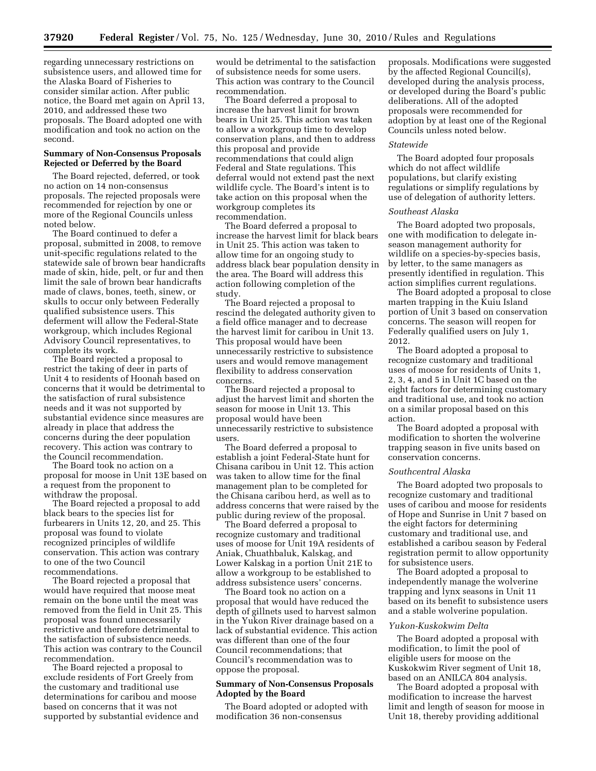regarding unnecessary restrictions on subsistence users, and allowed time for the Alaska Board of Fisheries to consider similar action. After public notice, the Board met again on April 13, 2010, and addressed these two proposals. The Board adopted one with modification and took no action on the second.

## Summary of Non-Consensus Proposals Rejected or Deferred by the Board

The Board rejected, deferred, or took no action on 14 non-consensus proposals. The rejected proposals were recommended for rejection by one or more of the Regional Councils unless noted below.

The Board continued to defer a proposal, submitted in 2008, to remove unit-specific regulations related to the statewide sale of brown bear handicrafts made of skin, hide, pelt, or fur and then limit the sale of brown bear handicrafts made of claws, bones, teeth, sinew, or skulls to occur only between Federally qualified subsistence users. This deferment will allow the Federal-State workgroup, which includes Regional Advisory Council representatives, to complete its work.

The Board rejected a proposal to restrict the taking of deer in parts of Unit 4 to residents of Hoonah based on concerns that it would be detrimental to the satisfaction of rural subsistence needs and it was not supported by substantial evidence since measures are already in place that address the concerns during the deer population recovery. This action was contrary to the Council recommendation.

The Board took no action on a proposal for moose in Unit 13E based on a request from the proponent to withdraw the proposal.

The Board rejected a proposal to add black bears to the species list for furbearers in Units 12, 20, and 25. This proposal was found to violate recognized principles of wildlife conservation. This action was contrary to one of the two Council recommendations.

The Board rejected a proposal that would have required that moose meat remain on the bone until the meat was removed from the field in Unit 25. This proposal was found unnecessarily restrictive and therefore detrimental to the satisfaction of subsistence needs. This action was contrary to the Council recommendation.

The Board rejected a proposal to exclude residents of Fort Greely from the customary and traditional use determinations for caribou and moose based on concerns that it was not supported by substantial evidence and would be detrimental to the satisfaction of subsistence needs for some users. This action was contrary to the Council recommendation.

The Board deferred a proposal to increase the harvest limit for brown bears in Unit 25. This action was taken to allow a workgroup time to develop conservation plans, and then to address this proposal and provide recommendations that could align Federal and State regulations. This deferral would not extend past the next wildlife cycle. The Board's intent is to take action on this proposal when the workgroup completes its recommendation.

The Board deferred a proposal to increase the harvest limit for black bears in Unit 25. This action was taken to allow time for an ongoing study to address black bear population density in the area. The Board will address this action following completion of the study.

The Board rejected a proposal to rescind the delegated authority given to a field office manager and to decrease the harvest limit for caribou in Unit 13. This proposal would have been unnecessarily restrictive to subsistence users and would remove management flexibility to address conservation concerns.

The Board rejected a proposal to adjust the harvest limit and shorten the season for moose in Unit 13. This proposal would have been unnecessarily restrictive to subsistence users.

The Board deferred a proposal to establish a joint Federal-State hunt for Chisana caribou in Unit 12. This action was taken to allow time for the final management plan to be completed for the Chisana caribou herd, as well as to address concerns that were raised by the public during review of the proposal.

The Board deferred a proposal to recognize customary and traditional uses of moose for Unit 19A residents of Aniak, Chuathbaluk, Kalskag, and Lower Kalskag in a portion Unit 21E to allow a workgroup to be established to address subsistence users' concerns.

The Board took no action on a proposal that would have reduced the depth of gillnets used to harvest salmon in the Yukon River drainage based on a lack of substantial evidence. This action was different than one of the four Council recommendations; that Council's recommendation was to oppose the proposal.

## Summary of Non-Consensus Proposals Adopted by the Board

The Board adopted or adopted with modification 36 non-consensus proposals. Modifications were suggested by the affected Regional Council(s), developed during the analysis process, or developed during the Board's public deliberations. All of the adopted proposals were recommended for adoption by at least one of the Regional Councils unless noted below.

### *Statewide*

The Board adopted four proposals which do not affect wildlife populations, but clarify existing regulations or simplify regulations by use of delegation of authority letters.

### *Southeast Alaska*

The Board adopted two proposals, one with modification to delegate in-season management authority for wildlife on a species-by-species basis, by letter, to the same managers as presently identified in regulation. This action simplifies current regulations.

The Board adopted a proposal to close marten trapping in the Kuiu Island portion of Unit 3 based on conservation concerns. The season will reopen for Federally qualified users on July 1, 2012.

The Board adopted a proposal to recognize customary and traditional uses of moose for residents of Units 1, 2, 3, 4, and 5 in Unit 1C based on the eight factors for determining customary and traditional use, and took no action on a similar proposal based on this action.

The Board adopted a proposal with modification to shorten the wolverine trapping season in five units based on conservation concerns.

### *Southcentral Alaska*

The Board adopted two proposals to recognize customary and traditional uses of caribou and moose for residents of Hope and Sunrise in Unit 7 based on the eight factors for determining customary and traditional use, and established a caribou season by Federal registration permit to allow opportunity for subsistence users.

The Board adopted a proposal to independently manage the wolverine trapping and lynx seasons in Unit 11 based on its benefit to subsistence users and a stable wolverine population.

### *Yukon-Kuskokwim Delta*

The Board adopted a proposal with modification, to limit the pool of eligible users for moose on the Kuskokwim River segment of Unit 18, based on an ANILCA 804 analysis.

The Board adopted a proposal with modification to increase the harvest limit and length of season for moose in Unit 18, thereby providing additional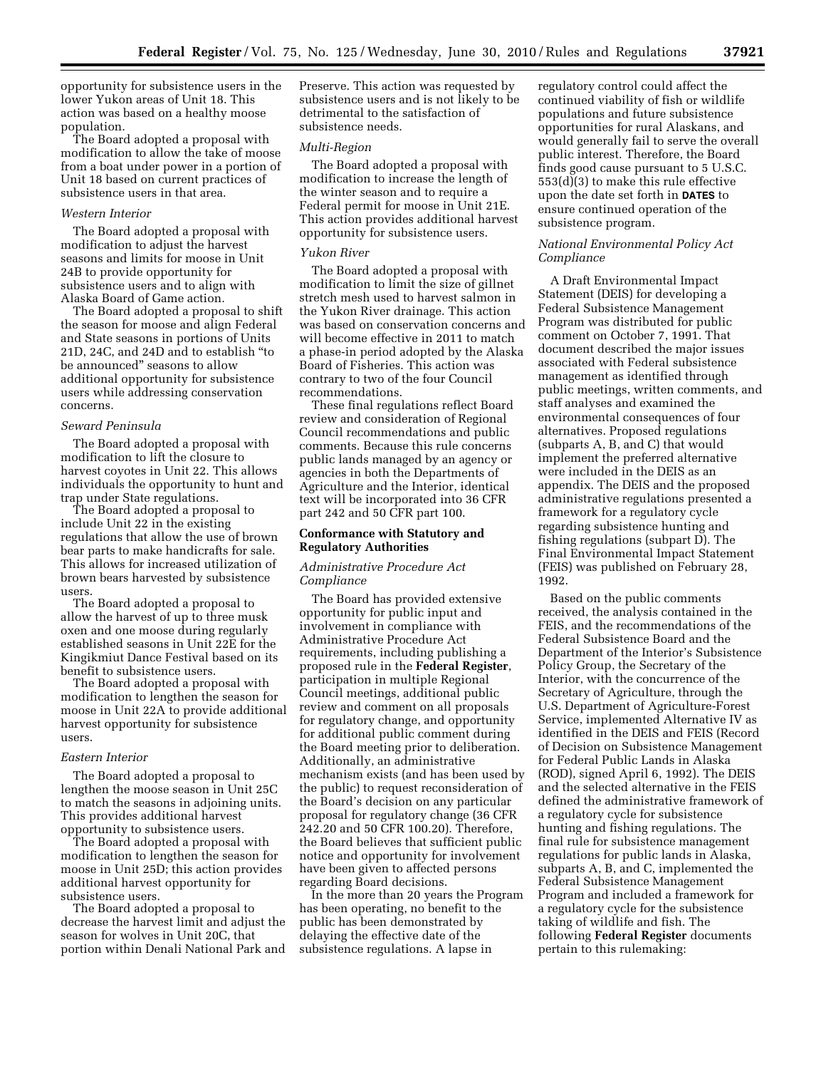opportunity for subsistence users in the lower Yukon areas of Unit 18. This action was based on a healthy moose population.

The Board adopted a proposal with modification to allow the take of moose from a boat under power in a portion of Unit 18 based on current practices of subsistence users in that area.

*Western Interior*

The Board adopted a proposal with modification to adjust the harvest seasons and limits for moose in Unit 24B to provide opportunity for subsistence users and to align with Alaska Board of Game action.

The Board adopted a proposal to shift the season for moose and align Federal and State seasons in portions of Units 21D, 24C, and 24D and to establish "to be announced" seasons to allow additional opportunity for subsistence users while addressing conservation concerns.

*Seward Peninsula*

The Board adopted a proposal with modification to lift the closure to harvest coyotes in Unit 22. This allows individuals the opportunity to hunt and trap under State regulations.

The Board adopted a proposal to include Unit 22 in the existing regulations that allow the use of brown bear parts to make handicrafts for sale. This allows for increased utilization of brown bears harvested by subsistence users.

The Board adopted a proposal to allow the harvest of up to three musk oxen and one moose during regularly established seasons in Unit 22E for the Kingikmiut Dance Festival based on its benefit to subsistence users.

The Board adopted a proposal with modification to lengthen the season for moose in Unit 22A to provide additional harvest opportunity for subsistence users.

*Eastern Interior*

The Board adopted a proposal to lengthen the moose season in Unit 25C to match the seasons in adjoining units. This provides additional harvest opportunity to subsistence users.

The Board adopted a proposal with modification to lengthen the season for moose in Unit 25D; this action provides additional harvest opportunity for subsistence users.

The Board adopted a proposal to decrease the harvest limit and adjust the season for wolves in Unit 20C, that portion within Denali National Park and Preserve. This action was requested by subsistence users and is not likely to be detrimental to the satisfaction of subsistence needs.

*Multi-Region*

The Board adopted a proposal with modification to increase the length of the winter season and to require a Federal permit for moose in Unit 21E. This action provides additional harvest opportunity for subsistence users.

*Yukon River*

The Board adopted a proposal with modification to limit the size of gillnet stretch mesh used to harvest salmon in the Yukon River drainage. This action was based on conservation concerns and will become effective in 2011 to match a phase-in period adopted by the Alaska Board of Fisheries. This action was contrary to two of the four Council recommendations.

These final regulations reflect Board review and consideration of Regional Council recommendations and public comments. Because this rule concerns public lands managed by an agency or agencies in both the Departments of Agriculture and the Interior, identical text will be incorporated into 36 CFR part 242 and 50 CFR part 100.

## Conformance with Statutory and Regulatory Authorities

*Administrative Procedure Act Compliance*

The Board has provided extensive opportunity for public input and involvement in compliance with Administrative Procedure Act requirements, including publishing a proposed rule in the **Federal Register**, participation in multiple Regional Council meetings, additional public review and comment on all proposals for regulatory change, and opportunity for additional public comment during the Board meeting prior to deliberation. Additionally, an administrative mechanism exists (and has been used by the public) to request reconsideration of the Board's decision on any particular proposal for regulatory change (36 CFR 242.20 and 50 CFR 100.20). Therefore, the Board believes that sufficient public notice and opportunity for involvement have been given to affected persons regarding Board decisions.

In the more than 20 years the Program has been operating, no benefit to the public has been demonstrated by delaying the effective date of the subsistence regulations. A lapse in regulatory control could affect the continued viability of fish or wildlife populations and future subsistence opportunities for rural Alaskans, and would generally fail to serve the overall public interest. Therefore, the Board finds good cause pursuant to 5 U.S.C. 553(d)(3) to make this rule effective upon the date set forth in **DATES** to ensure continued operation of the subsistence program.

*National Environmental Policy Act Compliance*

A Draft Environmental Impact Statement (DEIS) for developing a Federal Subsistence Management Program was distributed for public comment on October 7, 1991. That document described the major issues associated with Federal subsistence management as identified through public meetings, written comments, and staff analyses and examined the environmental consequences of four alternatives. Proposed regulations (subparts A, B, and C) that would implement the preferred alternative were included in the DEIS as an appendix. The DEIS and the proposed administrative regulations presented a framework for a regulatory cycle regarding subsistence hunting and fishing regulations (subpart D). The Final Environmental Impact Statement (FEIS) was published on February 28, 1992.

Based on the public comments received, the analysis contained in the FEIS, and the recommendations of the Federal Subsistence Board and the Department of the Interior's Subsistence Policy Group, the Secretary of the Interior, with the concurrence of the Secretary of Agriculture, through the U.S. Department of Agriculture-Forest Service, implemented Alternative IV as identified in the DEIS and FEIS (Record of Decision on Subsistence Management for Federal Public Lands in Alaska (ROD), signed April 6, 1992). The DEIS and the selected alternative in the FEIS defined the administrative framework of a regulatory cycle for subsistence hunting and fishing regulations. The final rule for subsistence management regulations for public lands in Alaska, subparts A, B, and C, implemented the Federal Subsistence Management Program and included a framework for a regulatory cycle for the subsistence taking of wildlife and fish. The following **Federal Register** documents pertain to this rulemaking: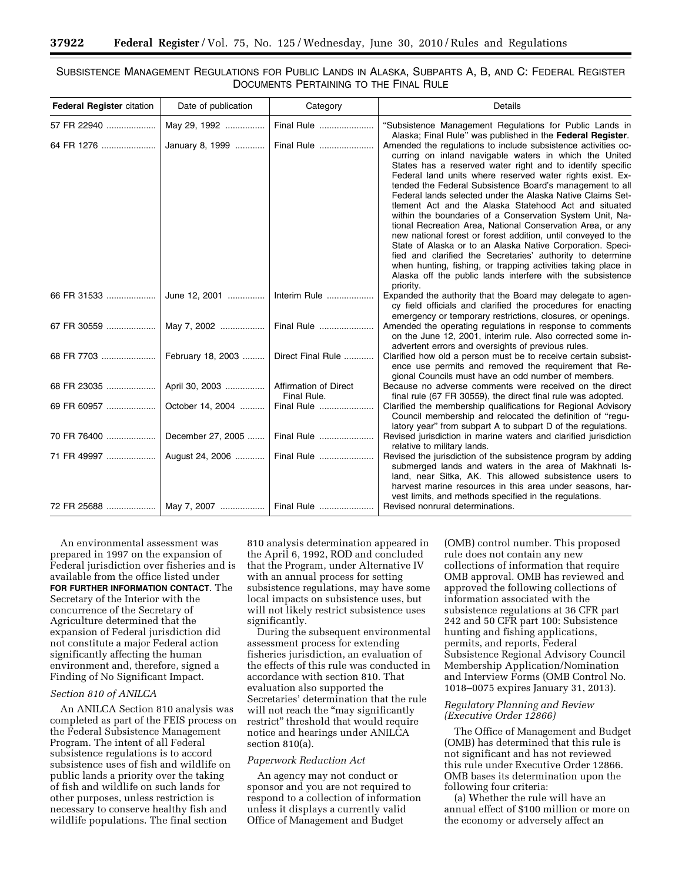SUBSISTENCE MANAGEMENT REGULATIONS FOR PUBLIC LANDS IN ALASKA, SUBPARTS A, B, AND C: FEDERAL REGISTER DOCUMENTS PERTAINING TO THE FINAL RULE

| Federal Register citation | Date of publication | Category | Details |
|---|---|---|---|
| 57 FR 22940 | May 29, 1992 | Final Rule | "Subsistence Management Regulations for Public Lands in Alaska; Final Rule" was published in the **Federal Register**. |
| 64 FR 1276 | January 8, 1999 | Final Rule | Amended the regulations to include subsistence activities occurring on inland navigable waters in which the United States has a reserved water right and to identify specific Federal land units where reserved water rights exist. Extended the Federal Subsistence Board's management to all Federal lands selected under the Alaska Native Claims Settlement Act and the Alaska Statehood Act and situated within the boundaries of a Conservation System Unit, National Recreation Area, National Conservation Area, or any new national forest or forest addition, until conveyed to the State of Alaska or to an Alaska Native Corporation. Specified and clarified the Secretaries' authority to determine when hunting, fishing, or trapping activities taking place in Alaska off the public lands interfere with the subsistence priority. |
| 66 FR 31533 | June 12, 2001 | Interim Rule | Expanded the authority that the Board may delegate to agency field officials and clarified the procedures for enacting emergency or temporary restrictions, closures, or openings. |
| 67 FR 30559 | May 7, 2002 | Final Rule | Amended the operating regulations in response to comments on the June 12, 2001, interim rule. Also corrected some inadvertent errors and oversights of previous rules. |
| 68 FR 7703 | February 18, 2003 | Direct Final Rule | Clarified how old a person must be to receive certain subsistence use permits and removed the requirement that Regional Councils must have an odd number of members. |
| 68 FR 23035 | April 30, 2003 | Affirmation of Direct Final Rule. | Because no adverse comments were received on the direct final rule (67 FR 30559), the direct final rule was adopted. |
| 69 FR 60957 | October 14, 2004 | Final Rule | Clarified the membership qualifications for Regional Advisory Council membership and relocated the definition of "regulatory year" from subpart A to subpart D of the regulations. |
| 70 FR 76400 | December 27, 2005 | Final Rule | Revised jurisdiction in marine waters and clarified jurisdiction relative to military lands. |
| 71 FR 49997 | August 24, 2006 | Final Rule | Revised the jurisdiction of the subsistence program by adding submerged lands and waters in the area of Makhnati Island, near Sitka, AK. This allowed subsistence users to harvest marine resources in this area under seasons, harvest limits, and methods specified in the regulations. |
| 72 FR 25688 | May 7, 2007 | Final Rule | Revised nonrural determinations. |

An environmental assessment was prepared in 1997 on the expansion of Federal jurisdiction over fisheries and is available from the office listed under **FOR FURTHER INFORMATION CONTACT**. The Secretary of the Interior with the concurrence of the Secretary of Agriculture determined that the expansion of Federal jurisdiction did not constitute a major Federal action significantly affecting the human environment and, therefore, signed a Finding of No Significant Impact.

*Section 810 of ANILCA*

An ANILCA Section 810 analysis was completed as part of the FEIS process on the Federal Subsistence Management Program. The intent of all Federal subsistence regulations is to accord subsistence uses of fish and wildlife on public lands a priority over the taking of fish and wildlife on such lands for other purposes, unless restriction is necessary to conserve healthy fish and wildlife populations. The final section 810 analysis determination appeared in the April 6, 1992, ROD and concluded that the Program, under Alternative IV with an annual process for setting subsistence regulations, may have some local impacts on subsistence uses, but will not likely restrict subsistence uses significantly.

During the subsequent environmental assessment process for extending fisheries jurisdiction, an evaluation of the effects of this rule was conducted in accordance with section 810. That evaluation also supported the Secretaries' determination that the rule will not reach the "may significantly restrict" threshold that would require notice and hearings under ANILCA section 810(a).

*Paperwork Reduction Act*

An agency may not conduct or sponsor and you are not required to respond to a collection of information unless it displays a currently valid Office of Management and Budget (OMB) control number. This proposed rule does not contain any new collections of information that require OMB approval. OMB has reviewed and approved the following collections of information associated with the subsistence regulations at 36 CFR part 242 and 50 CFR part 100: Subsistence hunting and fishing applications, permits, and reports, Federal Subsistence Regional Advisory Council Membership Application/Nomination and Interview Forms (OMB Control No. 1018–0075 expires January 31, 2013).

*Regulatory Planning and Review (Executive Order 12866)*

The Office of Management and Budget (OMB) has determined that this rule is not significant and has not reviewed this rule under Executive Order 12866. OMB bases its determination upon the following four criteria:

(a) Whether the rule will have an annual effect of $100 million or more on the economy or adversely affect an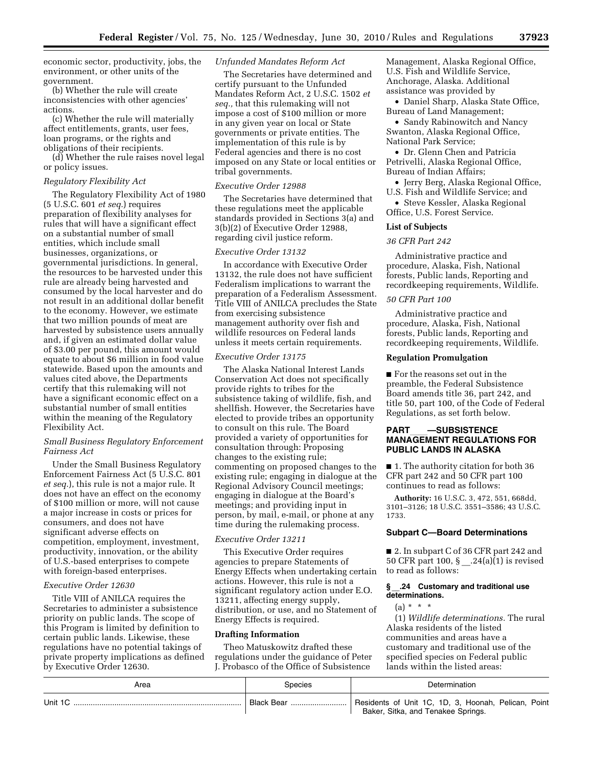economic sector, productivity, jobs, the environment, or other units of the government.

(b) Whether the rule will create inconsistencies with other agencies' actions.

(c) Whether the rule will materially affect entitlements, grants, user fees, loan programs, or the rights and obligations of their recipients.

(d) Whether the rule raises novel legal or policy issues.

*Regulatory Flexibility Act*

The Regulatory Flexibility Act of 1980 (5 U.S.C. 601 *et seq.*) requires preparation of flexibility analyses for rules that will have a significant effect on a substantial number of small entities, which include small businesses, organizations, or governmental jurisdictions. In general, the resources to be harvested under this rule are already being harvested and consumed by the local harvester and do not result in an additional dollar benefit to the economy. However, we estimate that two million pounds of meat are harvested by subsistence users annually and, if given an estimated dollar value of $3.00 per pound, this amount would equate to about $6 million in food value statewide. Based upon the amounts and values cited above, the Departments certify that this rulemaking will not have a significant economic effect on a substantial number of small entities within the meaning of the Regulatory Flexibility Act.

*Small Business Regulatory Enforcement Fairness Act*

Under the Small Business Regulatory Enforcement Fairness Act (5 U.S.C. 801 *et seq.*), this rule is not a major rule. It does not have an effect on the economy of $100 million or more, will not cause a major increase in costs or prices for consumers, and does not have significant adverse effects on competition, employment, investment, productivity, innovation, or the ability of U.S.-based enterprises to compete with foreign-based enterprises.

*Executive Order 12630*

Title VIII of ANILCA requires the Secretaries to administer a subsistence priority on public lands. The scope of this Program is limited by definition to certain public lands. Likewise, these regulations have no potential takings of private property implications as defined by Executive Order 12630.

*Unfunded Mandates Reform Act*

The Secretaries have determined and certify pursuant to the Unfunded Mandates Reform Act, 2 U.S.C. 1502 *et seq.*, that this rulemaking will not impose a cost of $100 million or more in any given year on local or State governments or private entities. The implementation of this rule is by Federal agencies and there is no cost imposed on any State or local entities or tribal governments.

*Executive Order 12988*

The Secretaries have determined that these regulations meet the applicable standards provided in Sections 3(a) and 3(b)(2) of Executive Order 12988, regarding civil justice reform.

*Executive Order 13132*

In accordance with Executive Order 13132, the rule does not have sufficient Federalism implications to warrant the preparation of a Federalism Assessment. Title VIII of ANILCA precludes the State from exercising subsistence management authority over fish and wildlife resources on Federal lands unless it meets certain requirements.

*Executive Order 13175*

The Alaska National Interest Lands Conservation Act does not specifically provide rights to tribes for the subsistence taking of wildlife, fish, and shellfish. However, the Secretaries have elected to provide tribes an opportunity to consult on this rule. The Board provided a variety of opportunities for consultation through: Proposing changes to the existing rule; commenting on proposed changes to the existing rule; engaging in dialogue at the Regional Advisory Council meetings; engaging in dialogue at the Board's meetings; and providing input in person, by mail, e-mail, or phone at any time during the rulemaking process.

*Executive Order 13211*

This Executive Order requires agencies to prepare Statements of Energy Effects when undertaking certain actions. However, this rule is not a significant regulatory action under E.O. 13211, affecting energy supply, distribution, or use, and no Statement of Energy Effects is required.

**Drafting Information**

Theo Matuskowitz drafted these regulations under the guidance of Peter J. Probasco of the Office of Subsistence Management, Alaska Regional Office, U.S. Fish and Wildlife Service, Anchorage, Alaska. Additional assistance was provided by

- Daniel Sharp, Alaska State Office, Bureau of Land Management;
- Sandy Rabinowitch and Nancy Swanton, Alaska Regional Office, National Park Service;
- Dr. Glenn Chen and Patricia Petrivelli, Alaska Regional Office, Bureau of Indian Affairs;
- Jerry Berg, Alaska Regional Office, U.S. Fish and Wildlife Service; and
- Steve Kessler, Alaska Regional Office, U.S. Forest Service.

**List of Subjects**

*36 CFR Part 242*

Administrative practice and procedure, Alaska, Fish, National forests, Public lands, Reporting and recordkeeping requirements, Wildlife.

*50 CFR Part 100*

Administrative practice and procedure, Alaska, Fish, National forests, Public lands, Reporting and recordkeeping requirements, Wildlife.

**Regulation Promulgation**

■ For the reasons set out in the preamble, the Federal Subsistence Board amends title 36, part 242, and title 50, part 100, of the Code of Federal Regulations, as set forth below.

## PART ___—SUBSISTENCE MANAGEMENT REGULATIONS FOR PUBLIC LANDS IN ALASKA

■ 1. The authority citation for both 36 CFR part 242 and 50 CFR part 100 continues to read as follows:

**Authority:** 16 U.S.C. 3, 472, 551, 668dd, 3101–3126; 18 U.S.C. 3551–3586; 43 U.S.C. 1733.

### Subpart C—Board Determinations

■ 2. In subpart C of 36 CFR part 242 and 50 CFR part 100, § __.24(a)(1) is revised to read as follows:

**§ __.24 Customary and traditional use determinations.**

(a) * * *

(1) *Wildlife determinations.* The rural Alaska residents of the listed communities and areas have a customary and traditional use of the specified species on Federal public lands within the listed areas:

| Area | Species | Determination |
|---|---|---|
| Unit 1C | Black Bear | Residents of Unit 1C, 1D, 3, Hoonah, Pelican, Point Baker, Sitka, and Tenakee Springs. |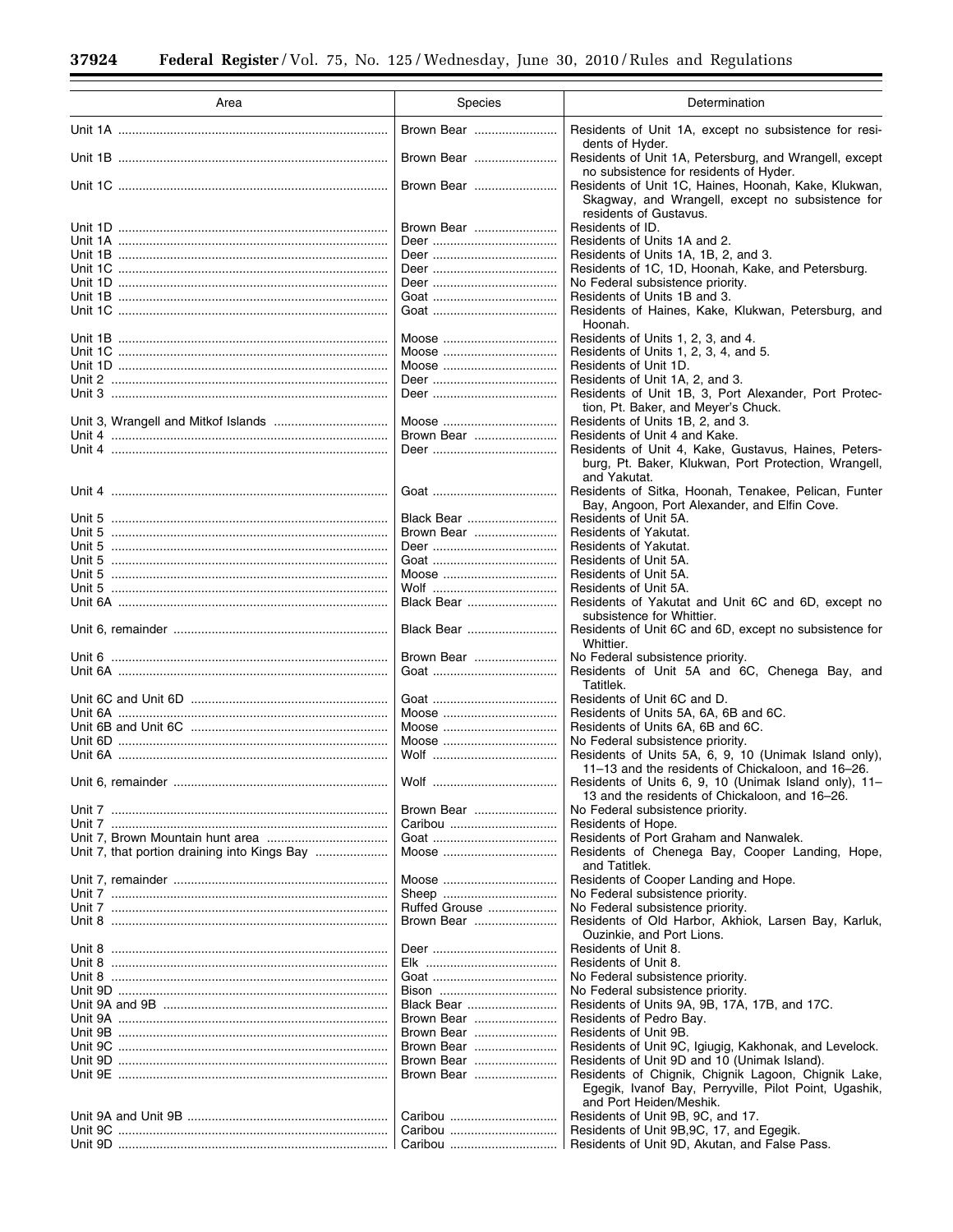| Area | Species | Determination |
|---|---|---|
| Unit 1A | Brown Bear | Residents of Unit 1A, except no subsistence for residents of Hyder. |
| Unit 1B | Brown Bear | Residents of Unit 1A, Petersburg, and Wrangell, except no subsistence for residents of Hyder. |
| Unit 1C | Brown Bear | Residents of Unit 1C, Haines, Hoonah, Kake, Klukwan, Skagway, and Wrangell, except no subsistence for residents of Gustavus. |
| Unit 1D | Brown Bear | Residents of ID. |
| Unit 1A | Deer | Residents of Units 1A and 2. |
| Unit 1B | Deer | Residents of Units 1A, 1B, 2, and 3. |
| Unit 1C | Deer | Residents of 1C, 1D, Hoonah, Kake, and Petersburg. |
| Unit 1D | Deer | No Federal subsistence priority. |
| Unit 1B | Goat | Residents of Units 1B and 3. |
| Unit 1C | Goat | Residents of Haines, Kake, Klukwan, Petersburg, and Hoonah. |
| Unit 1B | Moose | Residents of Units 1, 2, 3, and 4. |
| Unit 1C | Moose | Residents of Units 1, 2, 3, 4, and 5. |
| Unit 1D | Moose | Residents of Unit 1D. |
| Unit 2 | Deer | Residents of Unit 1A, 2, and 3. |
| Unit 3 | Deer | Residents of Unit 1B, 3, Port Alexander, Port Protection, Pt. Baker, and Meyer's Chuck. |
| Unit 3, Wrangell and Mitkof Islands | Moose | Residents of Units 1B, 2, and 3. |
| Unit 4 | Brown Bear | Residents of Unit 4 and Kake. |
| Unit 4 | Deer | Residents of Unit 4, Kake, Gustavus, Haines, Petersburg, Pt. Baker, Klukwan, Port Protection, Wrangell, and Yakutat. |
| Unit 4 | Goat | Residents of Sitka, Hoonah, Tenakee, Pelican, Funter Bay, Angoon, Port Alexander, and Elfin Cove. |
| Unit 5 | Black Bear | Residents of Unit 5A. |
| Unit 5 | Brown Bear | Residents of Yakutat. |
| Unit 5 | Deer | Residents of Yakutat. |
| Unit 5 | Goat | Residents of Unit 5A. |
| Unit 5 | Moose | Residents of Unit 5A. |
| Unit 5 | Wolf | Residents of Unit 5A. |
| Unit 6A | Black Bear | Residents of Yakutat and Unit 6C and 6D, except no subsistence for Whittier. |
| Unit 6, remainder | Black Bear | Residents of Unit 6C and 6D, except no subsistence for Whittier. |
| Unit 6 | Brown Bear | No Federal subsistence priority. |
| Unit 6A | Goat | Residents of Unit 5A and 6C, Chenega Bay, and Tatitlek. |
| Unit 6C and Unit 6D | Goat | Residents of Unit 6C and D. |
| Unit 6A | Moose | Residents of Units 5A, 6A, 6B and 6C. |
| Unit 6B and Unit 6C | Moose | Residents of Units 6A, 6B and 6C. |
| Unit 6D | Moose | No Federal subsistence priority. |
| Unit 6A | Wolf | Residents of Units 5A, 6, 9, 10 (Unimak Island only), 11–13 and the residents of Chickaloon, and 16–26. |
| Unit 6, remainder | Wolf | Residents of Units 6, 9, 10 (Unimak Island only), 11–13 and the residents of Chickaloon, and 16–26. |
| Unit 7 | Brown Bear | No Federal subsistence priority. |
| Unit 7 | Caribou | Residents of Hope. |
| Unit 7, Brown Mountain hunt area | Goat | Residents of Port Graham and Nanwalek. |
| Unit 7, that portion draining into Kings Bay | Moose | Residents of Chenega Bay, Cooper Landing, Hope, and Tatitlek. |
| Unit 7, remainder | Moose | Residents of Cooper Landing and Hope. |
| Unit 7 | Sheep | No Federal subsistence priority. |
| Unit 7 | Ruffed Grouse | No Federal subsistence priority. |
| Unit 8 | Brown Bear | Residents of Old Harbor, Akhiok, Larsen Bay, Karluk, Ouzinkie, and Port Lions. |
| Unit 8 | Deer | Residents of Unit 8. |
| Unit 8 | Elk | Residents of Unit 8. |
| Unit 8 | Goat | No Federal subsistence priority. |
| Unit 9D | Bison | No Federal subsistence priority. |
| Unit 9A and 9B | Black Bear | Residents of Units 9A, 9B, 17A, 17B, and 17C. |
| Unit 9A | Brown Bear | Residents of Pedro Bay. |
| Unit 9B | Brown Bear | Residents of Unit 9B. |
| Unit 9C | Brown Bear | Residents of Unit 9C, Igiugig, Kakhonak, and Levelock. |
| Unit 9D | Brown Bear | Residents of Unit 9D and 10 (Unimak Island). |
| Unit 9E | Brown Bear | Residents of Chignik, Chignik Lagoon, Chignik Lake, Egegik, Ivanof Bay, Perryville, Pilot Point, Ugashik, and Port Heiden/Meshik. |
| Unit 9A and Unit 9B | Caribou | Residents of Unit 9B, 9C, and 17. |
| Unit 9C | Caribou | Residents of Unit 9B,9C, 17, and Egegik. |
| Unit 9D | Caribou | Residents of Unit 9D, Akutan, and False Pass. |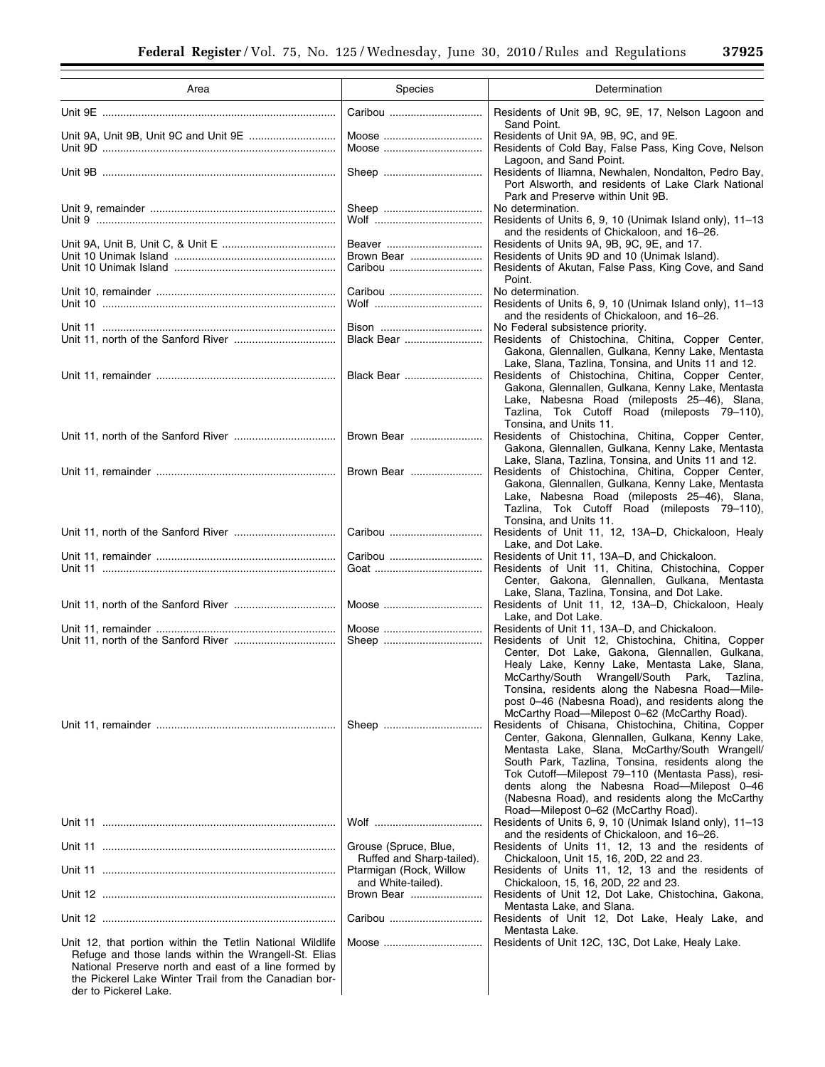| Area | Species | Determination |
| --- | --- | --- |
| Unit 9E | Caribou | Residents of Unit 9B, 9C, 9E, 17, Nelson Lagoon and Sand Point. |
| Unit 9A, Unit 9B, Unit 9C and Unit 9E | Moose | Residents of Unit 9A, 9B, 9C, and 9E. |
| Unit 9D | Moose | Residents of Cold Bay, False Pass, King Cove, Nelson Lagoon, and Sand Point. |
| Unit 9B | Sheep | Residents of Iliamna, Newhalen, Nondalton, Pedro Bay, Port Alsworth, and residents of Lake Clark National Park and Preserve within Unit 9B. |
| Unit 9, remainder | Sheep | No determination. |
| Unit 9 | Wolf | Residents of Units 6, 9, 10 (Unimak Island only), 11–13 and the residents of Chickaloon, and 16–26. |
| Unit 9A, Unit B, Unit C, & Unit E | Beaver | Residents of Units 9A, 9B, 9C, 9E, and 17. |
| Unit 10 Unimak Island | Brown Bear | Residents of Units 9D and 10 (Unimak Island). |
| Unit 10 Unimak Island | Caribou | Residents of Akutan, False Pass, King Cove, and Sand Point. |
| Unit 10, remainder | Caribou | No determination. |
| Unit 10 | Wolf | Residents of Units 6, 9, 10 (Unimak Island only), 11–13 and the residents of Chickaloon, and 16–26. |
| Unit 11 | Bison | No Federal subsistence priority. |
| Unit 11, north of the Sanford River | Black Bear | Residents of Chistochina, Chitina, Copper Center, Gakona, Glennallen, Gulkana, Kenny Lake, Mentasta Lake, Slana, Tazlina, Tonsina, and Units 11 and 12. |
| Unit 11, remainder | Black Bear | Residents of Chistochina, Chitina, Copper Center, Gakona, Glennallen, Gulkana, Kenny Lake, Mentasta Lake, Nabesna Road (mileposts 25–46), Slana, Tazlina, Tok Cutoff Road (mileposts 79–110), Tonsina, and Units 11. |
| Unit 11, north of the Sanford River | Brown Bear | Residents of Chistochina, Chitina, Copper Center, Gakona, Glennallen, Gulkana, Kenny Lake, Mentasta Lake, Slana, Tazlina, Tonsina, and Units 11 and 12. |
| Unit 11, remainder | Brown Bear | Residents of Chistochina, Chitina, Copper Center, Gakona, Glennallen, Gulkana, Kenny Lake, Mentasta Lake, Nabesna Road (mileposts 25–46), Slana, Tazlina, Tok Cutoff Road (mileposts 79–110), Tonsina, and Units 11. |
| Unit 11, north of the Sanford River | Caribou | Residents of Unit 11, 12, 13A–D, Chickaloon, Healy Lake, and Dot Lake. |
| Unit 11, remainder | Caribou | Residents of Unit 11, 13A–D, and Chickaloon. |
| Unit 11 | Goat | Residents of Unit 11, Chitina, Chistochina, Copper Center, Gakona, Glennallen, Gulkana, Mentasta Lake, Slana, Tazlina, Tonsina, and Dot Lake. |
| Unit 11, north of the Sanford River | Moose | Residents of Unit 11, 12, 13A–D, Chickaloon, Healy Lake, and Dot Lake. |
| Unit 11, remainder | Moose | Residents of Unit 11, 13A–D, and Chickaloon. |
| Unit 11, north of the Sanford River | Sheep | Residents of Unit 12, Chistochina, Chitina, Copper Center, Dot Lake, Gakona, Glennallen, Gulkana, Healy Lake, Kenny Lake, Mentasta Lake, Slana, McCarthy/South Wrangell/South Park, Tazlina, Tonsina, residents along the Nabesna Road—Milepost 0–46 (Nabesna Road), and residents along the McCarthy Road—Milepost 0–62 (McCarthy Road). |
| Unit 11, remainder | Sheep | Residents of Chisana, Chistochina, Chitina, Copper Center, Gakona, Glennallen, Gulkana, Kenny Lake, Mentasta Lake, Slana, McCarthy/South Wrangell/South Park, Tazlina, Tonsina, residents along the Tok Cutoff—Milepost 79–110 (Mentasta Pass), residents along the Nabesna Road—Milepost 0–46 (Nabesna Road), and residents along the McCarthy Road—Milepost 0–62 (McCarthy Road). |
| Unit 11 | Wolf | Residents of Units 6, 9, 10 (Unimak Island only), 11–13 and the residents of Chickaloon, and 16–26. |
| Unit 11 | Grouse (Spruce, Blue, Ruffed and Sharp-tailed). | Residents of Units 11, 12, 13 and the residents of Chickaloon, Unit 15, 16, 20D, 22 and 23. |
| Unit 11 | Ptarmigan (Rock, Willow and White-tailed). | Residents of Units 11, 12, 13 and the residents of Chickaloon, 15, 16, 20D, 22 and 23. |
| Unit 12 | Brown Bear | Residents of Unit 12, Dot Lake, Chistochina, Gakona, Mentasta Lake, and Slana. |
| Unit 12 | Caribou | Residents of Unit 12, Dot Lake, Healy Lake, and Mentasta Lake. |
| Unit 12, that portion within the Tetlin National Wildlife Refuge and those lands within the Wrangell-St. Elias National Preserve north and east of a line formed by the Pickerel Lake Winter Trail from the Canadian border to Pickerel Lake. | Moose | Residents of Unit 12C, 13C, Dot Lake, Healy Lake. |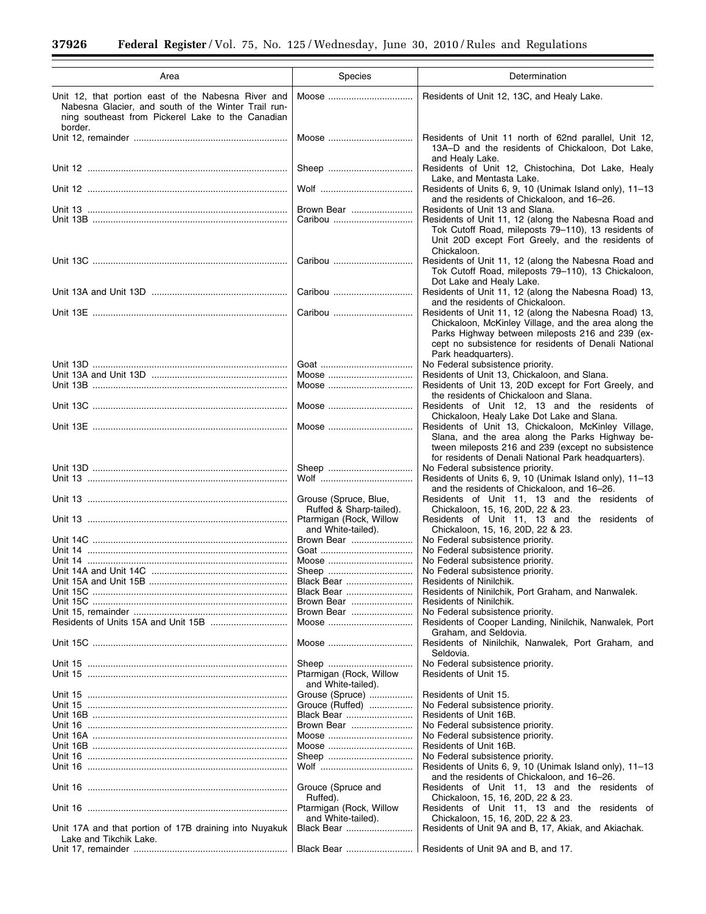| Area | Species | Determination |
|---|---|---|
| Unit 12, that portion east of the Nabesna River and Nabesna Glacier, and south of the Winter Trail running southeast from Pickerel Lake to the Canadian border. | Moose | Residents of Unit 12, 13C, and Healy Lake. |
| Unit 12, remainder | Moose | Residents of Unit 11 north of 62nd parallel, Unit 12, 13A–D and the residents of Chickaloon, Dot Lake, and Healy Lake. |
| Unit 12 | Sheep | Residents of Unit 12, Chistochina, Dot Lake, Healy Lake, and Mentasta Lake. |
| Unit 12 | Wolf | Residents of Units 6, 9, 10 (Unimak Island only), 11–13 and the residents of Chickaloon, and 16–26. |
| Unit 13 | Brown Bear | Residents of Unit 13 and Slana. |
| Unit 13B | Caribou | Residents of Unit 11, 12 (along the Nabesna Road and Tok Cutoff Road, mileposts 79–110), 13 residents of Unit 20D except Fort Greely, and the residents of Chickaloon. |
| Unit 13C | Caribou | Residents of Unit 11, 12 (along the Nabesna Road and Tok Cutoff Road, mileposts 79–110), 13 Chickaloon, Dot Lake and Healy Lake. |
| Unit 13A and Unit 13D | Caribou | Residents of Unit 11, 12 (along the Nabesna Road) 13, and the residents of Chickaloon. |
| Unit 13E | Caribou | Residents of Unit 11, 12 (along the Nabesna Road) 13, Chickaloon, McKinley Village, and the area along the Parks Highway between mileposts 216 and 239 (except no subsistence for residents of Denali National Park headquarters). |
| Unit 13D | Goat | No Federal subsistence priority. |
| Unit 13A and Unit 13D | Moose | Residents of Unit 13, Chickaloon, and Slana. |
| Unit 13B | Moose | Residents of Unit 13, 20D except for Fort Greely, and the residents of Chickaloon and Slana. |
| Unit 13C | Moose | Residents of Unit 12, 13 and the residents of Chickaloon, Healy Lake Dot Lake and Slana. |
| Unit 13E | Moose | Residents of Unit 13, Chickaloon, McKinley Village, Slana, and the area along the Parks Highway between mileposts 216 and 239 (except no subsistence for residents of Denali National Park headquarters). |
| Unit 13D | Sheep | No Federal subsistence priority. |
| Unit 13 | Wolf | Residents of Units 6, 9, 10 (Unimak Island only), 11–13 and the residents of Chickaloon, and 16–26. |
| Unit 13 | Grouse (Spruce, Blue, Ruffed & Sharp-tailed). | Residents of Unit 11, 13 and the residents of Chickaloon, 15, 16, 20D, 22 & 23. |
| Unit 13 | Ptarmigan (Rock, Willow and White-tailed). | Residents of Unit 11, 13 and the residents of Chickaloon, 15, 16, 20D, 22 & 23. |
| Unit 14C | Brown Bear | No Federal subsistence priority. |
| Unit 14 | Goat | No Federal subsistence priority. |
| Unit 14 | Moose | No Federal subsistence priority. |
| Unit 14A and Unit 14C | Sheep | No Federal subsistence priority. |
| Unit 15A and Unit 15B | Black Bear | Residents of Ninilchik. |
| Unit 15C | Black Bear | Residents of Ninilchik, Port Graham, and Nanwalek. |
| Unit 15C | Brown Bear | Residents of Ninilchik. |
| Unit 15, remainder | Brown Bear | No Federal subsistence priority. |
| Residents of Units 15A and Unit 15B | Moose | Residents of Cooper Landing, Ninilchik, Nanwalek, Port Graham, and Seldovia. |
| Unit 15C | Moose | Residents of Ninilchik, Nanwalek, Port Graham, and Seldovia. |
| Unit 15 | Sheep | No Federal subsistence priority. |
| Unit 15 | Ptarmigan (Rock, Willow and White-tailed). | Residents of Unit 15. |
| Unit 15 | Grouse (Spruce) | Residents of Unit 15. |
| Unit 15 | Grouce (Ruffed) | No Federal subsistence priority. |
| Unit 16B | Black Bear | Residents of Unit 16B. |
| Unit 16 | Brown Bear | No Federal subsistence priority. |
| Unit 16A | Moose | No Federal subsistence priority. |
| Unit 16B | Moose | Residents of Unit 16B. |
| Unit 16 | Sheep | No Federal subsistence priority. |
| Unit 16 | Wolf | Residents of Units 6, 9, 10 (Unimak Island only), 11–13 and the residents of Chickaloon, and 16–26. |
| Unit 16 | Grouce (Spruce and Ruffed). | Residents of Unit 11, 13 and the residents of Chickaloon, 15, 16, 20D, 22 & 23. |
| Unit 16 | Ptarmigan (Rock, Willow and White-tailed). | Residents of Unit 11, 13 and the residents of Chickaloon, 15, 16, 20D, 22 & 23. |
| Unit 17A and that portion of 17B draining into Nuyakuk Lake and Tikchik Lake. | Black Bear | Residents of Unit 9A and B, 17, Akiak, and Akiachak. |
| Unit 17, remainder | Black Bear | Residents of Unit 9A and B, and 17. |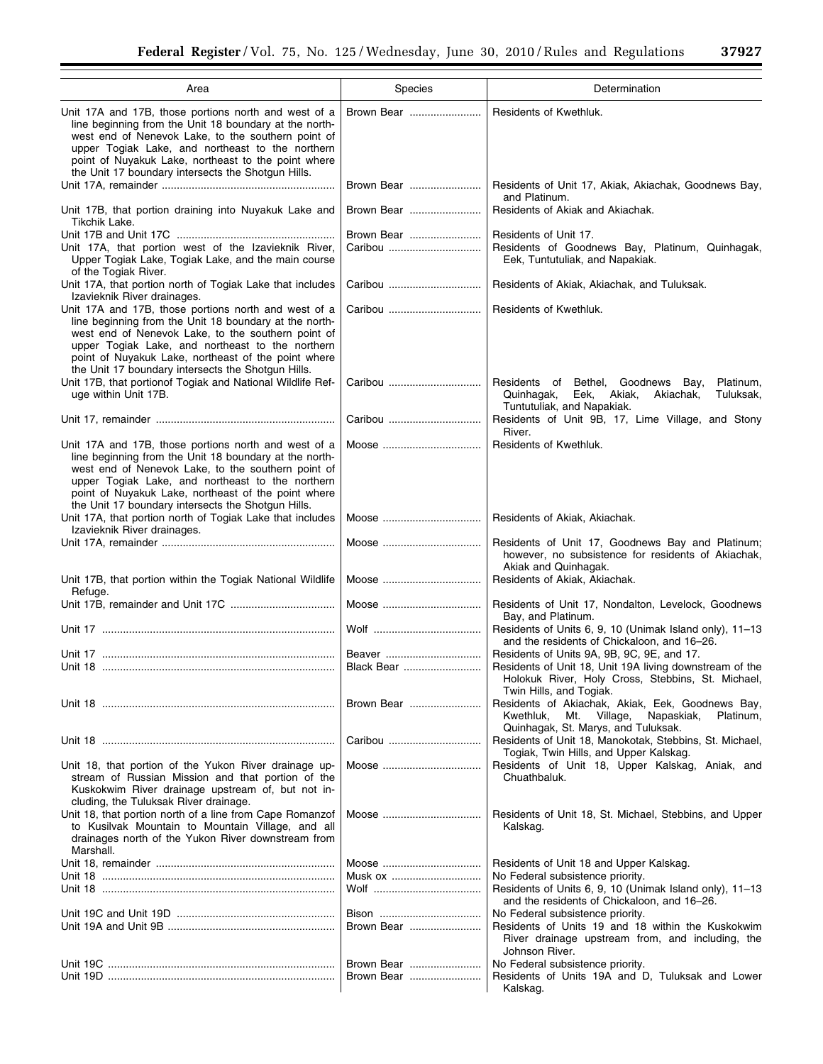| Area | Species | Determination |
|---|---|---|
| Unit 17A and 17B, those portions north and west of a line beginning from the Unit 18 boundary at the northwest end of Nenevok Lake, to the southern point of upper Togiak Lake, and northeast to the northern point of Nuyakuk Lake, northeast to the point where the Unit 17 boundary intersects the Shotgun Hills. | Brown Bear | Residents of Kwethluk. |
| Unit 17A, remainder | Brown Bear | Residents of Unit 17, Akiak, Akiachak, Goodnews Bay, and Platinum. |
| Unit 17B, that portion draining into Nuyakuk Lake and Tikchik Lake. | Brown Bear | Residents of Akiak and Akiachak. |
| Unit 17B and Unit 17C | Brown Bear | Residents of Unit 17. |
| Unit 17A, that portion west of the Izavieknik River, Upper Togiak Lake, Togiak Lake, and the main course of the Togiak River. | Caribou | Residents of Goodnews Bay, Platinum, Quinhagak, Eek, Tuntutuliak, and Napakiak. |
| Unit 17A, that portion north of Togiak Lake that includes Izavieknik River drainages. | Caribou | Residents of Akiak, Akiachak, and Tuluksak. |
| Unit 17A and 17B, those portions north and west of a line beginning from the Unit 18 boundary at the northwest end of Nenevok Lake, to the southern point of upper Togiak Lake, and northeast to the northern point of Nuyakuk Lake, northeast of the point where the Unit 17 boundary intersects the Shotgun Hills. | Caribou | Residents of Kwethluk. |
| Unit 17B, that portionof Togiak and National Wildlife Refuge within Unit 17B. | Caribou | Residents of Bethel, Goodnews Bay, Platinum, Quinhagak, Eek, Akiak, Akiachak, Tuluksak, Tuntutuliak, and Napakiak. |
| Unit 17, remainder | Caribou | Residents of Unit 9B, 17, Lime Village, and Stony River. |
| Unit 17A and 17B, those portions north and west of a line beginning from the Unit 18 boundary at the northwest end of Nenevok Lake, to the southern point of upper Togiak Lake, and northeast to the northern point of Nuyakuk Lake, northeast of the point where the Unit 17 boundary intersects the Shotgun Hills. | Moose | Residents of Kwethluk. |
| Unit 17A, that portion north of Togiak Lake that includes Izavieknik River drainages. | Moose | Residents of Akiak, Akiachak. |
| Unit 17A, remainder | Moose | Residents of Unit 17, Goodnews Bay and Platinum; however, no subsistence for residents of Akiachak, Akiak and Quinhagak. |
| Unit 17B, that portion within the Togiak National Wildlife Refuge. | Moose | Residents of Akiak, Akiachak. |
| Unit 17B, remainder and Unit 17C | Moose | Residents of Unit 17, Nondalton, Levelock, Goodnews Bay, and Platinum. |
| Unit 17 | Wolf | Residents of Units 6, 9, 10 (Unimak Island only), 11–13 and the residents of Chickaloon, and 16–26. |
| Unit 17 | Beaver | Residents of Units 9A, 9B, 9C, 9E, and 17. |
| Unit 18 | Black Bear | Residents of Unit 18, Unit 19A living downstream of the Holokuk River, Holy Cross, Stebbins, St. Michael, Twin Hills, and Togiak. |
| Unit 18 | Brown Bear | Residents of Akiachak, Akiak, Eek, Goodnews Bay, Kwethluk, Mt. Village, Napaskiak, Platinum, Quinhagak, St. Marys, and Tuluksak. |
| Unit 18 | Caribou | Residents of Unit 18, Manokotak, Stebbins, St. Michael, Togiak, Twin Hills, and Upper Kalskag. |
| Unit 18, that portion of the Yukon River drainage upstream of Russian Mission and that portion of the Kuskokwim River drainage upstream of, but not including, the Tuluksak River drainage. | Moose | Residents of Unit 18, Upper Kalskag, Aniak, and Chuathbaluk. |
| Unit 18, that portion north of a line from Cape Romanzof to Kusilvak Mountain to Mountain Village, and all drainages north of the Yukon River downstream from Marshall. | Moose | Residents of Unit 18, St. Michael, Stebbins, and Upper Kalskag. |
| Unit 18, remainder | Moose | Residents of Unit 18 and Upper Kalskag. |
| Unit 18 | Musk ox | No Federal subsistence priority. |
| Unit 18 | Wolf | Residents of Units 6, 9, 10 (Unimak Island only), 11–13 and the residents of Chickaloon, and 16–26. |
| Unit 19C and Unit 19D | Bison | No Federal subsistence priority. |
| Unit 19A and Unit 9B | Brown Bear | Residents of Units 19 and 18 within the Kuskokwim River drainage upstream from, and including, the Johnson River. |
| Unit 19C | Brown Bear | No Federal subsistence priority. |
| Unit 19D | Brown Bear | Residents of Units 19A and D, Tuluksak and Lower Kalskag. |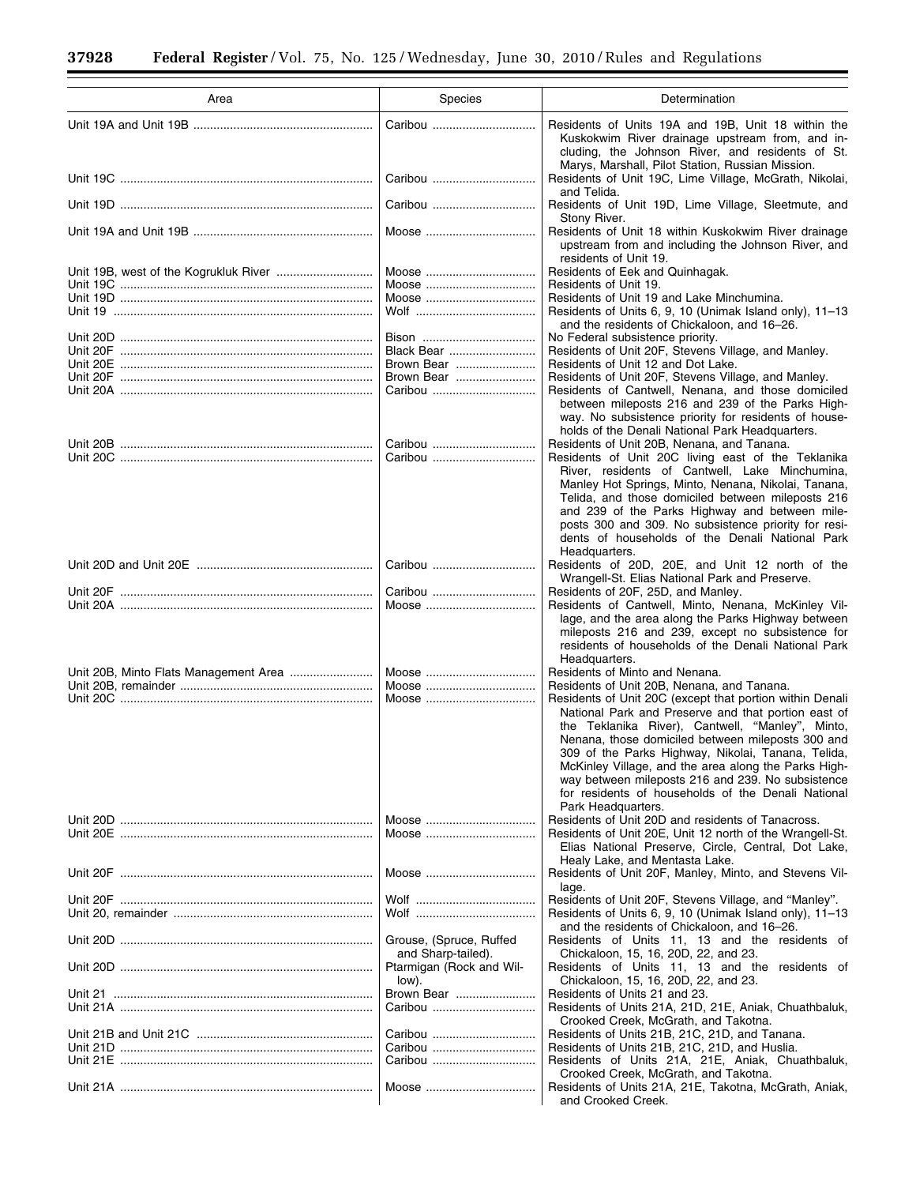| Area | Species | Determination |
|---|---|---|
| Unit 19A and Unit 19B | Caribou | Residents of Units 19A and 19B, Unit 18 within the Kuskokwim River drainage upstream from, and including, the Johnson River, and residents of St. Marys, Marshall, Pilot Station, Russian Mission. |
| Unit 19C | Caribou | Residents of Unit 19C, Lime Village, McGrath, Nikolai, and Telida. |
| Unit 19D | Caribou | Residents of Unit 19D, Lime Village, Sleetmute, and Stony River. |
| Unit 19A and Unit 19B | Moose | Residents of Unit 18 within Kuskokwim River drainage upstream from and including the Johnson River, and residents of Unit 19. |
| Unit 19B, west of the Kogrukluk River | Moose | Residents of Eek and Quinhagak. |
| Unit 19C | Moose | Residents of Unit 19. |
| Unit 19D | Moose | Residents of Unit 19 and Lake Minchumina. |
| Unit 19 | Wolf | Residents of Units 6, 9, 10 (Unimak Island only), 11–13 and the residents of Chickaloon, and 16–26. |
| Unit 20D | Bison | No Federal subsistence priority. |
| Unit 20F | Black Bear | Residents of Unit 20F, Stevens Village, and Manley. |
| Unit 20E | Brown Bear | Residents of Unit 12 and Dot Lake. |
| Unit 20F | Brown Bear | Residents of Unit 20F, Stevens Village, and Manley. |
| Unit 20A | Caribou | Residents of Cantwell, Nenana, and those domiciled between mileposts 216 and 239 of the Parks Highway. No subsistence priority for residents of households of the Denali National Park Headquarters. |
| Unit 20B | Caribou | Residents of Unit 20B, Nenana, and Tanana. |
| Unit 20C | Caribou | Residents of Unit 20C living east of the Teklanika River, residents of Cantwell, Lake Minchumina, Manley Hot Springs, Minto, Nenana, Nikolai, Tanana, Telida, and those domiciled between mileposts 216 and 239 of the Parks Highway and between mileposts 300 and 309. No subsistence priority for residents of households of the Denali National Park Headquarters. |
| Unit 20D and Unit 20E | Caribou | Residents of 20D, 20E, and Unit 12 north of the Wrangell-St. Elias National Park and Preserve. |
| Unit 20F | Caribou | Residents of 20F, 25D, and Manley. |
| Unit 20A | Moose | Residents of Cantwell, Minto, Nenana, McKinley Village, and the area along the Parks Highway between mileposts 216 and 239, except no subsistence for residents of households of the Denali National Park Headquarters. |
| Unit 20B, Minto Flats Management Area | Moose | Residents of Minto and Nenana. |
| Unit 20B, remainder | Moose | Residents of Unit 20B, Nenana, and Tanana. |
| Unit 20C | Moose | Residents of Unit 20C (except that portion within Denali National Park and Preserve and that portion east of the Teklanika River), Cantwell, "Manley", Minto, Nenana, those domiciled between mileposts 300 and 309 of the Parks Highway, Nikolai, Tanana, Telida, McKinley Village, and the area along the Parks Highway between mileposts 216 and 239. No subsistence for residents of households of the Denali National Park Headquarters. |
| Unit 20D | Moose | Residents of Unit 20D and residents of Tanacross. |
| Unit 20E | Moose | Residents of Unit 20E, Unit 12 north of the Wrangell-St. Elias National Preserve, Circle, Central, Dot Lake, Healy Lake, and Mentasta Lake. |
| Unit 20F | Moose | Residents of Unit 20F, Manley, Minto, and Stevens Village. |
| Unit 20F | Wolf | Residents of Unit 20F, Stevens Village, and "Manley". |
| Unit 20, remainder | Wolf | Residents of Units 6, 9, 10 (Unimak Island only), 11–13 and the residents of Chickaloon, and 16–26. |
| Unit 20D | Grouse, (Spruce, Ruffed and Sharp-tailed). | Residents of Units 11, 13 and the residents of Chickaloon, 15, 16, 20D, 22, and 23. |
| Unit 20D | Ptarmigan (Rock and Willow). | Residents of Units 11, 13 and the residents of Chickaloon, 15, 16, 20D, 22, and 23. |
| Unit 21 | Brown Bear | Residents of Units 21 and 23. |
| Unit 21A | Caribou | Residents of Units 21A, 21D, 21E, Aniak, Chuathbaluk, Crooked Creek, McGrath, and Takotna. |
| Unit 21B and Unit 21C | Caribou | Residents of Units 21B, 21C, 21D, and Tanana. |
| Unit 21D | Caribou | Residents of Units 21B, 21C, 21D, and Huslia. |
| Unit 21E | Caribou | Residents of Units 21A, 21E, Aniak, Chuathbaluk, Crooked Creek, McGrath, and Takotna. |
| Unit 21A | Moose | Residents of Units 21A, 21E, Takotna, McGrath, Aniak, and Crooked Creek. |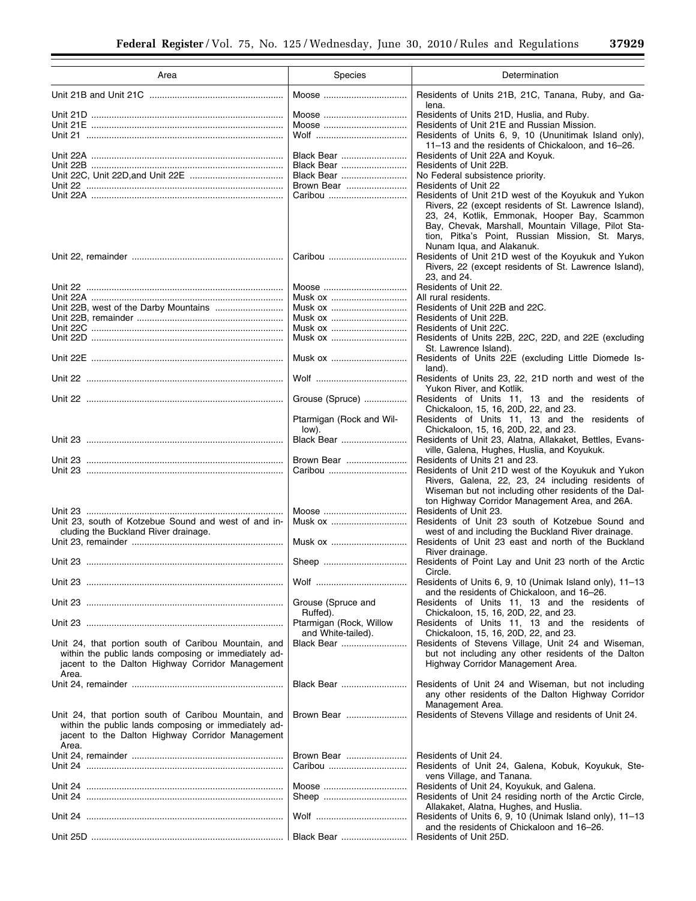| Area | Species | Determination |
| --- | --- | --- |
| Unit 21B and Unit 21C | Moose | Residents of Units 21B, 21C, Tanana, Ruby, and Galena. |
| Unit 21D | Moose | Residents of Units 21D, Huslia, and Ruby. |
| Unit 21E | Moose | Residents of Unit 21E and Russian Mission. |
| Unit 21 | Wolf | Residents of Units 6, 9, 10 (Ununitimak Island only), 11–13 and the residents of Chickaloon, and 16–26. |
| Unit 22A | Black Bear | Residents of Unit 22A and Koyuk. |
| Unit 22B | Black Bear | Residents of Unit 22B. |
| Unit 22C, Unit 22D,and Unit 22E | Black Bear | No Federal subsistence priority. |
| Unit 22 | Brown Bear | Residents of Unit 22 |
| Unit 22A | Caribou | Residents of Unit 21D west of the Koyukuk and Yukon Rivers, 22 (except residents of St. Lawrence Island), 23, 24, Kotlik, Emmonak, Hooper Bay, Scammon Bay, Chevak, Marshall, Mountain Village, Pilot Station, Pitka's Point, Russian Mission, St. Marys, Nunam Iqua, and Alakanuk. |
| Unit 22, remainder | Caribou | Residents of Unit 21D west of the Koyukuk and Yukon Rivers, 22 (except residents of St. Lawrence Island), 23, and 24. |
| Unit 22 | Moose | Residents of Unit 22. |
| Unit 22A | Musk ox | All rural residents. |
| Unit 22B, west of the Darby Mountains | Musk ox | Residents of Unit 22B and 22C. |
| Unit 22B, remainder | Musk ox | Residents of Unit 22B. |
| Unit 22C | Musk ox | Residents of Unit 22C. |
| Unit 22D | Musk ox | Residents of Units 22B, 22C, 22D, and 22E (excluding St. Lawrence Island). |
| Unit 22E | Musk ox | Residents of Units 22E (excluding Little Diomede Island). |
| Unit 22 | Wolf | Residents of Units 23, 22, 21D north and west of the Yukon River, and Kotlik. |
| Unit 22 | Grouse (Spruce) | Residents of Units 11, 13 and the residents of Chickaloon, 15, 16, 20D, 22, and 23. |
| | Ptarmigan (Rock and Willow). | Residents of Units 11, 13 and the residents of Chickaloon, 15, 16, 20D, 22, and 23. |
| Unit 23 | Black Bear | Residents of Unit 23, Alatna, Allakaket, Bettles, Evansville, Galena, Hughes, Huslia, and Koyukuk. |
| Unit 23 | Brown Bear | Residents of Units 21 and 23. |
| Unit 23 | Caribou | Residents of Unit 21D west of the Koyukuk and Yukon Rivers, Galena, 22, 23, 24 including residents of Wiseman but not including other residents of the Dalton Highway Corridor Management Area, and 26A. |
| Unit 23 | Moose | Residents of Unit 23. |
| Unit 23, south of Kotzebue Sound and west of and including the Buckland River drainage. | Musk ox | Residents of Unit 23 south of Kotzebue Sound and west of and including the Buckland River drainage. |
| Unit 23, remainder | Musk ox | Residents of Unit 23 east and north of the Buckland River drainage. |
| Unit 23 | Sheep | Residents of Point Lay and Unit 23 north of the Arctic Circle. |
| Unit 23 | Wolf | Residents of Units 6, 9, 10 (Unimak Island only), 11–13 and the residents of Chickaloon, and 16–26. |
| Unit 23 | Grouse (Spruce and Ruffed). | Residents of Units 11, 13 and the residents of Chickaloon, 15, 16, 20D, 22, and 23. |
| Unit 23 | Ptarmigan (Rock, Willow and White-tailed). | Residents of Units 11, 13 and the residents of Chickaloon, 15, 16, 20D, 22, and 23. |
| Unit 24, that portion south of Caribou Mountain, and within the public lands composing or immediately adjacent to the Dalton Highway Corridor Management Area. | Black Bear | Residents of Stevens Village, Unit 24 and Wiseman, but not including any other residents of the Dalton Highway Corridor Management Area. |
| Unit 24, remainder | Black Bear | Residents of Unit 24 and Wiseman, but not including any other residents of the Dalton Highway Corridor Management Area. |
| Unit 24, that portion south of Caribou Mountain, and within the public lands composing or immediately adjacent to the Dalton Highway Corridor Management Area. | Brown Bear | Residents of Stevens Village and residents of Unit 24. |
| Unit 24, remainder | Brown Bear | Residents of Unit 24. |
| Unit 24 | Caribou | Residents of Unit 24, Galena, Kobuk, Koyukuk, Stevens Village, and Tanana. |
| Unit 24 | Moose | Residents of Unit 24, Koyukuk, and Galena. |
| Unit 24 | Sheep | Residents of Unit 24 residing north of the Arctic Circle, Allakaket, Alatna, Hughes, and Huslia. |
| Unit 24 | Wolf | Residents of Units 6, 9, 10 (Unimak Island only), 11–13 and the residents of Chickaloon and 16–26. |
| Unit 25D | Black Bear | Residents of Unit 25D. |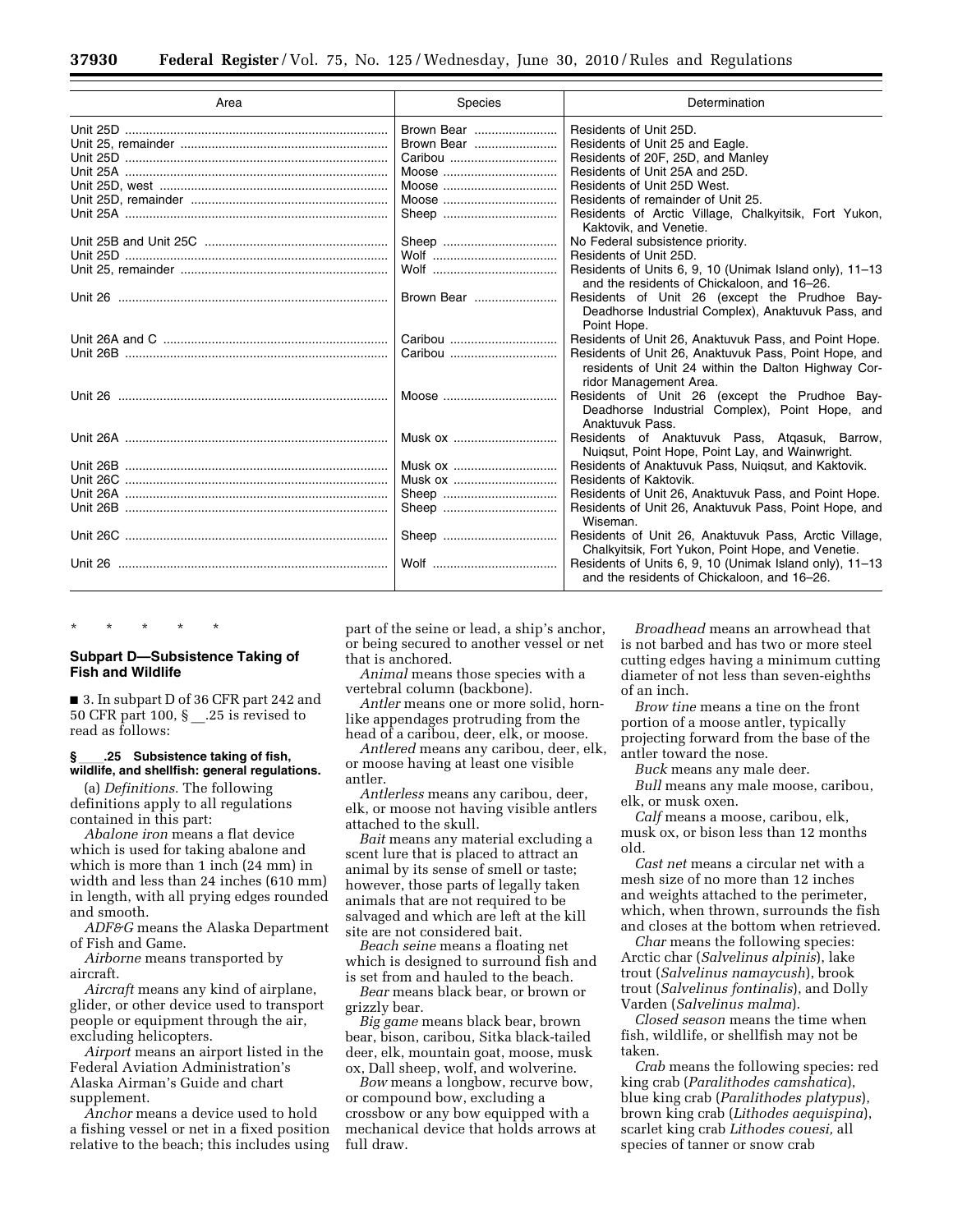| Area | Species | Determination |
|---|---|---|
| Unit 25D | Brown Bear | Residents of Unit 25D. |
| Unit 25, remainder | Brown Bear | Residents of Unit 25 and Eagle. |
| Unit 25D | Caribou | Residents of 20F, 25D, and Manley |
| Unit 25A | Moose | Residents of Unit 25A and 25D. |
| Unit 25D, west | Moose | Residents of Unit 25D West. |
| Unit 25D, remainder | Moose | Residents of remainder of Unit 25. |
| Unit 25A | Sheep | Residents of Arctic Village, Chalkyitsik, Fort Yukon, Kaktovik, and Venetie. |
| Unit 25B and Unit 25C | Sheep | No Federal subsistence priority. |
| Unit 25D | Wolf | Residents of Unit 25D. |
| Unit 25, remainder | Wolf | Residents of Units 6, 9, 10 (Unimak Island only), 11–13 and the residents of Chickaloon, and 16–26. |
| Unit 26 | Brown Bear | Residents of Unit 26 (except the Prudhoe Bay-Deadhorse Industrial Complex), Anaktuvuk Pass, and Point Hope. |
| Unit 26A and C | Caribou | Residents of Unit 26, Anaktuvuk Pass, and Point Hope. |
| Unit 26B | Caribou | Residents of Unit 26, Anaktuvuk Pass, Point Hope, and residents of Unit 24 within the Dalton Highway Corridor Management Area. |
| Unit 26 | Moose | Residents of Unit 26 (except the Prudhoe Bay-Deadhorse Industrial Complex), Point Hope, and Anaktuvuk Pass. |
| Unit 26A | Musk ox | Residents of Anaktuvuk Pass, Atqasuk, Barrow, Nuiqsut, Point Hope, Point Lay, and Wainwright. |
| Unit 26B | Musk ox | Residents of Anaktuvuk Pass, Nuiqsut, and Kaktovik. |
| Unit 26C | Musk ox | Residents of Kaktovik. |
| Unit 26A | Sheep | Residents of Unit 26, Anaktuvuk Pass, and Point Hope. |
| Unit 26B | Sheep | Residents of Unit 26, Anaktuvuk Pass, Point Hope, and Wiseman. |
| Unit 26C | Sheep | Residents of Unit 26, Anaktuvuk Pass, Arctic Village, Chalkyitsik, Fort Yukon, Point Hope, and Venetie. |
| Unit 26 | Wolf | Residents of Units 6, 9, 10 (Unimak Island only), 11–13 and the residents of Chickaloon, and 16–26. |

\* \* \* \* \*

## Subpart D—Subsistence Taking of Fish and Wildlife

■ 3. In subpart D of 36 CFR part 242 and 50 CFR part 100, § __.25 is revised to read as follows:

### § ___.25 Subsistence taking of fish, wildlife, and shellfish: general regulations.

(a) *Definitions.* The following definitions apply to all regulations contained in this part:

*Abalone iron* means a flat device which is used for taking abalone and which is more than 1 inch (24 mm) in width and less than 24 inches (610 mm) in length, with all prying edges rounded and smooth.

*ADF&G* means the Alaska Department of Fish and Game.

*Airborne* means transported by aircraft.

*Aircraft* means any kind of airplane, glider, or other device used to transport people or equipment through the air, excluding helicopters.

*Airport* means an airport listed in the Federal Aviation Administration's Alaska Airman's Guide and chart supplement.

*Anchor* means a device used to hold a fishing vessel or net in a fixed position relative to the beach; this includes using part of the seine or lead, a ship's anchor, or being secured to another vessel or net that is anchored.

*Animal* means those species with a vertebral column (backbone).

*Antler* means one or more solid, horn-like appendages protruding from the head of a caribou, deer, elk, or moose.

*Antlered* means any caribou, deer, elk, or moose having at least one visible antler.

*Antlerless* means any caribou, deer, elk, or moose not having visible antlers attached to the skull.

*Bait* means any material excluding a scent lure that is placed to attract an animal by its sense of smell or taste; however, those parts of legally taken animals that are not required to be salvaged and which are left at the kill site are not considered bait.

*Beach seine* means a floating net which is designed to surround fish and is set from and hauled to the beach.

*Bear* means black bear, or brown or grizzly bear.

*Big game* means black bear, brown bear, bison, caribou, Sitka black-tailed deer, elk, mountain goat, moose, musk ox, Dall sheep, wolf, and wolverine.

*Bow* means a longbow, recurve bow, or compound bow, excluding a crossbow or any bow equipped with a mechanical device that holds arrows at full draw.

*Broadhead* means an arrowhead that is not barbed and has two or more steel cutting edges having a minimum cutting diameter of not less than seven-eighths of an inch.

*Brow tine* means a tine on the front portion of a moose antler, typically projecting forward from the base of the antler toward the nose.

*Buck* means any male deer.

*Bull* means any male moose, caribou, elk, or musk oxen.

*Calf* means a moose, caribou, elk, musk ox, or bison less than 12 months old.

*Cast net* means a circular net with a mesh size of no more than 12 inches and weights attached to the perimeter, which, when thrown, surrounds the fish and closes at the bottom when retrieved.

*Char* means the following species: Arctic char (*Salvelinus alpinis*), lake trout (*Salvelinus namaycush*), brook trout (*Salvelinus fontinalis*), and Dolly Varden (*Salvelinus malma*).

*Closed season* means the time when fish, wildlife, or shellfish may not be taken.

*Crab* means the following species: red king crab (*Paralithodes camshatica*), blue king crab (*Paralithodes platypus*), brown king crab (*Lithodes aequispina*), scarlet king crab *Lithodes couesi,* all species of tanner or snow crab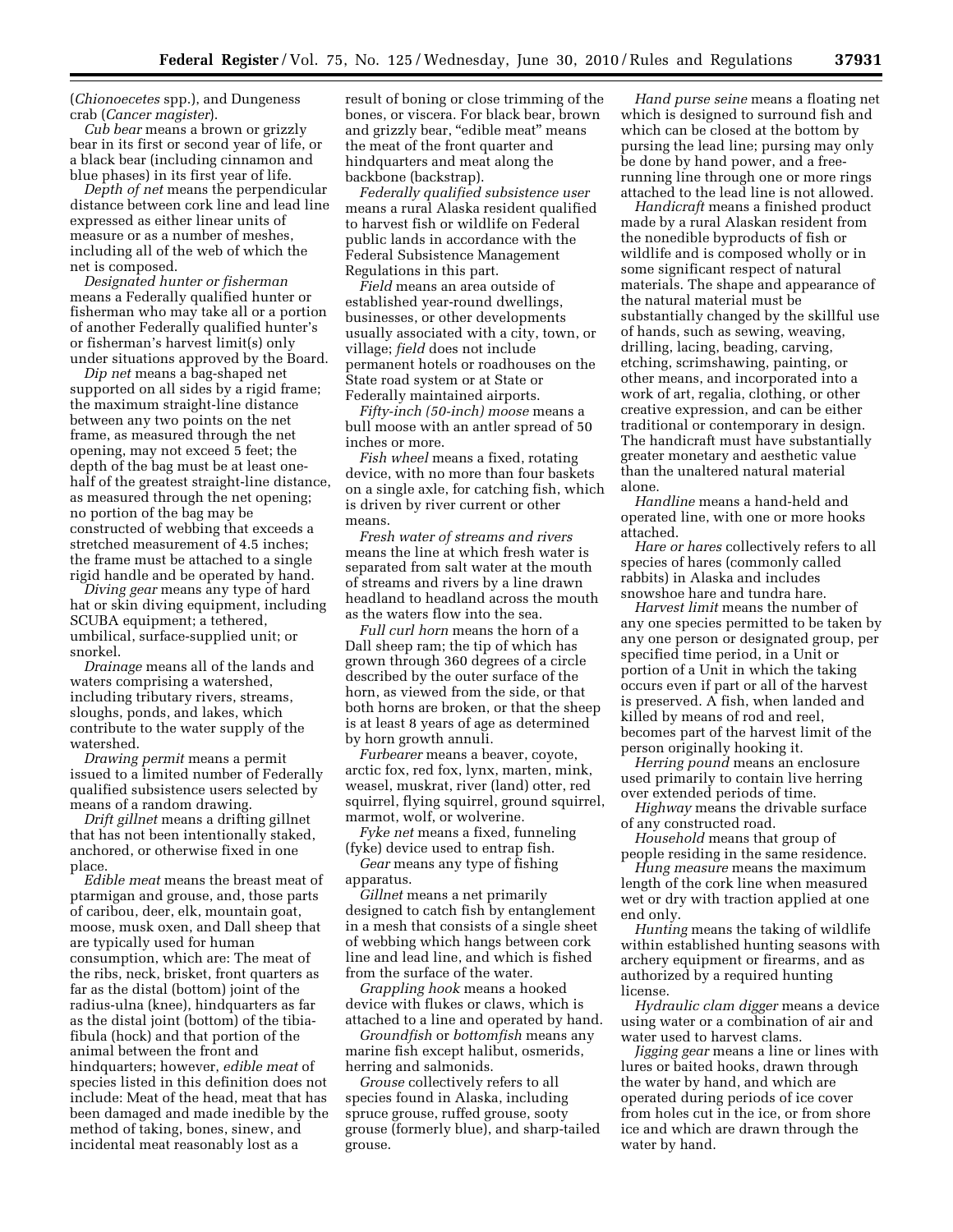(*Chionoecetes* spp.), and Dungeness crab (*Cancer magister*).

*Cub bear* means a brown or grizzly bear in its first or second year of life, or a black bear (including cinnamon and blue phases) in its first year of life.

*Depth of net* means the perpendicular distance between cork line and lead line expressed as either linear units of measure or as a number of meshes, including all of the web of which the net is composed.

*Designated hunter or fisherman* means a Federally qualified hunter or fisherman who may take all or a portion of another Federally qualified hunter's or fisherman's harvest limit(s) only under situations approved by the Board.

*Dip net* means a bag-shaped net supported on all sides by a rigid frame; the maximum straight-line distance between any two points on the net frame, as measured through the net opening, may not exceed 5 feet; the depth of the bag must be at least one-half of the greatest straight-line distance, as measured through the net opening; no portion of the bag may be constructed of webbing that exceeds a stretched measurement of 4.5 inches; the frame must be attached to a single rigid handle and be operated by hand.

*Diving gear* means any type of hard hat or skin diving equipment, including SCUBA equipment; a tethered, umbilical, surface-supplied unit; or snorkel.

*Drainage* means all of the lands and waters comprising a watershed, including tributary rivers, streams, sloughs, ponds, and lakes, which contribute to the water supply of the watershed.

*Drawing permit* means a permit issued to a limited number of Federally qualified subsistence users selected by means of a random drawing.

*Drift gillnet* means a drifting gillnet that has not been intentionally staked, anchored, or otherwise fixed in one place.

*Edible meat* means the breast meat of ptarmigan and grouse, and, those parts of caribou, deer, elk, mountain goat, moose, musk oxen, and Dall sheep that are typically used for human consumption, which are: The meat of the ribs, neck, brisket, front quarters as far as the distal (bottom) joint of the radius-ulna (knee), hindquarters as far as the distal joint (bottom) of the tibia-fibula (hock) and that portion of the animal between the front and hindquarters; however, *edible meat* of species listed in this definition does not include: Meat of the head, meat that has been damaged and made inedible by the method of taking, bones, sinew, and incidental meat reasonably lost as a result of boning or close trimming of the bones, or viscera. For black bear, brown and grizzly bear, "edible meat" means the meat of the front quarter and hindquarters and meat along the backbone (backstrap).

*Federally qualified subsistence user* means a rural Alaska resident qualified to harvest fish or wildlife on Federal public lands in accordance with the Federal Subsistence Management Regulations in this part.

*Field* means an area outside of established year-round dwellings, businesses, or other developments usually associated with a city, town, or village; *field* does not include permanent hotels or roadhouses on the State road system or at State or Federally maintained airports.

*Fifty-inch (50-inch) moose* means a bull moose with an antler spread of 50 inches or more.

*Fish wheel* means a fixed, rotating device, with no more than four baskets on a single axle, for catching fish, which is driven by river current or other means.

*Fresh water of streams and rivers* means the line at which fresh water is separated from salt water at the mouth of streams and rivers by a line drawn headland to headland across the mouth as the waters flow into the sea.

*Full curl horn* means the horn of a Dall sheep ram; the tip of which has grown through 360 degrees of a circle described by the outer surface of the horn, as viewed from the side, or that both horns are broken, or that the sheep is at least 8 years of age as determined by horn growth annuli.

*Furbearer* means a beaver, coyote, arctic fox, red fox, lynx, marten, mink, weasel, muskrat, river (land) otter, red squirrel, flying squirrel, ground squirrel, marmot, wolf, or wolverine.

*Fyke net* means a fixed, funneling (fyke) device used to entrap fish.

*Gear* means any type of fishing apparatus.

*Gillnet* means a net primarily designed to catch fish by entanglement in a mesh that consists of a single sheet of webbing which hangs between cork line and lead line, and which is fished from the surface of the water.

*Grappling hook* means a hooked device with flukes or claws, which is attached to a line and operated by hand.

*Groundfish* or *bottomfish* means any marine fish except halibut, osmerids, herring and salmonids.

*Grouse* collectively refers to all species found in Alaska, including spruce grouse, ruffed grouse, sooty grouse (formerly blue), and sharp-tailed grouse.

*Hand purse seine* means a floating net which is designed to surround fish and which can be closed at the bottom by pursing the lead line; pursing may only be done by hand power, and a free-running line through one or more rings attached to the lead line is not allowed.

*Handicraft* means a finished product made by a rural Alaskan resident from the nonedible byproducts of fish or wildlife and is composed wholly or in some significant respect of natural materials. The shape and appearance of the natural material must be substantially changed by the skillful use of hands, such as sewing, weaving, drilling, lacing, beading, carving, etching, scrimshawing, painting, or other means, and incorporated into a work of art, regalia, clothing, or other creative expression, and can be either traditional or contemporary in design. The handicraft must have substantially greater monetary and aesthetic value than the unaltered natural material alone.

*Handline* means a hand-held and operated line, with one or more hooks attached.

*Hare or hares* collectively refers to all species of hares (commonly called rabbits) in Alaska and includes snowshoe hare and tundra hare.

*Harvest limit* means the number of any one species permitted to be taken by any one person or designated group, per specified time period, in a Unit or portion of a Unit in which the taking occurs even if part or all of the harvest is preserved. A fish, when landed and killed by means of rod and reel, becomes part of the harvest limit of the person originally hooking it.

*Herring pound* means an enclosure used primarily to contain live herring over extended periods of time.

*Highway* means the drivable surface of any constructed road.

*Household* means that group of people residing in the same residence.

*Hung measure* means the maximum length of the cork line when measured wet or dry with traction applied at one end only.

*Hunting* means the taking of wildlife within established hunting seasons with archery equipment or firearms, and as authorized by a required hunting license.

*Hydraulic clam digger* means a device using water or a combination of air and water used to harvest clams.

*Jigging gear* means a line or lines with lures or baited hooks, drawn through the water by hand, and which are operated during periods of ice cover from holes cut in the ice, or from shore ice and which are drawn through the water by hand.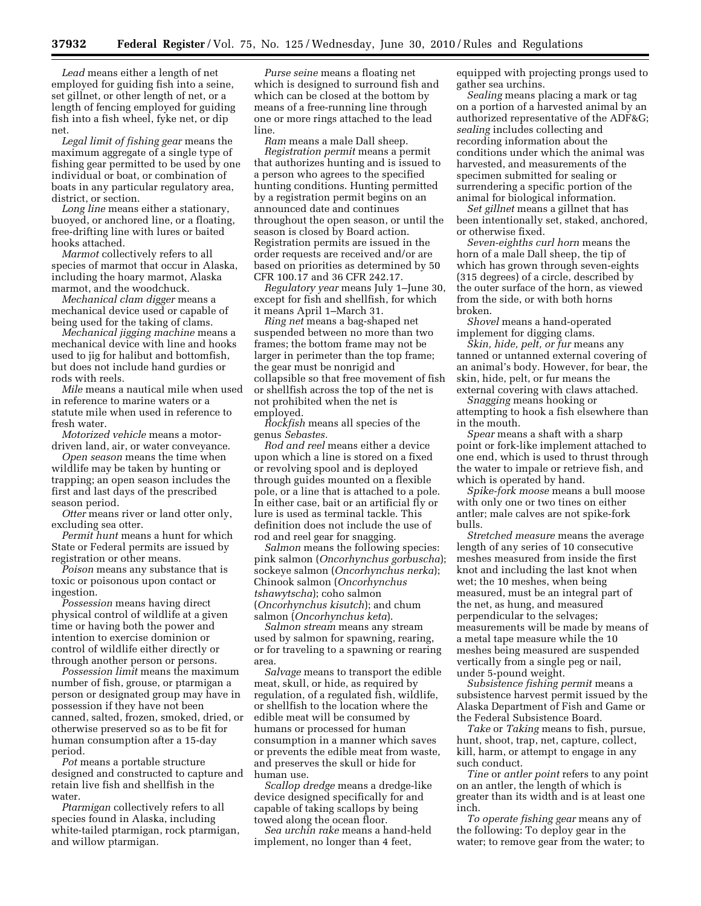*Lead* means either a length of net employed for guiding fish into a seine, set gillnet, or other length of net, or a length of fencing employed for guiding fish into a fish wheel, fyke net, or dip net.

*Legal limit of fishing gear* means the maximum aggregate of a single type of fishing gear permitted to be used by one individual or boat, or combination of boats in any particular regulatory area, district, or section.

*Long line* means either a stationary, buoyed, or anchored line, or a floating, free-drifting line with lures or baited hooks attached.

*Marmot* collectively refers to all species of marmot that occur in Alaska, including the hoary marmot, Alaska marmot, and the woodchuck.

*Mechanical clam digger* means a mechanical device used or capable of being used for the taking of clams.

*Mechanical jigging machine* means a mechanical device with line and hooks used to jig for halibut and bottomfish, but does not include hand gurdies or rods with reels.

*Mile* means a nautical mile when used in reference to marine waters or a statute mile when used in reference to fresh water.

*Motorized vehicle* means a motor-driven land, air, or water conveyance.

*Open season* means the time when wildlife may be taken by hunting or trapping; an open season includes the first and last days of the prescribed season period.

*Otter* means river or land otter only, excluding sea otter.

*Permit hunt* means a hunt for which State or Federal permits are issued by registration or other means.

*Poison* means any substance that is toxic or poisonous upon contact or ingestion.

*Possession* means having direct physical control of wildlife at a given time or having both the power and intention to exercise dominion or control of wildlife either directly or through another person or persons.

*Possession limit* means the maximum number of fish, grouse, or ptarmigan a person or designated group may have in possession if they have not been canned, salted, frozen, smoked, dried, or otherwise preserved so as to be fit for human consumption after a 15-day period.

*Pot* means a portable structure designed and constructed to capture and retain live fish and shellfish in the water.

*Ptarmigan* collectively refers to all species found in Alaska, including white-tailed ptarmigan, rock ptarmigan, and willow ptarmigan.

*Purse seine* means a floating net which is designed to surround fish and which can be closed at the bottom by means of a free-running line through one or more rings attached to the lead line.

*Ram* means a male Dall sheep.

*Registration permit* means a permit that authorizes hunting and is issued to a person who agrees to the specified hunting conditions. Hunting permitted by a registration permit begins on an announced date and continues throughout the open season, or until the season is closed by Board action. Registration permits are issued in the order requests are received and/or are based on priorities as determined by 50 CFR 100.17 and 36 CFR 242.17.

*Regulatory year* means July 1–June 30, except for fish and shellfish, for which it means April 1–March 31.

*Ring net* means a bag-shaped net suspended between no more than two frames; the bottom frame may not be larger in perimeter than the top frame; the gear must be nonrigid and collapsible so that free movement of fish or shellfish across the top of the net is not prohibited when the net is employed.

*Rockfish* means all species of the genus *Sebastes*.

*Rod and reel* means either a device upon which a line is stored on a fixed or revolving spool and is deployed through guides mounted on a flexible pole, or a line that is attached to a pole. In either case, bait or an artificial fly or lure is used as terminal tackle. This definition does not include the use of rod and reel gear for snagging.

*Salmon* means the following species: pink salmon (*Oncorhynchus gorbuscha*); sockeye salmon (*Oncorhynchus nerka*); Chinook salmon (*Oncorhynchus tshawytscha*); coho salmon (*Oncorhynchus kisutch*); and chum salmon (*Oncorhynchus keta*).

*Salmon stream* means any stream used by salmon for spawning, rearing, or for traveling to a spawning or rearing area.

*Salvage* means to transport the edible meat, skull, or hide, as required by regulation, of a regulated fish, wildlife, or shellfish to the location where the edible meat will be consumed by humans or processed for human consumption in a manner which saves or prevents the edible meat from waste, and preserves the skull or hide for human use.

*Scallop dredge* means a dredge-like device designed specifically for and capable of taking scallops by being towed along the ocean floor.

*Sea urchin rake* means a hand-held implement, no longer than 4 feet, equipped with projecting prongs used to gather sea urchins.

*Sealing* means placing a mark or tag on a portion of a harvested animal by an authorized representative of the ADF&G; *sealing* includes collecting and recording information about the conditions under which the animal was harvested, and measurements of the specimen submitted for sealing or surrendering a specific portion of the animal for biological information.

*Set gillnet* means a gillnet that has been intentionally set, staked, anchored, or otherwise fixed.

*Seven-eighths curl horn* means the horn of a male Dall sheep, the tip of which has grown through seven-eights (315 degrees) of a circle, described by the outer surface of the horn, as viewed from the side, or with both horns broken.

*Shovel* means a hand-operated implement for digging clams.

*Skin, hide, pelt, or fur* means any tanned or untanned external covering of an animal's body. However, for bear, the skin, hide, pelt, or fur means the external covering with claws attached.

*Snagging* means hooking or attempting to hook a fish elsewhere than in the mouth.

*Spear* means a shaft with a sharp point or fork-like implement attached to one end, which is used to thrust through the water to impale or retrieve fish, and which is operated by hand.

*Spike-fork moose* means a bull moose with only one or two tines on either antler; male calves are not spike-fork bulls.

*Stretched measure* means the average length of any series of 10 consecutive meshes measured from inside the first knot and including the last knot when wet; the 10 meshes, when being measured, must be an integral part of the net, as hung, and measured perpendicular to the selvages; measurements will be made by means of a metal tape measure while the 10 meshes being measured are suspended vertically from a single peg or nail, under 5-pound weight.

*Subsistence fishing permit* means a subsistence harvest permit issued by the Alaska Department of Fish and Game or the Federal Subsistence Board.

*Take* or *Taking* means to fish, pursue, hunt, shoot, trap, net, capture, collect, kill, harm, or attempt to engage in any such conduct.

*Tine* or *antler point* refers to any point on an antler, the length of which is greater than its width and is at least one inch.

*To operate fishing gear* means any of the following: To deploy gear in the water; to remove gear from the water; to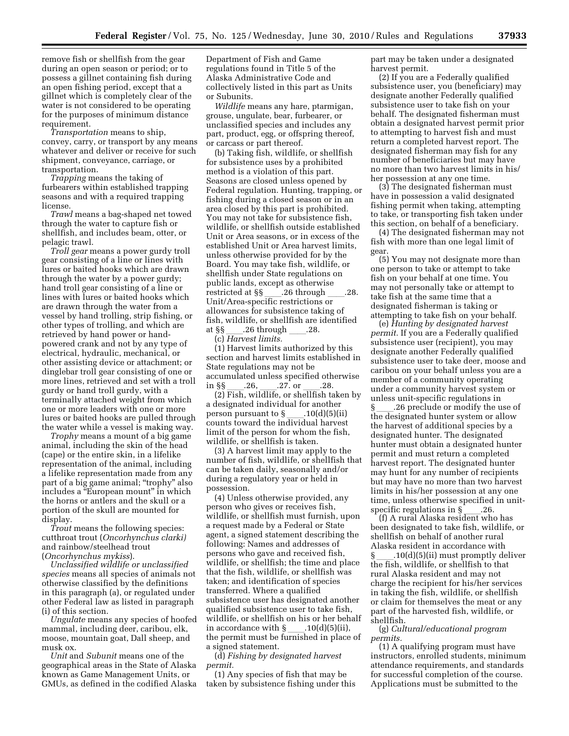remove fish or shellfish from the gear during an open season or period; or to possess a gillnet containing fish during an open fishing period, except that a gillnet which is completely clear of the water is not considered to be operating for the purposes of minimum distance requirement.

*Transportation* means to ship, convey, carry, or transport by any means whatever and deliver or receive for such shipment, conveyance, carriage, or transportation.

*Trapping* means the taking of furbearers within established trapping seasons and with a required trapping license.

*Trawl* means a bag-shaped net towed through the water to capture fish or shellfish, and includes beam, otter, or pelagic trawl.

*Troll gear* means a power gurdy troll gear consisting of a line or lines with lures or baited hooks which are drawn through the water by a power gurdy; hand troll gear consisting of a line or lines with lures or baited hooks which are drawn through the water from a vessel by hand trolling, strip fishing, or other types of trolling, and which are retrieved by hand power or hand-powered crank and not by any type of electrical, hydraulic, mechanical, or other assisting device or attachment; or dinglebar troll gear consisting of one or more lines, retrieved and set with a troll gurdy or hand troll gurdy, with a terminally attached weight from which one or more leaders with one or more lures or baited hooks are pulled through the water while a vessel is making way.

*Trophy* means a mount of a big game animal, including the skin of the head (cape) or the entire skin, in a lifelike representation of the animal, including a lifelike representation made from any part of a big game animal; "trophy" also includes a "European mount" in which the horns or antlers and the skull or a portion of the skull are mounted for display.

*Trout* means the following species: cutthroat trout (*Oncorhynchus clarki)* and rainbow/steelhead trout (*Oncorhynchus mykiss*).

*Unclassified wildlife or unclassified species* means all species of animals not otherwise classified by the definitions in this paragraph (a), or regulated under other Federal law as listed in paragraph (i) of this section.

*Ungulate* means any species of hoofed mammal, including deer, caribou, elk, moose, mountain goat, Dall sheep, and musk ox.

*Unit* and *Subunit* means one of the geographical areas in the State of Alaska known as Game Management Units, or GMUs, as defined in the codified Alaska Department of Fish and Game regulations found in Title 5 of the Alaska Administrative Code and collectively listed in this part as Units or Subunits.

*Wildlife* means any hare, ptarmigan, grouse, ungulate, bear, furbearer, or unclassified species and includes any part, product, egg, or offspring thereof, or carcass or part thereof.

(b) Taking fish, wildlife, or shellfish for subsistence uses by a prohibited method is a violation of this part. Seasons are closed unless opened by Federal regulation. Hunting, trapping, or fishing during a closed season or in an area closed by this part is prohibited. You may not take for subsistence fish, wildlife, or shellfish outside established Unit or Area seasons, or in excess of the established Unit or Area harvest limits, unless otherwise provided for by the Board. You may take fish, wildlife, or shellfish under State regulations on public lands, except as otherwise restricted at §§ ____.26 through ____.28. Unit/Area-specific restrictions or allowances for subsistence taking of fish, wildlife, or shellfish are identified at §§ ____.26 through ____.28.

(c) *Harvest limits.*

(1) Harvest limits authorized by this section and harvest limits established in State regulations may not be accumulated unless specified otherwise in §§ ____.26, ____.27. or ____.28.

(2) Fish, wildlife, or shellfish taken by a designated individual for another person pursuant to § ____.10(d)(5)(ii) counts toward the individual harvest limit of the person for whom the fish, wildlife, or shellfish is taken.

(3) A harvest limit may apply to the number of fish, wildlife, or shellfish that can be taken daily, seasonally and/or during a regulatory year or held in possession.

(4) Unless otherwise provided, any person who gives or receives fish, wildlife, or shellfish must furnish, upon a request made by a Federal or State agent, a signed statement describing the following: Names and addresses of persons who gave and received fish, wildlife, or shellfish; the time and place that the fish, wildlife, or shellfish was taken; and identification of species transferred. Where a qualified subsistence user has designated another qualified subsistence user to take fish, wildlife, or shellfish on his or her behalf in accordance with § ____.10(d)(5)(ii), the permit must be furnished in place of a signed statement.

(d) *Fishing by designated harvest permit.*

(1) Any species of fish that may be taken by subsistence fishing under this part may be taken under a designated harvest permit.

(2) If you are a Federally qualified subsistence user, you (beneficiary) may designate another Federally qualified subsistence user to take fish on your behalf. The designated fisherman must obtain a designated harvest permit prior to attempting to harvest fish and must return a completed harvest report. The designated fisherman may fish for any number of beneficiaries but may have no more than two harvest limits in his/her possession at any one time.

(3) The designated fisherman must have in possession a valid designated fishing permit when taking, attempting to take, or transporting fish taken under this section, on behalf of a beneficiary.

(4) The designated fisherman may not fish with more than one legal limit of gear.

(5) You may not designate more than one person to take or attempt to take fish on your behalf at one time. You may not personally take or attempt to take fish at the same time that a designated fisherman is taking or attempting to take fish on your behalf.

(e) *Hunting by designated harvest permit.* If you are a Federally qualified subsistence user (recipient), you may designate another Federally qualified subsistence user to take deer, moose and caribou on your behalf unless you are a member of a community operating under a community harvest system or unless unit-specific regulations in § ____.26 preclude or modify the use of the designated hunter system or allow the harvest of additional species by a designated hunter. The designated hunter must obtain a designated hunter permit and must return a completed harvest report. The designated hunter may hunt for any number of recipients but may have no more than two harvest limits in his/her possession at any one time, unless otherwise specified in unit-specific regulations in § ____.26.

(f) A rural Alaska resident who has been designated to take fish, wildlife, or shellfish on behalf of another rural Alaska resident in accordance with § ____.10(d)(5)(ii) must promptly deliver the fish, wildlife, or shellfish to that rural Alaska resident and may not charge the recipient for his/her services in taking the fish, wildlife, or shellfish or claim for themselves the meat or any part of the harvested fish, wildlife, or shellfish.

(g) *Cultural/educational program permits.*

(1) A qualifying program must have instructors, enrolled students, minimum attendance requirements, and standards for successful completion of the course. Applications must be submitted to the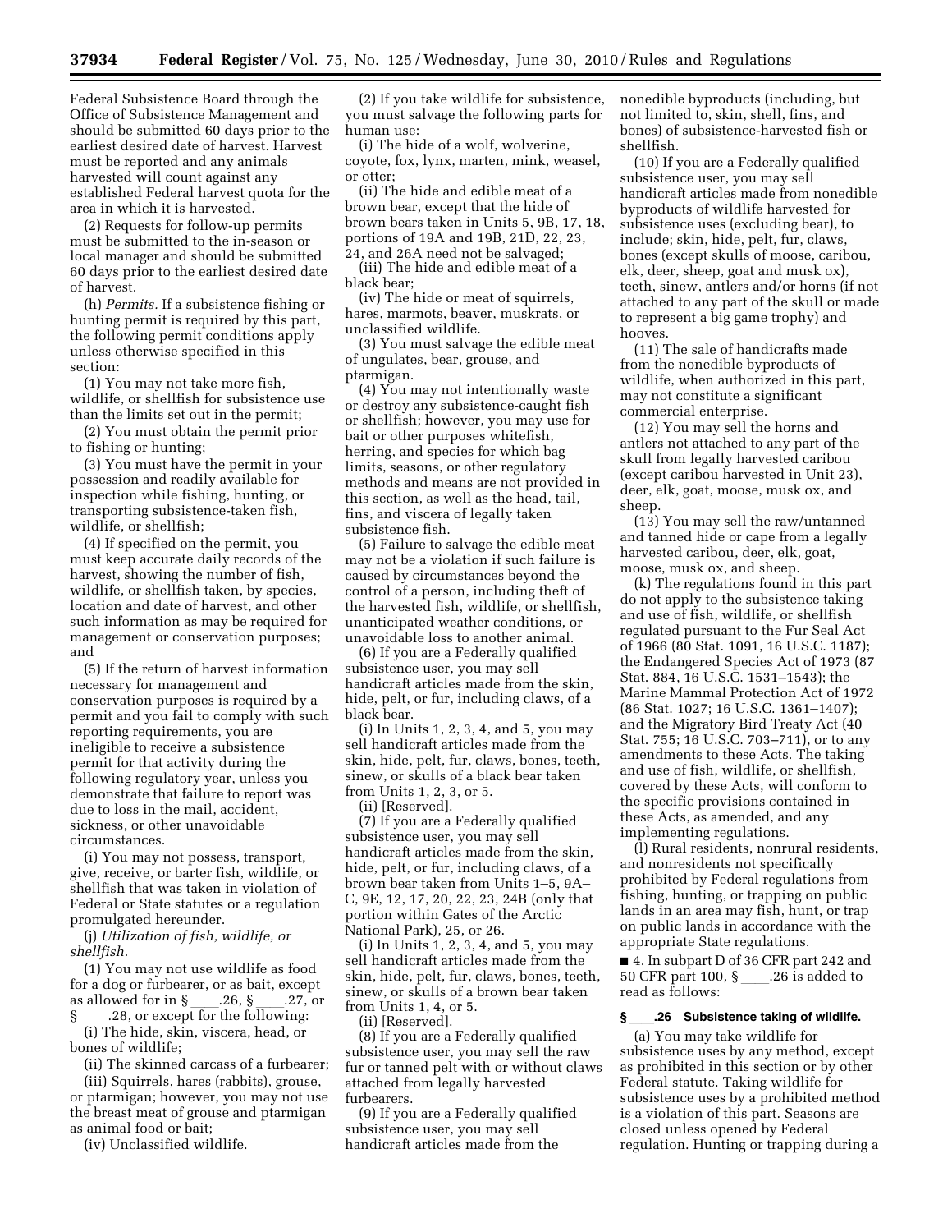Federal Subsistence Board through the Office of Subsistence Management and should be submitted 60 days prior to the earliest desired date of harvest. Harvest must be reported and any animals harvested will count against any established Federal harvest quota for the area in which it is harvested.

(2) Requests for follow-up permits must be submitted to the in-season or local manager and should be submitted 60 days prior to the earliest desired date of harvest.

(h) *Permits.* If a subsistence fishing or hunting permit is required by this part, the following permit conditions apply unless otherwise specified in this section:

(1) You may not take more fish, wildlife, or shellfish for subsistence use than the limits set out in the permit;

(2) You must obtain the permit prior to fishing or hunting;

(3) You must have the permit in your possession and readily available for inspection while fishing, hunting, or transporting subsistence-taken fish, wildlife, or shellfish;

(4) If specified on the permit, you must keep accurate daily records of the harvest, showing the number of fish, wildlife, or shellfish taken, by species, location and date of harvest, and other such information as may be required for management or conservation purposes; and

(5) If the return of harvest information necessary for management and conservation purposes is required by a permit and you fail to comply with such reporting requirements, you are ineligible to receive a subsistence permit for that activity during the following regulatory year, unless you demonstrate that failure to report was due to loss in the mail, accident, sickness, or other unavoidable circumstances.

(i) You may not possess, transport, give, receive, or barter fish, wildlife, or shellfish that was taken in violation of Federal or State statutes or a regulation promulgated hereunder.

(j) *Utilization of fish, wildlife, or shellfish.*

(1) You may not use wildlife as food for a dog or furbearer, or as bait, except as allowed for in § ___.26, § ___.27, or § ___.28, or except for the following:

(i) The hide, skin, viscera, head, or bones of wildlife;

(ii) The skinned carcass of a furbearer;

(iii) Squirrels, hares (rabbits), grouse, or ptarmigan; however, you may not use the breast meat of grouse and ptarmigan as animal food or bait;

(iv) Unclassified wildlife.

(2) If you take wildlife for subsistence, you must salvage the following parts for human use:

(i) The hide of a wolf, wolverine, coyote, fox, lynx, marten, mink, weasel, or otter;

(ii) The hide and edible meat of a brown bear, except that the hide of brown bears taken in Units 5, 9B, 17, 18, portions of 19A and 19B, 21D, 22, 23, 24, and 26A need not be salvaged;

(iii) The hide and edible meat of a black bear;

(iv) The hide or meat of squirrels, hares, marmots, beaver, muskrats, or unclassified wildlife.

(3) You must salvage the edible meat of ungulates, bear, grouse, and ptarmigan.

(4) You may not intentionally waste or destroy any subsistence-caught fish or shellfish; however, you may use for bait or other purposes whitefish, herring, and species for which bag limits, seasons, or other regulatory methods and means are not provided in this section, as well as the head, tail, fins, and viscera of legally taken subsistence fish.

(5) Failure to salvage the edible meat may not be a violation if such failure is caused by circumstances beyond the control of a person, including theft of the harvested fish, wildlife, or shellfish, unanticipated weather conditions, or unavoidable loss to another animal.

(6) If you are a Federally qualified subsistence user, you may sell handicraft articles made from the skin, hide, pelt, or fur, including claws, of a black bear.

(i) In Units 1, 2, 3, 4, and 5, you may sell handicraft articles made from the skin, hide, pelt, fur, claws, bones, teeth, sinew, or skulls of a black bear taken from Units 1, 2, 3, or 5.

(ii) [Reserved].

(7) If you are a Federally qualified subsistence user, you may sell handicraft articles made from the skin, hide, pelt, or fur, including claws, of a brown bear taken from Units 1–5, 9A–C, 9E, 12, 17, 20, 22, 23, 24B (only that portion within Gates of the Arctic National Park), 25, or 26.

(i) In Units 1, 2, 3, 4, and 5, you may sell handicraft articles made from the skin, hide, pelt, fur, claws, bones, teeth, sinew, or skulls of a brown bear taken from Units 1, 4, or 5.

(ii) [Reserved].

(8) If you are a Federally qualified subsistence user, you may sell the raw fur or tanned pelt with or without claws attached from legally harvested furbearers.

(9) If you are a Federally qualified subsistence user, you may sell handicraft articles made from the nonedible byproducts (including, but not limited to, skin, shell, fins, and bones) of subsistence-harvested fish or shellfish.

(10) If you are a Federally qualified subsistence user, you may sell handicraft articles made from nonedible byproducts of wildlife harvested for subsistence uses (excluding bear), to include; skin, hide, pelt, fur, claws, bones (except skulls of moose, caribou, elk, deer, sheep, goat and musk ox), teeth, sinew, antlers and/or horns (if not attached to any part of the skull or made to represent a big game trophy) and hooves.

(11) The sale of handicrafts made from the nonedible byproducts of wildlife, when authorized in this part, may not constitute a significant commercial enterprise.

(12) You may sell the horns and antlers not attached to any part of the skull from legally harvested caribou (except caribou harvested in Unit 23), deer, elk, goat, moose, musk ox, and sheep.

(13) You may sell the raw/untanned and tanned hide or cape from a legally harvested caribou, deer, elk, goat, moose, musk ox, and sheep.

(k) The regulations found in this part do not apply to the subsistence taking and use of fish, wildlife, or shellfish regulated pursuant to the Fur Seal Act of 1966 (80 Stat. 1091, 16 U.S.C. 1187); the Endangered Species Act of 1973 (87 Stat. 884, 16 U.S.C. 1531–1543); the Marine Mammal Protection Act of 1972 (86 Stat. 1027; 16 U.S.C. 1361–1407); and the Migratory Bird Treaty Act (40 Stat. 755; 16 U.S.C. 703–711), or to any amendments to these Acts. The taking and use of fish, wildlife, or shellfish, covered by these Acts, will conform to the specific provisions contained in these Acts, as amended, and any implementing regulations.

(l) Rural residents, nonrural residents, and nonresidents not specifically prohibited by Federal regulations from fishing, hunting, or trapping on public lands in an area may fish, hunt, or trap on public lands in accordance with the appropriate State regulations.

■ 4. In subpart D of 36 CFR part 242 and 50 CFR part 100, § ___.26 is added to read as follows:

**§ ___.26 Subsistence taking of wildlife.**

(a) You may take wildlife for subsistence uses by any method, except as prohibited in this section or by other Federal statute. Taking wildlife for subsistence uses by a prohibited method is a violation of this part. Seasons are closed unless opened by Federal regulation. Hunting or trapping during a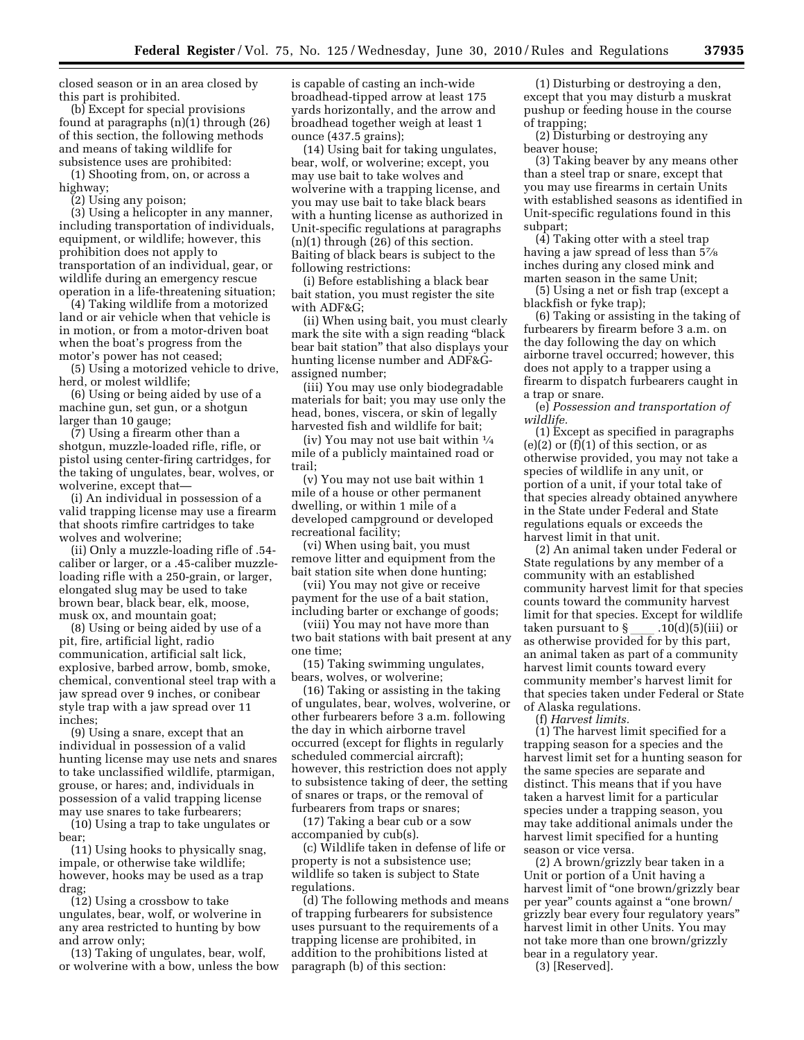closed season or in an area closed by this part is prohibited.

(b) Except for special provisions found at paragraphs (n)(1) through (26) of this section, the following methods and means of taking wildlife for subsistence uses are prohibited:

(1) Shooting from, on, or across a highway;

(2) Using any poison;

(3) Using a helicopter in any manner, including transportation of individuals, equipment, or wildlife; however, this prohibition does not apply to transportation of an individual, gear, or wildlife during an emergency rescue operation in a life-threatening situation;

(4) Taking wildlife from a motorized land or air vehicle when that vehicle is in motion, or from a motor-driven boat when the boat's progress from the motor's power has not ceased;

(5) Using a motorized vehicle to drive, herd, or molest wildlife;

(6) Using or being aided by use of a machine gun, set gun, or a shotgun larger than 10 gauge;

(7) Using a firearm other than a shotgun, muzzle-loaded rifle, rifle, or pistol using center-firing cartridges, for the taking of ungulates, bear, wolves, or wolverine, except that—

(i) An individual in possession of a valid trapping license may use a firearm that shoots rimfire cartridges to take wolves and wolverine;

(ii) Only a muzzle-loading rifle of .54-caliber or larger, or a .45-caliber muzzle-loading rifle with a 250-grain, or larger, elongated slug may be used to take brown bear, black bear, elk, moose, musk ox, and mountain goat;

(8) Using or being aided by use of a pit, fire, artificial light, radio communication, artificial salt lick, explosive, barbed arrow, bomb, smoke, chemical, conventional steel trap with a jaw spread over 9 inches, or conibear style trap with a jaw spread over 11 inches;

(9) Using a snare, except that an individual in possession of a valid hunting license may use nets and snares to take unclassified wildlife, ptarmigan, grouse, or hares; and, individuals in possession of a valid trapping license may use snares to take furbearers;

(10) Using a trap to take ungulates or bear;

(11) Using hooks to physically snag, impale, or otherwise take wildlife; however, hooks may be used as a trap drag;

(12) Using a crossbow to take ungulates, bear, wolf, or wolverine in any area restricted to hunting by bow and arrow only;

(13) Taking of ungulates, bear, wolf, or wolverine with a bow, unless the bow is capable of casting an inch-wide broadhead-tipped arrow at least 175 yards horizontally, and the arrow and broadhead together weigh at least 1 ounce (437.5 grains);

(14) Using bait for taking ungulates, bear, wolf, or wolverine; except, you may use bait to take wolves and wolverine with a trapping license, and you may use bait to take black bears with a hunting license as authorized in Unit-specific regulations at paragraphs (n)(1) through (26) of this section. Baiting of black bears is subject to the following restrictions:

(i) Before establishing a black bear bait station, you must register the site with ADF&G;

(ii) When using bait, you must clearly mark the site with a sign reading "black bear bait station" that also displays your hunting license number and ADF&G-assigned number;

(iii) You may use only biodegradable materials for bait; you may use only the head, bones, viscera, or skin of legally harvested fish and wildlife for bait;

(iv) You may not use bait within ¼ mile of a publicly maintained road or trail;

(v) You may not use bait within 1 mile of a house or other permanent dwelling, or within 1 mile of a developed campground or developed recreational facility;

(vi) When using bait, you must remove litter and equipment from the bait station site when done hunting;

(vii) You may not give or receive payment for the use of a bait station, including barter or exchange of goods;

(viii) You may not have more than two bait stations with bait present at any one time;

(15) Taking swimming ungulates, bears, wolves, or wolverine;

(16) Taking or assisting in the taking of ungulates, bear, wolves, wolverine, or other furbearers before 3 a.m. following the day in which airborne travel occurred (except for flights in regularly scheduled commercial aircraft); however, this restriction does not apply to subsistence taking of deer, the setting of snares or traps, or the removal of furbearers from traps or snares;

(17) Taking a bear cub or a sow accompanied by cub(s).

(c) Wildlife taken in defense of life or property is not a subsistence use; wildlife so taken is subject to State regulations.

(d) The following methods and means of trapping furbearers for subsistence uses pursuant to the requirements of a trapping license are prohibited, in addition to the prohibitions listed at paragraph (b) of this section:

(1) Disturbing or destroying a den, except that you may disturb a muskrat pushup or feeding house in the course of trapping;

(2) Disturbing or destroying any beaver house;

(3) Taking beaver by any means other than a steel trap or snare, except that you may use firearms in certain Units with established seasons as identified in Unit-specific regulations found in this subpart;

(4) Taking otter with a steel trap having a jaw spread of less than 5⅞ inches during any closed mink and marten season in the same Unit;

(5) Using a net or fish trap (except a blackfish or fyke trap);

(6) Taking or assisting in the taking of furbearers by firearm before 3 a.m. on the day following the day on which airborne travel occurred; however, this does not apply to a trapper using a firearm to dispatch furbearers caught in a trap or snare.

(e) *Possession and transportation of wildlife.*

(1) Except as specified in paragraphs (e)(2) or (f)(1) of this section, or as otherwise provided, you may not take a species of wildlife in any unit, or portion of a unit, if your total take of that species already obtained anywhere in the State under Federal and State regulations equals or exceeds the harvest limit in that unit.

(2) An animal taken under Federal or State regulations by any member of a community with an established community harvest limit for that species counts toward the community harvest limit for that species. Except for wildlife taken pursuant to § ____ .10(d)(5)(iii) or as otherwise provided for by this part, an animal taken as part of a community harvest limit counts toward every community member's harvest limit for that species taken under Federal or State of Alaska regulations.

(f) *Harvest limits.*

(1) The harvest limit specified for a trapping season for a species and the harvest limit set for a hunting season for the same species are separate and distinct. This means that if you have taken a harvest limit for a particular species under a trapping season, you may take additional animals under the harvest limit specified for a hunting season or vice versa.

(2) A brown/grizzly bear taken in a Unit or portion of a Unit having a harvest limit of "one brown/grizzly bear per year" counts against a "one brown/grizzly bear every four regulatory years" harvest limit in other Units. You may not take more than one brown/grizzly bear in a regulatory year.

(3) [Reserved].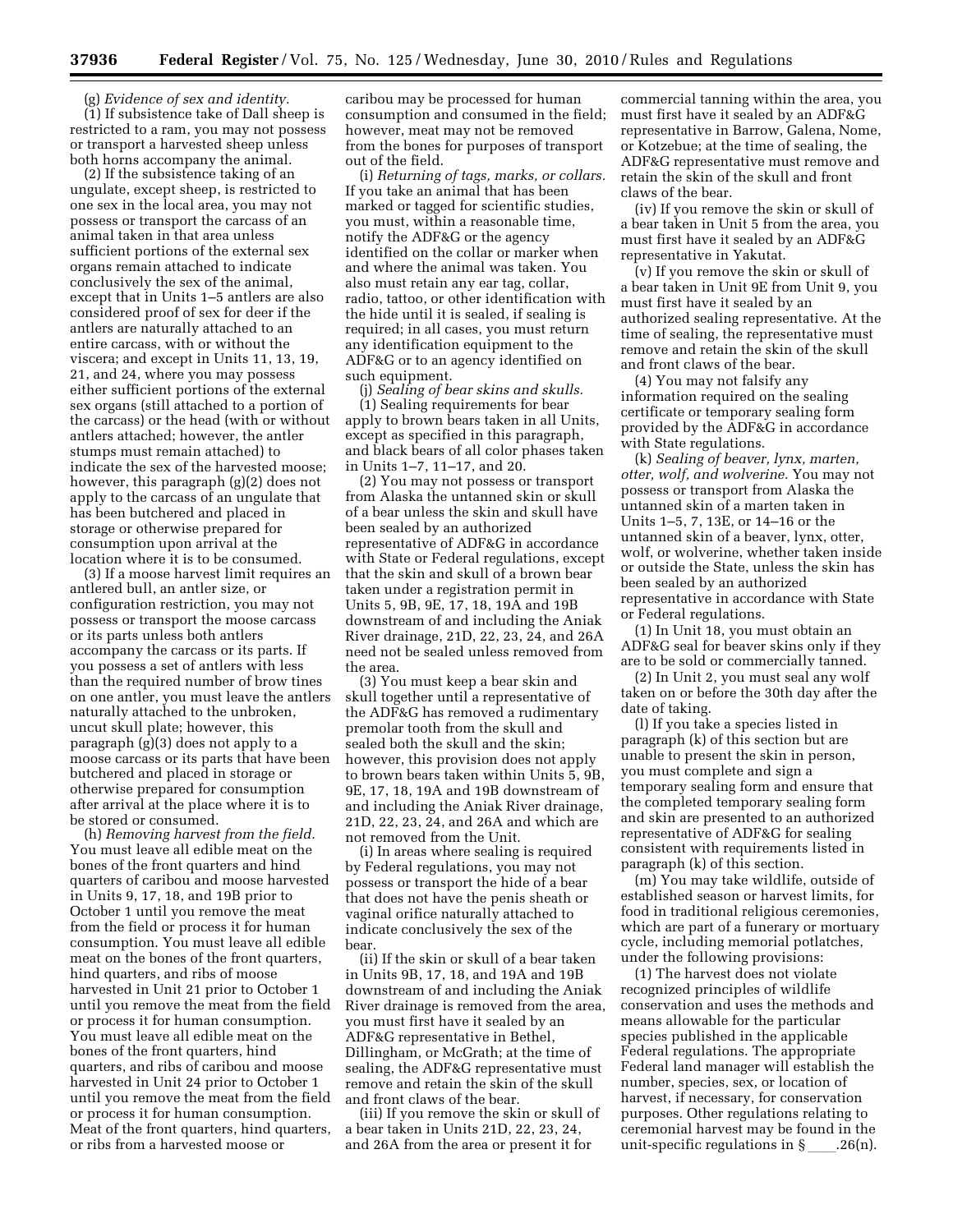(g) *Evidence of sex and identity.* (1) If subsistence take of Dall sheep is restricted to a ram, you may not possess or transport a harvested sheep unless both horns accompany the animal.

(2) If the subsistence taking of an ungulate, except sheep, is restricted to one sex in the local area, you may not possess or transport the carcass of an animal taken in that area unless sufficient portions of the external sex organs remain attached to indicate conclusively the sex of the animal, except that in Units 1–5 antlers are also considered proof of sex for deer if the antlers are naturally attached to an entire carcass, with or without the viscera; and except in Units 11, 13, 19, 21, and 24, where you may possess either sufficient portions of the external sex organs (still attached to a portion of the carcass) or the head (with or without antlers attached; however, the antler stumps must remain attached) to indicate the sex of the harvested moose; however, this paragraph (g)(2) does not apply to the carcass of an ungulate that has been butchered and placed in storage or otherwise prepared for consumption upon arrival at the location where it is to be consumed.

(3) If a moose harvest limit requires an antlered bull, an antler size, or configuration restriction, you may not possess or transport the moose carcass or its parts unless both antlers accompany the carcass or its parts. If you possess a set of antlers with less than the required number of brow tines on one antler, you must leave the antlers naturally attached to the unbroken, uncut skull plate; however, this paragraph (g)(3) does not apply to a moose carcass or its parts that have been butchered and placed in storage or otherwise prepared for consumption after arrival at the place where it is to be stored or consumed.

(h) *Removing harvest from the field.* You must leave all edible meat on the bones of the front quarters and hind quarters of caribou and moose harvested in Units 9, 17, 18, and 19B prior to October 1 until you remove the meat from the field or process it for human consumption. You must leave all edible meat on the bones of the front quarters, hind quarters, and ribs of moose harvested in Unit 21 prior to October 1 until you remove the meat from the field or process it for human consumption. You must leave all edible meat on the bones of the front quarters, hind quarters, and ribs of caribou and moose harvested in Unit 24 prior to October 1 until you remove the meat from the field or process it for human consumption. Meat of the front quarters, hind quarters, or ribs from a harvested moose or caribou may be processed for human consumption and consumed in the field; however, meat may not be removed from the bones for purposes of transport out of the field.

(i) *Returning of tags, marks, or collars.* If you take an animal that has been marked or tagged for scientific studies, you must, within a reasonable time, notify the ADF&G or the agency identified on the collar or marker when and where the animal was taken. You also must retain any ear tag, collar, radio, tattoo, or other identification with the hide until it is sealed, if sealing is required; in all cases, you must return any identification equipment to the ADF&G or to an agency identified on such equipment.

(j) *Sealing of bear skins and skulls.* (1) Sealing requirements for bear apply to brown bears taken in all Units, except as specified in this paragraph, and black bears of all color phases taken in Units 1–7, 11–17, and 20.

(2) You may not possess or transport from Alaska the untanned skin or skull of a bear unless the skin and skull have been sealed by an authorized representative of ADF&G in accordance with State or Federal regulations, except that the skin and skull of a brown bear taken under a registration permit in Units 5, 9B, 9E, 17, 18, 19A and 19B downstream of and including the Aniak River drainage, 21D, 22, 23, 24, and 26A need not be sealed unless removed from the area.

(3) You must keep a bear skin and skull together until a representative of the ADF&G has removed a rudimentary premolar tooth from the skull and sealed both the skull and the skin; however, this provision does not apply to brown bears taken within Units 5, 9B, 9E, 17, 18, 19A and 19B downstream of and including the Aniak River drainage, 21D, 22, 23, 24, and 26A and which are not removed from the Unit.

(i) In areas where sealing is required by Federal regulations, you may not possess or transport the hide of a bear that does not have the penis sheath or vaginal orifice naturally attached to indicate conclusively the sex of the bear.

(ii) If the skin or skull of a bear taken in Units 9B, 17, 18, and 19A and 19B downstream of and including the Aniak River drainage is removed from the area, you must first have it sealed by an ADF&G representative in Bethel, Dillingham, or McGrath; at the time of sealing, the ADF&G representative must remove and retain the skin of the skull and front claws of the bear.

(iii) If you remove the skin or skull of a bear taken in Units 21D, 22, 23, 24, and 26A from the area or present it for commercial tanning within the area, you must first have it sealed by an ADF&G representative in Barrow, Galena, Nome, or Kotzebue; at the time of sealing, the ADF&G representative must remove and retain the skin of the skull and front claws of the bear.

(iv) If you remove the skin or skull of a bear taken in Unit 5 from the area, you must first have it sealed by an ADF&G representative in Yakutat.

(v) If you remove the skin or skull of a bear taken in Unit 9E from Unit 9, you must first have it sealed by an authorized sealing representative. At the time of sealing, the representative must remove and retain the skin of the skull and front claws of the bear.

(4) You may not falsify any information required on the sealing certificate or temporary sealing form provided by the ADF&G in accordance with State regulations.

(k) *Sealing of beaver, lynx, marten, otter, wolf, and wolverine.* You may not possess or transport from Alaska the untanned skin of a marten taken in Units 1–5, 7, 13E, or 14–16 or the untanned skin of a beaver, lynx, otter, wolf, or wolverine, whether taken inside or outside the State, unless the skin has been sealed by an authorized representative in accordance with State or Federal regulations.

(1) In Unit 18, you must obtain an ADF&G seal for beaver skins only if they are to be sold or commercially tanned.

(2) In Unit 2, you must seal any wolf taken on or before the 30th day after the date of taking.

(l) If you take a species listed in paragraph (k) of this section but are unable to present the skin in person, you must complete and sign a temporary sealing form and ensure that the completed temporary sealing form and skin are presented to an authorized representative of ADF&G for sealing consistent with requirements listed in paragraph (k) of this section.

(m) You may take wildlife, outside of established season or harvest limits, for food in traditional religious ceremonies, which are part of a funerary or mortuary cycle, including memorial potlatches, under the following provisions:

(1) The harvest does not violate recognized principles of wildlife conservation and uses the methods and means allowable for the particular species published in the applicable Federal regulations. The appropriate Federal land manager will establish the number, species, sex, or location of harvest, if necessary, for conservation purposes. Other regulations relating to ceremonial harvest may be found in the unit-specific regulations in § \_\_\_\_.26(n).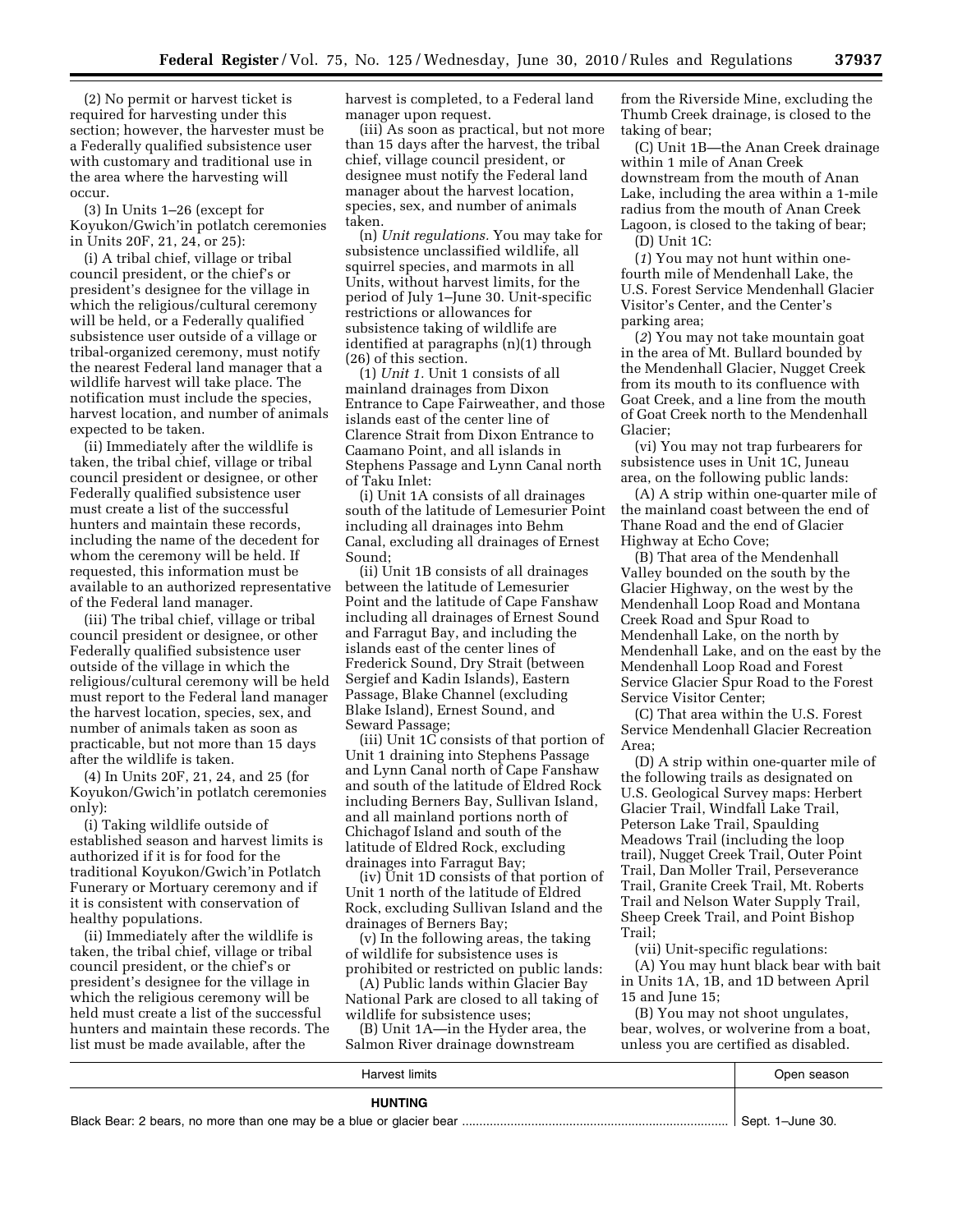(2) No permit or harvest ticket is required for harvesting under this section; however, the harvester must be a Federally qualified subsistence user with customary and traditional use in the area where the harvesting will occur.

(3) In Units 1–26 (except for Koyukon/Gwich'in potlatch ceremonies in Units 20F, 21, 24, or 25):

(i) A tribal chief, village or tribal council president, or the chief's or president's designee for the village in which the religious/cultural ceremony will be held, or a Federally qualified subsistence user outside of a village or tribal-organized ceremony, must notify the nearest Federal land manager that a wildlife harvest will take place. The notification must include the species, harvest location, and number of animals expected to be taken.

(ii) Immediately after the wildlife is taken, the tribal chief, village or tribal council president or designee, or other Federally qualified subsistence user must create a list of the successful hunters and maintain these records, including the name of the decedent for whom the ceremony will be held. If requested, this information must be available to an authorized representative of the Federal land manager.

(iii) The tribal chief, village or tribal council president or designee, or other Federally qualified subsistence user outside of the village in which the religious/cultural ceremony will be held must report to the Federal land manager the harvest location, species, sex, and number of animals taken as soon as practicable, but not more than 15 days after the wildlife is taken.

(4) In Units 20F, 21, 24, and 25 (for Koyukon/Gwich'in potlatch ceremonies only):

(i) Taking wildlife outside of established season and harvest limits is authorized if it is for food for the traditional Koyukon/Gwich'in Potlatch Funerary or Mortuary ceremony and if it is consistent with conservation of healthy populations.

(ii) Immediately after the wildlife is taken, the tribal chief, village or tribal council president, or the chief's or president's designee for the village in which the religious ceremony will be held must create a list of the successful hunters and maintain these records. The list must be made available, after the harvest is completed, to a Federal land manager upon request.

(iii) As soon as practical, but not more than 15 days after the harvest, the tribal chief, village council president, or designee must notify the Federal land manager about the harvest location, species, sex, and number of animals taken.

(n) *Unit regulations.* You may take for subsistence unclassified wildlife, all squirrel species, and marmots in all Units, without harvest limits, for the period of July 1–June 30. Unit-specific restrictions or allowances for subsistence taking of wildlife are identified at paragraphs (n)(1) through (26) of this section.

(1) *Unit 1.* Unit 1 consists of all mainland drainages from Dixon Entrance to Cape Fairweather, and those islands east of the center line of Clarence Strait from Dixon Entrance to Caamano Point, and all islands in Stephens Passage and Lynn Canal north of Taku Inlet:

(i) Unit 1A consists of all drainages south of the latitude of Lemesurier Point including all drainages into Behm Canal, excluding all drainages of Ernest Sound;

(ii) Unit 1B consists of all drainages between the latitude of Lemesurier Point and the latitude of Cape Fanshaw including all drainages of Ernest Sound and Farragut Bay, and including the islands east of the center lines of Frederick Sound, Dry Strait (between Sergief and Kadin Islands), Eastern Passage, Blake Channel (excluding Blake Island), Ernest Sound, and Seward Passage;

(iii) Unit 1C consists of that portion of Unit 1 draining into Stephens Passage and Lynn Canal north of Cape Fanshaw and south of the latitude of Eldred Rock including Berners Bay, Sullivan Island, and all mainland portions north of Chichagof Island and south of the latitude of Eldred Rock, excluding drainages into Farragut Bay;

(iv) Unit 1D consists of that portion of Unit 1 north of the latitude of Eldred Rock, excluding Sullivan Island and the drainages of Berners Bay;

(v) In the following areas, the taking of wildlife for subsistence uses is prohibited or restricted on public lands:

(A) Public lands within Glacier Bay National Park are closed to all taking of wildlife for subsistence uses;

(B) Unit 1A—in the Hyder area, the Salmon River drainage downstream from the Riverside Mine, excluding the Thumb Creek drainage, is closed to the taking of bear;

(C) Unit 1B—the Anan Creek drainage within 1 mile of Anan Creek downstream from the mouth of Anan Lake, including the area within a 1-mile radius from the mouth of Anan Creek Lagoon, is closed to the taking of bear;

(D) Unit 1C:

(*1*) You may not hunt within one-fourth mile of Mendenhall Lake, the U.S. Forest Service Mendenhall Glacier Visitor's Center, and the Center's parking area;

(*2*) You may not take mountain goat in the area of Mt. Bullard bounded by the Mendenhall Glacier, Nugget Creek from its mouth to its confluence with Goat Creek, and a line from the mouth of Goat Creek north to the Mendenhall Glacier;

(vi) You may not trap furbearers for subsistence uses in Unit 1C, Juneau area, on the following public lands:

(A) A strip within one-quarter mile of the mainland coast between the end of Thane Road and the end of Glacier Highway at Echo Cove;

(B) That area of the Mendenhall Valley bounded on the south by the Glacier Highway, on the west by the Mendenhall Loop Road and Montana Creek Road and Spur Road to Mendenhall Lake, on the north by Mendenhall Lake, and on the east by the Mendenhall Loop Road and Forest Service Glacier Spur Road to the Forest Service Visitor Center;

(C) That area within the U.S. Forest Service Mendenhall Glacier Recreation Area;

(D) A strip within one-quarter mile of the following trails as designated on U.S. Geological Survey maps: Herbert Glacier Trail, Windfall Lake Trail, Peterson Lake Trail, Spaulding Meadows Trail (including the loop trail), Nugget Creek Trail, Outer Point Trail, Dan Moller Trail, Perseverance Trail, Granite Creek Trail, Mt. Roberts Trail and Nelson Water Supply Trail, Sheep Creek Trail, and Point Bishop Trail;

(vii) Unit-specific regulations:

(A) You may hunt black bear with bait in Units 1A, 1B, and 1D between April 15 and June 15;

(B) You may not shoot ungulates, bear, wolves, or wolverine from a boat, unless you are certified as disabled.

| Harvest limits | Open season |
|---|---|
| **HUNTING** | |
| Black Bear: 2 bears, no more than one may be a blue or glacier bear | Sept. 1–June 30. |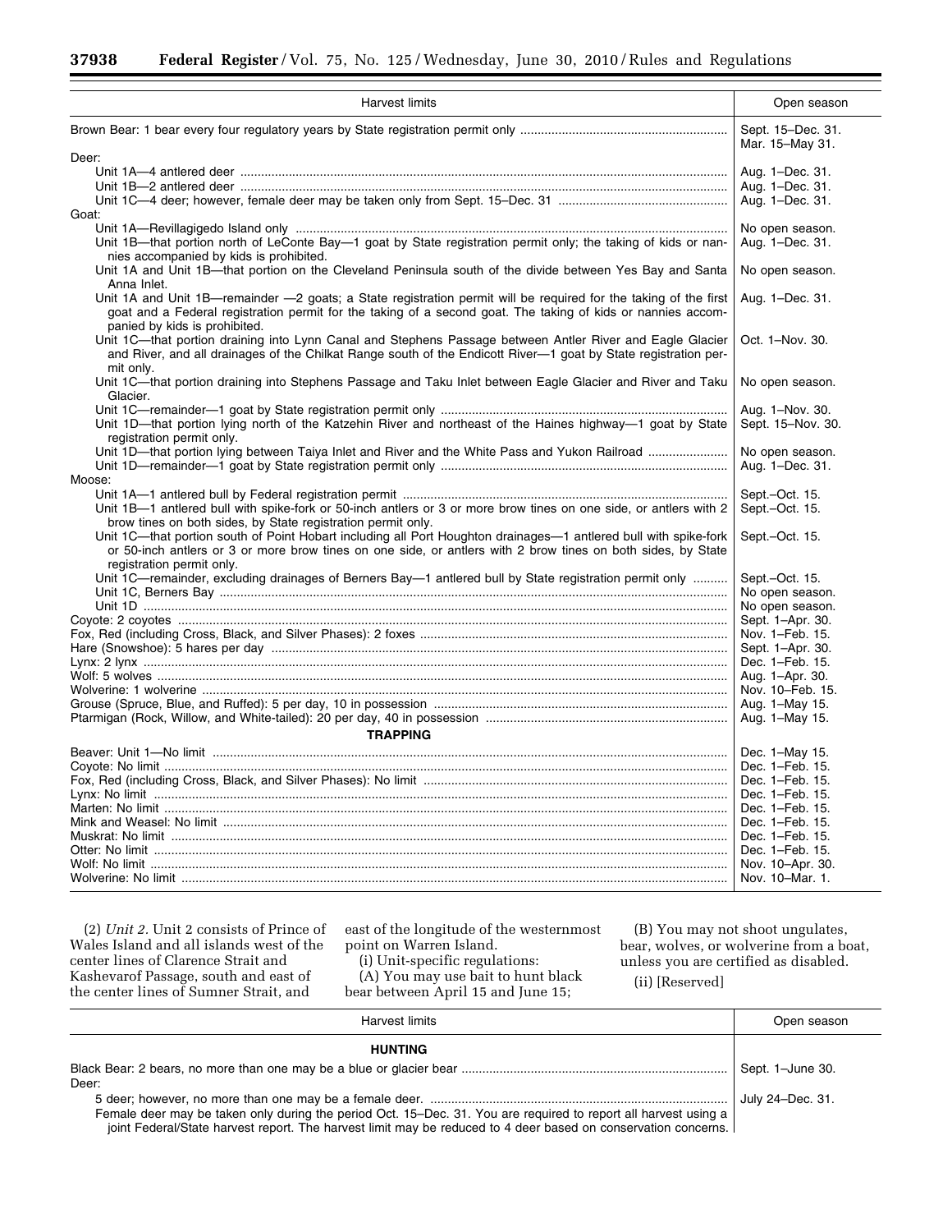| Harvest limits | Open season |
| --- | --- |
| Brown Bear: 1 bear every four regulatory years by State registration permit only | Sept. 15–Dec. 31. Mar. 15–May 31. |
| Deer: | |
| Unit 1A—4 antlered deer | Aug. 1–Dec. 31. |
| Unit 1B—2 antlered deer | Aug. 1–Dec. 31. |
| Unit 1C—4 deer; however, female deer may be taken only from Sept. 15–Dec. 31 | Aug. 1–Dec. 31. |
| Goat: | |
| Unit 1A—Revillagigedo Island only | No open season. |
| Unit 1B—that portion north of LeConte Bay—1 goat by State registration permit only; the taking of kids or nannies accompanied by kids is prohibited. | Aug. 1–Dec. 31. |
| Unit 1A and Unit 1B—that portion on the Cleveland Peninsula south of the divide between Yes Bay and Santa Anna Inlet. | No open season. |
| Unit 1A and Unit 1B—remainder —2 goats; a State registration permit will be required for the taking of the first goat and a Federal registration permit for the taking of a second goat. The taking of kids or nannies accompanied by kids is prohibited. | Aug. 1–Dec. 31. |
| Unit 1C—that portion draining into Lynn Canal and Stephens Passage between Antler River and Eagle Glacier and River, and all drainages of the Chilkat Range south of the Endicott River—1 goat by State registration permit only. | Oct. 1–Nov. 30. |
| Unit 1C—that portion draining into Stephens Passage and Taku Inlet between Eagle Glacier and River and Taku Glacier. | No open season. |
| Unit 1C—remainder—1 goat by State registration permit only | Aug. 1–Nov. 30. |
| Unit 1D—that portion lying north of the Katzehin River and northeast of the Haines highway—1 goat by State registration permit only. | Sept. 15–Nov. 30. |
| Unit 1D—that portion lying between Taiya Inlet and River and the White Pass and Yukon Railroad | No open season. |
| Unit 1D—remainder—1 goat by State registration permit only | Aug. 1–Dec. 31. |
| Moose: | |
| Unit 1A—1 antlered bull by Federal registration permit | Sept.–Oct. 15. |
| Unit 1B—1 antlered bull with spike-fork or 50-inch antlers or 3 or more brow tines on one side, or antlers with 2 brow tines on both sides, by State registration permit only. | Sept.–Oct. 15. |
| Unit 1C—that portion south of Point Hobart including all Port Houghton drainages—1 antlered bull with spike-fork or 50-inch antlers or 3 or more brow tines on one side, or antlers with 2 brow tines on both sides, by State registration permit only. | Sept.–Oct. 15. |
| Unit 1C—remainder, excluding drainages of Berners Bay—1 antlered bull by State registration permit only | Sept.–Oct. 15. |
| Unit 1C, Berners Bay | No open season. |
| Unit 1D | No open season. |
| Coyote: 2 coyotes | Sept. 1–Apr. 30. |
| Fox, Red (including Cross, Black, and Silver Phases): 2 foxes | Nov. 1–Feb. 15. |
| Hare (Snowshoe): 5 hares per day | Sept. 1–Apr. 30. |
| Lynx: 2 lynx | Dec. 1–Feb. 15. |
| Wolf: 5 wolves | Aug. 1–Apr. 30. |
| Wolverine: 1 wolverine | Nov. 10–Feb. 15. |
| Grouse (Spruce, Blue, and Ruffed): 5 per day, 10 in possession | Aug. 1–May 15. |
| Ptarmigan (Rock, Willow, and White-tailed): 20 per day, 40 in possession | Aug. 1–May 15. |
| **TRAPPING** | |
| Beaver: Unit 1—No limit | Dec. 1–May 15. |
| Coyote: No limit | Dec. 1–Feb. 15. |
| Fox, Red (including Cross, Black, and Silver Phases): No limit | Dec. 1–Feb. 15. |
| Lynx: No limit | Dec. 1–Feb. 15. |
| Marten: No limit | Dec. 1–Feb. 15. |
| Mink and Weasel: No limit | Dec. 1–Feb. 15. |
| Muskrat: No limit | Dec. 1–Feb. 15. |
| Otter: No limit | Dec. 1–Feb. 15. |
| Wolf: No limit | Nov. 10–Apr. 30. |
| Wolverine: No limit | Nov. 10–Mar. 1. |

(2) *Unit 2.* Unit 2 consists of Prince of Wales Island and all islands west of the center lines of Clarence Strait and Kashevarof Passage, south and east of the center lines of Sumner Strait, and east of the longitude of the westernmost point on Warren Island.

(i) Unit-specific regulations:

(A) You may use bait to hunt black bear between April 15 and June 15;

(B) You may not shoot ungulates, bear, wolves, or wolverine from a boat, unless you are certified as disabled.

(ii) [Reserved]

| Harvest limits | Open season |
| --- | --- |
| **HUNTING** | |
| Black Bear: 2 bears, no more than one may be a blue or glacier bear | Sept. 1–June 30. |
| Deer: | |
| 5 deer; however, no more than one may be a female deer. | July 24–Dec. 31. |
| Female deer may be taken only during the period Oct. 15–Dec. 31. You are required to report all harvest using a joint Federal/State harvest report. The harvest limit may be reduced to 4 deer based on conservation concerns. | |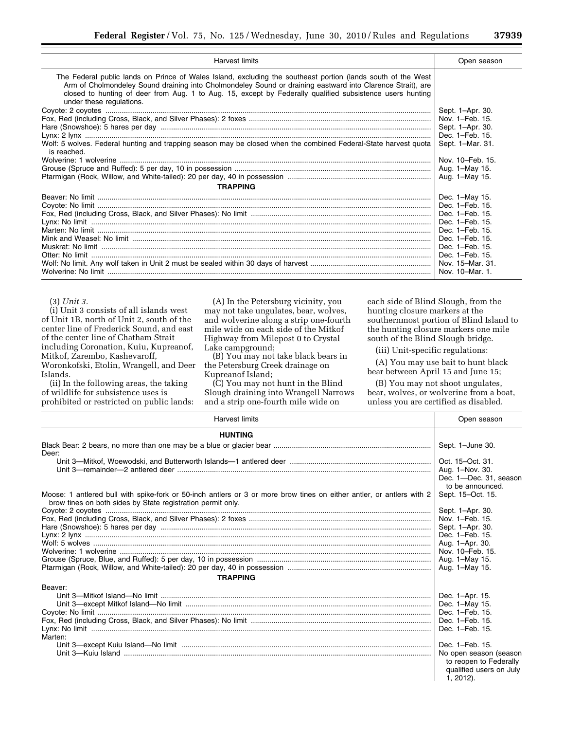| Harvest limits | Open season |
|---|---|
| The Federal public lands on Prince of Wales Island, excluding the southeast portion (lands south of the West Arm of Cholmondeley Sound draining into Cholmondeley Sound or draining eastward into Clarence Strait), are closed to hunting of deer from Aug. 1 to Aug. 15, except by Federally qualified subsistence users hunting under these regulations. | |
| Coyote: 2 coyotes | Sept. 1–Apr. 30. |
| Fox, Red (including Cross, Black, and Silver Phases): 2 foxes | Nov. 1–Feb. 15. |
| Hare (Snowshoe): 5 hares per day | Sept. 1–Apr. 30. |
| Lynx: 2 lynx | Dec. 1–Feb. 15. |
| Wolf: 5 wolves. Federal hunting and trapping season may be closed when the combined Federal-State harvest quota is reached. | Sept. 1–Mar. 31. |
| Wolverine: 1 wolverine | Nov. 10–Feb. 15. |
| Grouse (Spruce and Ruffed): 5 per day, 10 in possession | Aug. 1–May 15. |
| Ptarmigan (Rock, Willow, and White-tailed): 20 per day, 40 in possession | Aug. 1–May 15. |
| **TRAPPING** | |
| Beaver: No limit | Dec. 1–May 15. |
| Coyote: No limit | Dec. 1–Feb. 15. |
| Fox, Red (including Cross, Black, and Silver Phases): No limit | Dec. 1–Feb. 15. |
| Lynx: No limit | Dec. 1–Feb. 15. |
| Marten: No limit | Dec. 1–Feb. 15. |
| Mink and Weasel: No limit | Dec. 1–Feb. 15. |
| Muskrat: No limit | Dec. 1–Feb. 15. |
| Otter: No limit | Dec. 1–Feb. 15. |
| Wolf: No limit. Any wolf taken in Unit 2 must be sealed within 30 days of harvest | Nov. 15–Mar. 31. |
| Wolverine: No limit | Nov. 10–Mar. 1. |

(3) *Unit 3.*

(i) Unit 3 consists of all islands west of Unit 1B, north of Unit 2, south of the center line of Frederick Sound, and east of the center line of Chatham Strait including Coronation, Kuiu, Kupreanof, Mitkof, Zarembo, Kashevaroff, Woronkofski, Etolin, Wrangell, and Deer Islands.

(ii) In the following areas, the taking of wildlife for subsistence uses is prohibited or restricted on public lands:

(A) In the Petersburg vicinity, you may not take ungulates, bear, wolves, and wolverine along a strip one-fourth mile wide on each side of the Mitkof Highway from Milepost 0 to Crystal Lake campground;

(B) You may not take black bears in the Petersburg Creek drainage on Kupreanof Island;

(C) You may not hunt in the Blind Slough draining into Wrangell Narrows and a strip one-fourth mile wide on each side of Blind Slough, from the hunting closure markers at the southernmost portion of Blind Island to the hunting closure markers one mile south of the Blind Slough bridge.

(iii) Unit-specific regulations:

(A) You may use bait to hunt black bear between April 15 and June 15;

(B) You may not shoot ungulates, bear, wolves, or wolverine from a boat, unless you are certified as disabled.

| Harvest limits | Open season |
|---|---|
| **HUNTING** | |
| Black Bear: 2 bears, no more than one may be a blue or glacier bear | Sept. 1–June 30. |
| Deer: | |
| Unit 3—Mitkof, Woewodski, and Butterworth Islands—1 antlered deer | Oct. 15–Oct. 31. |
| Unit 3—remainder—2 antlered deer | Aug. 1–Nov. 30. Dec. 1—Dec. 31, season to be announced. |
| Moose: 1 antlered bull with spike-fork or 50-inch antlers or 3 or more brow tines on either antler, or antlers with 2 brow tines on both sides by State registration permit only. | Sept. 15–Oct. 15. |
| Coyote: 2 coyotes | Sept. 1–Apr. 30. |
| Fox, Red (including Cross, Black, and Silver Phases): 2 foxes | Nov. 1–Feb. 15. |
| Hare (Snowshoe): 5 hares per day | Sept. 1–Apr. 30. |
| Lynx: 2 lynx | Dec. 1–Feb. 15. |
| Wolf: 5 wolves | Aug. 1–Apr. 30. |
| Wolverine: 1 wolverine | Nov. 10–Feb. 15. |
| Grouse (Spruce, Blue, and Ruffed): 5 per day, 10 in possession | Aug. 1–May 15. |
| Ptarmigan (Rock, Willow, and White-tailed): 20 per day, 40 in possession | Aug. 1–May 15. |
| **TRAPPING** | |
| Beaver: | |
| Unit 3—Mitkof Island—No limit | Dec. 1–Apr. 15. |
| Unit 3—except Mitkof Island—No limit | Dec. 1–May 15. |
| Coyote: No limit | Dec. 1–Feb. 15. |
| Fox, Red (including Cross, Black, and Silver Phases): No limit | Dec. 1–Feb. 15. |
| Lynx: No limit | Dec. 1–Feb. 15. |
| Marten: | |
| Unit 3—except Kuiu Island—No limit | Dec. 1–Feb. 15. |
| Unit 3—Kuiu Island | No open season (season to reopen to Federally qualified users on July 1, 2012). |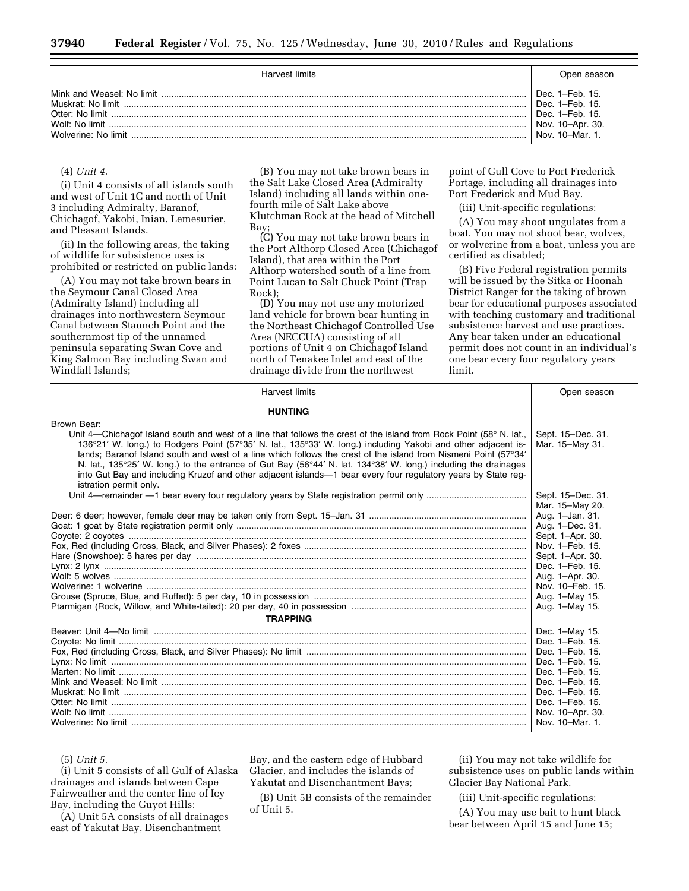| Harvest limits | Open season |
|---|---|
| Mink and Weasel: No limit | Dec. 1–Feb. 15. |
| Muskrat: No limit | Dec. 1–Feb. 15. |
| Otter: No limit | Dec. 1–Feb. 15. |
| Wolf: No limit | Nov. 10–Apr. 30. |
| Wolverine: No limit | Nov. 10–Mar. 1. |

(4) *Unit 4.*

(i) Unit 4 consists of all islands south and west of Unit 1C and north of Unit 3 including Admiralty, Baranof, Chichagof, Yakobi, Inian, Lemesurier, and Pleasant Islands.

(ii) In the following areas, the taking of wildlife for subsistence uses is prohibited or restricted on public lands:

(A) You may not take brown bears in the Seymour Canal Closed Area (Admiralty Island) including all drainages into northwestern Seymour Canal between Staunch Point and the southernmost tip of the unnamed peninsula separating Swan Cove and King Salmon Bay including Swan and Windfall Islands;

(B) You may not take brown bears in the Salt Lake Closed Area (Admiralty Island) including all lands within one-fourth mile of Salt Lake above Klutchman Rock at the head of Mitchell Bay;

(C) You may not take brown bears in the Port Althorp Closed Area (Chichagof Island), that area within the Port Althorp watershed south of a line from Point Lucan to Salt Chuck Point (Trap Rock);

(D) You may not use any motorized land vehicle for brown bear hunting in the Northeast Chichagof Controlled Use Area (NECCUA) consisting of all portions of Unit 4 on Chichagof Island north of Tenakee Inlet and east of the drainage divide from the northwest point of Gull Cove to Port Frederick Portage, including all drainages into Port Frederick and Mud Bay.

(iii) Unit-specific regulations:

(A) You may shoot ungulates from a boat. You may not shoot bear, wolves, or wolverine from a boat, unless you are certified as disabled;

(B) Five Federal registration permits will be issued by the Sitka or Hoonah District Ranger for the taking of brown bear for educational purposes associated with teaching customary and traditional subsistence harvest and use practices. Any bear taken under an educational permit does not count in an individual's one bear every four regulatory years limit.

| Harvest limits | Open season |
|---|---|
| **HUNTING** | |
| Brown Bear: | |
| Unit 4—Chichagof Island south and west of a line that follows the crest of the island from Rock Point (58° N. lat., 136°21′ W. long.) to Rodgers Point (57°35′ N. lat., 135°33′ W. long.) including Yakobi and other adjacent islands; Baranof Island south and west of a line which follows the crest of the island from Nismeni Point (57°34′ N. lat., 135°25′ W. long.) to the entrance of Gut Bay (56°44′ N. lat. 134°38′ W. long.) including the drainages into Gut Bay and including Kruzof and other adjacent islands—1 bear every four regulatory years by State registration permit only. | Sept. 15–Dec. 31. Mar. 15–May 31. |
| Unit 4—remainder —1 bear every four regulatory years by State registration permit only | Sept. 15–Dec. 31. Mar. 15–May 20. |
| Deer: 6 deer; however, female deer may be taken only from Sept. 15–Jan. 31 | Aug. 1–Jan. 31. |
| Goat: 1 goat by State registration permit only | Aug. 1–Dec. 31. |
| Coyote: 2 coyotes | Sept. 1–Apr. 30. |
| Fox, Red (including Cross, Black, and Silver Phases): 2 foxes | Nov. 1–Feb. 15. |
| Hare (Snowshoe): 5 hares per day | Sept. 1–Apr. 30. |
| Lynx: 2 lynx | Dec. 1–Feb. 15. |
| Wolf: 5 wolves | Aug. 1–Apr. 30. |
| Wolverine: 1 wolverine | Nov. 10–Feb. 15. |
| Grouse (Spruce, Blue, and Ruffed): 5 per day, 10 in possession | Aug. 1–May 15. |
| Ptarmigan (Rock, Willow, and White-tailed): 20 per day, 40 in possession | Aug. 1–May 15. |
| **TRAPPING** | |
| Beaver: Unit 4—No limit | Dec. 1–May 15. |
| Coyote: No limit | Dec. 1–Feb. 15. |
| Fox, Red (including Cross, Black, and Silver Phases): No limit | Dec. 1–Feb. 15. |
| Lynx: No limit | Dec. 1–Feb. 15. |
| Marten: No limit | Dec. 1–Feb. 15. |
| Mink and Weasel: No limit | Dec. 1–Feb. 15. |
| Muskrat: No limit | Dec. 1–Feb. 15. |
| Otter: No limit | Dec. 1–Feb. 15. |
| Wolf: No limit | Nov. 10–Apr. 30. |
| Wolverine: No limit | Nov. 10–Mar. 1. |

(5) *Unit 5.*

(i) Unit 5 consists of all Gulf of Alaska drainages and islands between Cape Fairweather and the center line of Icy Bay, including the Guyot Hills:

(A) Unit 5A consists of all drainages east of Yakutat Bay, Disenchantment Bay, and the eastern edge of Hubbard Glacier, and includes the islands of Yakutat and Disenchantment Bays;

(B) Unit 5B consists of the remainder of Unit 5.

(ii) You may not take wildlife for subsistence uses on public lands within Glacier Bay National Park.

(iii) Unit-specific regulations:

(A) You may use bait to hunt black bear between April 15 and June 15;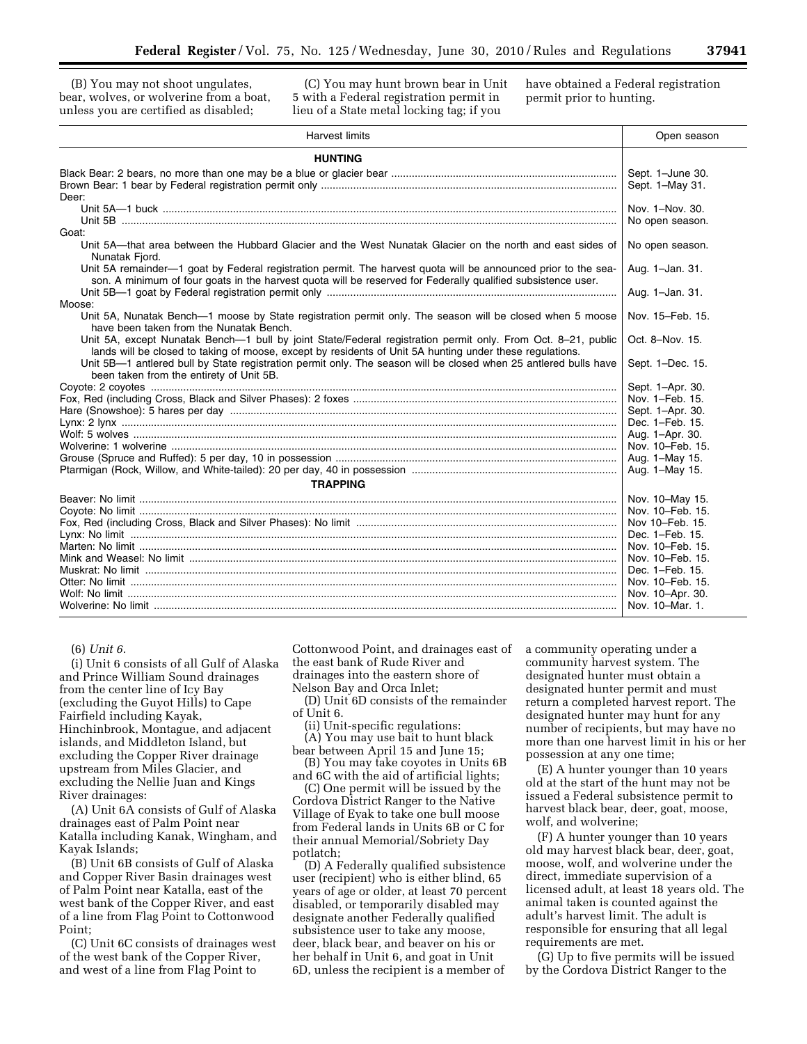(B) You may not shoot ungulates, bear, wolves, or wolverine from a boat, unless you are certified as disabled;

(C) You may hunt brown bear in Unit 5 with a Federal registration permit in lieu of a State metal locking tag; if you have obtained a Federal registration permit prior to hunting.

| Harvest limits | Open season |
|---|---|
| **HUNTING** | |
| Black Bear: 2 bears, no more than one may be a blue or glacier bear | Sept. 1–June 30. |
| Brown Bear: 1 bear by Federal registration permit only | Sept. 1–May 31. |
| Deer: | |
| Unit 5A—1 buck | Nov. 1–Nov. 30. |
| Unit 5B | No open season. |
| Goat: | |
| Unit 5A—that area between the Hubbard Glacier and the West Nunatak Glacier on the north and east sides of Nunatak Fjord. | No open season. |
| Unit 5A remainder—1 goat by Federal registration permit. The harvest quota will be announced prior to the season. A minimum of four goats in the harvest quota will be reserved for Federally qualified subsistence user. | Aug. 1–Jan. 31. |
| Unit 5B—1 goat by Federal registration permit only | Aug. 1–Jan. 31. |
| Moose: | |
| Unit 5A, Nunatak Bench—1 moose by State registration permit only. The season will be closed when 5 moose have been taken from the Nunatak Bench. | Nov. 15–Feb. 15. |
| Unit 5A, except Nunatak Bench—1 bull by joint State/Federal registration permit only. From Oct. 8–21, public lands will be closed to taking of moose, except by residents of Unit 5A hunting under these regulations. | Oct. 8–Nov. 15. |
| Unit 5B—1 antlered bull by State registration permit only. The season will be closed when 25 antlered bulls have been taken from the entirety of Unit 5B. | Sept. 1–Dec. 15. |
| Coyote: 2 coyotes | Sept. 1–Apr. 30. |
| Fox, Red (including Cross, Black and Silver Phases): 2 foxes | Nov. 1–Feb. 15. |
| Hare (Snowshoe): 5 hares per day | Sept. 1–Apr. 30. |
| Lynx: 2 lynx | Dec. 1–Feb. 15. |
| Wolf: 5 wolves | Aug. 1–Apr. 30. |
| Wolverine: 1 wolverine | Nov. 10–Feb. 15. |
| Grouse (Spruce and Ruffed): 5 per day, 10 in possession | Aug. 1–May 15. |
| Ptarmigan (Rock, Willow, and White-tailed): 20 per day, 40 in possession | Aug. 1–May 15. |
| **TRAPPING** | |
| Beaver: No limit | Nov. 10–May 15. |
| Coyote: No limit | Nov. 10–Feb. 15. |
| Fox, Red (including Cross, Black and Silver Phases): No limit | Nov 10–Feb. 15. |
| Lynx: No limit | Dec. 1–Feb. 15. |
| Marten: No limit | Nov. 10–Feb. 15. |
| Mink and Weasel: No limit | Nov. 10–Feb. 15. |
| Muskrat: No limit | Dec. 1–Feb. 15. |
| Otter: No limit | Nov. 10–Feb. 15. |
| Wolf: No limit | Nov. 10–Apr. 30. |
| Wolverine: No limit | Nov. 10–Mar. 1. |

(6) *Unit 6.*

(i) Unit 6 consists of all Gulf of Alaska and Prince William Sound drainages from the center line of Icy Bay (excluding the Guyot Hills) to Cape Fairfield including Kayak, Hinchinbrook, Montague, and adjacent islands, and Middleton Island, but excluding the Copper River drainage upstream from Miles Glacier, and excluding the Nellie Juan and Kings River drainages:

(A) Unit 6A consists of Gulf of Alaska drainages east of Palm Point near Katalla including Kanak, Wingham, and Kayak Islands;

(B) Unit 6B consists of Gulf of Alaska and Copper River Basin drainages west of Palm Point near Katalla, east of the west bank of the Copper River, and east of a line from Flag Point to Cottonwood Point;

(C) Unit 6C consists of drainages west of the west bank of the Copper River, and west of a line from Flag Point to Cottonwood Point, and drainages east of the east bank of Rude River and drainages into the eastern shore of Nelson Bay and Orca Inlet;

(D) Unit 6D consists of the remainder of Unit 6.

(ii) Unit-specific regulations:

(A) You may use bait to hunt black bear between April 15 and June 15;

(B) You may take coyotes in Units 6B and 6C with the aid of artificial lights;

(C) One permit will be issued by the Cordova District Ranger to the Native Village of Eyak to take one bull moose from Federal lands in Units 6B or C for their annual Memorial/Sobriety Day potlatch;

(D) A Federally qualified subsistence user (recipient) who is either blind, 65 years of age or older, at least 70 percent disabled, or temporarily disabled may designate another Federally qualified subsistence user to take any moose, deer, black bear, and beaver on his or her behalf in Unit 6, and goat in Unit 6D, unless the recipient is a member of a community operating under a community harvest system. The designated hunter must obtain a designated hunter permit and must return a completed harvest report. The designated hunter may hunt for any number of recipients, but may have no more than one harvest limit in his or her possession at any one time;

(E) A hunter younger than 10 years old at the start of the hunt may not be issued a Federal subsistence permit to harvest black bear, deer, goat, moose, wolf, and wolverine;

(F) A hunter younger than 10 years old may harvest black bear, deer, goat, moose, wolf, and wolverine under the direct, immediate supervision of a licensed adult, at least 18 years old. The animal taken is counted against the adult's harvest limit. The adult is responsible for ensuring that all legal requirements are met.

(G) Up to five permits will be issued by the Cordova District Ranger to the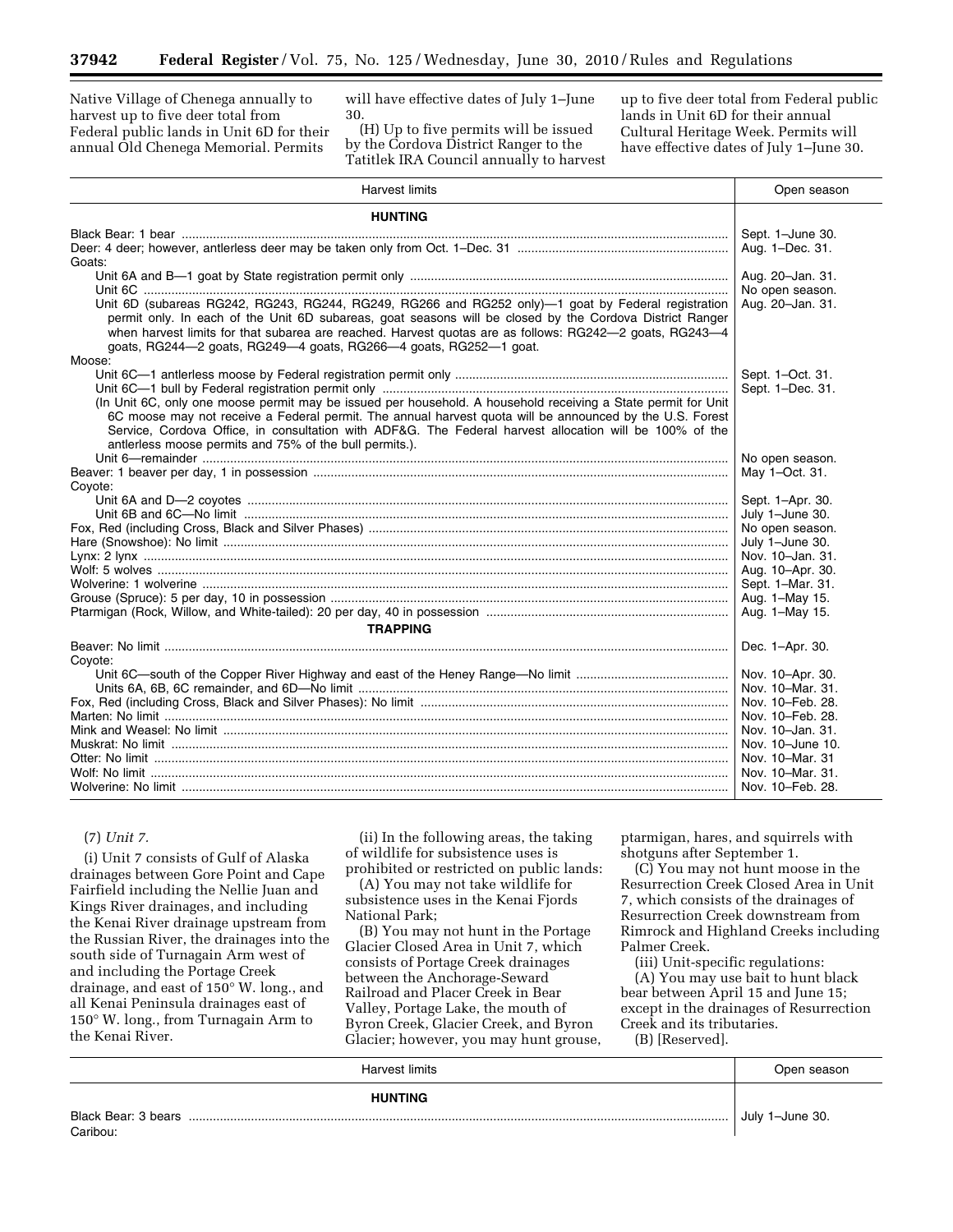Native Village of Chenega annually to harvest up to five deer total from Federal public lands in Unit 6D for their annual Old Chenega Memorial. Permits will have effective dates of July 1–June 30.

(H) Up to five permits will be issued by the Cordova District Ranger to the Tatitlek IRA Council annually to harvest up to five deer total from Federal public lands in Unit 6D for their annual Cultural Heritage Week. Permits will have effective dates of July 1–June 30.

| Harvest limits | Open season |
|---|---|
| **HUNTING** | |
| Black Bear: 1 bear | Sept. 1–June 30. |
| Deer: 4 deer; however, antlerless deer may be taken only from Oct. 1–Dec. 31 | Aug. 1–Dec. 31. |
| Goats: | |
| Unit 6A and B—1 goat by State registration permit only | Aug. 20–Jan. 31. |
| Unit 6C | No open season. |
| Unit 6D (subareas RG242, RG243, RG244, RG249, RG266 and RG252 only)—1 goat by Federal registration permit only. In each of the Unit 6D subareas, goat seasons will be closed by the Cordova District Ranger when harvest limits for that subarea are reached. Harvest quotas are as follows: RG242—2 goats, RG243—4 goats, RG244—2 goats, RG249—4 goats, RG266—4 goats, RG252—1 goat. | Aug. 20–Jan. 31. |
| Moose: | |
| Unit 6C—1 antlerless moose by Federal registration permit only | Sept. 1–Oct. 31. |
| Unit 6C—1 bull by Federal registration permit only | Sept. 1–Dec. 31. |
| (In Unit 6C, only one moose permit may be issued per household. A household receiving a State permit for Unit 6C moose may not receive a Federal permit. The annual harvest quota will be announced by the U.S. Forest Service, Cordova Office, in consultation with ADF&G. The Federal harvest allocation will be 100% of the antlerless moose permits and 75% of the bull permits.). | |
| Unit 6—remainder | No open season. |
| Beaver: 1 beaver per day, 1 in possession | May 1–Oct. 31. |
| Coyote: | |
| Unit 6A and D—2 coyotes | Sept. 1–Apr. 30. |
| Unit 6B and 6C—No limit | July 1–June 30. |
| Fox, Red (including Cross, Black and Silver Phases) | No open season. |
| Hare (Snowshoe): No limit | July 1–June 30. |
| Lynx: 2 lynx | Nov. 10–Jan. 31. |
| Wolf: 5 wolves | Aug. 10–Apr. 30. |
| Wolverine: 1 wolverine | Sept. 1–Mar. 31. |
| Grouse (Spruce): 5 per day, 10 in possession | Aug. 1–May 15. |
| Ptarmigan (Rock, Willow, and White-tailed): 20 per day, 40 in possession | Aug. 1–May 15. |
| **TRAPPING** | |
| Beaver: No limit | Dec. 1–Apr. 30. |
| Coyote: | |
| Unit 6C—south of the Copper River Highway and east of the Heney Range—No limit | Nov. 10–Apr. 30. |
| Units 6A, 6B, 6C remainder, and 6D—No limit | Nov. 10–Mar. 31. |
| Fox, Red (including Cross, Black and Silver Phases): No limit | Nov. 10–Feb. 28. |
| Marten: No limit | Nov. 10–Feb. 28. |
| Mink and Weasel: No limit | Nov. 10–Jan. 31. |
| Muskrat: No limit | Nov. 10–June 10. |
| Otter: No limit | Nov. 10–Mar. 31 |
| Wolf: No limit | Nov. 10–Mar. 31. |
| Wolverine: No limit | Nov. 10–Feb. 28. |

(7) *Unit 7.*

(i) Unit 7 consists of Gulf of Alaska drainages between Gore Point and Cape Fairfield including the Nellie Juan and Kings River drainages, and including the Kenai River drainage upstream from the Russian River, the drainages into the south side of Turnagain Arm west of and including the Portage Creek drainage, and east of 150° W. long., and all Kenai Peninsula drainages east of 150° W. long., from Turnagain Arm to the Kenai River.

(ii) In the following areas, the taking of wildlife for subsistence uses is prohibited or restricted on public lands:

(A) You may not take wildlife for subsistence uses in the Kenai Fjords National Park;

(B) You may not hunt in the Portage Glacier Closed Area in Unit 7, which consists of Portage Creek drainages between the Anchorage-Seward Railroad and Placer Creek in Bear Valley, Portage Lake, the mouth of Byron Creek, Glacier Creek, and Byron Glacier; however, you may hunt grouse, ptarmigan, hares, and squirrels with shotguns after September 1.

(C) You may not hunt moose in the Resurrection Creek Closed Area in Unit 7, which consists of the drainages of Resurrection Creek downstream from Rimrock and Highland Creeks including Palmer Creek.

(iii) Unit-specific regulations:

(A) You may use bait to hunt black bear between April 15 and June 15; except in the drainages of Resurrection Creek and its tributaries.

(B) [Reserved].

| Harvest limits | Open season |
|---|---|
| **HUNTING** | |
| Black Bear: 3 bears | July 1–June 30. |
| Caribou: | |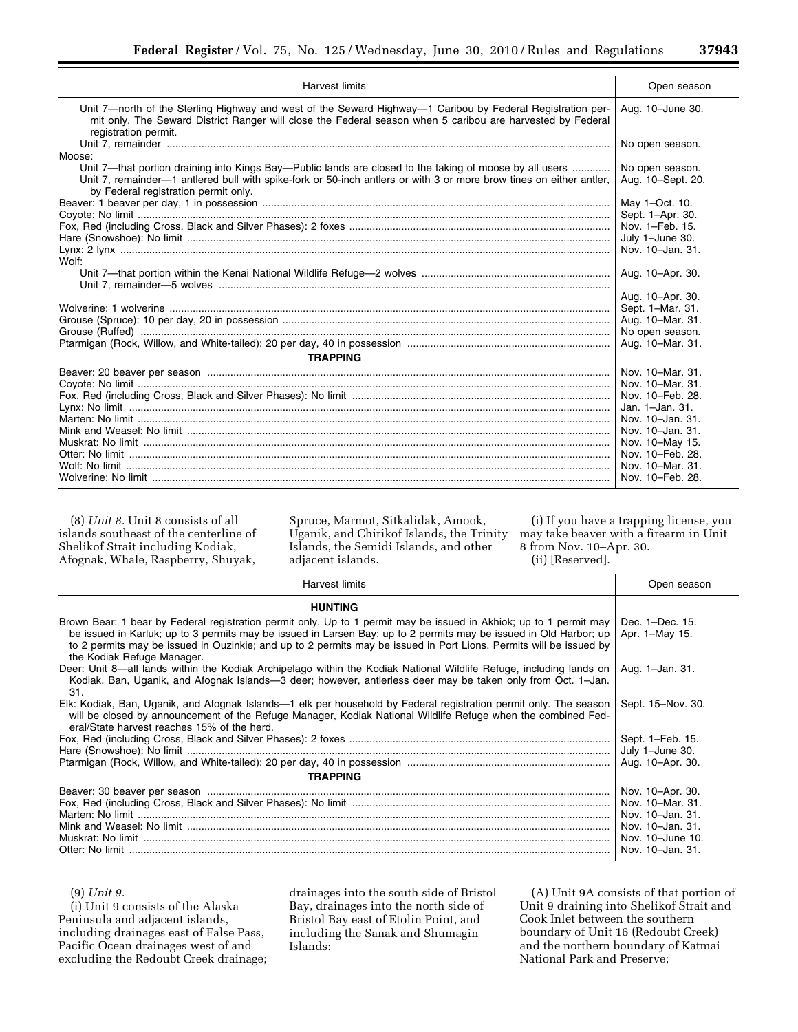| Harvest limits | Open season |
|---|---|
| Unit 7—north of the Sterling Highway and west of the Seward Highway—1 Caribou by Federal Registration permit only. The Seward District Ranger will close the Federal season when 5 caribou are harvested by Federal registration permit. | Aug. 10–June 30. |
| Unit 7, remainder | No open season. |
| Moose: | |
| Unit 7—that portion draining into Kings Bay—Public lands are closed to the taking of moose by all users | No open season. |
| Unit 7, remainder—1 antlered bull with spike-fork or 50-inch antlers or with 3 or more brow tines on either antler, by Federal registration permit only. | Aug. 10–Sept. 20. |
| Beaver: 1 beaver per day, 1 in possession | May 1–Oct. 10. |
| Coyote: No limit | Sept. 1–Apr. 30. |
| Fox, Red (including Cross, Black and Silver Phases): 2 foxes | Nov. 1–Feb. 15. |
| Hare (Snowshoe): No limit | July 1–June 30. |
| Lynx: 2 lynx | Nov. 10–Jan. 31. |
| Wolf: | |
| Unit 7—that portion within the Kenai National Wildlife Refuge—2 wolves | Aug. 10–Apr. 30. |
| Unit 7, remainder—5 wolves | Aug. 10–Apr. 30. |
| Wolverine: 1 wolverine | Sept. 1–Mar. 31. |
| Grouse (Spruce): 10 per day, 20 in possession | Aug. 10–Mar. 31. |
| Grouse (Ruffed) | No open season. |
| Ptarmigan (Rock, Willow, and White-tailed): 20 per day, 40 in possession | Aug. 10–Mar. 31. |
| **TRAPPING** | |
| Beaver: 20 beaver per season | Nov. 10–Mar. 31. |
| Coyote: No limit | Nov. 10–Mar. 31. |
| Fox, Red (including Cross, Black and Silver Phases): No limit | Nov. 10–Feb. 28. |
| Lynx: No limit | Jan. 1–Jan. 31. |
| Marten: No limit | Nov. 10–Jan. 31. |
| Mink and Weasel: No limit | Nov. 10–Jan. 31. |
| Muskrat: No limit | Nov. 10–May 15. |
| Otter: No limit | Nov. 10–Feb. 28. |
| Wolf: No limit | Nov. 10–Mar. 31. |
| Wolverine: No limit | Nov. 10–Feb. 28. |

(8) *Unit 8.* Unit 8 consists of all islands southeast of the centerline of Shelikof Strait including Kodiak, Afognak, Whale, Raspberry, Shuyak, Spruce, Marmot, Sitkalidak, Amook, Uganik, and Chirikof Islands, the Trinity Islands, the Semidi Islands, and other adjacent islands.

(i) If you have a trapping license, you may take beaver with a firearm in Unit 8 from Nov. 10–Apr. 30.

(ii) [Reserved].

| Harvest limits | Open season |
|---|---|
| **HUNTING** | |
| Brown Bear: 1 bear by Federal registration permit only. Up to 1 permit may be issued in Akhiok; up to 1 permit may be issued in Karluk; up to 3 permits may be issued in Larsen Bay; up to 2 permits may be issued in Old Harbor; up to 2 permits may be issued in Ouzinkie; and up to 2 permits may be issued in Port Lions. Permits will be issued by the Kodiak Refuge Manager. | Dec. 1–Dec. 15. Apr. 1–May 15. |
| Deer: Unit 8—all lands within the Kodiak Archipelago within the Kodiak National Wildlife Refuge, including lands on Kodiak, Ban, Uganik, and Afognak Islands—3 deer; however, antlerless deer may be taken only from Oct. 1–Jan. 31. | Aug. 1–Jan. 31. |
| Elk: Kodiak, Ban, Uganik, and Afognak Islands—1 elk per household by Federal registration permit only. The season will be closed by announcement of the Refuge Manager, Kodiak National Wildlife Refuge when the combined Federal/State harvest reaches 15% of the herd. | Sept. 15–Nov. 30. |
| Fox, Red (including Cross, Black and Silver Phases): 2 foxes | Sept. 1–Feb. 15. |
| Hare (Snowshoe): No limit | July 1–June 30. |
| Ptarmigan (Rock, Willow, and White-tailed): 20 per day, 40 in possession | Aug. 10–Apr. 30. |
| **TRAPPING** | |
| Beaver: 30 beaver per season | Nov. 10–Apr. 30. |
| Fox, Red (including Cross, Black and Silver Phases): No limit | Nov. 10–Mar. 31. |
| Marten: No limit | Nov. 10–Jan. 31. |
| Mink and Weasel: No limit | Nov. 10–Jan. 31. |
| Muskrat: No limit | Nov. 10–June 10. |
| Otter: No limit | Nov. 10–Jan. 31. |

(9) *Unit 9.*

(i) Unit 9 consists of the Alaska Peninsula and adjacent islands, including drainages east of False Pass, Pacific Ocean drainages west of and excluding the Redoubt Creek drainage; drainages into the south side of Bristol Bay, drainages into the north side of Bristol Bay east of Etolin Point, and including the Sanak and Shumagin Islands:

(A) Unit 9A consists of that portion of Unit 9 draining into Shelikof Strait and Cook Inlet between the southern boundary of Unit 16 (Redoubt Creek) and the northern boundary of Katmai National Park and Preserve;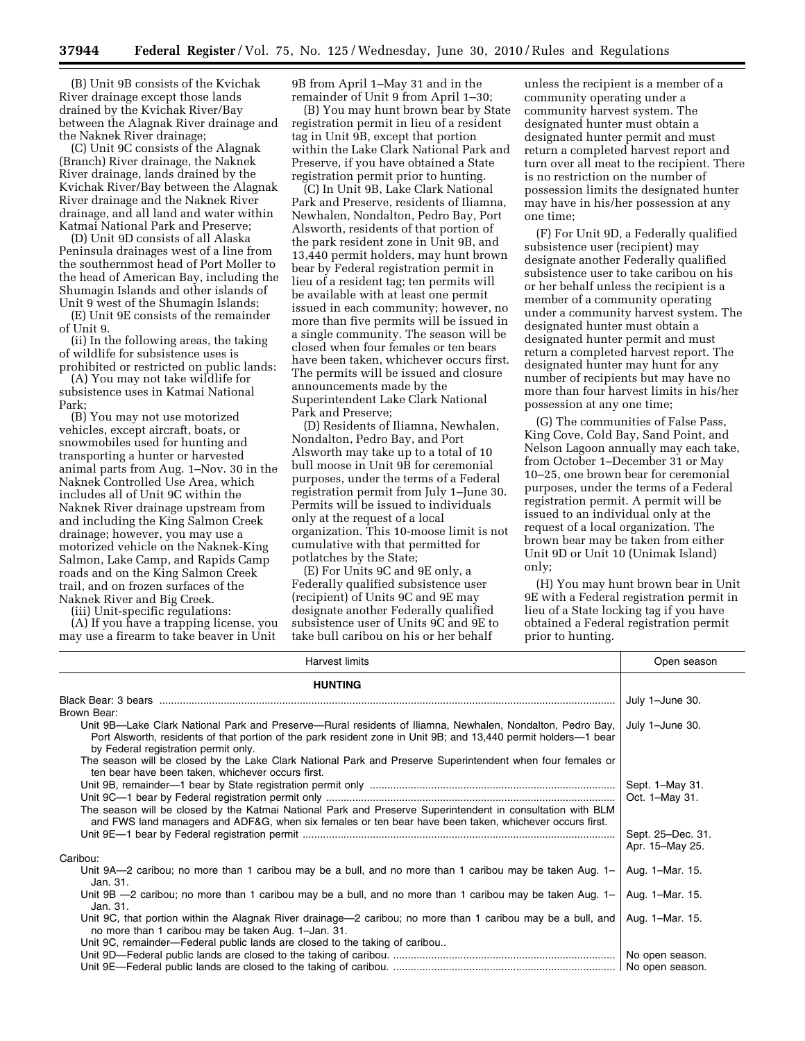(B) Unit 9B consists of the Kvichak River drainage except those lands drained by the Kvichak River/Bay between the Alagnak River drainage and the Naknek River drainage;

(C) Unit 9C consists of the Alagnak (Branch) River drainage, the Naknek River drainage, lands drained by the Kvichak River/Bay between the Alagnak River drainage and the Naknek River drainage, and all land and water within Katmai National Park and Preserve;

(D) Unit 9D consists of all Alaska Peninsula drainages west of a line from the southernmost head of Port Moller to the head of American Bay, including the Shumagin Islands and other islands of Unit 9 west of the Shumagin Islands;

(E) Unit 9E consists of the remainder of Unit 9.

(ii) In the following areas, the taking of wildlife for subsistence uses is prohibited or restricted on public lands:

(A) You may not take wildlife for subsistence uses in Katmai National Park;

(B) You may not use motorized vehicles, except aircraft, boats, or snowmobiles used for hunting and transporting a hunter or harvested animal parts from Aug. 1–Nov. 30 in the Naknek Controlled Use Area, which includes all of Unit 9C within the Naknek River drainage upstream from and including the King Salmon Creek drainage; however, you may use a motorized vehicle on the Naknek-King Salmon, Lake Camp, and Rapids Camp roads and on the King Salmon Creek trail, and on frozen surfaces of the Naknek River and Big Creek.

(iii) Unit-specific regulations:

(A) If you have a trapping license, you may use a firearm to take beaver in Unit 9B from April 1–May 31 and in the remainder of Unit 9 from April 1–30;

(B) You may hunt brown bear by State registration permit in lieu of a resident tag in Unit 9B, except that portion within the Lake Clark National Park and Preserve, if you have obtained a State registration permit prior to hunting.

(C) In Unit 9B, Lake Clark National Park and Preserve, residents of Iliamna, Newhalen, Nondalton, Pedro Bay, Port Alsworth, residents of that portion of the park resident zone in Unit 9B, and 13,440 permit holders, may hunt brown bear by Federal registration permit in lieu of a resident tag; ten permits will be available with at least one permit issued in each community; however, no more than five permits will be issued in a single community. The season will be closed when four females or ten bears have been taken, whichever occurs first. The permits will be issued and closure announcements made by the Superintendent Lake Clark National Park and Preserve;

(D) Residents of Iliamna, Newhalen, Nondalton, Pedro Bay, and Port Alsworth may take up to a total of 10 bull moose in Unit 9B for ceremonial purposes, under the terms of a Federal registration permit from July 1–June 30. Permits will be issued to individuals only at the request of a local organization. This 10-moose limit is not cumulative with that permitted for potlatches by the State;

(E) For Units 9C and 9E only, a Federally qualified subsistence user (recipient) of Units 9C and 9E may designate another Federally qualified subsistence user of Units 9C and 9E to take bull caribou on his or her behalf unless the recipient is a member of a community operating under a community harvest system. The designated hunter must obtain a designated hunter permit and must return a completed harvest report and turn over all meat to the recipient. There is no restriction on the number of possession limits the designated hunter may have in his/her possession at any one time;

(F) For Unit 9D, a Federally qualified subsistence user (recipient) may designate another Federally qualified subsistence user to take caribou on his or her behalf unless the recipient is a member of a community operating under a community harvest system. The designated hunter must obtain a designated hunter permit and must return a completed harvest report. The designated hunter may hunt for any number of recipients but may have no more than four harvest limits in his/her possession at any one time;

(G) The communities of False Pass, King Cove, Cold Bay, Sand Point, and Nelson Lagoon annually may each take, from October 1–December 31 or May 10–25, one brown bear for ceremonial purposes, under the terms of a Federal registration permit. A permit will be issued to an individual only at the request of a local organization. The brown bear may be taken from either Unit 9D or Unit 10 (Unimak Island) only;

(H) You may hunt brown bear in Unit 9E with a Federal registration permit in lieu of a State locking tag if you have obtained a Federal registration permit prior to hunting.

| Harvest limits | Open season |
|---|---|
| **HUNTING** | |
| Black Bear: 3 bears | July 1–June 30. |
| Brown Bear: | |
| Unit 9B—Lake Clark National Park and Preserve—Rural residents of Iliamna, Newhalen, Nondalton, Pedro Bay, Port Alsworth, residents of that portion of the park resident zone in Unit 9B; and 13,440 permit holders—1 bear by Federal registration permit only. | July 1–June 30. |
| The season will be closed by the Lake Clark National Park and Preserve Superintendent when four females or ten bear have been taken, whichever occurs first. | |
| Unit 9B, remainder—1 bear by State registration permit only | Sept. 1–May 31. |
| Unit 9C—1 bear by Federal registration permit only | Oct. 1–May 31. |
| The season will be closed by the Katmai National Park and Preserve Superintendent in consultation with BLM and FWS land managers and ADF&G, when six females or ten bear have been taken, whichever occurs first. | |
| Unit 9E—1 bear by Federal registration permit | Sept. 25–Dec. 31. Apr. 15–May 25. |
| Caribou: | |
| Unit 9A—2 caribou; no more than 1 caribou may be a bull, and no more than 1 caribou may be taken Aug. 1–Jan. 31. | Aug. 1–Mar. 15. |
| Unit 9B —2 caribou; no more than 1 caribou may be a bull, and no more than 1 caribou may be taken Aug. 1–Jan. 31. | Aug. 1–Mar. 15. |
| Unit 9C, that portion within the Alagnak River drainage—2 caribou; no more than 1 caribou may be a bull, and no more than 1 caribou may be taken Aug. 1–Jan. 31. | Aug. 1–Mar. 15. |
| Unit 9C, remainder—Federal public lands are closed to the taking of caribou.. | |
| Unit 9D—Federal public lands are closed to the taking of caribou. | No open season. |
| Unit 9E—Federal public lands are closed to the taking of caribou. | No open season. |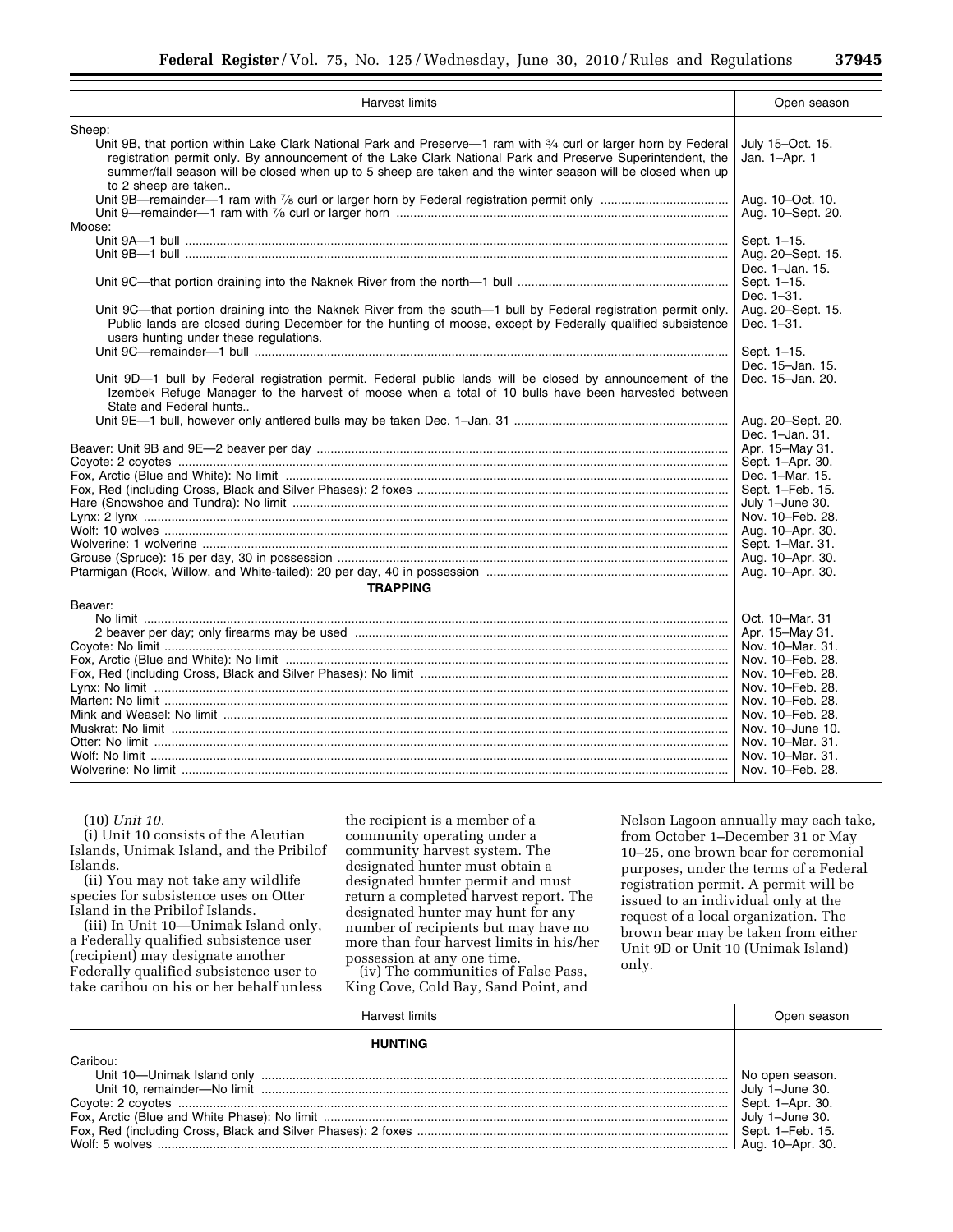| Harvest limits | Open season |
|---|---|
| Sheep: | |
| Unit 9B, that portion within Lake Clark National Park and Preserve—1 ram with ¾ curl or larger horn by Federal registration permit only. By announcement of the Lake Clark National Park and Preserve Superintendent, the summer/fall season will be closed when up to 5 sheep are taken and the winter season will be closed when up to 2 sheep are taken.. | July 15–Oct. 15. Jan. 1–Apr. 1 |
| Unit 9B—remainder—1 ram with ⅞ curl or larger horn by Federal registration permit only | Aug. 10–Oct. 10. |
| Unit 9—remainder—1 ram with ⅞ curl or larger horn | Aug. 10–Sept. 20. |
| Moose: | |
| Unit 9A—1 bull | Sept. 1–15. |
| Unit 9B—1 bull | Aug. 20–Sept. 15. Dec. 1–Jan. 15. |
| Unit 9C—that portion draining into the Naknek River from the north—1 bull | Sept. 1–15. Dec. 1–31. |
| Unit 9C—that portion draining into the Naknek River from the south—1 bull by Federal registration permit only. Public lands are closed during December for the hunting of moose, except by Federally qualified subsistence users hunting under these regulations. | Aug. 20–Sept. 15. Dec. 1–31. |
| Unit 9C—remainder—1 bull | Sept. 1–15. Dec. 15–Jan. 15. |
| Unit 9D—1 bull by Federal registration permit. Federal public lands will be closed by announcement of the Izembek Refuge Manager to the harvest of moose when a total of 10 bulls have been harvested between State and Federal hunts.. | Dec. 15–Jan. 20. |
| Unit 9E—1 bull, however only antlered bulls may be taken Dec. 1–Jan. 31 | Aug. 20–Sept. 20. Dec. 1–Jan. 31. |
| Beaver: Unit 9B and 9E—2 beaver per day | Apr. 15–May 31. |
| Coyote: 2 coyotes | Sept. 1–Apr. 30. |
| Fox, Arctic (Blue and White): No limit | Dec. 1–Mar. 15. |
| Fox, Red (including Cross, Black and Silver Phases): 2 foxes | Sept. 1–Feb. 15. |
| Hare (Snowshoe and Tundra): No limit | July 1–June 30. |
| Lynx: 2 lynx | Nov. 10–Feb. 28. |
| Wolf: 10 wolves | Aug. 10–Apr. 30. |
| Wolverine: 1 wolverine | Sept. 1–Mar. 31. |
| Grouse (Spruce): 15 per day, 30 in possession | Aug. 10–Apr. 30. |
| Ptarmigan (Rock, Willow, and White-tailed): 20 per day, 40 in possession | Aug. 10–Apr. 30. |
| **TRAPPING** | |
| Beaver: | |
| No limit | Oct. 10–Mar. 31 |
| 2 beaver per day; only firearms may be used | Apr. 15–May 31. |
| Coyote: No limit | Nov. 10–Mar. 31. |
| Fox, Arctic (Blue and White): No limit | Nov. 10–Feb. 28. |
| Fox, Red (including Cross, Black and Silver Phases): No limit | Nov. 10–Feb. 28. |
| Lynx: No limit | Nov. 10–Feb. 28. |
| Marten: No limit | Nov. 10–Feb. 28. |
| Mink and Weasel: No limit | Nov. 10–Feb. 28. |
| Muskrat: No limit | Nov. 10–June 10. |
| Otter: No limit | Nov. 10–Mar. 31. |
| Wolf: No limit | Nov. 10–Mar. 31. |
| Wolverine: No limit | Nov. 10–Feb. 28. |

(10) *Unit 10.*

(i) Unit 10 consists of the Aleutian Islands, Unimak Island, and the Pribilof Islands.

(ii) You may not take any wildlife species for subsistence uses on Otter Island in the Pribilof Islands.

(iii) In Unit 10—Unimak Island only, a Federally qualified subsistence user (recipient) may designate another Federally qualified subsistence user to take caribou on his or her behalf unless the recipient is a member of a community operating under a community harvest system. The designated hunter must obtain a designated hunter permit and must return a completed harvest report. The designated hunter may hunt for any number of recipients but may have no more than four harvest limits in his/her possession at any one time.

(iv) The communities of False Pass, King Cove, Cold Bay, Sand Point, and Nelson Lagoon annually may each take, from October 1–December 31 or May 10–25, one brown bear for ceremonial purposes, under the terms of a Federal registration permit. A permit will be issued to an individual only at the request of a local organization. The brown bear may be taken from either Unit 9D or Unit 10 (Unimak Island) only.

| Harvest limits | Open season |
|---|---|
| **HUNTING** | |
| Caribou: | |
| Unit 10—Unimak Island only | No open season. |
| Unit 10, remainder—No limit | July 1–June 30. |
| Coyote: 2 coyotes | Sept. 1–Apr. 30. |
| Fox, Arctic (Blue and White Phase): No limit | July 1–June 30. |
| Fox, Red (including Cross, Black and Silver Phases): 2 foxes | Sept. 1–Feb. 15. |
| Wolf: 5 wolves | Aug. 10–Apr. 30. |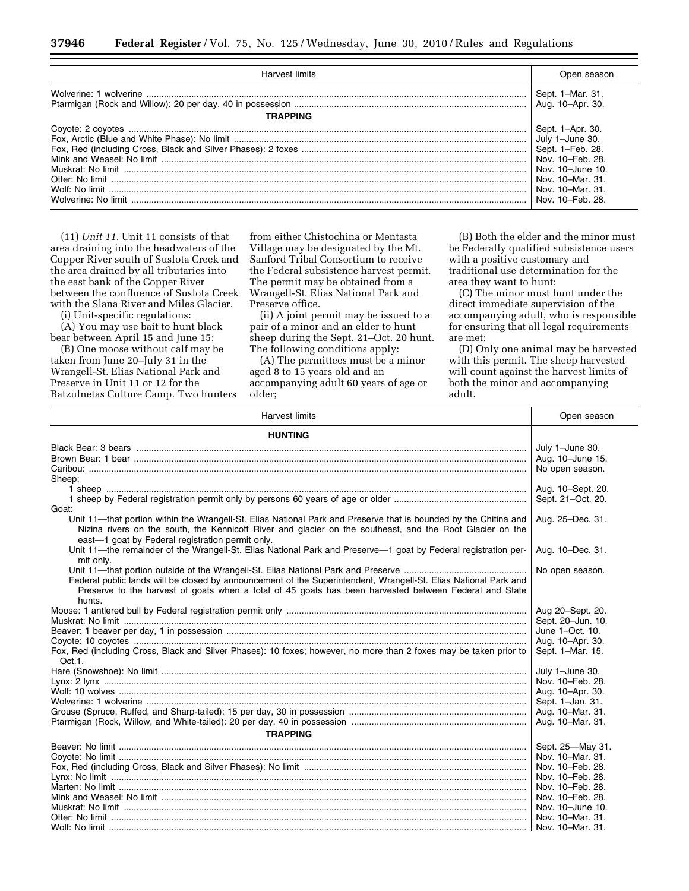| Harvest limits | Open season |
|---|---|
| Wolverine: 1 wolverine | Sept. 1–Mar. 31. |
| Ptarmigan (Rock and Willow): 20 per day, 40 in possession | Aug. 10–Apr. 30. |
| **TRAPPING** | |
| Coyote: 2 coyotes | Sept. 1–Apr. 30. |
| Fox, Arctic (Blue and White Phase): No limit | July 1–June 30. |
| Fox, Red (including Cross, Black and Silver Phases): 2 foxes | Sept. 1–Feb. 28. |
| Mink and Weasel: No limit | Nov. 10–Feb. 28. |
| Muskrat: No limit | Nov. 10–June 10. |
| Otter: No limit | Nov. 10–Mar. 31. |
| Wolf: No limit | Nov. 10–Mar. 31. |
| Wolverine: No limit | Nov. 10–Feb. 28. |

(11) *Unit 11.* Unit 11 consists of that area draining into the headwaters of the Copper River south of Suslota Creek and the area drained by all tributaries into the east bank of the Copper River between the confluence of Suslota Creek with the Slana River and Miles Glacier.

(i) Unit-specific regulations:

(A) You may use bait to hunt black bear between April 15 and June 15;

(B) One moose without calf may be taken from June 20–July 31 in the Wrangell-St. Elias National Park and Preserve in Unit 11 or 12 for the Batzulnetas Culture Camp. Two hunters from either Chistochina or Mentasta Village may be designated by the Mt. Sanford Tribal Consortium to receive the Federal subsistence harvest permit. The permit may be obtained from a Wrangell-St. Elias National Park and Preserve office.

(ii) A joint permit may be issued to a pair of a minor and an elder to hunt sheep during the Sept. 21–Oct. 20 hunt. The following conditions apply:

(A) The permittees must be a minor aged 8 to 15 years old and an accompanying adult 60 years of age or older;

(B) Both the elder and the minor must be Federally qualified subsistence users with a positive customary and traditional use determination for the area they want to hunt;

(C) The minor must hunt under the direct immediate supervision of the accompanying adult, who is responsible for ensuring that all legal requirements are met;

(D) Only one animal may be harvested with this permit. The sheep harvested will count against the harvest limits of both the minor and accompanying adult.

| Harvest limits | Open season |
|---|---|
| **HUNTING** | |
| Black Bear: 3 bears | July 1–June 30. |
| Brown Bear: 1 bear | Aug. 10–June 15. |
| Caribou: | No open season. |
| Sheep: | |
| 1 sheep | Aug. 10–Sept. 20. |
| 1 sheep by Federal registration permit only by persons 60 years of age or older | Sept. 21–Oct. 20. |
| Goat: | |
| Unit 11—that portion within the Wrangell-St. Elias National Park and Preserve that is bounded by the Chitina and Nizina rivers on the south, the Kennicott River and glacier on the southeast, and the Root Glacier on the east—1 goat by Federal registration permit only. | Aug. 25–Dec. 31. |
| Unit 11—the remainder of the Wrangell-St. Elias National Park and Preserve—1 goat by Federal registration permit only. | Aug. 10–Dec. 31. |
| Unit 11—that portion outside of the Wrangell-St. Elias National Park and Preserve | No open season. |
| Federal public lands will be closed by announcement of the Superintendent, Wrangell-St. Elias National Park and Preserve to the harvest of goats when a total of 45 goats has been harvested between Federal and State hunts. | |
| Moose: 1 antlered bull by Federal registration permit only | Aug 20–Sept. 20. |
| Muskrat: No limit | Sept. 20–Jun. 10. |
| Beaver: 1 beaver per day, 1 in possession | June 1–Oct. 10. |
| Coyote: 10 coyotes | Aug. 10–Apr. 30. |
| Fox, Red (including Cross, Black and Silver Phases): 10 foxes; however, no more than 2 foxes may be taken prior to Oct.1. | Sept. 1–Mar. 15. |
| Hare (Snowshoe): No limit | July 1–June 30. |
| Lynx: 2 lynx | Nov. 10–Feb. 28. |
| Wolf: 10 wolves | Aug. 10–Apr. 30. |
| Wolverine: 1 wolverine | Sept. 1–Jan. 31. |
| Grouse (Spruce, Ruffed, and Sharp-tailed): 15 per day, 30 in possession | Aug. 10–Mar. 31. |
| Ptarmigan (Rock, Willow, and White-tailed): 20 per day, 40 in possession | Aug. 10–Mar. 31. |
| **TRAPPING** | |
| Beaver: No limit | Sept. 25—May 31. |
| Coyote: No limit | Nov. 10–Mar. 31. |
| Fox, Red (including Cross, Black and Silver Phases): No limit | Nov. 10–Feb. 28. |
| Lynx: No limit | Nov. 10–Feb. 28. |
| Marten: No limit | Nov. 10–Feb. 28. |
| Mink and Weasel: No limit | Nov. 10–Feb. 28. |
| Muskrat: No limit | Nov. 10–June 10. |
| Otter: No limit | Nov. 10–Mar. 31. |
| Wolf: No limit | Nov. 10–Mar. 31. |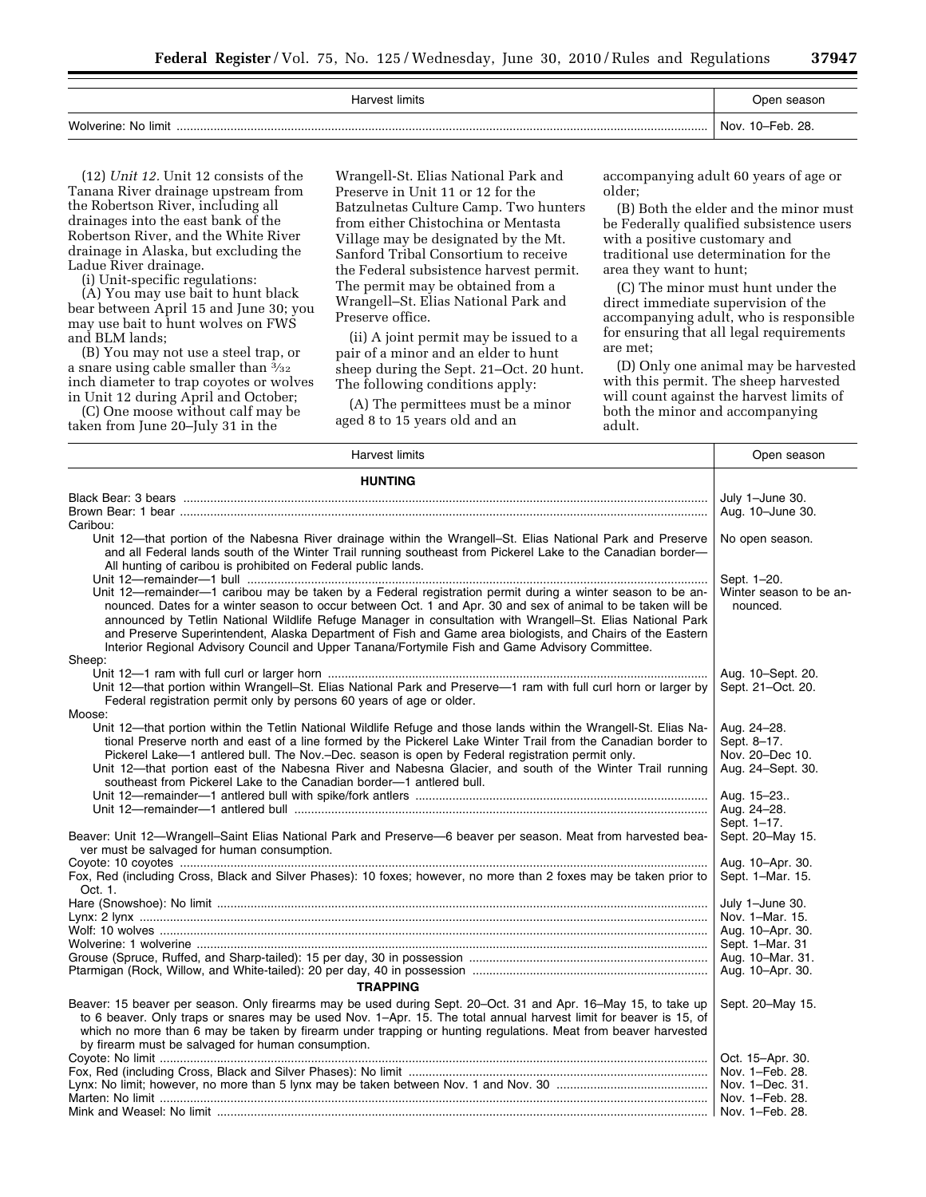| Harvest limits | Open season |
| --- | --- |
| Wolverine: No limit | Nov. 10–Feb. 28. |

(12) *Unit 12.* Unit 12 consists of the Tanana River drainage upstream from the Robertson River, including all drainages into the east bank of the Robertson River, and the White River drainage in Alaska, but excluding the Ladue River drainage.

(i) Unit-specific regulations:

(A) You may use bait to hunt black bear between April 15 and June 30; you may use bait to hunt wolves on FWS and BLM lands;

(B) You may not use a steel trap, or a snare using cable smaller than 3/32 inch diameter to trap coyotes or wolves in Unit 12 during April and October;

(C) One moose without calf may be taken from June 20–July 31 in the Wrangell-St. Elias National Park and Preserve in Unit 11 or 12 for the Batzulnetas Culture Camp. Two hunters from either Chistochina or Mentasta Village may be designated by the Mt. Sanford Tribal Consortium to receive the Federal subsistence harvest permit. The permit may be obtained from a Wrangell–St. Elias National Park and Preserve office.

(ii) A joint permit may be issued to a pair of a minor and an elder to hunt sheep during the Sept. 21–Oct. 20 hunt. The following conditions apply:

(A) The permittees must be a minor aged 8 to 15 years old and an accompanying adult 60 years of age or older;

(B) Both the elder and the minor must be Federally qualified subsistence users with a positive customary and traditional use determination for the area they want to hunt;

(C) The minor must hunt under the direct immediate supervision of the accompanying adult, who is responsible for ensuring that all legal requirements are met;

(D) Only one animal may be harvested with this permit. The sheep harvested will count against the harvest limits of both the minor and accompanying adult.

| Harvest limits | Open season |
| --- | --- |
| **HUNTING** | |
| Black Bear: 3 bears | July 1–June 30. |
| Brown Bear: 1 bear | Aug. 10–June 30. |
| Caribou: | |
| Unit 12—that portion of the Nabesna River drainage within the Wrangell–St. Elias National Park and Preserve and all Federal lands south of the Winter Trail running southeast from Pickerel Lake to the Canadian border—All hunting of caribou is prohibited on Federal public lands. | No open season. |
| Unit 12—remainder—1 bull | Sept. 1–20. |
| Unit 12—remainder—1 caribou may be taken by a Federal registration permit during a winter season to be announced. Dates for a winter season to occur between Oct. 1 and Apr. 30 and sex of animal to be taken will be announced by Tetlin National Wildlife Refuge Manager in consultation with Wrangell–St. Elias National Park and Preserve Superintendent, Alaska Department of Fish and Game area biologists, and Chairs of the Eastern Interior Regional Advisory Council and Upper Tanana/Fortymile Fish and Game Advisory Committee. | Winter season to be announced. |
| Sheep: | |
| Unit 12—1 ram with full curl or larger horn | Aug. 10–Sept. 20. |
| Unit 12—that portion within Wrangell–St. Elias National Park and Preserve—1 ram with full curl horn or larger by Federal registration permit only by persons 60 years of age or older. | Sept. 21–Oct. 20. |
| Moose: | |
| Unit 12—that portion within the Tetlin National Wildlife Refuge and those lands within the Wrangell-St. Elias National Preserve north and east of a line formed by the Pickerel Lake Winter Trail from the Canadian border to Pickerel Lake—1 antlered bull. The Nov.–Dec. season is open by Federal registration permit only. | Aug. 24–28.<br>Sept. 8–17.<br>Nov. 20–Dec 10. |
| Unit 12—that portion east of the Nabesna River and Nabesna Glacier, and south of the Winter Trail running southeast from Pickerel Lake to the Canadian border—1 antlered bull. | Aug. 24–Sept. 30. |
| Unit 12—remainder—1 antlered bull with spike/fork antlers | Aug. 15–23.. |
| Unit 12—remainder—1 antlered bull | Aug. 24–28.<br>Sept. 1–17. |
| Beaver: Unit 12—Wrangell–Saint Elias National Park and Preserve—6 beaver per season. Meat from harvested beaver must be salvaged for human consumption. | Sept. 20–May 15. |
| Coyote: 10 coyotes | Aug. 10–Apr. 30. |
| Fox, Red (including Cross, Black and Silver Phases): 10 foxes; however, no more than 2 foxes may be taken prior to Oct. 1. | Sept. 1–Mar. 15. |
| Hare (Snowshoe): No limit | July 1–June 30. |
| Lynx: 2 lynx | Nov. 1–Mar. 15. |
| Wolf: 10 wolves | Aug. 10–Apr. 30. |
| Wolverine: 1 wolverine | Sept. 1–Mar. 31 |
| Grouse (Spruce, Ruffed, and Sharp-tailed): 15 per day, 30 in possession | Aug. 10–Mar. 31. |
| Ptarmigan (Rock, Willow, and White-tailed): 20 per day, 40 in possession | Aug. 10–Apr. 30. |
| **TRAPPING** | |
| Beaver: 15 beaver per season. Only firearms may be used during Sept. 20–Oct. 31 and Apr. 16–May 15, to take up to 6 beaver. Only traps or snares may be used Nov. 1–Apr. 15. The total annual harvest limit for beaver is 15, of which no more than 6 may be taken by firearm under trapping or hunting regulations. Meat from beaver harvested by firearm must be salvaged for human consumption. | Sept. 20–May 15. |
| Coyote: No limit | Oct. 15–Apr. 30. |
| Fox, Red (including Cross, Black and Silver Phases): No limit | Nov. 1–Feb. 28. |
| Lynx: No limit; however, no more than 5 lynx may be taken between Nov. 1 and Nov. 30 | Nov. 1–Dec. 31. |
| Marten: No limit | Nov. 1–Feb. 28. |
| Mink and Weasel: No limit | Nov. 1–Feb. 28. |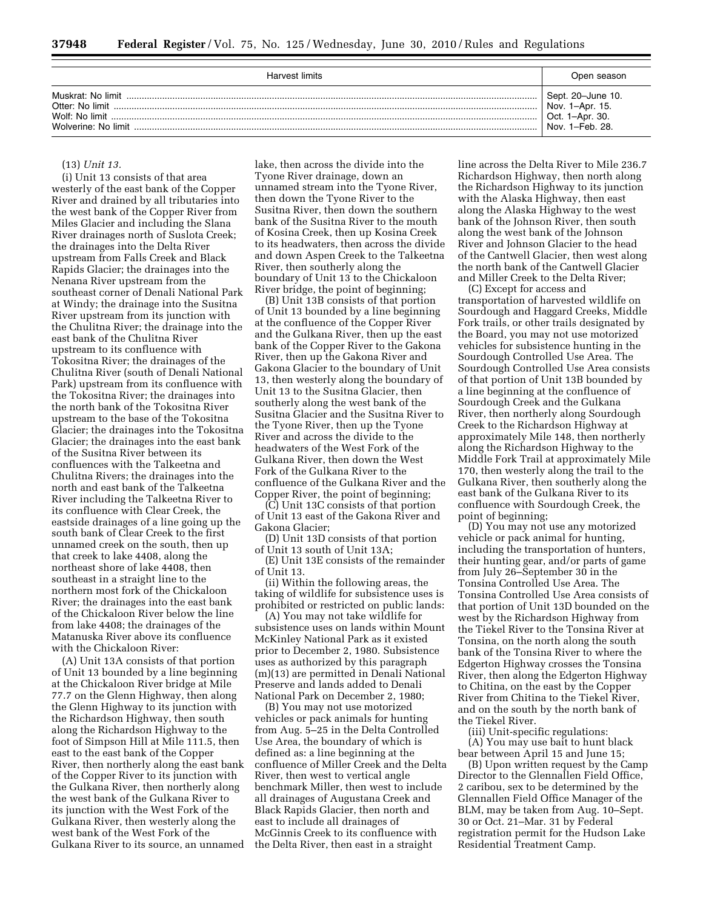| Harvest limits | Open season |
|---|---|
| Muskrat: No limit | Sept. 20–June 10. |
| Otter: No limit | Nov. 1–Apr. 15. |
| Wolf: No limit | Oct. 1–Apr. 30. |
| Wolverine: No limit | Nov. 1–Feb. 28. |

(13) *Unit 13.*

(i) Unit 13 consists of that area westerly of the east bank of the Copper River and drained by all tributaries into the west bank of the Copper River from Miles Glacier and including the Slana River drainages north of Suslota Creek; the drainages into the Delta River upstream from Falls Creek and Black Rapids Glacier; the drainages into the Nenana River upstream from the southeast corner of Denali National Park at Windy; the drainage into the Susitna River upstream from its junction with the Chulitna River; the drainage into the east bank of the Chulitna River upstream to its confluence with Tokositna River; the drainages of the Chulitna River (south of Denali National Park) upstream from its confluence with the Tokositna River; the drainages into the north bank of the Tokositna River upstream to the base of the Tokositna Glacier; the drainages into the Tokositna Glacier; the drainages into the east bank of the Susitna River between its confluences with the Talkeetna and Chulitna Rivers; the drainages into the north and east bank of the Talkeetna River including the Talkeetna River to its confluence with Clear Creek, the eastside drainages of a line going up the south bank of Clear Creek to the first unnamed creek on the south, then up that creek to lake 4408, along the northeast shore of lake 4408, then southeast in a straight line to the northern most fork of the Chickaloon River; the drainages into the east bank of the Chickaloon River below the line from lake 4408; the drainages of the Matanuska River above its confluence with the Chickaloon River:

(A) Unit 13A consists of that portion of Unit 13 bounded by a line beginning at the Chickaloon River bridge at Mile 77.7 on the Glenn Highway, then along the Glenn Highway to its junction with the Richardson Highway, then south along the Richardson Highway to the foot of Simpson Hill at Mile 111.5, then east to the east bank of the Copper River, then northerly along the east bank of the Copper River to its junction with the Gulkana River, then northerly along the west bank of the Gulkana River to its junction with the West Fork of the Gulkana River, then westerly along the west bank of the West Fork of the Gulkana River to its source, an unnamed lake, then across the divide into the Tyone River drainage, down an unnamed stream into the Tyone River, then down the Tyone River to the Susitna River, then down the southern bank of the Susitna River to the mouth of Kosina Creek, then up Kosina Creek to its headwaters, then across the divide and down Aspen Creek to the Talkeetna River, then southerly along the boundary of Unit 13 to the Chickaloon River bridge, the point of beginning;

(B) Unit 13B consists of that portion of Unit 13 bounded by a line beginning at the confluence of the Copper River and the Gulkana River, then up the east bank of the Copper River to the Gakona River, then up the Gakona River and Gakona Glacier to the boundary of Unit 13, then westerly along the boundary of Unit 13 to the Susitna Glacier, then southerly along the west bank of the Susitna Glacier and the Susitna River to the Tyone River, then up the Tyone River and across the divide to the headwaters of the West Fork of the Gulkana River, then down the West Fork of the Gulkana River to the confluence of the Gulkana River and the Copper River, the point of beginning;

(C) Unit 13C consists of that portion of Unit 13 east of the Gakona River and Gakona Glacier;

(D) Unit 13D consists of that portion of Unit 13 south of Unit 13A;

(E) Unit 13E consists of the remainder of Unit 13.

(ii) Within the following areas, the taking of wildlife for subsistence uses is prohibited or restricted on public lands:

(A) You may not take wildlife for subsistence uses on lands within Mount McKinley National Park as it existed prior to December 2, 1980. Subsistence uses as authorized by this paragraph (m)(13) are permitted in Denali National Preserve and lands added to Denali National Park on December 2, 1980;

(B) You may not use motorized vehicles or pack animals for hunting from Aug. 5–25 in the Delta Controlled Use Area, the boundary of which is defined as: a line beginning at the confluence of Miller Creek and the Delta River, then west to vertical angle benchmark Miller, then west to include all drainages of Augustana Creek and Black Rapids Glacier, then north and east to include all drainages of McGinnis Creek to its confluence with the Delta River, then east in a straight line across the Delta River to Mile 236.7 Richardson Highway, then north along the Richardson Highway to its junction with the Alaska Highway, then east along the Alaska Highway to the west bank of the Johnson River, then south along the west bank of the Johnson River and Johnson Glacier to the head of the Cantwell Glacier, then west along the north bank of the Cantwell Glacier and Miller Creek to the Delta River;

(C) Except for access and transportation of harvested wildlife on Sourdough and Haggard Creeks, Middle Fork trails, or other trails designated by the Board, you may not use motorized vehicles for subsistence hunting in the Sourdough Controlled Use Area. The Sourdough Controlled Use Area consists of that portion of Unit 13B bounded by a line beginning at the confluence of Sourdough Creek and the Gulkana River, then northerly along Sourdough Creek to the Richardson Highway at approximately Mile 148, then northerly along the Richardson Highway to the Middle Fork Trail at approximately Mile 170, then westerly along the trail to the Gulkana River, then southerly along the east bank of the Gulkana River to its confluence with Sourdough Creek, the point of beginning;

(D) You may not use any motorized vehicle or pack animal for hunting, including the transportation of hunters, their hunting gear, and/or parts of game from July 26–September 30 in the Tonsina Controlled Use Area. The Tonsina Controlled Use Area consists of that portion of Unit 13D bounded on the west by the Richardson Highway from the Tiekel River to the Tonsina River at Tonsina, on the north along the south bank of the Tonsina River to where the Edgerton Highway crosses the Tonsina River, then along the Edgerton Highway to Chitina, on the east by the Copper River from Chitina to the Tiekel River, and on the south by the north bank of the Tiekel River.

(iii) Unit-specific regulations:

(A) You may use bait to hunt black bear between April 15 and June 15;

(B) Upon written request by the Camp Director to the Glennallen Field Office, 2 caribou, sex to be determined by the Glennallen Field Office Manager of the BLM, may be taken from Aug. 10–Sept. 30 or Oct. 21–Mar. 31 by Federal registration permit for the Hudson Lake Residential Treatment Camp.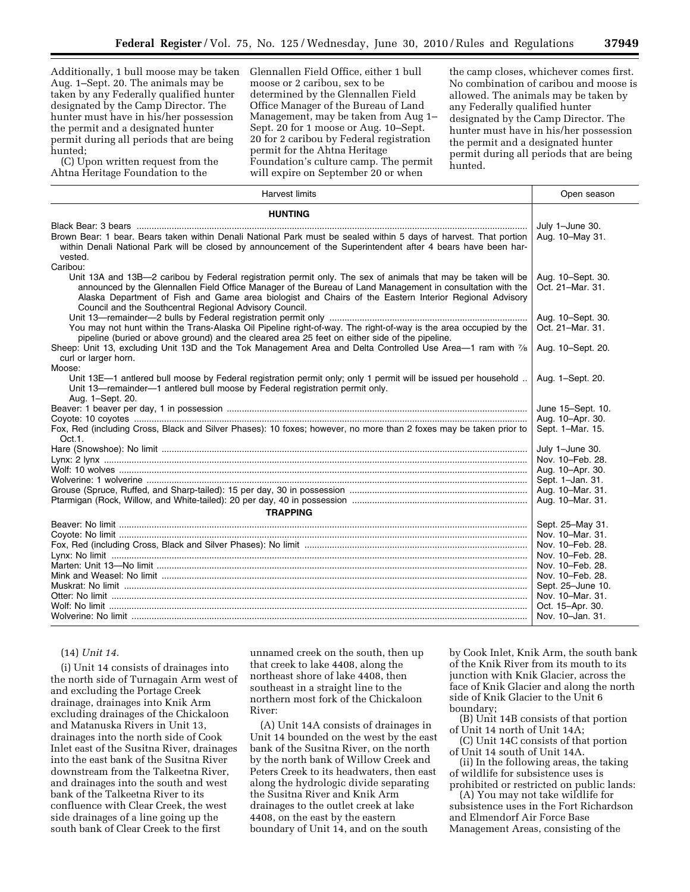Additionally, 1 bull moose may be taken Aug. 1–Sept. 20. The animals may be taken by any Federally qualified hunter designated by the Camp Director. The hunter must have in his/her possession the permit and a designated hunter permit during all periods that are being hunted;

(C) Upon written request from the Ahtna Heritage Foundation to the Glennallen Field Office, either 1 bull moose or 2 caribou, sex to be determined by the Glennallen Field Office Manager of the Bureau of Land Management, may be taken from Aug 1–Sept. 20 for 1 moose or Aug. 10–Sept. 20 for 2 caribou by Federal registration permit for the Ahtna Heritage Foundation's culture camp. The permit will expire on September 20 or when the camp closes, whichever comes first. No combination of caribou and moose is allowed. The animals may be taken by any Federally qualified hunter designated by the Camp Director. The hunter must have in his/her possession the permit and a designated hunter permit during all periods that are being hunted.

| Harvest limits | Open season |
|---|---|
| **HUNTING** | |
| Black Bear: 3 bears | July 1–June 30. |
| Brown Bear: 1 bear. Bears taken within Denali National Park must be sealed within 5 days of harvest. That portion within Denali National Park will be closed by announcement of the Superintendent after 4 bears have been harvested. | Aug. 10–May 31. |
| Caribou: | |
| Unit 13A and 13B—2 caribou by Federal registration permit only. The sex of animals that may be taken will be announced by the Glennallen Field Office Manager of the Bureau of Land Management in consultation with the Alaska Department of Fish and Game area biologist and Chairs of the Eastern Interior Regional Advisory Council and the Southcentral Regional Advisory Council. | Aug. 10–Sept. 30. Oct. 21–Mar. 31. |
| Unit 13—remainder—2 bulls by Federal registration permit only | Aug. 10–Sept. 30. |
| You may not hunt within the Trans-Alaska Oil Pipeline right-of-way. The right-of-way is the area occupied by the pipeline (buried or above ground) and the cleared area 25 feet on either side of the pipeline. | Oct. 21–Mar. 31. |
| Sheep: Unit 13, excluding Unit 13D and the Tok Management Area and Delta Controlled Use Area—1 ram with 7/8 curl or larger horn. | Aug. 10–Sept. 20. |
| Moose: | |
| Unit 13E—1 antlered bull moose by Federal registration permit only; only 1 permit will be issued per household | Aug. 1–Sept. 20. |
| Unit 13—remainder—1 antlered bull moose by Federal registration permit only. Aug. 1–Sept. 20. | |
| Beaver: 1 beaver per day, 1 in possession | June 15–Sept. 10. |
| Coyote: 10 coyotes | Aug. 10–Apr. 30. |
| Fox, Red (including Cross, Black and Silver Phases): 10 foxes; however, no more than 2 foxes may be taken prior to Oct.1. | Sept. 1–Mar. 15. |
| Hare (Snowshoe): No limit | July 1–June 30. |
| Lynx: 2 lynx | Nov. 10–Feb. 28. |
| Wolf: 10 wolves | Aug. 10–Apr. 30. |
| Wolverine: 1 wolverine | Sept. 1–Jan. 31. |
| Grouse (Spruce, Ruffed, and Sharp-tailed): 15 per day, 30 in possession | Aug. 10–Mar. 31. |
| Ptarmigan (Rock, Willow, and White-tailed): 20 per day, 40 in possession | Aug. 10–Mar. 31. |
| **TRAPPING** | |
| Beaver: No limit | Sept. 25–May 31. |
| Coyote: No limit | Nov. 10–Mar. 31. |
| Fox, Red (including Cross, Black and Silver Phases): No limit | Nov. 10–Feb. 28. |
| Lynx: No limit | Nov. 10–Feb. 28. |
| Marten: Unit 13—No limit | Nov. 10–Feb. 28. |
| Mink and Weasel: No limit | Nov. 10–Feb. 28. |
| Muskrat: No limit | Sept. 25–June 10. |
| Otter: No limit | Nov. 10–Mar. 31. |
| Wolf: No limit | Oct. 15–Apr. 30. |
| Wolverine: No limit | Nov. 10–Jan. 31. |

(14) *Unit 14.*

(i) Unit 14 consists of drainages into the north side of Turnagain Arm west of and excluding the Portage Creek drainage, drainages into Knik Arm excluding drainages of the Chickaloon and Matanuska Rivers in Unit 13, drainages into the north side of Cook Inlet east of the Susitna River, drainages into the east bank of the Susitna River downstream from the Talkeetna River, and drainages into the south and west bank of the Talkeetna River to its confluence with Clear Creek, the west side drainages of a line going up the south bank of Clear Creek to the first unnamed creek on the south, then up that creek to lake 4408, along the northeast shore of lake 4408, then southeast in a straight line to the northern most fork of the Chickaloon River:

(A) Unit 14A consists of drainages in Unit 14 bounded on the west by the east bank of the Susitna River, on the north by the north bank of Willow Creek and Peters Creek to its headwaters, then east along the hydrologic divide separating the Susitna River and Knik Arm drainages to the outlet creek at lake 4408, on the east by the eastern boundary of Unit 14, and on the south by Cook Inlet, Knik Arm, the south bank of the Knik River from its mouth to its junction with Knik Glacier, across the face of Knik Glacier and along the north side of Knik Glacier to the Unit 6 boundary;

(B) Unit 14B consists of that portion of Unit 14 north of Unit 14A;

(C) Unit 14C consists of that portion of Unit 14 south of Unit 14A.

(ii) In the following areas, the taking of wildlife for subsistence uses is prohibited or restricted on public lands:

(A) You may not take wildlife for subsistence uses in the Fort Richardson and Elmendorf Air Force Base Management Areas, consisting of the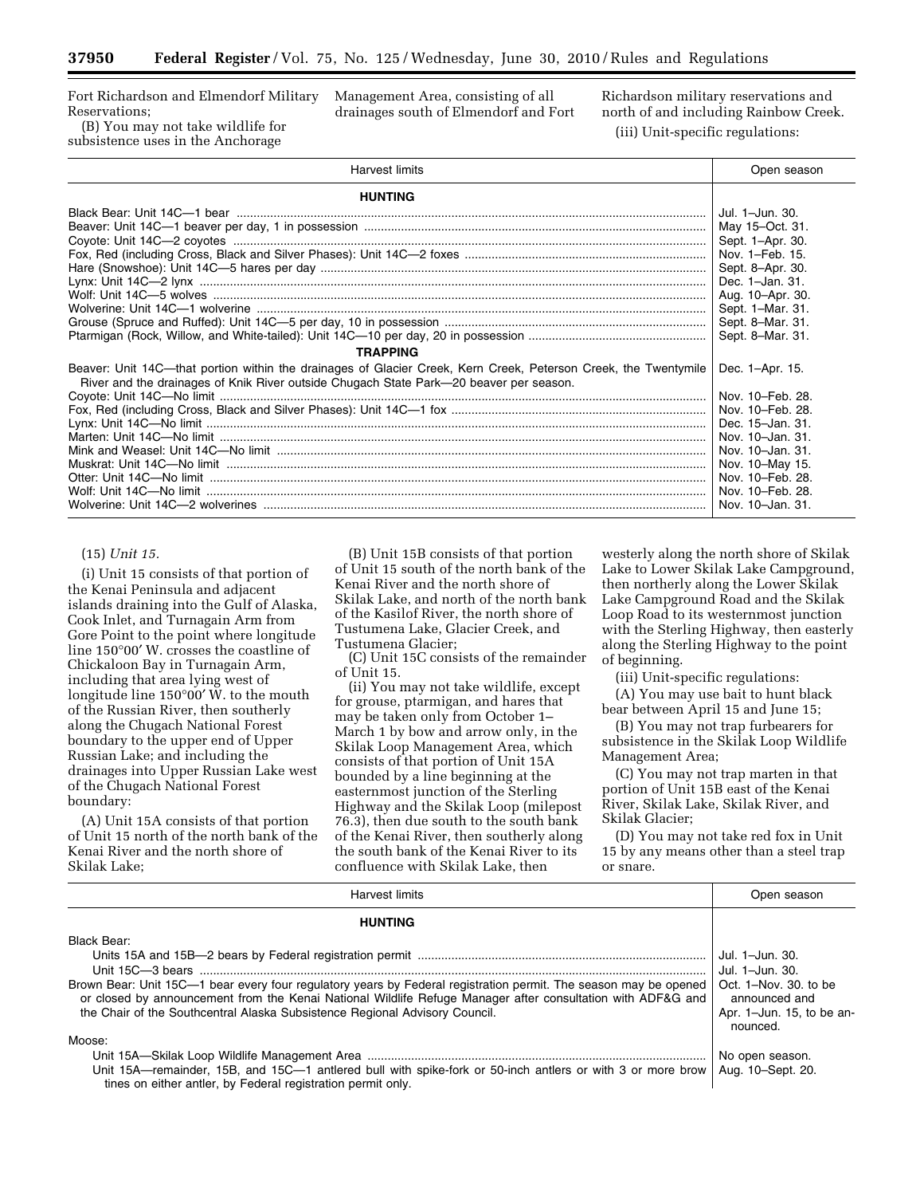Fort Richardson and Elmendorf Military Reservations;

(B) You may not take wildlife for subsistence uses in the Anchorage Management Area, consisting of all drainages south of Elmendorf and Fort Richardson military reservations and north of and including Rainbow Creek.

(iii) Unit-specific regulations:

| Harvest limits | Open season |
|---|---|
| **HUNTING** | |
| Black Bear: Unit 14C—1 bear | Jul. 1–Jun. 30. |
| Beaver: Unit 14C—1 beaver per day, 1 in possession | May 15–Oct. 31. |
| Coyote: Unit 14C—2 coyotes | Sept. 1–Apr. 30. |
| Fox, Red (including Cross, Black and Silver Phases): Unit 14C—2 foxes | Nov. 1–Feb. 15. |
| Hare (Snowshoe): Unit 14C—5 hares per day | Sept. 8–Apr. 30. |
| Lynx: Unit 14C—2 lynx | Dec. 1–Jan. 31. |
| Wolf: Unit 14C—5 wolves | Aug. 10–Apr. 30. |
| Wolverine: Unit 14C—1 wolverine | Sept. 1–Mar. 31. |
| Grouse (Spruce and Ruffed): Unit 14C—5 per day, 10 in possession | Sept. 8–Mar. 31. |
| Ptarmigan (Rock, Willow, and White-tailed): Unit 14C—10 per day, 20 in possession | Sept. 8–Mar. 31. |
| **TRAPPING** | |
| Beaver: Unit 14C—that portion within the drainages of Glacier Creek, Kern Creek, Peterson Creek, the Twentymile River and the drainages of Knik River outside Chugach State Park—20 beaver per season. | Dec. 1–Apr. 15. |
| Coyote: Unit 14C—No limit | Nov. 10–Feb. 28. |
| Fox, Red (including Cross, Black and Silver Phases): Unit 14C—1 fox | Nov. 10–Feb. 28. |
| Lynx: Unit 14C—No limit | Dec. 15–Jan. 31. |
| Marten: Unit 14C—No limit | Nov. 10–Jan. 31. |
| Mink and Weasel: Unit 14C—No limit | Nov. 10–Jan. 31. |
| Muskrat: Unit 14C—No limit | Nov. 10–May 15. |
| Otter: Unit 14C—No limit | Nov. 10–Feb. 28. |
| Wolf: Unit 14C—No limit | Nov. 10–Feb. 28. |
| Wolverine: Unit 14C—2 wolverines | Nov. 10–Jan. 31. |

(15) *Unit 15.*

(i) Unit 15 consists of that portion of the Kenai Peninsula and adjacent islands draining into the Gulf of Alaska, Cook Inlet, and Turnagain Arm from Gore Point to the point where longitude line 150°00′ W. crosses the coastline of Chickaloon Bay in Turnagain Arm, including that area lying west of longitude line 150°00′ W. to the mouth of the Russian River, then southerly along the Chugach National Forest boundary to the upper end of Upper Russian Lake; and including the drainages into Upper Russian Lake west of the Chugach National Forest boundary:

(A) Unit 15A consists of that portion of Unit 15 north of the north bank of the Kenai River and the north shore of Skilak Lake;

(B) Unit 15B consists of that portion of Unit 15 south of the north bank of the Kenai River and the north shore of Skilak Lake, and north of the north bank of the Kasilof River, the north shore of Tustumena Lake, Glacier Creek, and Tustumena Glacier;

(C) Unit 15C consists of the remainder of Unit 15.

(ii) You may not take wildlife, except for grouse, ptarmigan, and hares that may be taken only from October 1–March 1 by bow and arrow only, in the Skilak Loop Management Area, which consists of that portion of Unit 15A bounded by a line beginning at the easternmost junction of the Sterling Highway and the Skilak Loop (milepost 76.3), then due south to the south bank of the Kenai River, then southerly along the south bank of the Kenai River to its confluence with Skilak Lake, then westerly along the north shore of Skilak Lake to Lower Skilak Lake Campground, then northerly along the Lower Skilak Lake Campground Road and the Skilak Loop Road to its westernmost junction with the Sterling Highway, then easterly along the Sterling Highway to the point of beginning.

(iii) Unit-specific regulations:

(A) You may use bait to hunt black bear between April 15 and June 15;

(B) You may not trap furbearers for subsistence in the Skilak Loop Wildlife Management Area;

(C) You may not trap marten in that portion of Unit 15B east of the Kenai River, Skilak Lake, Skilak River, and Skilak Glacier;

(D) You may not take red fox in Unit 15 by any means other than a steel trap or snare.

| Harvest limits | Open season |
|---|---|
| **HUNTING** | |
| Black Bear: | |
| Units 15A and 15B—2 bears by Federal registration permit | Jul. 1–Jun. 30. |
| Unit 15C—3 bears | Jul. 1–Jun. 30. |
| Brown Bear: Unit 15C—1 bear every four regulatory years by Federal registration permit. The season may be opened or closed by announcement from the Kenai National Wildlife Refuge Manager after consultation with ADF&G and the Chair of the Southcentral Alaska Subsistence Regional Advisory Council. | Oct. 1–Nov. 30. to be announced and Apr. 1–Jun. 15, to be announced. |
| Moose: | |
| Unit 15A—Skilak Loop Wildlife Management Area | No open season. |
| Unit 15A—remainder, 15B, and 15C—1 antlered bull with spike-fork or 50-inch antlers or with 3 or more brow tines on either antler, by Federal registration permit only. | Aug. 10–Sept. 20. |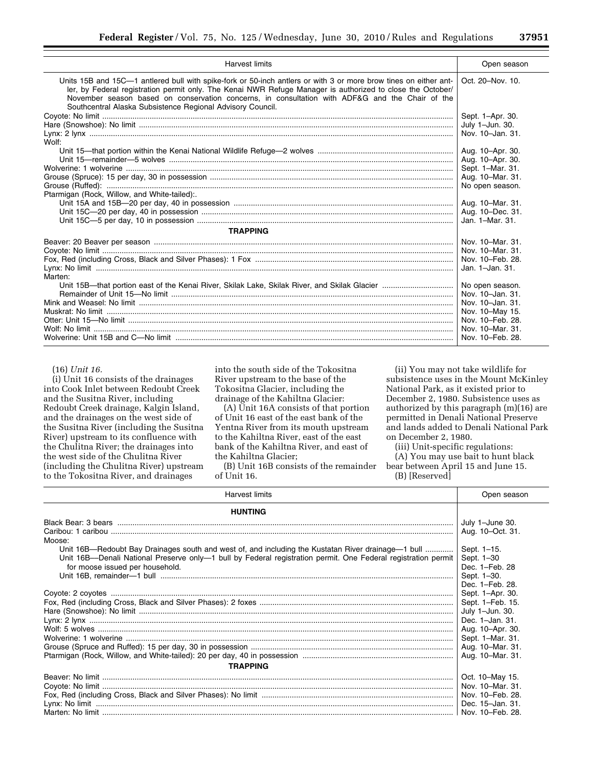| Harvest limits | Open season |
|---|---|
| Units 15B and 15C—1 antlered bull with spike-fork or 50-inch antlers or with 3 or more brow tines on either antler, by Federal registration permit only. The Kenai NWR Refuge Manager is authorized to close the October/November season based on conservation concerns, in consultation with ADF&G and the Chair of the Southcentral Alaska Subsistence Regional Advisory Council. | Oct. 20–Nov. 10. |
| Coyote: No limit | Sept. 1–Apr. 30. |
| Hare (Snowshoe): No limit | July 1–Jun. 30. |
| Lynx: 2 lynx | Nov. 10–Jan. 31. |
| Wolf: | |
| Unit 15—that portion within the Kenai National Wildlife Refuge—2 wolves | Aug. 10–Apr. 30. |
| Unit 15—remainder—5 wolves | Aug. 10–Apr. 30. |
| Wolverine: 1 wolverine | Sept. 1–Mar. 31. |
| Grouse (Spruce): 15 per day, 30 in possession | Aug. 10–Mar. 31. |
| Grouse (Ruffed): | No open season. |
| Ptarmigan (Rock, Willow, and White-tailed):. | |
| Unit 15A and 15B—20 per day, 40 in possession | Aug. 10–Mar. 31. |
| Unit 15C—20 per day, 40 in possession | Aug. 10–Dec. 31. |
| Unit 15C—5 per day, 10 in possession | Jan. 1–Mar. 31. |
| **TRAPPING** | |
| Beaver: 20 Beaver per season | Nov. 10–Mar. 31. |
| Coyote: No limit | Nov. 10–Mar. 31. |
| Fox, Red (including Cross, Black and Silver Phases): 1 Fox | Nov. 10–Feb. 28. |
| Lynx: No limit | Jan. 1–Jan. 31. |
| Marten: | |
| Unit 15B—that portion east of the Kenai River, Skilak Lake, Skilak River, and Skilak Glacier | No open season. |
| Remainder of Unit 15—No limit | Nov. 10–Jan. 31. |
| Mink and Weasel: No limit | Nov. 10–Jan. 31. |
| Muskrat: No limit | Nov. 10–May 15. |
| Otter: Unit 15—No limit | Nov. 10–Feb. 28. |
| Wolf: No limit | Nov. 10–Mar. 31. |
| Wolverine: Unit 15B and C—No limit | Nov. 10–Feb. 28. |

(16) *Unit 16.*

(i) Unit 16 consists of the drainages into Cook Inlet between Redoubt Creek and the Susitna River, including Redoubt Creek drainage, Kalgin Island, and the drainages on the west side of the Susitna River (including the Susitna River) upstream to its confluence with the Chulitna River; the drainages into the west side of the Chulitna River (including the Chulitna River) upstream to the Tokositna River, and drainages into the south side of the Tokositna River upstream to the base of the Tokositna Glacier, including the drainage of the Kahiltna Glacier:

(A) Unit 16A consists of that portion of Unit 16 east of the east bank of the Yentna River from its mouth upstream to the Kahiltna River, east of the east bank of the Kahiltna River, and east of the Kahiltna Glacier;

(B) Unit 16B consists of the remainder of Unit 16.

(ii) You may not take wildlife for subsistence uses in the Mount McKinley National Park, as it existed prior to December 2, 1980. Subsistence uses as authorized by this paragraph (m)(16) are permitted in Denali National Preserve and lands added to Denali National Park on December 2, 1980.

(iii) Unit-specific regulations:

(A) You may use bait to hunt black bear between April 15 and June 15.

(B) [Reserved]

| Harvest limits | Open season |
|---|---|
| **HUNTING** | |
| Black Bear: 3 bears | July 1–June 30. |
| Caribou: 1 caribou | Aug. 10–Oct. 31. |
| Moose: | |
| Unit 16B—Redoubt Bay Drainages south and west of, and including the Kustatan River drainage—1 bull | Sept. 1–15. |
| Unit 16B—Denali National Preserve only—1 bull by Federal registration permit. One Federal registration permit for moose issued per household. | Sept. 1–30<br>Dec. 1–Feb. 28 |
| Unit 16B, remainder—1 bull | Sept. 1–30.<br>Dec. 1–Feb. 28. |
| Coyote: 2 coyotes | Sept. 1–Apr. 30. |
| Fox, Red (including Cross, Black and Silver Phases): 2 foxes | Sept. 1–Feb. 15. |
| Hare (Snowshoe): No limit | July 1–Jun. 30. |
| Lynx: 2 lynx | Dec. 1–Jan. 31. |
| Wolf: 5 wolves | Aug. 10–Apr. 30. |
| Wolverine: 1 wolverine | Sept. 1–Mar. 31. |
| Grouse (Spruce and Ruffed): 15 per day, 30 in possession | Aug. 10–Mar. 31. |
| Ptarmigan (Rock, Willow, and White-tailed): 20 per day, 40 in possession | Aug. 10–Mar. 31. |
| **TRAPPING** | |
| Beaver: No limit | Oct. 10–May 15. |
| Coyote: No limit | Nov. 10–Mar. 31. |
| Fox, Red (including Cross, Black and Silver Phases): No limit | Nov. 10–Feb. 28. |
| Lynx: No limit | Dec. 15–Jan. 31. |
| Marten: No limit | Nov. 10–Feb. 28. |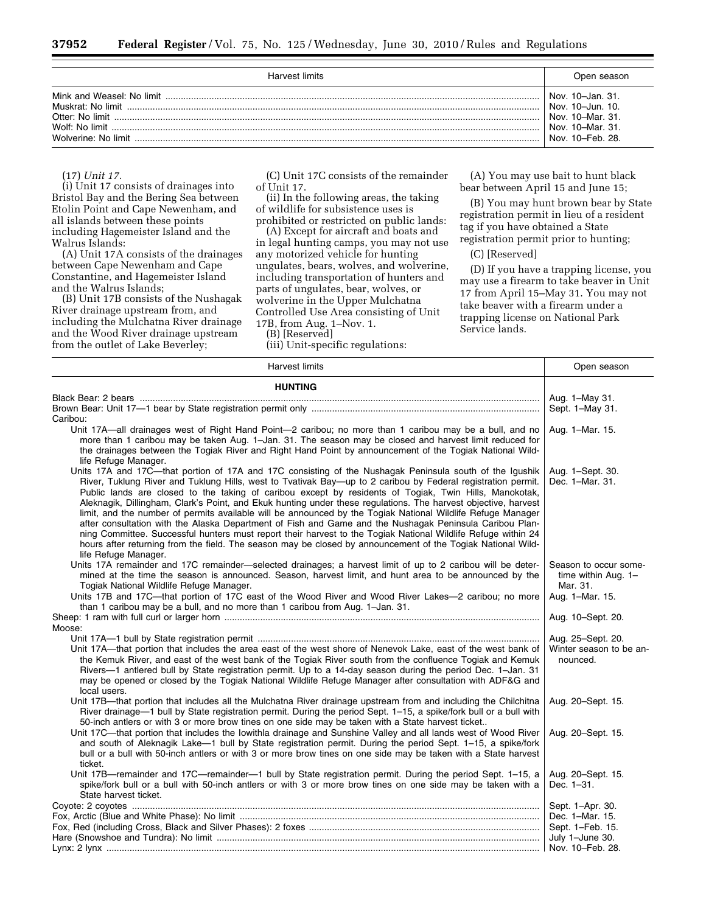| Harvest limits | Open season |
|---|---|
| Mink and Weasel: No limit | Nov. 10–Jan. 31. |
| Muskrat: No limit | Nov. 10–Jun. 10. |
| Otter: No limit | Nov. 10–Mar. 31. |
| Wolf: No limit | Nov. 10–Mar. 31. |
| Wolverine: No limit | Nov. 10–Feb. 28. |

(17) *Unit 17.*

(i) Unit 17 consists of drainages into Bristol Bay and the Bering Sea between Etolin Point and Cape Newenham, and all islands between these points including Hagemeister Island and the Walrus Islands:

(A) Unit 17A consists of the drainages between Cape Newenham and Cape Constantine, and Hagemeister Island and the Walrus Islands;

(B) Unit 17B consists of the Nushagak River drainage upstream from, and including the Mulchatna River drainage and the Wood River drainage upstream from the outlet of Lake Beverley;

(C) Unit 17C consists of the remainder of Unit 17.

(ii) In the following areas, the taking of wildlife for subsistence uses is prohibited or restricted on public lands:

(A) Except for aircraft and boats and in legal hunting camps, you may not use any motorized vehicle for hunting ungulates, bears, wolves, and wolverine, including transportation of hunters and parts of ungulates, bear, wolves, or wolverine in the Upper Mulchatna Controlled Use Area consisting of Unit 17B, from Aug. 1–Nov. 1.

(B) [Reserved]

(iii) Unit-specific regulations:

(A) You may use bait to hunt black bear between April 15 and June 15;

(B) You may hunt brown bear by State registration permit in lieu of a resident tag if you have obtained a State registration permit prior to hunting;

(C) [Reserved]

(D) If you have a trapping license, you may use a firearm to take beaver in Unit 17 from April 15–May 31. You may not take beaver with a firearm under a trapping license on National Park Service lands.

| Harvest limits | Open season |
|---|---|
| **HUNTING** | |
| Black Bear: 2 bears | Aug. 1–May 31. |
| Brown Bear: Unit 17—1 bear by State registration permit only | Sept. 1–May 31. |
| Caribou: | |
| Unit 17A—all drainages west of Right Hand Point—2 caribou; no more than 1 caribou may be a bull, and no more than 1 caribou may be taken Aug. 1–Jan. 31. The season may be closed and harvest limit reduced for the drainages between the Togiak River and Right Hand Point by announcement of the Togiak National Wildlife Refuge Manager. | Aug. 1–Mar. 15. |
| Units 17A and 17C—that portion of 17A and 17C consisting of the Nushagak Peninsula south of the Igushik River, Tuklung River and Tuklung Hills, west to Tvativak Bay—up to 2 caribou by Federal registration permit. Public lands are closed to the taking of caribou except by residents of Togiak, Twin Hills, Manokotak, Aleknagik, Dillingham, Clark's Point, and Ekuk hunting under these regulations. The harvest objective, harvest limit, and the number of permits available will be announced by the Togiak National Wildlife Refuge Manager after consultation with the Alaska Department of Fish and Game and the Nushagak Peninsula Caribou Planning Committee. Successful hunters must report their harvest to the Togiak National Wildlife Refuge within 24 hours after returning from the field. The season may be closed by announcement of the Togiak National Wildlife Refuge Manager. | Aug. 1–Sept. 30. Dec. 1–Mar. 31. |
| Units 17A remainder and 17C remainder—selected drainages; a harvest limit of up to 2 caribou will be determined at the time the season is announced. Season, harvest limit, and hunt area to be announced by the Togiak National Wildlife Refuge Manager. | Season to occur sometime within Aug. 1–Mar. 31. |
| Units 17B and 17C—that portion of 17C east of the Wood River and Wood River Lakes—2 caribou; no more than 1 caribou may be a bull, and no more than 1 caribou from Aug. 1–Jan. 31. | Aug. 1–Mar. 15. |
| Sheep: 1 ram with full curl or larger horn | Aug. 10–Sept. 20. |
| Moose: | |
| Unit 17A—1 bull by State registration permit | Aug. 25–Sept. 20. |
| Unit 17A—that portion that includes the area east of the west shore of Nenevok Lake, east of the west bank of the Kemuk River, and east of the west bank of the Togiak River south from the confluence Togiak and Kemuk Rivers—1 antlered bull by State registration permit. Up to a 14-day season during the period Dec. 1–Jan. 31 may be opened or closed by the Togiak National Wildlife Refuge Manager after consultation with ADF&G and local users. | Winter season to be announced. |
| Unit 17B—that portion that includes all the Mulchatna River drainage upstream from and including the Chilchitna River drainage—1 bull by State registration permit. During the period Sept. 1–15, a spike/fork bull or a bull with 50-inch antlers or with 3 or more brow tines on one side may be taken with a State harvest ticket.. | Aug. 20–Sept. 15. |
| Unit 17C—that portion that includes the Iowithla drainage and Sunshine Valley and all lands west of Wood River and south of Aleknagik Lake—1 bull by State registration permit. During the period Sept. 1–15, a spike/fork bull or a bull with 50-inch antlers or with 3 or more brow tines on one side may be taken with a State harvest ticket. | Aug. 20–Sept. 15. |
| Unit 17B—remainder and 17C—remainder—1 bull by State registration permit. During the period Sept. 1–15, a spike/fork bull or a bull with 50-inch antlers or with 3 or more brow tines on one side may be taken with a State harvest ticket. | Aug. 20–Sept. 15. Dec. 1–31. |
| Coyote: 2 coyotes | Sept. 1–Apr. 30. |
| Fox, Arctic (Blue and White Phase): No limit | Dec. 1–Mar. 15. |
| Fox, Red (including Cross, Black and Silver Phases): 2 foxes | Sept. 1–Feb. 15. |
| Hare (Snowshoe and Tundra): No limit | July 1–June 30. |
| Lynx: 2 lynx | Nov. 10–Feb. 28. |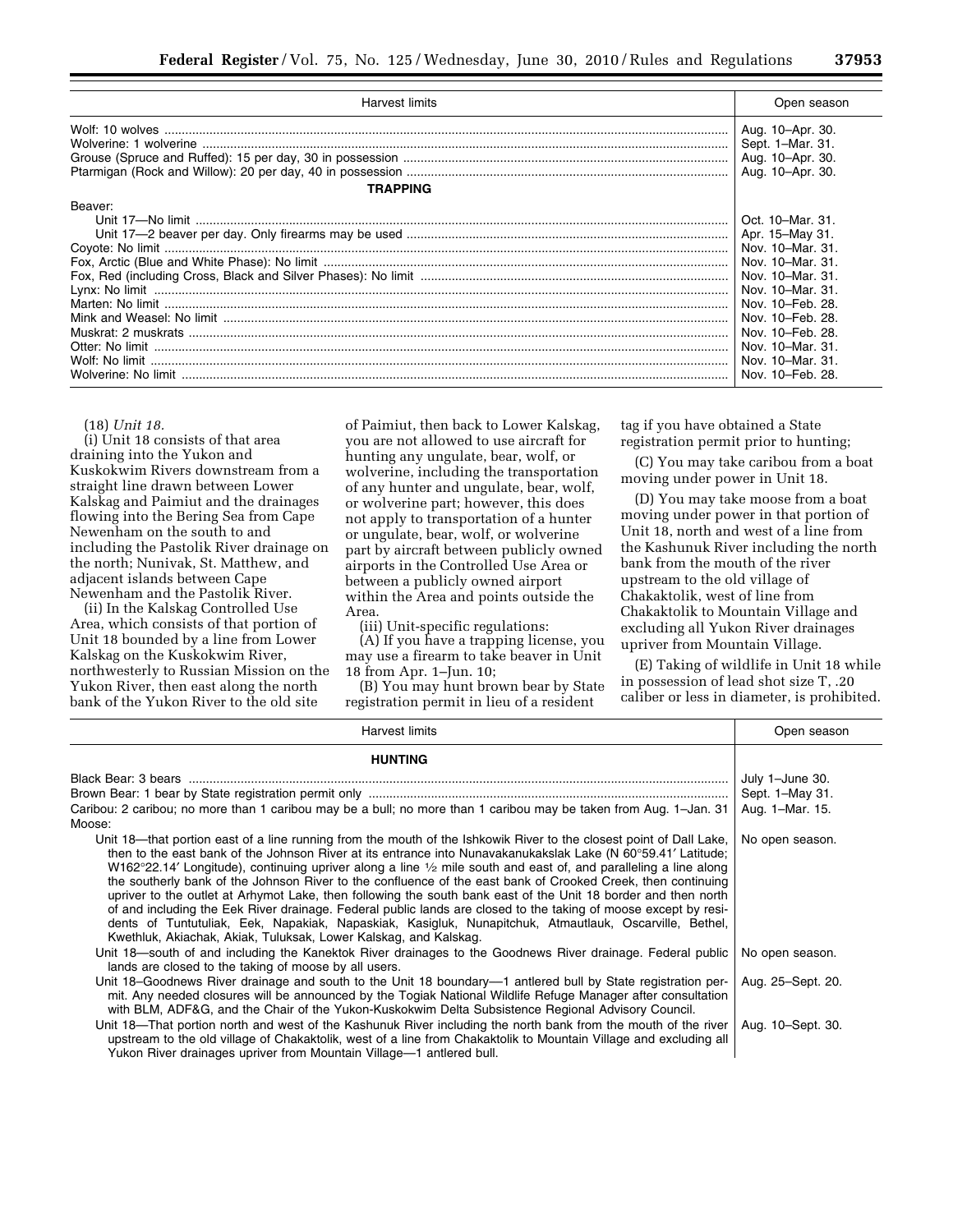| Harvest limits | Open season |
|---|---|
| Wolf: 10 wolves | Aug. 10–Apr. 30. |
| Wolverine: 1 wolverine | Sept. 1–Mar. 31. |
| Grouse (Spruce and Ruffed): 15 per day, 30 in possession | Aug. 10–Apr. 30. |
| Ptarmigan (Rock and Willow): 20 per day, 40 in possession | Aug. 10–Apr. 30. |
| **TRAPPING** | |
| Beaver: | |
| Unit 17—No limit | Oct. 10–Mar. 31. |
| Unit 17—2 beaver per day. Only firearms may be used | Apr. 15–May 31. |
| Coyote: No limit | Nov. 10–Mar. 31. |
| Fox, Arctic (Blue and White Phase): No limit | Nov. 10–Mar. 31. |
| Fox, Red (including Cross, Black and Silver Phases): No limit | Nov. 10–Mar. 31. |
| Lynx: No limit | Nov. 10–Mar. 31. |
| Marten: No limit | Nov. 10–Feb. 28. |
| Mink and Weasel: No limit | Nov. 10–Feb. 28. |
| Muskrat: 2 muskrats | Nov. 10–Feb. 28. |
| Otter: No limit | Nov. 10–Mar. 31. |
| Wolf: No limit | Nov. 10–Mar. 31. |
| Wolverine: No limit | Nov. 10–Feb. 28. |

(18) *Unit 18.*

(i) Unit 18 consists of that area draining into the Yukon and Kuskokwim Rivers downstream from a straight line drawn between Lower Kalskag and Paimiut and the drainages flowing into the Bering Sea from Cape Newenham on the south to and including the Pastolik River drainage on the north; Nunivak, St. Matthew, and adjacent islands between Cape Newenham and the Pastolik River.

(ii) In the Kalskag Controlled Use Area, which consists of that portion of Unit 18 bounded by a line from Lower Kalskag on the Kuskokwim River, northwesterly to Russian Mission on the Yukon River, then east along the north bank of the Yukon River to the old site of Paimiut, then back to Lower Kalskag, you are not allowed to use aircraft for hunting any ungulate, bear, wolf, or wolverine, including the transportation of any hunter and ungulate, bear, wolf, or wolverine part; however, this does not apply to transportation of a hunter or ungulate, bear, wolf, or wolverine part by aircraft between publicly owned airports in the Controlled Use Area or between a publicly owned airport within the Area and points outside the Area.

(iii) Unit-specific regulations:

(A) If you have a trapping license, you may use a firearm to take beaver in Unit 18 from Apr. 1–Jun. 10;

(B) You may hunt brown bear by State registration permit in lieu of a resident tag if you have obtained a State registration permit prior to hunting;

(C) You may take caribou from a boat moving under power in Unit 18.

(D) You may take moose from a boat moving under power in that portion of Unit 18, north and west of a line from the Kashunuk River including the north bank from the mouth of the river upstream to the old village of Chakaktolik, west of line from Chakaktolik to Mountain Village and excluding all Yukon River drainages upriver from Mountain Village.

(E) Taking of wildlife in Unit 18 while in possession of lead shot size T, .20 caliber or less in diameter, is prohibited.

| Harvest limits | Open season |
|---|---|
| **HUNTING** | |
| Black Bear: 3 bears | July 1–June 30. |
| Brown Bear: 1 bear by State registration permit only | Sept. 1–May 31. |
| Caribou: 2 caribou; no more than 1 caribou may be a bull; no more than 1 caribou may be taken from Aug. 1–Jan. 31 | Aug. 1–Mar. 15. |
| Moose: | |
| Unit 18—that portion east of a line running from the mouth of the Ishkowik River to the closest point of Dall Lake, then to the east bank of the Johnson River at its entrance into Nunavakanukakslak Lake (N 60°59.41′ Latitude; W162°22.14′ Longitude), continuing upriver along a line ½ mile south and east of, and paralleling a line along the southerly bank of the Johnson River to the confluence of the east bank of Crooked Creek, then continuing upriver to the outlet at Arhymot Lake, then following the south bank east of the Unit 18 border and then north of and including the Eek River drainage. Federal public lands are closed to the taking of moose except by residents of Tuntutuliak, Eek, Napakiak, Napaskiak, Kasigluk, Nunapitchuk, Atmautlauk, Oscarville, Bethel, Kwethluk, Akiachak, Akiak, Tuluksak, Lower Kalskag, and Kalskag. | No open season. |
| Unit 18—south of and including the Kanektok River drainages to the Goodnews River drainage. Federal public lands are closed to the taking of moose by all users. | No open season. |
| Unit 18–Goodnews River drainage and south to the Unit 18 boundary—1 antlered bull by State registration permit. Any needed closures will be announced by the Togiak National Wildlife Refuge Manager after consultation with BLM, ADF&G, and the Chair of the Yukon-Kuskokwim Delta Subsistence Regional Advisory Council. | Aug. 25–Sept. 20. |
| Unit 18—That portion north and west of the Kashunuk River including the north bank from the mouth of the river upstream to the old village of Chakaktolik, west of a line from Chakaktolik to Mountain Village and excluding all Yukon River drainages upriver from Mountain Village—1 antlered bull. | Aug. 10–Sept. 30. |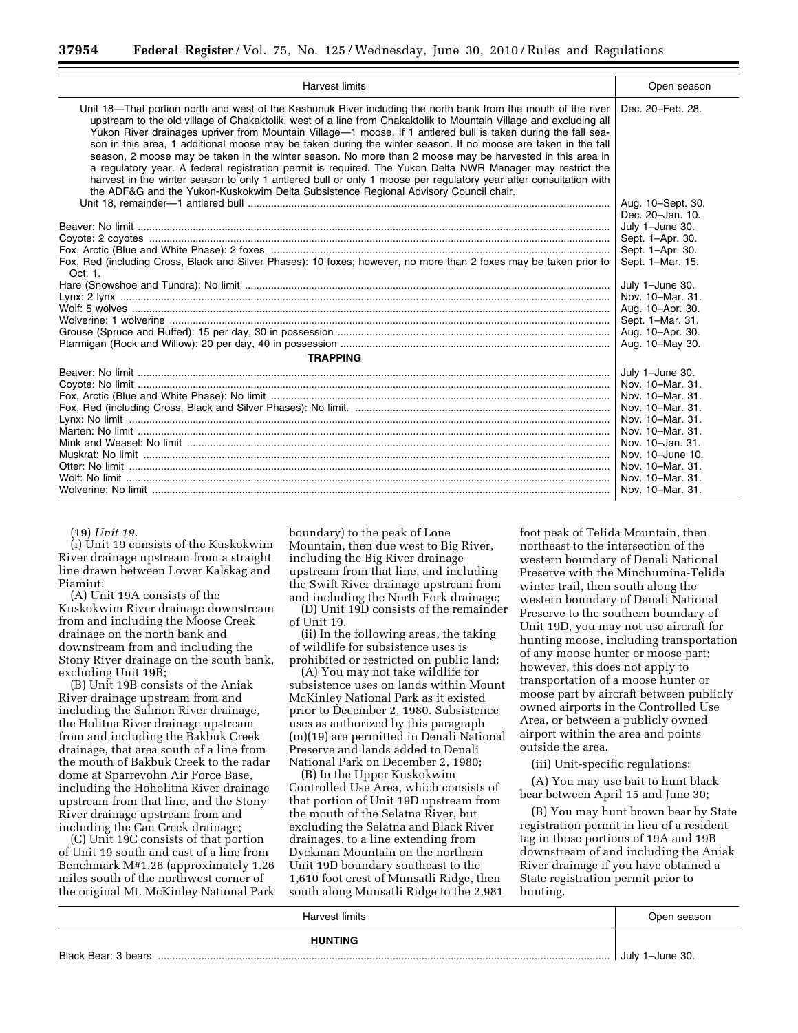| Harvest limits | Open season |
|---|---|
| Unit 18—That portion north and west of the Kashunuk River including the north bank from the mouth of the river upstream to the old village of Chakaktolik, west of a line from Chakaktolik to Mountain Village and excluding all Yukon River drainages upriver from Mountain Village—1 moose. If 1 antlered bull is taken during the fall season in this area, 1 additional moose may be taken during the winter season. If no moose are taken in the fall season, 2 moose may be taken in the winter season. No more than 2 moose may be harvested in this area in a regulatory year. A federal registration permit is required. The Yukon Delta NWR Manager may restrict the harvest in the winter season to only 1 antlered bull or only 1 moose per regulatory year after consultation with the ADF&G and the Yukon-Kuskokwim Delta Subsistence Regional Advisory Council chair. | Dec. 20–Feb. 28. |
| Unit 18, remainder—1 antlered bull | Aug. 10–Sept. 30. Dec. 20–Jan. 10. |
| Beaver: No limit | July 1–June 30. |
| Coyote: 2 coyotes | Sept. 1–Apr. 30. |
| Fox, Arctic (Blue and White Phase): 2 foxes | Sept. 1–Apr. 30. |
| Fox, Red (including Cross, Black and Silver Phases): 10 foxes; however, no more than 2 foxes may be taken prior to Oct. 1. | Sept. 1–Mar. 15. |
| Hare (Snowshoe and Tundra): No limit | July 1–June 30. |
| Lynx: 2 lynx | Nov. 10–Mar. 31. |
| Wolf: 5 wolves | Aug. 10–Apr. 30. |
| Wolverine: 1 wolverine | Sept. 1–Mar. 31. |
| Grouse (Spruce and Ruffed): 15 per day, 30 in possession | Aug. 10–Apr. 30. |
| Ptarmigan (Rock and Willow): 20 per day, 40 in possession | Aug. 10–May 30. |
| **TRAPPING** | |
| Beaver: No limit | July 1–June 30. |
| Coyote: No limit | Nov. 10–Mar. 31. |
| Fox, Arctic (Blue and White Phase): No limit | Nov. 10–Mar. 31. |
| Fox, Red (including Cross, Black and Silver Phases): No limit. | Nov. 10–Mar. 31. |
| Lynx: No limit | Nov. 10–Mar. 31. |
| Marten: No limit | Nov. 10–Mar. 31. |
| Mink and Weasel: No limit | Nov. 10–Jan. 31. |
| Muskrat: No limit | Nov. 10–June 10. |
| Otter: No limit | Nov. 10–Mar. 31. |
| Wolf: No limit | Nov. 10–Mar. 31. |
| Wolverine: No limit | Nov. 10–Mar. 31. |

(19) *Unit 19.*

(i) Unit 19 consists of the Kuskokwim River drainage upstream from a straight line drawn between Lower Kalskag and Piamiut:

(A) Unit 19A consists of the Kuskokwim River drainage downstream from and including the Moose Creek drainage on the north bank and downstream from and including the Stony River drainage on the south bank, excluding Unit 19B;

(B) Unit 19B consists of the Aniak River drainage upstream from and including the Salmon River drainage, the Holitna River drainage upstream from and including the Bakbuk Creek drainage, that area south of a line from the mouth of Bakbuk Creek to the radar dome at Sparrevohn Air Force Base, including the Hoholitna River drainage upstream from that line, and the Stony River drainage upstream from and including the Can Creek drainage;

(C) Unit 19C consists of that portion of Unit 19 south and east of a line from Benchmark M#1.26 (approximately 1.26 miles south of the northwest corner of the original Mt. McKinley National Park boundary) to the peak of Lone Mountain, then due west to Big River, including the Big River drainage upstream from that line, and including the Swift River drainage upstream from and including the North Fork drainage;

(D) Unit 19D consists of the remainder of Unit 19.

(ii) In the following areas, the taking of wildlife for subsistence uses is prohibited or restricted on public land:

(A) You may not take wildlife for subsistence uses on lands within Mount McKinley National Park as it existed prior to December 2, 1980. Subsistence uses as authorized by this paragraph (m)(19) are permitted in Denali National Preserve and lands added to Denali National Park on December 2, 1980;

(B) In the Upper Kuskokwim Controlled Use Area, which consists of that portion of Unit 19D upstream from the mouth of the Selatna River, but excluding the Selatna and Black River drainages, to a line extending from Dyckman Mountain on the northern Unit 19D boundary southeast to the 1,610 foot crest of Munsatli Ridge, then south along Munsatli Ridge to the 2,981 foot peak of Telida Mountain, then northeast to the intersection of the western boundary of Denali National Preserve with the Minchumina-Telida winter trail, then south along the western boundary of Denali National Preserve to the southern boundary of Unit 19D, you may not use aircraft for hunting moose, including transportation of any moose hunter or moose part; however, this does not apply to transportation of a moose hunter or moose part by aircraft between publicly owned airports in the Controlled Use Area, or between a publicly owned airport within the area and points outside the area.

(iii) Unit-specific regulations:

(A) You may use bait to hunt black bear between April 15 and June 30;

(B) You may hunt brown bear by State registration permit in lieu of a resident tag in those portions of 19A and 19B downstream of and including the Aniak River drainage if you have obtained a State registration permit prior to hunting.

| Harvest limits | Open season |
|---|---|
| **HUNTING** | |
| Black Bear: 3 bears | July 1–June 30. |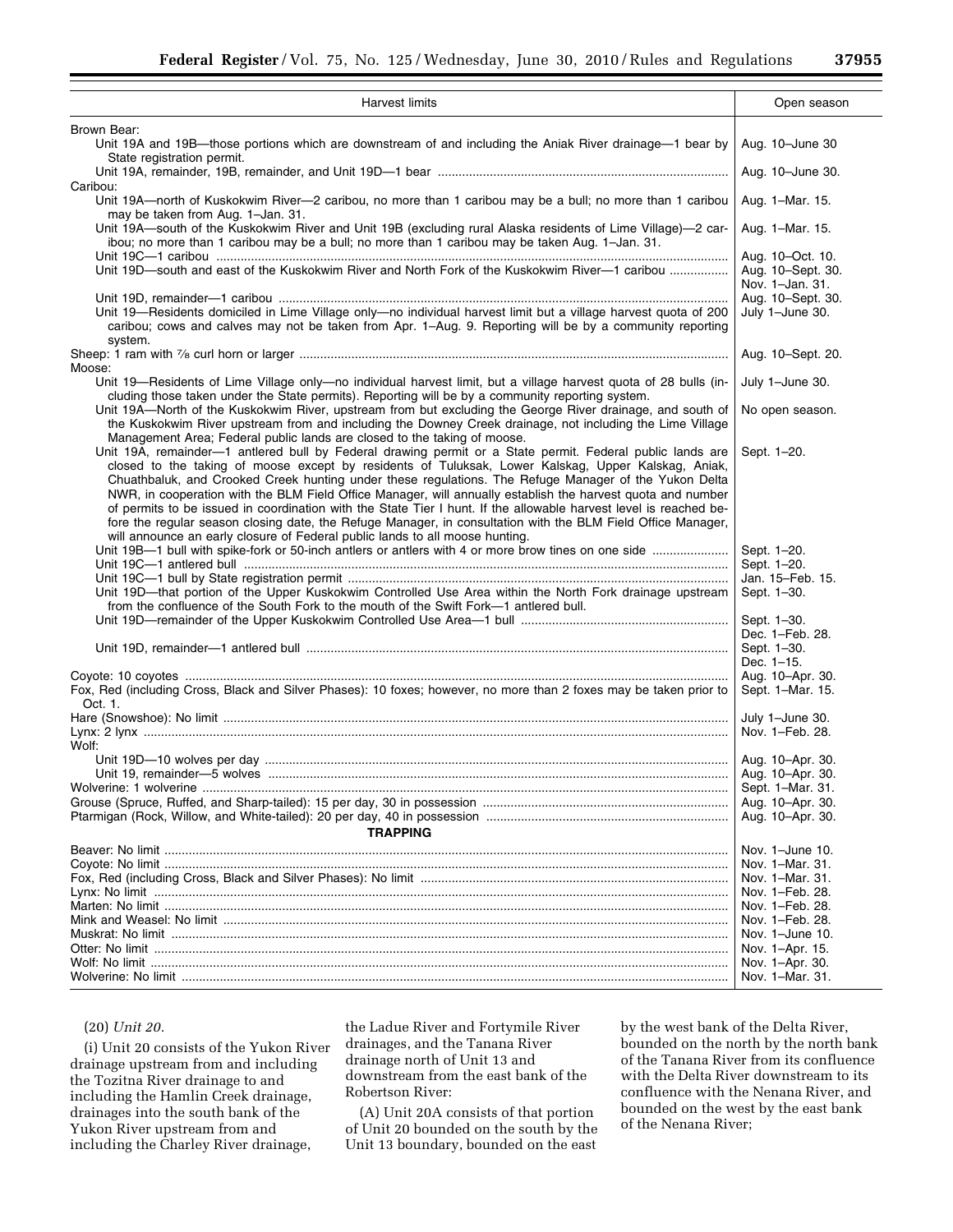| Harvest limits | Open season |
|---|---|
| Brown Bear: | |
| Unit 19A and 19B—those portions which are downstream of and including the Aniak River drainage—1 bear by State registration permit. | Aug. 10–June 30 |
| Unit 19A, remainder, 19B, remainder, and Unit 19D—1 bear | Aug. 10–June 30. |
| Caribou: | |
| Unit 19A—north of Kuskokwim River—2 caribou, no more than 1 caribou may be a bull; no more than 1 caribou may be taken from Aug. 1–Jan. 31. | Aug. 1–Mar. 15. |
| Unit 19A—south of the Kuskokwim River and Unit 19B (excluding rural Alaska residents of Lime Village)—2 caribou; no more than 1 caribou may be a bull; no more than 1 caribou may be taken Aug. 1–Jan. 31. | Aug. 1–Mar. 15. |
| Unit 19C—1 caribou | Aug. 10–Oct. 10. |
| Unit 19D—south and east of the Kuskokwim River and North Fork of the Kuskokwim River—1 caribou | Aug. 10–Sept. 30. Nov. 1–Jan. 31. |
| Unit 19D, remainder—1 caribou | Aug. 10–Sept. 30. |
| Unit 19—Residents domiciled in Lime Village only—no individual harvest limit but a village harvest quota of 200 caribou; cows and calves may not be taken from Apr. 1–Aug. 9. Reporting will be by a community reporting system. | July 1–June 30. |
| Sheep: 1 ram with 7⁄8 curl horn or larger | Aug. 10–Sept. 20. |
| Moose: | |
| Unit 19—Residents of Lime Village only—no individual harvest limit, but a village harvest quota of 28 bulls (including those taken under the State permits). Reporting will be by a community reporting system. | July 1–June 30. |
| Unit 19A—North of the Kuskokwim River, upstream from but excluding the George River drainage, and south of the Kuskokwim River upstream from and including the Downey Creek drainage, not including the Lime Village Management Area; Federal public lands are closed to the taking of moose. | No open season. |
| Unit 19A, remainder—1 antlered bull by Federal drawing permit or a State permit. Federal public lands are closed to the taking of moose except by residents of Tuluksak, Lower Kalskag, Upper Kalskag, Aniak, Chuathbaluk, and Crooked Creek hunting under these regulations. The Refuge Manager of the Yukon Delta NWR, in cooperation with the BLM Field Office Manager, will annually establish the harvest quota and number of permits to be issued in coordination with the State Tier I hunt. If the allowable harvest level is reached before the regular season closing date, the Refuge Manager, in consultation with the BLM Field Office Manager, will announce an early closure of Federal public lands to all moose hunting. | Sept. 1–20. |
| Unit 19B—1 bull with spike-fork or 50-inch antlers or antlers with 4 or more brow tines on one side | Sept. 1–20. |
| Unit 19C—1 antlered bull | Sept. 1–20. |
| Unit 19C—1 bull by State registration permit | Jan. 15–Feb. 15. |
| Unit 19D—that portion of the Upper Kuskokwim Controlled Use Area within the North Fork drainage upstream from the confluence of the South Fork to the mouth of the Swift Fork—1 antlered bull. | Sept. 1–30. |
| Unit 19D—remainder of the Upper Kuskokwim Controlled Use Area—1 bull | Sept. 1–30. Dec. 1–Feb. 28. |
| Unit 19D, remainder—1 antlered bull | Sept. 1–30. Dec. 1–15. |
| Coyote: 10 coyotes | Aug. 10–Apr. 30. |
| Fox, Red (including Cross, Black and Silver Phases): 10 foxes; however, no more than 2 foxes may be taken prior to Oct. 1. | Sept. 1–Mar. 15. |
| Hare (Snowshoe): No limit | July 1–June 30. |
| Lynx: 2 lynx | Nov. 1–Feb. 28. |
| Wolf: | |
| Unit 19D—10 wolves per day | Aug. 10–Apr. 30. |
| Unit 19, remainder—5 wolves | Aug. 10–Apr. 30. |
| Wolverine: 1 wolverine | Sept. 1–Mar. 31. |
| Grouse (Spruce, Ruffed, and Sharp-tailed): 15 per day, 30 in possession | Aug. 10–Apr. 30. |
| Ptarmigan (Rock, Willow, and White-tailed): 20 per day, 40 in possession | Aug. 10–Apr. 30. |
| **TRAPPING** | |
| Beaver: No limit | Nov. 1–June 10. |
| Coyote: No limit | Nov. 1–Mar. 31. |
| Fox, Red (including Cross, Black and Silver Phases): No limit | Nov. 1–Mar. 31. |
| Lynx: No limit | Nov. 1–Feb. 28. |
| Marten: No limit | Nov. 1–Feb. 28. |
| Mink and Weasel: No limit | Nov. 1–Feb. 28. |
| Muskrat: No limit | Nov. 1–June 10. |
| Otter: No limit | Nov. 1–Apr. 15. |
| Wolf: No limit | Nov. 1–Apr. 30. |
| Wolverine: No limit | Nov. 1–Mar. 31. |

(20) *Unit 20.*

(i) Unit 20 consists of the Yukon River drainage upstream from and including the Tozitna River drainage to and including the Hamlin Creek drainage, drainages into the south bank of the Yukon River upstream from and including the Charley River drainage, the Ladue River and Fortymile River drainages, and the Tanana River drainage north of Unit 13 and downstream from the east bank of the Robertson River:

(A) Unit 20A consists of that portion of Unit 20 bounded on the south by the Unit 13 boundary, bounded on the east by the west bank of the Delta River, bounded on the north by the north bank of the Tanana River from its confluence with the Delta River downstream to its confluence with the Nenana River, and bounded on the west by the east bank of the Nenana River;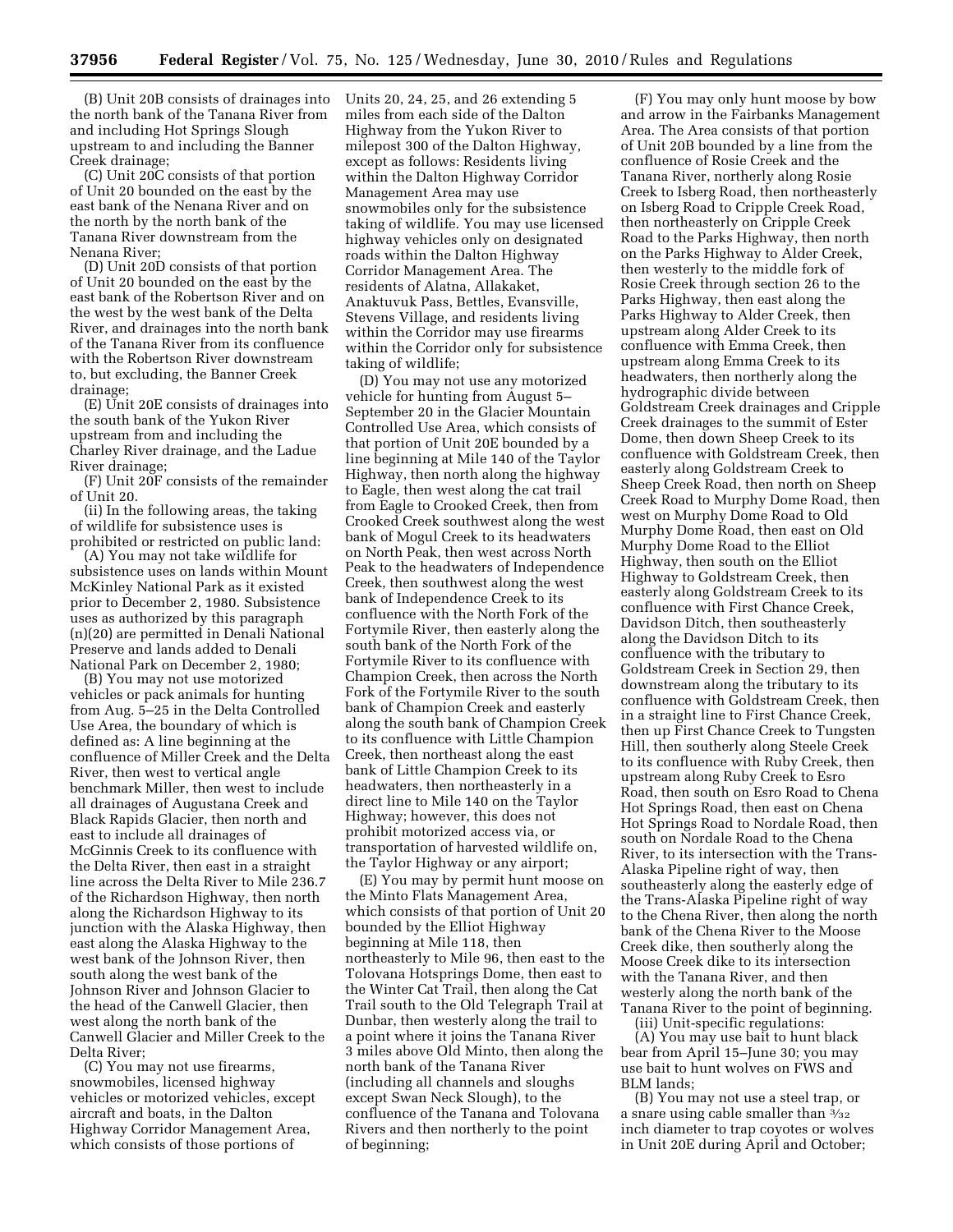(B) Unit 20B consists of drainages into the north bank of the Tanana River from and including Hot Springs Slough upstream to and including the Banner Creek drainage;

(C) Unit 20C consists of that portion of Unit 20 bounded on the east by the east bank of the Nenana River and on the north by the north bank of the Tanana River downstream from the Nenana River;

(D) Unit 20D consists of that portion of Unit 20 bounded on the east by the east bank of the Robertson River and on the west by the west bank of the Delta River, and drainages into the north bank of the Tanana River from its confluence with the Robertson River downstream to, but excluding, the Banner Creek drainage;

(E) Unit 20E consists of drainages into the south bank of the Yukon River upstream from and including the Charley River drainage, and the Ladue River drainage;

(F) Unit 20F consists of the remainder of Unit 20.

(ii) In the following areas, the taking of wildlife for subsistence uses is prohibited or restricted on public land:

(A) You may not take wildlife for subsistence uses on lands within Mount McKinley National Park as it existed prior to December 2, 1980. Subsistence uses as authorized by this paragraph (n)(20) are permitted in Denali National Preserve and lands added to Denali National Park on December 2, 1980;

(B) You may not use motorized vehicles or pack animals for hunting from Aug. 5–25 in the Delta Controlled Use Area, the boundary of which is defined as: A line beginning at the confluence of Miller Creek and the Delta River, then west to vertical angle benchmark Miller, then west to include all drainages of Augustana Creek and Black Rapids Glacier, then north and east to include all drainages of McGinnis Creek to its confluence with the Delta River, then east in a straight line across the Delta River to Mile 236.7 of the Richardson Highway, then north along the Richardson Highway to its junction with the Alaska Highway, then east along the Alaska Highway to the west bank of the Johnson River, then south along the west bank of the Johnson River and Johnson Glacier to the head of the Canwell Glacier, then west along the north bank of the Canwell Glacier and Miller Creek to the Delta River;

(C) You may not use firearms, snowmobiles, licensed highway vehicles or motorized vehicles, except aircraft and boats, in the Dalton Highway Corridor Management Area, which consists of those portions of Units 20, 24, 25, and 26 extending 5 miles from each side of the Dalton Highway from the Yukon River to milepost 300 of the Dalton Highway, except as follows: Residents living within the Dalton Highway Corridor Management Area may use snowmobiles only for the subsistence taking of wildlife. You may use licensed highway vehicles only on designated roads within the Dalton Highway Corridor Management Area. The residents of Alatna, Allakaket, Anaktuvuk Pass, Bettles, Evansville, Stevens Village, and residents living within the Corridor may use firearms within the Corridor only for subsistence taking of wildlife;

(D) You may not use any motorized vehicle for hunting from August 5–September 20 in the Glacier Mountain Controlled Use Area, which consists of that portion of Unit 20E bounded by a line beginning at Mile 140 of the Taylor Highway, then north along the highway to Eagle, then west along the cat trail from Eagle to Crooked Creek, then from Crooked Creek southwest along the west bank of Mogul Creek to its headwaters on North Peak, then west across North Peak to the headwaters of Independence Creek, then southwest along the west bank of Independence Creek to its confluence with the North Fork of the Fortymile River, then easterly along the south bank of the North Fork of the Fortymile River to its confluence with Champion Creek, then across the North Fork of the Fortymile River to the south bank of Champion Creek and easterly along the south bank of Champion Creek to its confluence with Little Champion Creek, then northeast along the east bank of Little Champion Creek to its headwaters, then northeasterly in a direct line to Mile 140 on the Taylor Highway; however, this does not prohibit motorized access via, or transportation of harvested wildlife on, the Taylor Highway or any airport;

(E) You may by permit hunt moose on the Minto Flats Management Area, which consists of that portion of Unit 20 bounded by the Elliot Highway beginning at Mile 118, then northeasterly to Mile 96, then east to the Tolovana Hotsprings Dome, then east to the Winter Cat Trail, then along the Cat Trail south to the Old Telegraph Trail at Dunbar, then westerly along the trail to a point where it joins the Tanana River 3 miles above Old Minto, then along the north bank of the Tanana River (including all channels and sloughs except Swan Neck Slough), to the confluence of the Tanana and Tolovana Rivers and then northerly to the point of beginning;

(F) You may only hunt moose by bow and arrow in the Fairbanks Management Area. The Area consists of that portion of Unit 20B bounded by a line from the confluence of Rosie Creek and the Tanana River, northerly along Rosie Creek to Isberg Road, then northeasterly on Isberg Road to Cripple Creek Road, then northeasterly on Cripple Creek Road to the Parks Highway, then north on the Parks Highway to Alder Creek, then westerly to the middle fork of Rosie Creek through section 26 to the Parks Highway, then east along the Parks Highway to Alder Creek, then upstream along Alder Creek to its confluence with Emma Creek, then upstream along Emma Creek to its headwaters, then northerly along the hydrographic divide between Goldstream Creek drainages and Cripple Creek drainages to the summit of Ester Dome, then down Sheep Creek to its confluence with Goldstream Creek, then easterly along Goldstream Creek to Sheep Creek Road, then north on Sheep Creek Road to Murphy Dome Road, then west on Murphy Dome Road to Old Murphy Dome Road, then east on Old Murphy Dome Road to the Elliot Highway, then south on the Elliot Highway to Goldstream Creek, then easterly along Goldstream Creek to its confluence with First Chance Creek, Davidson Ditch, then southeasterly along the Davidson Ditch to its confluence with the tributary to Goldstream Creek in Section 29, then downstream along the tributary to its confluence with Goldstream Creek, then in a straight line to First Chance Creek, then up First Chance Creek to Tungsten Hill, then southerly along Steele Creek to its confluence with Ruby Creek, then upstream along Ruby Creek to Esro Road, then south on Esro Road to Chena Hot Springs Road, then east on Chena Hot Springs Road to Nordale Road, then south on Nordale Road to the Chena River, to its intersection with the Trans-Alaska Pipeline right of way, then southeasterly along the easterly edge of the Trans-Alaska Pipeline right of way to the Chena River, then along the north bank of the Chena River to the Moose Creek dike, then southerly along the Moose Creek dike to its intersection with the Tanana River, and then westerly along the north bank of the Tanana River to the point of beginning.

(iii) Unit-specific regulations:

(A) You may use bait to hunt black bear from April 15–June 30; you may use bait to hunt wolves on FWS and BLM lands;

(B) You may not use a steel trap, or a snare using cable smaller than 3/32 inch diameter to trap coyotes or wolves in Unit 20E during April and October;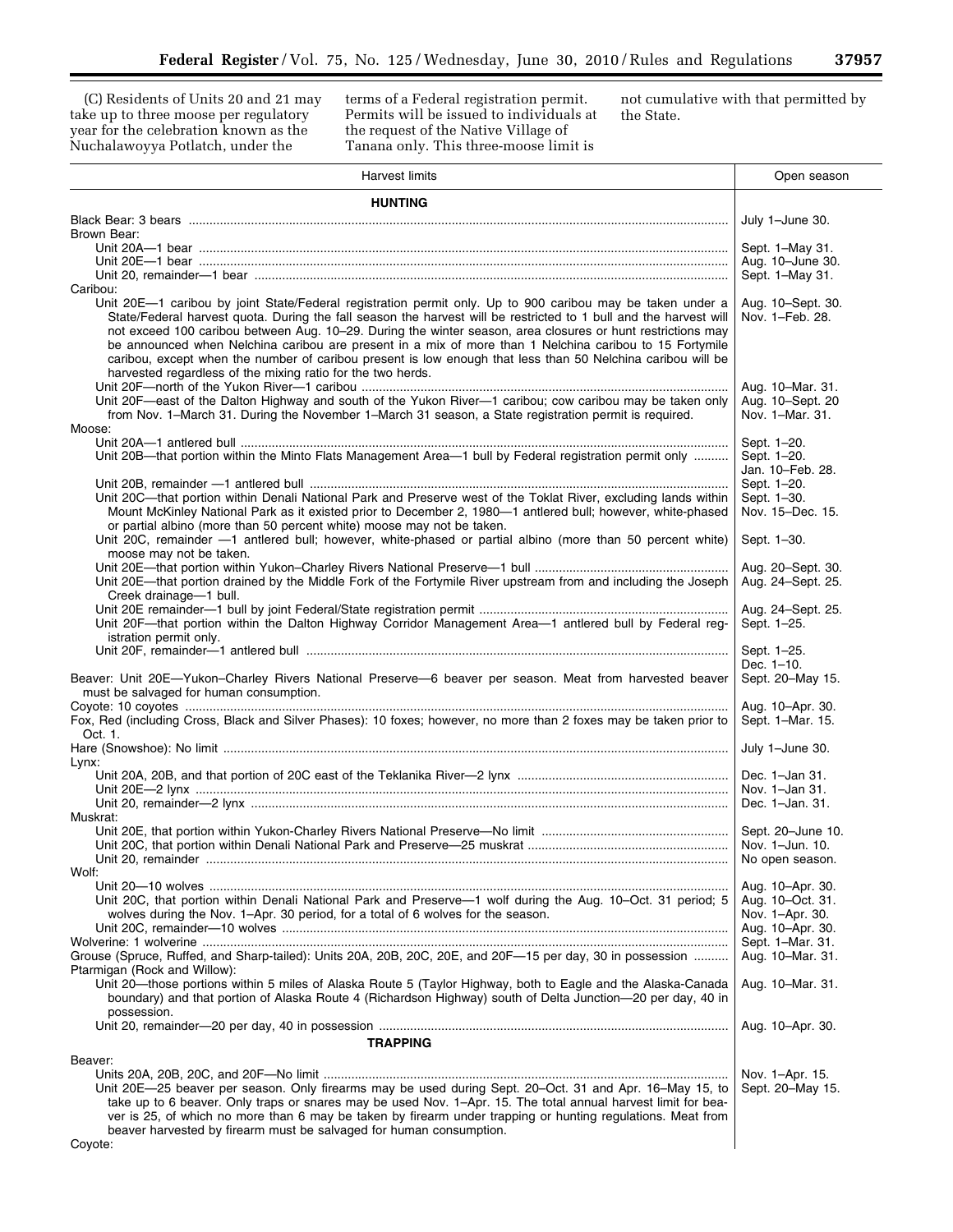(C) Residents of Units 20 and 21 may take up to three moose per regulatory year for the celebration known as the Nuchalawoyya Potlatch, under the terms of a Federal registration permit. Permits will be issued to individuals at the request of the Native Village of Tanana only. This three-moose limit is not cumulative with that permitted by the State.

| Harvest limits | Open season |
|---|---|
| **HUNTING** | |
| Black Bear: 3 bears | July 1–June 30. |
| Brown Bear: | |
| Unit 20A—1 bear | Sept. 1–May 31. |
| Unit 20E—1 bear | Aug. 10–June 30. |
| Unit 20, remainder—1 bear | Sept. 1–May 31. |
| Caribou: | |
| Unit 20E—1 caribou by joint State/Federal registration permit only. Up to 900 caribou may be taken under a State/Federal harvest quota. During the fall season the harvest will be restricted to 1 bull and the harvest will not exceed 100 caribou between Aug. 10–29. During the winter season, area closures or hunt restrictions may be announced when Nelchina caribou are present in a mix of more than 1 Nelchina caribou to 15 Fortymile caribou, except when the number of caribou present is low enough that less than 50 Nelchina caribou will be harvested regardless of the mixing ratio for the two herds. | Aug. 10–Sept. 30. Nov. 1–Feb. 28. |
| Unit 20F—north of the Yukon River—1 caribou | Aug. 10–Mar. 31. |
| Unit 20F—east of the Dalton Highway and south of the Yukon River—1 caribou; cow caribou may be taken only from Nov. 1–March 31. During the November 1–March 31 season, a State registration permit is required. | Aug. 10–Sept. 20 Nov. 1–Mar. 31. |
| Moose: | |
| Unit 20A—1 antlered bull | Sept. 1–20. |
| Unit 20B—that portion within the Minto Flats Management Area—1 bull by Federal registration permit only | Sept. 1–20. Jan. 10–Feb. 28. |
| Unit 20B, remainder —1 antlered bull | Sept. 1–20. |
| Unit 20C—that portion within Denali National Park and Preserve west of the Toklat River, excluding lands within Mount McKinley National Park as it existed prior to December 2, 1980—1 antlered bull; however, white-phased or partial albino (more than 50 percent white) moose may not be taken. | Sept. 1–30. Nov. 15–Dec. 15. |
| Unit 20C, remainder —1 antlered bull; however, white-phased or partial albino (more than 50 percent white) moose may not be taken. | Sept. 1–30. |
| Unit 20E—that portion within Yukon–Charley Rivers National Preserve—1 bull | Aug. 20–Sept. 30. |
| Unit 20E—that portion drained by the Middle Fork of the Fortymile River upstream from and including the Joseph Creek drainage—1 bull. | Aug. 24–Sept. 25. |
| Unit 20E remainder—1 bull by joint Federal/State registration permit | Aug. 24–Sept. 25. |
| Unit 20F—that portion within the Dalton Highway Corridor Management Area—1 antlered bull by Federal registration permit only. | Sept. 1–25. |
| Unit 20F, remainder—1 antlered bull | Sept. 1–25. Dec. 1–10. |
| Beaver: Unit 20E—Yukon–Charley Rivers National Preserve—6 beaver per season. Meat from harvested beaver must be salvaged for human consumption. | Sept. 20–May 15. |
| Coyote: 10 coyotes | Aug. 10–Apr. 30. |
| Fox, Red (including Cross, Black and Silver Phases): 10 foxes; however, no more than 2 foxes may be taken prior to Oct. 1. | Sept. 1–Mar. 15. |
| Hare (Snowshoe): No limit | July 1–June 30. |
| Lynx: | |
| Unit 20A, 20B, and that portion of 20C east of the Teklanika River—2 lynx | Dec. 1–Jan 31. |
| Unit 20E—2 lynx | Nov. 1–Jan 31. |
| Unit 20, remainder—2 lynx | Dec. 1–Jan. 31. |
| Muskrat: | |
| Unit 20E, that portion within Yukon-Charley Rivers National Preserve—No limit | Sept. 20–June 10. |
| Unit 20C, that portion within Denali National Park and Preserve—25 muskrat | Nov. 1–Jun. 10. |
| Unit 20, remainder | No open season. |
| Wolf: | |
| Unit 20—10 wolves | Aug. 10–Apr. 30. |
| Unit 20C, that portion within Denali National Park and Preserve—1 wolf during the Aug. 10–Oct. 31 period; 5 wolves during the Nov. 1–Apr. 30 period, for a total of 6 wolves for the season. | Aug. 10–Oct. 31. Nov. 1–Apr. 30. |
| Unit 20C, remainder—10 wolves | Aug. 10–Apr. 30. |
| Wolverine: 1 wolverine | Sept. 1–Mar. 31. |
| Grouse (Spruce, Ruffed, and Sharp-tailed): Units 20A, 20B, 20C, 20E, and 20F—15 per day, 30 in possession | Aug. 10–Mar. 31. |
| Ptarmigan (Rock and Willow): | |
| Unit 20—those portions within 5 miles of Alaska Route 5 (Taylor Highway, both to Eagle and the Alaska-Canada boundary) and that portion of Alaska Route 4 (Richardson Highway) south of Delta Junction—20 per day, 40 in possession. | Aug. 10–Mar. 31. |
| Unit 20, remainder—20 per day, 40 in possession | Aug. 10–Apr. 30. |
| **TRAPPING** | |
| Beaver: | |
| Units 20A, 20B, 20C, and 20F—No limit | Nov. 1–Apr. 15. |
| Unit 20E—25 beaver per season. Only firearms may be used during Sept. 20–Oct. 31 and Apr. 16–May 15, to take up to 6 beaver. Only traps or snares may be used Nov. 1–Apr. 15. The total annual harvest limit for beaver is 25, of which no more than 6 may be taken by firearm under trapping or hunting regulations. Meat from beaver harvested by firearm must be salvaged for human consumption. | Sept. 20–May 15. |
| Coyote: | |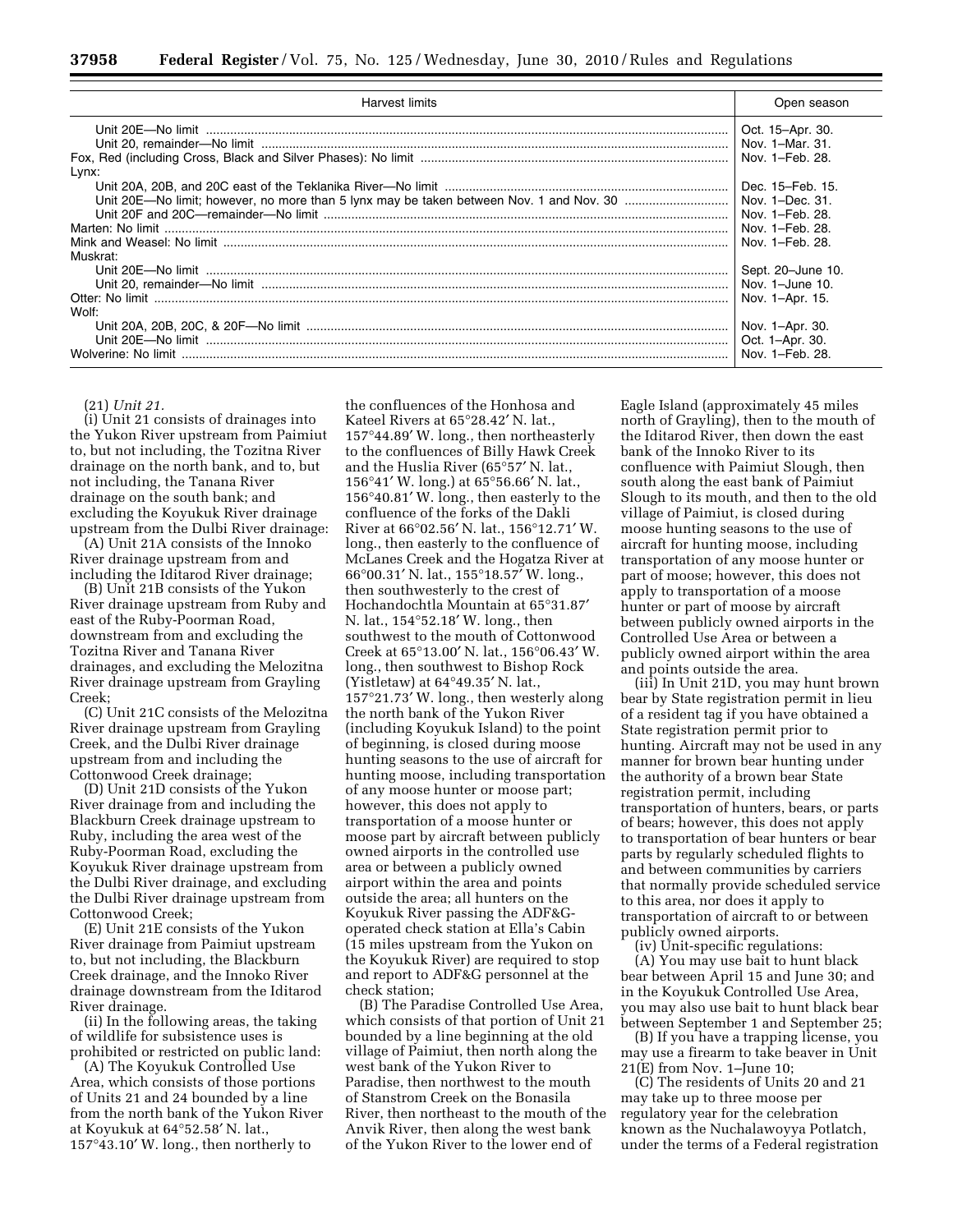| Harvest limits | Open season |
|---|---|
| Unit 20E—No limit | Oct. 15–Apr. 30. |
| Unit 20, remainder—No limit | Nov. 1–Mar. 31. |
| Fox, Red (including Cross, Black and Silver Phases): No limit | Nov. 1–Feb. 28. |
| Lynx: | |
| Unit 20A, 20B, and 20C east of the Teklanika River—No limit | Dec. 15–Feb. 15. |
| Unit 20E—No limit; however, no more than 5 lynx may be taken between Nov. 1 and Nov. 30 | Nov. 1–Dec. 31. |
| Unit 20F and 20C—remainder—No limit | Nov. 1–Feb. 28. |
| Marten: No limit | Nov. 1–Feb. 28. |
| Mink and Weasel: No limit | Nov. 1–Feb. 28. |
| Muskrat: | |
| Unit 20E—No limit | Sept. 20–June 10. |
| Unit 20, remainder—No limit | Nov. 1–June 10. |
| Otter: No limit | Nov. 1–Apr. 15. |
| Wolf: | |
| Unit 20A, 20B, 20C, & 20F—No limit | Nov. 1–Apr. 30. |
| Unit 20E—No limit | Oct. 1–Apr. 30. |
| Wolverine: No limit | Nov. 1–Feb. 28. |

(21) *Unit 21.*

(i) Unit 21 consists of drainages into the Yukon River upstream from Paimiut to, but not including, the Tozitna River drainage on the north bank, and to, but not including, the Tanana River drainage on the south bank; and excluding the Koyukuk River drainage upstream from the Dulbi River drainage:

(A) Unit 21A consists of the Innoko River drainage upstream from and including the Iditarod River drainage;

(B) Unit 21B consists of the Yukon River drainage upstream from Ruby and east of the Ruby-Poorman Road, downstream from and excluding the Tozitna River and Tanana River drainages, and excluding the Melozitna River drainage upstream from Grayling Creek;

(C) Unit 21C consists of the Melozitna River drainage upstream from Grayling Creek, and the Dulbi River drainage upstream from and including the Cottonwood Creek drainage;

(D) Unit 21D consists of the Yukon River drainage from and including the Blackburn Creek drainage upstream to Ruby, including the area west of the Ruby-Poorman Road, excluding the Koyukuk River drainage upstream from the Dulbi River drainage, and excluding the Dulbi River drainage upstream from Cottonwood Creek;

(E) Unit 21E consists of the Yukon River drainage from Paimiut upstream to, but not including, the Blackburn Creek drainage, and the Innoko River drainage downstream from the Iditarod River drainage.

(ii) In the following areas, the taking of wildlife for subsistence uses is prohibited or restricted on public land:

(A) The Koyukuk Controlled Use Area, which consists of those portions of Units 21 and 24 bounded by a line from the north bank of the Yukon River at Koyukuk at 64°52.58′ N. lat., 157°43.10′ W. long., then northerly to the confluences of the Honhosa and Kateel Rivers at 65°28.42′ N. lat., 157°44.89′ W. long., then northeasterly to the confluences of Billy Hawk Creek and the Huslia River (65°57′ N. lat., 156°41′ W. long.) at 65°56.66′ N. lat., 156°40.81′ W. long., then easterly to the confluence of the forks of the Dakli River at 66°02.56′ N. lat., 156°12.71′ W. long., then easterly to the confluence of McLanes Creek and the Hogatza River at 66°00.31′ N. lat., 155°18.57′ W. long., then southwesterly to the crest of Hochandochtla Mountain at 65°31.87′ N. lat., 154°52.18′ W. long., then southwest to the mouth of Cottonwood Creek at 65°13.00′ N. lat., 156°06.43′ W. long., then southwest to Bishop Rock (Yistletaw) at 64°49.35′ N. lat., 157°21.73′ W. long., then westerly along the north bank of the Yukon River (including Koyukuk Island) to the point of beginning, is closed during moose hunting seasons to the use of aircraft for hunting moose, including transportation of any moose hunter or moose part; however, this does not apply to transportation of a moose hunter or moose part by aircraft between publicly owned airports in the controlled use area or between a publicly owned airport within the area and points outside the area; all hunters on the Koyukuk River passing the ADF&G-operated check station at Ella's Cabin (15 miles upstream from the Yukon on the Koyukuk River) are required to stop and report to ADF&G personnel at the check station;

(B) The Paradise Controlled Use Area, which consists of that portion of Unit 21 bounded by a line beginning at the old village of Paimiut, then north along the west bank of the Yukon River to Paradise, then northwest to the mouth of Stanstrom Creek on the Bonasila River, then northeast to the mouth of the Anvik River, then along the west bank of the Yukon River to the lower end of Eagle Island (approximately 45 miles north of Grayling), then to the mouth of the Iditarod River, then down the east bank of the Innoko River to its confluence with Paimiut Slough, then south along the east bank of Paimiut Slough to its mouth, and then to the old village of Paimiut, is closed during moose hunting seasons to the use of aircraft for hunting moose, including transportation of any moose hunter or part of moose; however, this does not apply to transportation of a moose hunter or part of moose by aircraft between publicly owned airports in the Controlled Use Area or between a publicly owned airport within the area and points outside the area.

(iii) In Unit 21D, you may hunt brown bear by State registration permit in lieu of a resident tag if you have obtained a State registration permit prior to hunting. Aircraft may not be used in any manner for brown bear hunting under the authority of a brown bear State registration permit, including transportation of hunters, bears, or parts of bears; however, this does not apply to transportation of bear hunters or bear parts by regularly scheduled flights to and between communities by carriers that normally provide scheduled service to this area, nor does it apply to transportation of aircraft to or between publicly owned airports.

(iv) Unit-specific regulations:

(A) You may use bait to hunt black bear between April 15 and June 30; and in the Koyukuk Controlled Use Area, you may also use bait to hunt black bear between September 1 and September 25;

(B) If you have a trapping license, you may use a firearm to take beaver in Unit 21(E) from Nov. 1–June 10;

(C) The residents of Units 20 and 21 may take up to three moose per regulatory year for the celebration known as the Nuchalawoyya Potlatch, under the terms of a Federal registration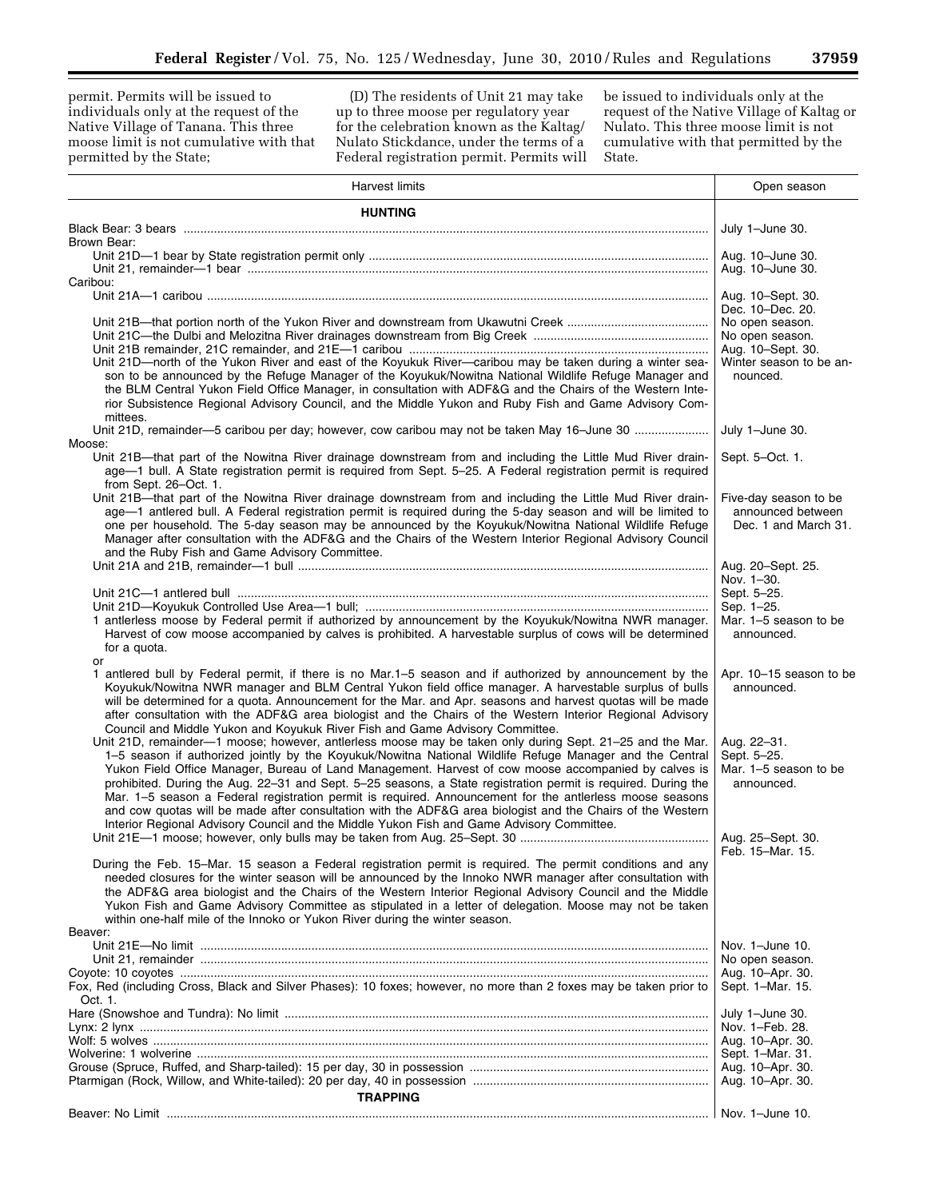permit. Permits will be issued to individuals only at the request of the Native Village of Tanana. This three moose limit is not cumulative with that permitted by the State;

(D) The residents of Unit 21 may take up to three moose per regulatory year for the celebration known as the Kaltag/Nulato Stickdance, under the terms of a Federal registration permit. Permits will be issued to individuals only at the request of the Native Village of Kaltag or Nulato. This three moose limit is not cumulative with that permitted by the State.

| Harvest limits | Open season |
|---|---|
| **HUNTING** | |
| Black Bear: 3 bears | July 1–June 30. |
| Brown Bear: | |
| Unit 21D—1 bear by State registration permit only | Aug. 10–June 30. |
| Unit 21, remainder—1 bear | Aug. 10–June 30. |
| Caribou: | |
| Unit 21A—1 caribou | Aug. 10–Sept. 30. Dec. 10–Dec. 20. |
| Unit 21B—that portion north of the Yukon River and downstream from Ukawutni Creek | No open season. |
| Unit 21C—the Dulbi and Melozitna River drainages downstream from Big Creek | No open season. |
| Unit 21B remainder, 21C remainder, and 21E—1 caribou | Aug. 10–Sept. 30. |
| Unit 21D—north of the Yukon River and east of the Koyukuk River—caribou may be taken during a winter season to be announced by the Refuge Manager of the Koyukuk/Nowitna National Wildlife Refuge Manager and the BLM Central Yukon Field Office Manager, in consultation with ADF&G and the Chairs of the Western Interior Subsistence Regional Advisory Council, and the Middle Yukon and Ruby Fish and Game Advisory Committees. | Winter season to be announced. |
| Unit 21D, remainder—5 caribou per day; however, cow caribou may not be taken May 16–June 30 | July 1–June 30. |
| Moose: | |
| Unit 21B—that part of the Nowitna River drainage downstream from and including the Little Mud River drainage—1 bull. A State registration permit is required from Sept. 5–25. A Federal registration permit is required from Sept. 26–Oct. 1. | Sept. 5–Oct. 1. |
| Unit 21B—that part of the Nowitna River drainage downstream from and including the Little Mud River drainage—1 antlered bull. A Federal registration permit is required during the 5-day season and will be limited to one per household. The 5-day season may be announced by the Koyukuk/Nowitna National Wildlife Refuge Manager after consultation with the ADF&G and the Chairs of the Western Interior Regional Advisory Council and the Ruby Fish and Game Advisory Committee. | Five-day season to be announced between Dec. 1 and March 31. |
| Unit 21A and 21B, remainder—1 bull | Aug. 20–Sept. 25. Nov. 1–30. |
| Unit 21C—1 antlered bull | Sept. 5–25. |
| Unit 21D—Koyukuk Controlled Use Area—1 bull; | Sep. 1–25. |
| 1 antlerless moose by Federal permit if authorized by announcement by the Koyukuk/Nowitna NWR manager. Harvest of cow moose accompanied by calves is prohibited. A harvestable surplus of cows will be determined for a quota. | Mar. 1–5 season to be announced. |
| or | |
| 1 antlered bull by Federal permit, if there is no Mar.1–5 season and if authorized by announcement by the Koyukuk/Nowitna NWR manager and BLM Central Yukon field office manager. A harvestable surplus of bulls will be determined for a quota. Announcement for the Mar. and Apr. seasons and harvest quotas will be made after consultation with the ADF&G area biologist and the Chairs of the Western Interior Regional Advisory Council and Middle Yukon and Koyukuk River Fish and Game Advisory Committee. | Apr. 10–15 season to be announced. |
| Unit 21D, remainder—1 moose; however, antlerless moose may be taken only during Sept. 21–25 and the Mar. 1–5 season if authorized jointly by the Koyukuk/Nowitna National Wildlife Refuge Manager and the Central Yukon Field Office Manager, Bureau of Land Management. Harvest of cow moose accompanied by calves is prohibited. During the Aug. 22–31 and Sept. 5–25 seasons, a State registration permit is required. During the Mar. 1–5 season a Federal registration permit is required. Announcement for the antlerless moose seasons and cow quotas will be made after consultation with the ADF&G area biologist and the Chairs of the Western Interior Regional Advisory Council and the Middle Yukon Fish and Game Advisory Committee. | Aug. 22–31. Sept. 5–25. Mar. 1–5 season to be announced. |
| Unit 21E—1 moose; however, only bulls may be taken from Aug. 25–Sept. 30 | Aug. 25–Sept. 30. Feb. 15–Mar. 15. |
| During the Feb. 15–Mar. 15 season a Federal registration permit is required. The permit conditions and any needed closures for the winter season will be announced by the Innoko NWR manager after consultation with the ADF&G area biologist and the Chairs of the Western Interior Regional Advisory Council and the Middle Yukon Fish and Game Advisory Committee as stipulated in a letter of delegation. Moose may not be taken within one-half mile of the Innoko or Yukon River during the winter season. | |
| Beaver: | |
| Unit 21E—No limit | Nov. 1–June 10. |
| Unit 21, remainder | No open season. |
| Coyote: 10 coyotes | Aug. 10–Apr. 30. |
| Fox, Red (including Cross, Black and Silver Phases): 10 foxes; however, no more than 2 foxes may be taken prior to Oct. 1. | Sept. 1–Mar. 15. |
| Hare (Snowshoe and Tundra): No limit | July 1–June 30. |
| Lynx: 2 lynx | Nov. 1–Feb. 28. |
| Wolf: 5 wolves | Aug. 10–Apr. 30. |
| Wolverine: 1 wolverine | Sept. 1–Mar. 31. |
| Grouse (Spruce, Ruffed, and Sharp-tailed): 15 per day, 30 in possession | Aug. 10–Apr. 30. |
| Ptarmigan (Rock, Willow, and White-tailed): 20 per day, 40 in possession | Aug. 10–Apr. 30. |
| **TRAPPING** | |
| Beaver: No Limit | Nov. 1–June 10. |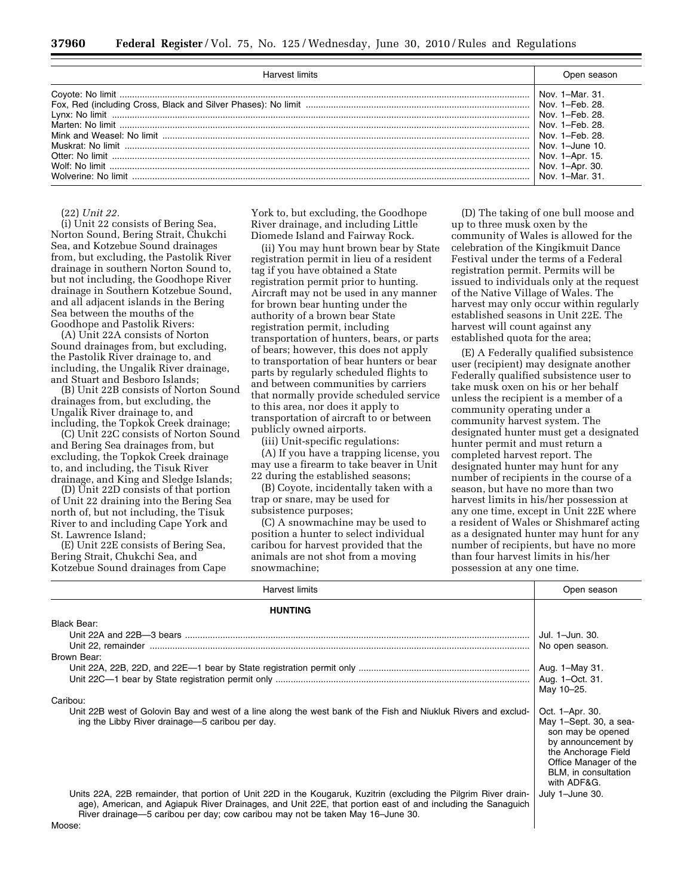| Harvest limits | Open season |
| --- | --- |
| Coyote: No limit | Nov. 1–Mar. 31. |
| Fox, Red (including Cross, Black and Silver Phases): No limit | Nov. 1–Feb. 28. |
| Lynx: No limit | Nov. 1–Feb. 28. |
| Marten: No limit | Nov. 1–Feb. 28. |
| Mink and Weasel: No limit | Nov. 1–Feb. 28. |
| Muskrat: No limit | Nov. 1–June 10. |
| Otter: No limit | Nov. 1–Apr. 15. |
| Wolf: No limit | Nov. 1–Apr. 30. |
| Wolverine: No limit | Nov. 1–Mar. 31. |

(22) *Unit 22.*

(i) Unit 22 consists of Bering Sea, Norton Sound, Bering Strait, Chukchi Sea, and Kotzebue Sound drainages from, but excluding, the Pastolik River drainage in southern Norton Sound to, but not including, the Goodhope River drainage in Southern Kotzebue Sound, and all adjacent islands in the Bering Sea between the mouths of the Goodhope and Pastolik Rivers:

(A) Unit 22A consists of Norton Sound drainages from, but excluding, the Pastolik River drainage to, and including, the Ungalik River drainage, and Stuart and Besboro Islands;

(B) Unit 22B consists of Norton Sound drainages from, but excluding, the Ungalik River drainage to, and including, the Topkok Creek drainage;

(C) Unit 22C consists of Norton Sound and Bering Sea drainages from, but excluding, the Topkok Creek drainage to, and including, the Tisuk River drainage, and King and Sledge Islands;

(D) Unit 22D consists of that portion of Unit 22 draining into the Bering Sea north of, but not including, the Tisuk River to and including Cape York and St. Lawrence Island;

(E) Unit 22E consists of Bering Sea, Bering Strait, Chukchi Sea, and Kotzebue Sound drainages from Cape York to, but excluding, the Goodhope River drainage, and including Little Diomede Island and Fairway Rock.

(ii) You may hunt brown bear by State registration permit in lieu of a resident tag if you have obtained a State registration permit prior to hunting. Aircraft may not be used in any manner for brown bear hunting under the authority of a brown bear State registration permit, including transportation of hunters, bears, or parts of bears; however, this does not apply to transportation of bear hunters or bear parts by regularly scheduled flights to and between communities by carriers that normally provide scheduled service to this area, nor does it apply to transportation of aircraft to or between publicly owned airports.

(iii) Unit-specific regulations:

(A) If you have a trapping license, you may use a firearm to take beaver in Unit 22 during the established seasons;

(B) Coyote, incidentally taken with a trap or snare, may be used for subsistence purposes;

(C) A snowmachine may be used to position a hunter to select individual caribou for harvest provided that the animals are not shot from a moving snowmachine;

(D) The taking of one bull moose and up to three musk oxen by the community of Wales is allowed for the celebration of the Kingikmuit Dance Festival under the terms of a Federal registration permit. Permits will be issued to individuals only at the request of the Native Village of Wales. The harvest may only occur within regularly established seasons in Unit 22E. The harvest will count against any established quota for the area;

(E) A Federally qualified subsistence user (recipient) may designate another Federally qualified subsistence user to take musk oxen on his or her behalf unless the recipient is a member of a community operating under a community harvest system. The designated hunter must get a designated hunter permit and must return a completed harvest report. The designated hunter may hunt for any number of recipients in the course of a season, but have no more than two harvest limits in his/her possession at any one time, except in Unit 22E where a resident of Wales or Shishmaref acting as a designated hunter may hunt for any number of recipients, but have no more than four harvest limits in his/her possession at any one time.

| Harvest limits | Open season |
| --- | --- |
| **HUNTING** | |
| Black Bear: | |
| Unit 22A and 22B—3 bears | Jul. 1–Jun. 30. |
| Unit 22, remainder | No open season. |
| Brown Bear: | |
| Unit 22A, 22B, 22D, and 22E—1 bear by State registration permit only | Aug. 1–May 31. |
| Unit 22C—1 bear by State registration permit only | Aug. 1–Oct. 31. May 10–25. |
| Caribou: | |
| Unit 22B west of Golovin Bay and west of a line along the west bank of the Fish and Niukluk Rivers and excluding the Libby River drainage—5 caribou per day. | Oct. 1–Apr. 30. May 1–Sept. 30, a season may be opened by announcement by the Anchorage Field Office Manager of the BLM, in consultation with ADF&G. |
| Units 22A, 22B remainder, that portion of Unit 22D in the Kougaruk, Kuzitrin (excluding the Pilgrim River drainage), American, and Agiapuk River Drainages, and Unit 22E, that portion east of and including the Sanaguich River drainage—5 caribou per day; cow caribou may not be taken May 16–June 30. | July 1–June 30. |
| Moose: | |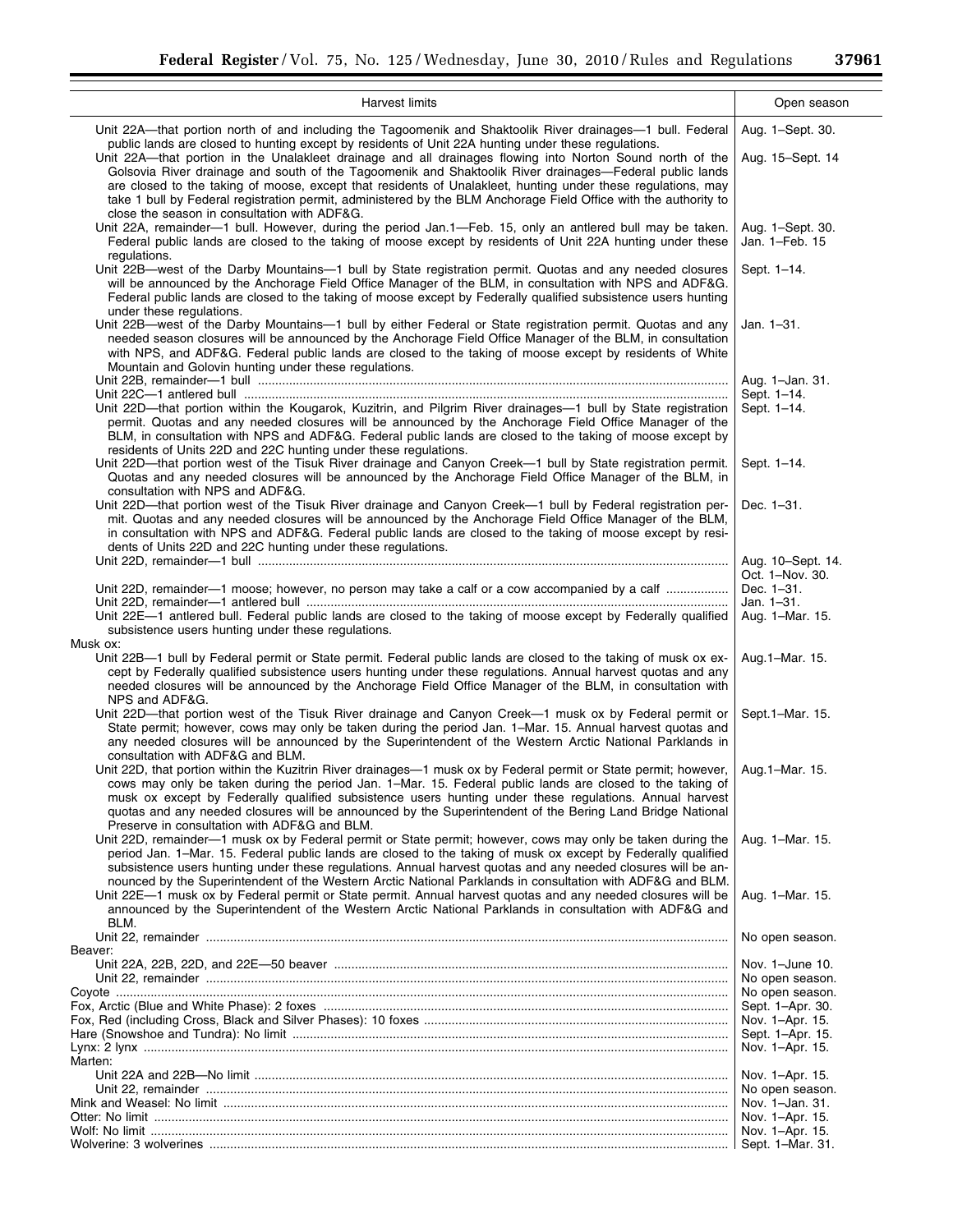| Harvest limits | Open season |
|---|---|
| Unit 22A—that portion north of and including the Tagoomenik and Shaktoolik River drainages—1 bull. Federal public lands are closed to hunting except by residents of Unit 22A hunting under these regulations. | Aug. 1–Sept. 30. |
| Unit 22A—that portion in the Unalakleet drainage and all drainages flowing into Norton Sound north of the Golsovia River drainage and south of the Tagoomenik and Shaktoolik River drainages—Federal public lands are closed to the taking of moose, except that residents of Unalakleet, hunting under these regulations, may take 1 bull by Federal registration permit, administered by the BLM Anchorage Field Office with the authority to close the season in consultation with ADF&G. | Aug. 15–Sept. 14 |
| Unit 22A, remainder—1 bull. However, during the period Jan.1—Feb. 15, only an antlered bull may be taken. Federal public lands are closed to the taking of moose except by residents of Unit 22A hunting under these regulations. | Aug. 1–Sept. 30. Jan. 1–Feb. 15 |
| Unit 22B—west of the Darby Mountains—1 bull by State registration permit. Quotas and any needed closures will be announced by the Anchorage Field Office Manager of the BLM, in consultation with NPS and ADF&G. Federal public lands are closed to the taking of moose except by Federally qualified subsistence users hunting under these regulations. | Sept. 1–14. |
| Unit 22B—west of the Darby Mountains—1 bull by either Federal or State registration permit. Quotas and any needed season closures will be announced by the Anchorage Field Office Manager of the BLM, in consultation with NPS, and ADF&G. Federal public lands are closed to the taking of moose except by residents of White Mountain and Golovin hunting under these regulations. | Jan. 1–31. |
| Unit 22B, remainder—1 bull | Aug. 1–Jan. 31. |
| Unit 22C—1 antlered bull | Sept. 1–14. |
| Unit 22D—that portion within the Kougarok, Kuzitrin, and Pilgrim River drainages—1 bull by State registration permit. Quotas and any needed closures will be announced by the Anchorage Field Office Manager of the BLM, in consultation with NPS and ADF&G. Federal public lands are closed to the taking of moose except by residents of Units 22D and 22C hunting under these regulations. | Sept. 1–14. |
| Unit 22D—that portion west of the Tisuk River drainage and Canyon Creek—1 bull by State registration permit. Quotas and any needed closures will be announced by the Anchorage Field Office Manager of the BLM, in consultation with NPS and ADF&G. | Sept. 1–14. |
| Unit 22D—that portion west of the Tisuk River drainage and Canyon Creek—1 bull by Federal registration permit. Quotas and any needed closures will be announced by the Anchorage Field Office Manager of the BLM, in consultation with NPS and ADF&G. Federal public lands are closed to the taking of moose except by residents of Units 22D and 22C hunting under these regulations. | Dec. 1–31. |
| Unit 22D, remainder—1 bull | Aug. 10–Sept. 14. Oct. 1–Nov. 30. |
| Unit 22D, remainder—1 moose; however, no person may take a calf or a cow accompanied by a calf | Dec. 1–31. |
| Unit 22D, remainder—1 antlered bull | Jan. 1–31. |
| Unit 22E—1 antlered bull. Federal public lands are closed to the taking of moose except by Federally qualified subsistence users hunting under these regulations. | Aug. 1–Mar. 15. |
| Musk ox: | |
| Unit 22B—1 bull by Federal permit or State permit. Federal public lands are closed to the taking of musk ox except by Federally qualified subsistence users hunting under these regulations. Annual harvest quotas and any needed closures will be announced by the Anchorage Field Office Manager of the BLM, in consultation with NPS and ADF&G. | Aug.1–Mar. 15. |
| Unit 22D—that portion west of the Tisuk River drainage and Canyon Creek—1 musk ox by Federal permit or State permit; however, cows may only be taken during the period Jan. 1–Mar. 15. Annual harvest quotas and any needed closures will be announced by the Superintendent of the Western Arctic National Parklands in consultation with ADF&G and BLM. | Sept.1–Mar. 15. |
| Unit 22D, that portion within the Kuzitrin River drainages—1 musk ox by Federal permit or State permit; however, cows may only be taken during the period Jan. 1–Mar. 15. Federal public lands are closed to the taking of musk ox except by Federally qualified subsistence users hunting under these regulations. Annual harvest quotas and any needed closures will be announced by the Superintendent of the Bering Land Bridge National Preserve in consultation with ADF&G and BLM. | Aug.1–Mar. 15. |
| Unit 22D, remainder—1 musk ox by Federal permit or State permit; however, cows may only be taken during the period Jan. 1–Mar. 15. Federal public lands are closed to the taking of musk ox except by Federally qualified subsistence users hunting under these regulations. Annual harvest quotas and any needed closures will be announced by the Superintendent of the Western Arctic National Parklands in consultation with ADF&G and BLM. | Aug. 1–Mar. 15. |
| Unit 22E—1 musk ox by Federal permit or State permit. Annual harvest quotas and any needed closures will be announced by the Superintendent of the Western Arctic National Parklands in consultation with ADF&G and BLM. | Aug. 1–Mar. 15. |
| Unit 22, remainder | No open season. |
| Beaver: | |
| Unit 22A, 22B, 22D, and 22E—50 beaver | Nov. 1–June 10. |
| Unit 22, remainder | No open season. |
| Coyote | No open season. |
| Fox, Arctic (Blue and White Phase): 2 foxes | Sept. 1–Apr. 30. |
| Fox, Red (including Cross, Black and Silver Phases): 10 foxes | Nov. 1–Apr. 15. |
| Hare (Snowshoe and Tundra): No limit | Sept. 1–Apr. 15. |
| Lynx: 2 lynx | Nov. 1–Apr. 15. |
| Marten: | |
| Unit 22A and 22B—No limit | Nov. 1–Apr. 15. |
| Unit 22, remainder | No open season. |
| Mink and Weasel: No limit | Nov. 1–Jan. 31. |
| Otter: No limit | Nov. 1–Apr. 15. |
| Wolf: No limit | Nov. 1–Apr. 15. |
| Wolverine: 3 wolverines | Sept. 1–Mar. 31. |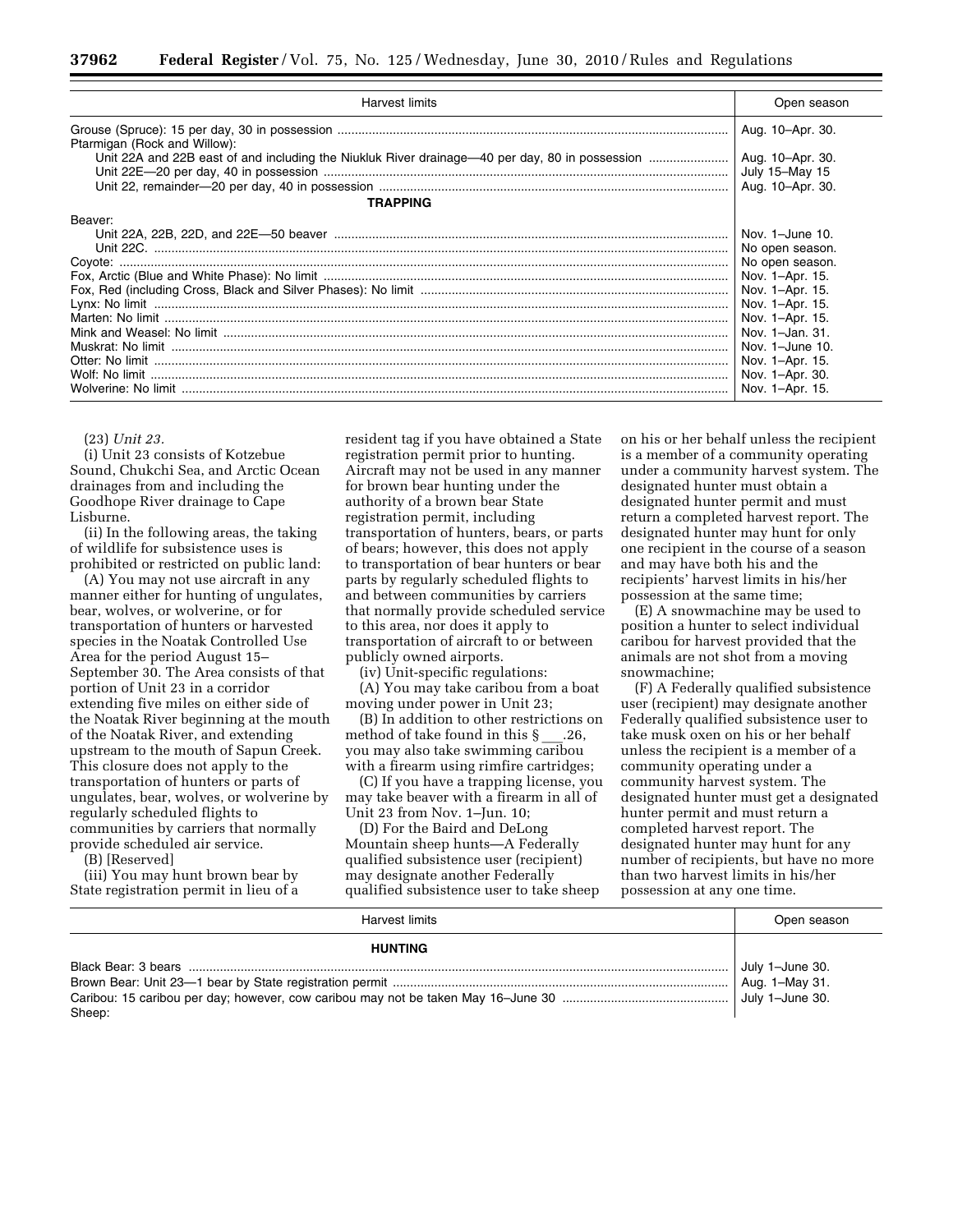| Harvest limits | Open season |
| --- | --- |
| Grouse (Spruce): 15 per day, 30 in possession | Aug. 10–Apr. 30. |
| Ptarmigan (Rock and Willow): | |
| Unit 22A and 22B east of and including the Niukluk River drainage—40 per day, 80 in possession | Aug. 10–Apr. 30. |
| Unit 22E—20 per day, 40 in possession | July 15–May 15 |
| Unit 22, remainder—20 per day, 40 in possession | Aug. 10–Apr. 30. |
| **TRAPPING** | |
| Beaver: | |
| Unit 22A, 22B, 22D, and 22E—50 beaver | Nov. 1–June 10. |
| Unit 22C. | No open season. |
| Coyote: | No open season. |
| Fox, Arctic (Blue and White Phase): No limit | Nov. 1–Apr. 15. |
| Fox, Red (including Cross, Black and Silver Phases): No limit | Nov. 1–Apr. 15. |
| Lynx: No limit | Nov. 1–Apr. 15. |
| Marten: No limit | Nov. 1–Apr. 15. |
| Mink and Weasel: No limit | Nov. 1–Jan. 31. |
| Muskrat: No limit | Nov. 1–June 10. |
| Otter: No limit | Nov. 1–Apr. 15. |
| Wolf: No limit | Nov. 1–Apr. 30. |
| Wolverine: No limit | Nov. 1–Apr. 15. |

(23) *Unit 23.*

(i) Unit 23 consists of Kotzebue Sound, Chukchi Sea, and Arctic Ocean drainages from and including the Goodhope River drainage to Cape Lisburne.

(ii) In the following areas, the taking of wildlife for subsistence uses is prohibited or restricted on public land:

(A) You may not use aircraft in any manner either for hunting of ungulates, bear, wolves, or wolverine, or for transportation of hunters or harvested species in the Noatak Controlled Use Area for the period August 15–September 30. The Area consists of that portion of Unit 23 in a corridor extending five miles on either side of the Noatak River beginning at the mouth of the Noatak River, and extending upstream to the mouth of Sapun Creek. This closure does not apply to the transportation of hunters or parts of ungulates, bear, wolves, or wolverine by regularly scheduled flights to communities by carriers that normally provide scheduled air service.

(B) [Reserved]

(iii) You may hunt brown bear by State registration permit in lieu of a resident tag if you have obtained a State registration permit prior to hunting. Aircraft may not be used in any manner for brown bear hunting under the authority of a brown bear State registration permit, including transportation of hunters, bears, or parts of bears; however, this does not apply to transportation of bear hunters or bear parts by regularly scheduled flights to and between communities by carriers that normally provide scheduled service to this area, nor does it apply to transportation of aircraft to or between publicly owned airports.

(iv) Unit-specific regulations:

(A) You may take caribou from a boat moving under power in Unit 23;

(B) In addition to other restrictions on method of take found in this § ___.26, you may also take swimming caribou with a firearm using rimfire cartridges;

(C) If you have a trapping license, you may take beaver with a firearm in all of Unit 23 from Nov. 1–Jun. 10;

(D) For the Baird and DeLong Mountain sheep hunts—A Federally qualified subsistence user (recipient) may designate another Federally qualified subsistence user to take sheep on his or her behalf unless the recipient is a member of a community operating under a community harvest system. The designated hunter must obtain a designated hunter permit and must return a completed harvest report. The designated hunter may hunt for only one recipient in the course of a season and may have both his and the recipients' harvest limits in his/her possession at the same time;

(E) A snowmachine may be used to position a hunter to select individual caribou for harvest provided that the animals are not shot from a moving snowmachine;

(F) A Federally qualified subsistence user (recipient) may designate another Federally qualified subsistence user to take musk oxen on his or her behalf unless the recipient is a member of a community operating under a community harvest system. The designated hunter must get a designated hunter permit and must return a completed harvest report. The designated hunter may hunt for any number of recipients, but have no more than two harvest limits in his/her possession at any one time.

| Harvest limits | Open season |
| --- | --- |
| **HUNTING** | |
| Black Bear: 3 bears | July 1–June 30. |
| Brown Bear: Unit 23—1 bear by State registration permit | Aug. 1–May 31. |
| Caribou: 15 caribou per day; however, cow caribou may not be taken May 16–June 30 | July 1–June 30. |
| Sheep: | |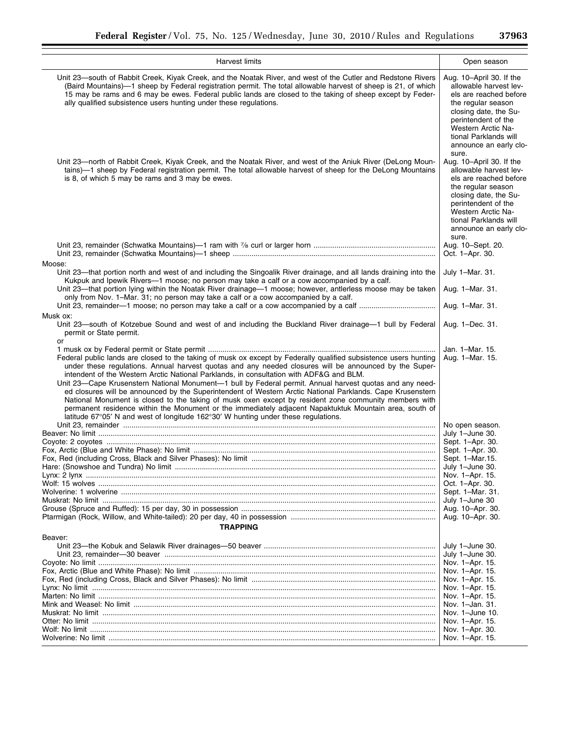| Harvest limits | Open season |
|---|---|
| Unit 23—south of Rabbit Creek, Kiyak Creek, and the Noatak River, and west of the Cutler and Redstone Rivers (Baird Mountains)—1 sheep by Federal registration permit. The total allowable harvest of sheep is 21, of which 15 may be rams and 6 may be ewes. Federal public lands are closed to the taking of sheep except by Federally qualified subsistence users hunting under these regulations. | Aug. 10–April 30. If the allowable harvest levels are reached before the regular season closing date, the Superintendent of the Western Arctic National Parklands will announce an early closure. |
| Unit 23—north of Rabbit Creek, Kiyak Creek, and the Noatak River, and west of the Aniuk River (DeLong Mountains)—1 sheep by Federal registration permit. The total allowable harvest of sheep for the DeLong Mountains is 8, of which 5 may be rams and 3 may be ewes. | Aug. 10–April 30. If the allowable harvest levels are reached before the regular season closing date, the Superintendent of the Western Arctic National Parklands will announce an early closure. |
| Unit 23, remainder (Schwatka Mountains)—1 ram with ⅞ curl or larger horn | Aug. 10–Sept. 20. |
| Unit 23, remainder (Schwatka Mountains)—1 sheep | Oct. 1–Apr. 30. |
| Moose: | |
| Unit 23—that portion north and west of and including the Singoalik River drainage, and all lands draining into the Kukpuk and Ipewik Rivers—1 moose; no person may take a calf or a cow accompanied by a calf. | July 1–Mar. 31. |
| Unit 23—that portion lying within the Noatak River drainage—1 moose; however, antlerless moose may be taken only from Nov. 1–Mar. 31; no person may take a calf or a cow accompanied by a calf. | Aug. 1–Mar. 31. |
| Unit 23, remainder—1 moose; no person may take a calf or a cow accompanied by a calf | Aug. 1–Mar. 31. |
| Musk ox: | |
| Unit 23—south of Kotzebue Sound and west of and including the Buckland River drainage—1 bull by Federal permit or State permit. | Aug. 1–Dec. 31. |
| or | |
| 1 musk ox by Federal permit or State permit | Jan. 1–Mar. 15. |
| Federal public lands are closed to the taking of musk ox except by Federally qualified subsistence users hunting under these regulations. Annual harvest quotas and any needed closures will be announced by the Superintendent of the Western Arctic National Parklands, in consultation with ADF&G and BLM. | Aug. 1–Mar. 15. |
| Unit 23—Cape Krusenstern National Monument—1 bull by Federal permit. Annual harvest quotas and any needed closures will be announced by the Superintendent of Western Arctic National Parklands. Cape Krusenstern National Monument is closed to the taking of musk oxen except by resident zone community members with permanent residence within the Monument or the immediately adjacent Napaktuktuk Mountain area, south of latitude 67°05′ N and west of longitude 162°30′ W hunting under these regulations. | |
| Unit 23, remainder | No open season. |
| Beaver: No limit | July 1–June 30. |
| Coyote: 2 coyotes | Sept. 1–Apr. 30. |
| Fox, Arctic (Blue and White Phase): No limit | Sept. 1–Apr. 30. |
| Fox, Red (including Cross, Black and Silver Phases): No limit | Sept. 1–Mar.15. |
| Hare: (Snowshoe and Tundra) No limit | July 1–June 30. |
| Lynx: 2 lynx | Nov. 1–Apr. 15. |
| Wolf: 15 wolves | Oct. 1–Apr. 30. |
| Wolverine: 1 wolverine | Sept. 1–Mar. 31. |
| Muskrat: No limit | July 1–June 30 |
| Grouse (Spruce and Ruffed): 15 per day, 30 in possession | Aug. 10–Apr. 30. |
| Ptarmigan (Rock, Willow, and White-tailed): 20 per day, 40 in possession | Aug. 10–Apr. 30. |
| **TRAPPING** | |
| Beaver: | |
| Unit 23—the Kobuk and Selawik River drainages—50 beaver | July 1–June 30. |
| Unit 23, remainder—30 beaver | July 1–June 30. |
| Coyote: No limit | Nov. 1–Apr. 15. |
| Fox, Arctic (Blue and White Phase): No limit | Nov. 1–Apr. 15. |
| Fox, Red (including Cross, Black and Silver Phases): No limit | Nov. 1–Apr. 15. |
| Lynx: No limit | Nov. 1–Apr. 15. |
| Marten: No limit | Nov. 1–Apr. 15. |
| Mink and Weasel: No limit | Nov. 1–Jan. 31. |
| Muskrat: No limit | Nov. 1–June 10. |
| Otter: No limit | Nov. 1–Apr. 15. |
| Wolf: No limit | Nov. 1–Apr. 30. |
| Wolverine: No limit | Nov. 1–Apr. 15. |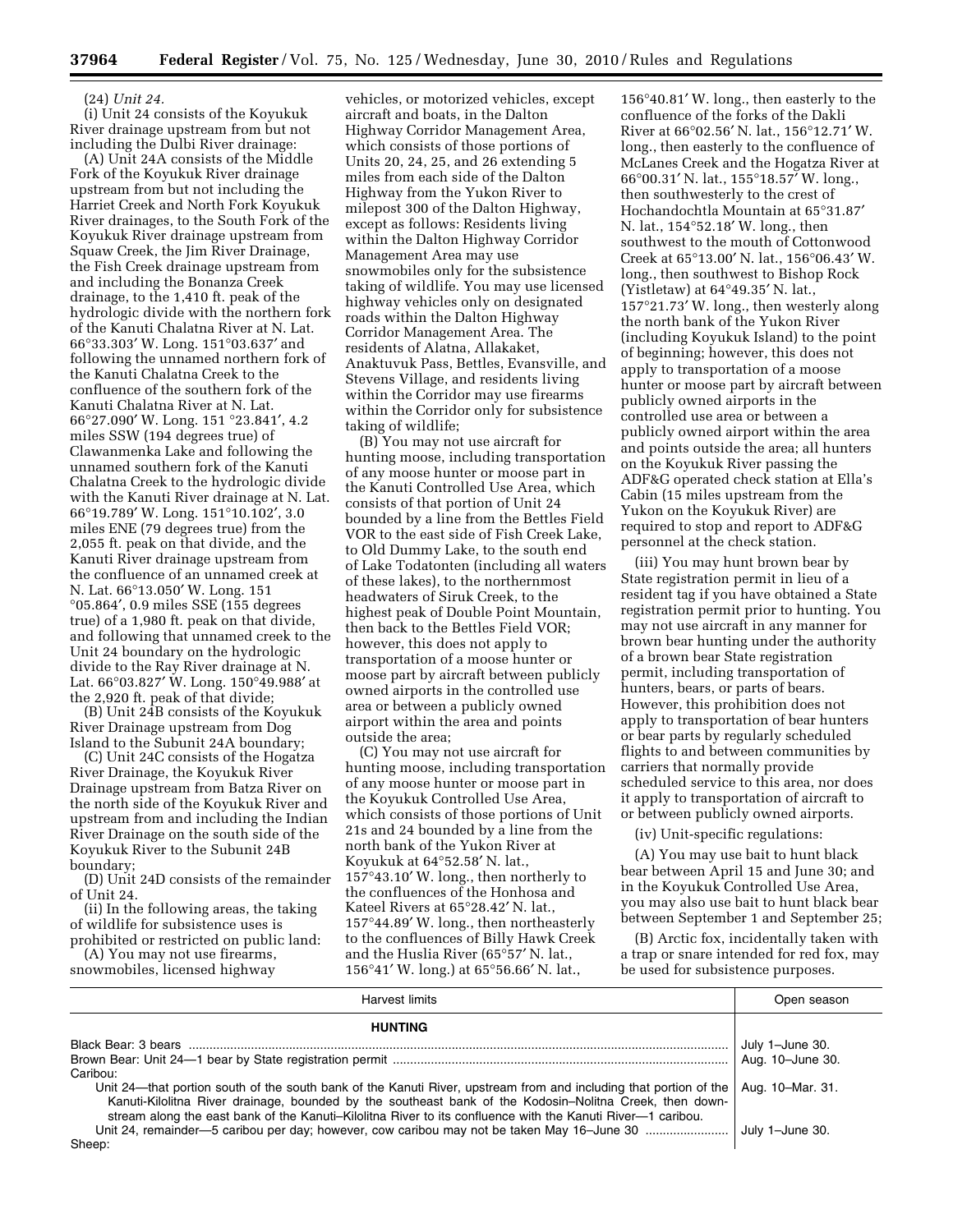(24) *Unit 24.*

(i) Unit 24 consists of the Koyukuk River drainage upstream from but not including the Dulbi River drainage:

(A) Unit 24A consists of the Middle Fork of the Koyukuk River drainage upstream from but not including the Harriet Creek and North Fork Koyukuk River drainages, to the South Fork of the Koyukuk River drainage upstream from Squaw Creek, the Jim River Drainage, the Fish Creek drainage upstream from and including the Bonanza Creek drainage, to the 1,410 ft. peak of the hydrologic divide with the northern fork of the Kanuti Chalatna River at N. Lat. 66°33.303′ W. Long. 151°03.637′ and following the unnamed northern fork of the Kanuti Chalatna Creek to the confluence of the southern fork of the Kanuti Chalatna River at N. Lat. 66°27.090′ W. Long. 151 °23.841′, 4.2 miles SSW (194 degrees true) of Clawanmenka Lake and following the unnamed southern fork of the Kanuti Chalatna Creek to the hydrologic divide with the Kanuti River drainage at N. Lat. 66°19.789′ W. Long. 151°10.102′, 3.0 miles ENE (79 degrees true) from the 2,055 ft. peak on that divide, and the Kanuti River drainage upstream from the confluence of an unnamed creek at N. Lat. 66°13.050′ W. Long. 151 °05.864′, 0.9 miles SSE (155 degrees true) of a 1,980 ft. peak on that divide, and following that unnamed creek to the Unit 24 boundary on the hydrologic divide to the Ray River drainage at N. Lat. 66°03.827′ W. Long. 150°49.988′ at the 2,920 ft. peak of that divide;

(B) Unit 24B consists of the Koyukuk River Drainage upstream from Dog Island to the Subunit 24A boundary;

(C) Unit 24C consists of the Hogatza River Drainage, the Koyukuk River Drainage upstream from Batza River on the north side of the Koyukuk River and upstream from and including the Indian River Drainage on the south side of the Koyukuk River to the Subunit 24B boundary;

(D) Unit 24D consists of the remainder of Unit 24.

(ii) In the following areas, the taking of wildlife for subsistence uses is prohibited or restricted on public land:

(A) You may not use firearms, snowmobiles, licensed highway vehicles, or motorized vehicles, except aircraft and boats, in the Dalton Highway Corridor Management Area, which consists of those portions of Units 20, 24, 25, and 26 extending 5 miles from each side of the Dalton Highway from the Yukon River to milepost 300 of the Dalton Highway, except as follows: Residents living within the Dalton Highway Corridor Management Area may use snowmobiles only for the subsistence taking of wildlife. You may use licensed highway vehicles only on designated roads within the Dalton Highway Corridor Management Area. The residents of Alatna, Allakaket, Anaktuvuk Pass, Bettles, Evansville, and Stevens Village, and residents living within the Corridor may use firearms within the Corridor only for subsistence taking of wildlife;

(B) You may not use aircraft for hunting moose, including transportation of any moose hunter or moose part in the Kanuti Controlled Use Area, which consists of that portion of Unit 24 bounded by a line from the Bettles Field VOR to the east side of Fish Creek Lake, to Old Dummy Lake, to the south end of Lake Todatonten (including all waters of these lakes), to the northernmost headwaters of Siruk Creek, to the highest peak of Double Point Mountain, then back to the Bettles Field VOR; however, this does not apply to transportation of a moose hunter or moose part by aircraft between publicly owned airports in the controlled use area or between a publicly owned airport within the area and points outside the area;

(C) You may not use aircraft for hunting moose, including transportation of any moose hunter or moose part in the Koyukuk Controlled Use Area, which consists of those portions of Unit 21s and 24 bounded by a line from the north bank of the Yukon River at Koyukuk at 64°52.58′ N. lat., 157°43.10′ W. long., then northerly to the confluences of the Honhosa and Kateel Rivers at 65°28.42′ N. lat., 157°44.89′ W. long., then northeasterly to the confluences of Billy Hawk Creek and the Huslia River (65°57′ N. lat., 156°41′ W. long.) at 65°56.66′ N. lat., 156°40.81′ W. long., then easterly to the confluence of the forks of the Dakli River at 66°02.56′ N. lat., 156°12.71′ W. long., then easterly to the confluence of McLanes Creek and the Hogatza River at 66°00.31′ N. lat., 155°18.57′ W. long., then southwesterly to the crest of Hochandochtla Mountain at 65°31.87′ N. lat., 154°52.18′ W. long., then southwest to the mouth of Cottonwood Creek at 65°13.00′ N. lat., 156°06.43′ W. long., then southwest to Bishop Rock (Yistletaw) at 64°49.35′ N. lat., 157°21.73′ W. long., then westerly along the north bank of the Yukon River (including Koyukuk Island) to the point of beginning; however, this does not apply to transportation of a moose hunter or moose part by aircraft between publicly owned airports in the controlled use area or between a publicly owned airport within the area and points outside the area; all hunters on the Koyukuk River passing the ADF&G operated check station at Ella's Cabin (15 miles upstream from the Yukon on the Koyukuk River) are required to stop and report to ADF&G personnel at the check station.

(iii) You may hunt brown bear by State registration permit in lieu of a resident tag if you have obtained a State registration permit prior to hunting. You may not use aircraft in any manner for brown bear hunting under the authority of a brown bear State registration permit, including transportation of hunters, bears, or parts of bears. However, this prohibition does not apply to transportation of bear hunters or bear parts by regularly scheduled flights to and between communities by carriers that normally provide scheduled service to this area, nor does it apply to transportation of aircraft to or between publicly owned airports.

(iv) Unit-specific regulations:

(A) You may use bait to hunt black bear between April 15 and June 30; and in the Koyukuk Controlled Use Area, you may also use bait to hunt black bear between September 1 and September 25;

(B) Arctic fox, incidentally taken with a trap or snare intended for red fox, may be used for subsistence purposes.

| Harvest limits | Open season |
|---|---|
| **HUNTING** | |
| Black Bear: 3 bears | July 1–June 30. |
| Brown Bear: Unit 24—1 bear by State registration permit | Aug. 10–June 30. |
| Caribou: | |
| Unit 24—that portion south of the south bank of the Kanuti River, upstream from and including that portion of the Kanuti-Kilolitna River drainage, bounded by the southeast bank of the Kodosin–Nolitna Creek, then downstream along the east bank of the Kanuti–Kilolitna River to its confluence with the Kanuti River—1 caribou. | Aug. 10–Mar. 31. |
| Unit 24, remainder—5 caribou per day; however, cow caribou may not be taken May 16–June 30 | July 1–June 30. |
| Sheep: | |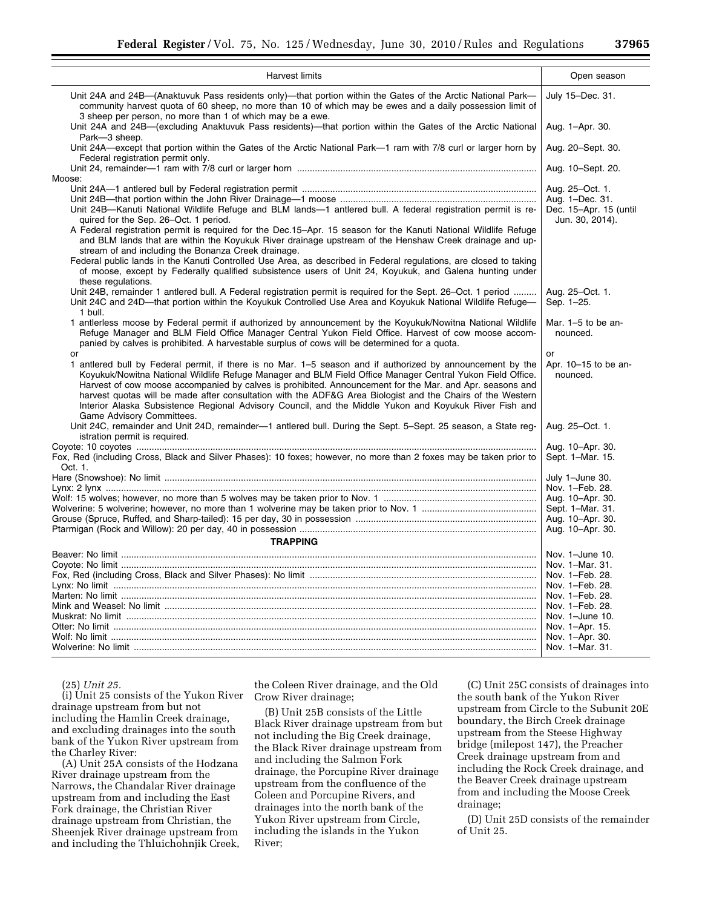| Harvest limits | Open season |
|---|---|
| Unit 24A and 24B—(Anaktuvuk Pass residents only)—that portion within the Gates of the Arctic National Park—community harvest quota of 60 sheep, no more than 10 of which may be ewes and a daily possession limit of 3 sheep per person, no more than 1 of which may be a ewe. | July 15–Dec. 31. |
| Unit 24A and 24B—(excluding Anaktuvuk Pass residents)—that portion within the Gates of the Arctic National Park—3 sheep. | Aug. 1–Apr. 30. |
| Unit 24A—except that portion within the Gates of the Arctic National Park—1 ram with 7/8 curl or larger horn by Federal registration permit only. | Aug. 20–Sept. 30. |
| Unit 24, remainder—1 ram with 7/8 curl or larger horn | Aug. 10–Sept. 20. |
| Moose: | |
| Unit 24A—1 antlered bull by Federal registration permit | Aug. 25–Oct. 1. |
| Unit 24B—that portion within the John River Drainage—1 moose | Aug. 1–Dec. 31. |
| Unit 24B—Kanuti National Wildlife Refuge and BLM lands—1 antlered bull. A federal registration permit is required for the Sep. 26–Oct. 1 period. | Dec. 15–Apr. 15 (until Jun. 30, 2014). |
| A Federal registration permit is required for the Dec.15–Apr. 15 season for the Kanuti National Wildlife Refuge and BLM lands that are within the Koyukuk River drainage upstream of the Henshaw Creek drainage and upstream of and including the Bonanza Creek drainage. | |
| Federal public lands in the Kanuti Controlled Use Area, as described in Federal regulations, are closed to taking of moose, except by Federally qualified subsistence users of Unit 24, Koyukuk, and Galena hunting under these regulations. | |
| Unit 24B, remainder 1 antlered bull. A Federal registration permit is required for the Sept. 26–Oct. 1 period | Aug. 25–Oct. 1. |
| Unit 24C and 24D—that portion within the Koyukuk Controlled Use Area and Koyukuk National Wildlife Refuge—1 bull. | Sep. 1–25. |
| 1 antlerless moose by Federal permit if authorized by announcement by the Koyukuk/Nowitna National Wildlife Refuge Manager and BLM Field Office Manager Central Yukon Field Office. Harvest of cow moose accompanied by calves is prohibited. A harvestable surplus of cows will be determined for a quota. | Mar. 1–5 to be announced. |
| or | or |
| 1 antlered bull by Federal permit, if there is no Mar. 1–5 season and if authorized by announcement by the Koyukuk/Nowitna National Wildlife Refuge Manager and BLM Field Office Manager Central Yukon Field Office. Harvest of cow moose accompanied by calves is prohibited. Announcement for the Mar. and Apr. seasons and harvest quotas will be made after consultation with the ADF&G Area Biologist and the Chairs of the Western Interior Alaska Subsistence Regional Advisory Council, and the Middle Yukon and Koyukuk River Fish and Game Advisory Committees. | Apr. 10–15 to be announced. |
| Unit 24C, remainder and Unit 24D, remainder—1 antlered bull. During the Sept. 5–Sept. 25 season, a State registration permit is required. | Aug. 25–Oct. 1. |
| Coyote: 10 coyotes | Aug. 10–Apr. 30. |
| Fox, Red (including Cross, Black and Silver Phases): 10 foxes; however, no more than 2 foxes may be taken prior to Oct. 1. | Sept. 1–Mar. 15. |
| Hare (Snowshoe): No limit | July 1–June 30. |
| Lynx: 2 lynx | Nov. 1–Feb. 28. |
| Wolf: 15 wolves; however, no more than 5 wolves may be taken prior to Nov. 1 | Aug. 10–Apr. 30. |
| Wolverine: 5 wolverine; however, no more than 1 wolverine may be taken prior to Nov. 1 | Sept. 1–Mar. 31. |
| Grouse (Spruce, Ruffed, and Sharp-tailed): 15 per day, 30 in possession | Aug. 10–Apr. 30. |
| Ptarmigan (Rock and Willow): 20 per day, 40 in possession | Aug. 10–Apr. 30. |
| **TRAPPING** | |
| Beaver: No limit | Nov. 1–June 10. |
| Coyote: No limit | Nov. 1–Mar. 31. |
| Fox, Red (including Cross, Black and Silver Phases): No limit | Nov. 1–Feb. 28. |
| Lynx: No limit | Nov. 1–Feb. 28. |
| Marten: No limit | Nov. 1–Feb. 28. |
| Mink and Weasel: No limit | Nov. 1–Feb. 28. |
| Muskrat: No limit | Nov. 1–June 10. |
| Otter: No limit | Nov. 1–Apr. 15. |
| Wolf: No limit | Nov. 1–Apr. 30. |
| Wolverine: No limit | Nov. 1–Mar. 31. |

(25) *Unit 25.*

(i) Unit 25 consists of the Yukon River drainage upstream from but not including the Hamlin Creek drainage, and excluding drainages into the south bank of the Yukon River upstream from the Charley River:

(A) Unit 25A consists of the Hodzana River drainage upstream from the Narrows, the Chandalar River drainage upstream from and including the East Fork drainage, the Christian River drainage upstream from Christian, the Sheenjek River drainage upstream from and including the Thluichohnjik Creek, the Coleen River drainage, and the Old Crow River drainage;

(B) Unit 25B consists of the Little Black River drainage upstream from but not including the Big Creek drainage, the Black River drainage upstream from and including the Salmon Fork drainage, the Porcupine River drainage upstream from the confluence of the Coleen and Porcupine Rivers, and drainages into the north bank of the Yukon River upstream from Circle, including the islands in the Yukon River;

(C) Unit 25C consists of drainages into the south bank of the Yukon River upstream from Circle to the Subunit 20E boundary, the Birch Creek drainage upstream from the Steese Highway bridge (milepost 147), the Preacher Creek drainage upstream from and including the Rock Creek drainage, and the Beaver Creek drainage upstream from and including the Moose Creek drainage;

(D) Unit 25D consists of the remainder of Unit 25.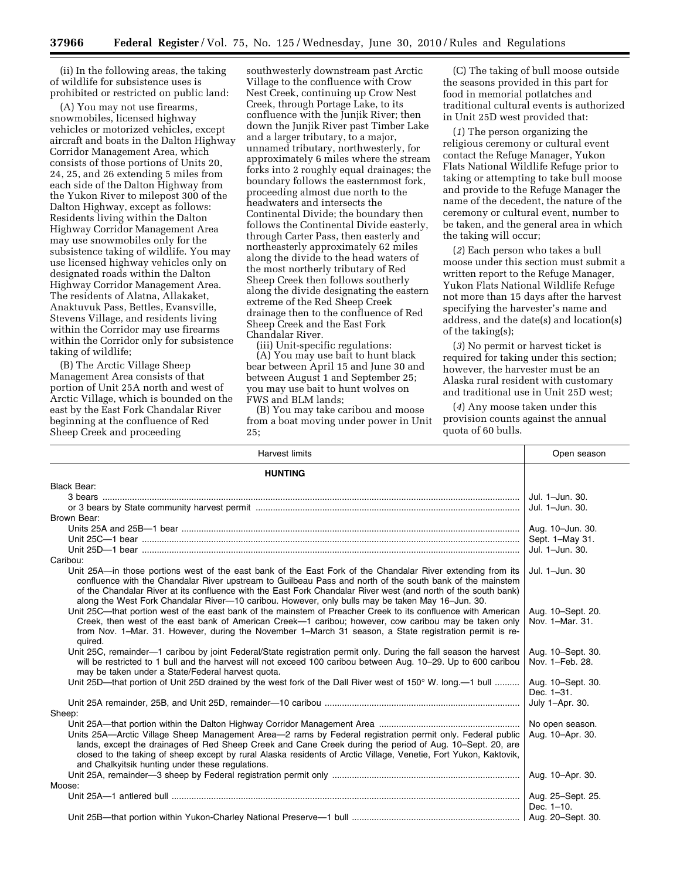(ii) In the following areas, the taking of wildlife for subsistence uses is prohibited or restricted on public land:

(A) You may not use firearms, snowmobiles, licensed highway vehicles or motorized vehicles, except aircraft and boats in the Dalton Highway Corridor Management Area, which consists of those portions of Units 20, 24, 25, and 26 extending 5 miles from each side of the Dalton Highway from the Yukon River to milepost 300 of the Dalton Highway, except as follows: Residents living within the Dalton Highway Corridor Management Area may use snowmobiles only for the subsistence taking of wildlife. You may use licensed highway vehicles only on designated roads within the Dalton Highway Corridor Management Area. The residents of Alatna, Allakaket, Anaktuvuk Pass, Bettles, Evansville, Stevens Village, and residents living within the Corridor may use firearms within the Corridor only for subsistence taking of wildlife;

(B) The Arctic Village Sheep Management Area consists of that portion of Unit 25A north and west of Arctic Village, which is bounded on the east by the East Fork Chandalar River beginning at the confluence of Red Sheep Creek and proceeding southwesterly downstream past Arctic Village to the confluence with Crow Nest Creek, continuing up Crow Nest Creek, through Portage Lake, to its confluence with the Junjik River; then down the Junjik River past Timber Lake and a larger tributary, to a major, unnamed tributary, northwesterly, for approximately 6 miles where the stream forks into 2 roughly equal drainages; the boundary follows the easternmost fork, proceeding almost due north to the headwaters and intersects the Continental Divide; the boundary then follows the Continental Divide easterly, through Carter Pass, then easterly and northeasterly approximately 62 miles along the divide to the head waters of the most northerly tributary of Red Sheep Creek then follows southerly along the divide designating the eastern extreme of the Red Sheep Creek drainage then to the confluence of Red Sheep Creek and the East Fork Chandalar River.

(iii) Unit-specific regulations:

(A) You may use bait to hunt black bear between April 15 and June 30 and between August 1 and September 25; you may use bait to hunt wolves on FWS and BLM lands;

(B) You may take caribou and moose from a boat moving under power in Unit 25;

(C) The taking of bull moose outside the seasons provided in this part for food in memorial potlatches and traditional cultural events is authorized in Unit 25D west provided that:

(*1*) The person organizing the religious ceremony or cultural event contact the Refuge Manager, Yukon Flats National Wildlife Refuge prior to taking or attempting to take bull moose and provide to the Refuge Manager the name of the decedent, the nature of the ceremony or cultural event, number to be taken, and the general area in which the taking will occur;

(*2*) Each person who takes a bull moose under this section must submit a written report to the Refuge Manager, Yukon Flats National Wildlife Refuge not more than 15 days after the harvest specifying the harvester's name and address, and the date(s) and location(s) of the taking(s);

(*3*) No permit or harvest ticket is required for taking under this section; however, the harvester must be an Alaska rural resident with customary and traditional use in Unit 25D west;

(*4*) Any moose taken under this provision counts against the annual quota of 60 bulls.

| Harvest limits | Open season |
|---|---|
| **HUNTING** | |
| Black Bear: | |
| 3 bears | Jul. 1–Jun. 30. |
| or 3 bears by State community harvest permit | Jul. 1–Jun. 30. |
| Brown Bear: | |
| Units 25A and 25B—1 bear | Aug. 10–Jun. 30. |
| Unit 25C—1 bear | Sept. 1–May 31. |
| Unit 25D—1 bear | Jul. 1–Jun. 30. |
| Caribou: | |
| Unit 25A—in those portions west of the east bank of the East Fork of the Chandalar River extending from its confluence with the Chandalar River upstream to Guilbeau Pass and north of the south bank of the mainstem of the Chandalar River at its confluence with the East Fork Chandalar River west (and north of the south bank) along the West Fork Chandalar River—10 caribou. However, only bulls may be taken May 16–Jun. 30. | Jul. 1–Jun. 30 |
| Unit 25C—that portion west of the east bank of the mainstem of Preacher Creek to its confluence with American Creek, then west of the east bank of American Creek—1 caribou; however, cow caribou may be taken only from Nov. 1–Mar. 31. However, during the November 1–March 31 season, a State registration permit is required. | Aug. 10–Sept. 20.<br>Nov. 1–Mar. 31. |
| Unit 25C, remainder—1 caribou by joint Federal/State registration permit only. During the fall season the harvest will be restricted to 1 bull and the harvest will not exceed 100 caribou between Aug. 10–29. Up to 600 caribou may be taken under a State/Federal harvest quota. | Aug. 10–Sept. 30.<br>Nov. 1–Feb. 28. |
| Unit 25D—that portion of Unit 25D drained by the west fork of the Dall River west of 150° W. long.—1 bull | Aug. 10–Sept. 30.<br>Dec. 1–31. |
| Unit 25A remainder, 25B, and Unit 25D, remainder—10 caribou | July 1–Apr. 30. |
| Sheep: | |
| Unit 25A—that portion within the Dalton Highway Corridor Management Area | No open season. |
| Units 25A—Arctic Village Sheep Management Area—2 rams by Federal registration permit only. Federal public lands, except the drainages of Red Sheep Creek and Cane Creek during the period of Aug. 10–Sept. 20, are closed to the taking of sheep except by rural Alaska residents of Arctic Village, Venetie, Fort Yukon, Kaktovik, and Chalkyitsik hunting under these regulations. | Aug. 10–Apr. 30. |
| Unit 25A, remainder—3 sheep by Federal registration permit only | Aug. 10–Apr. 30. |
| Moose: | |
| Unit 25A—1 antlered bull | Aug. 25–Sept. 25.<br>Dec. 1–10. |
| Unit 25B—that portion within Yukon-Charley National Preserve—1 bull | Aug. 20–Sept. 30. |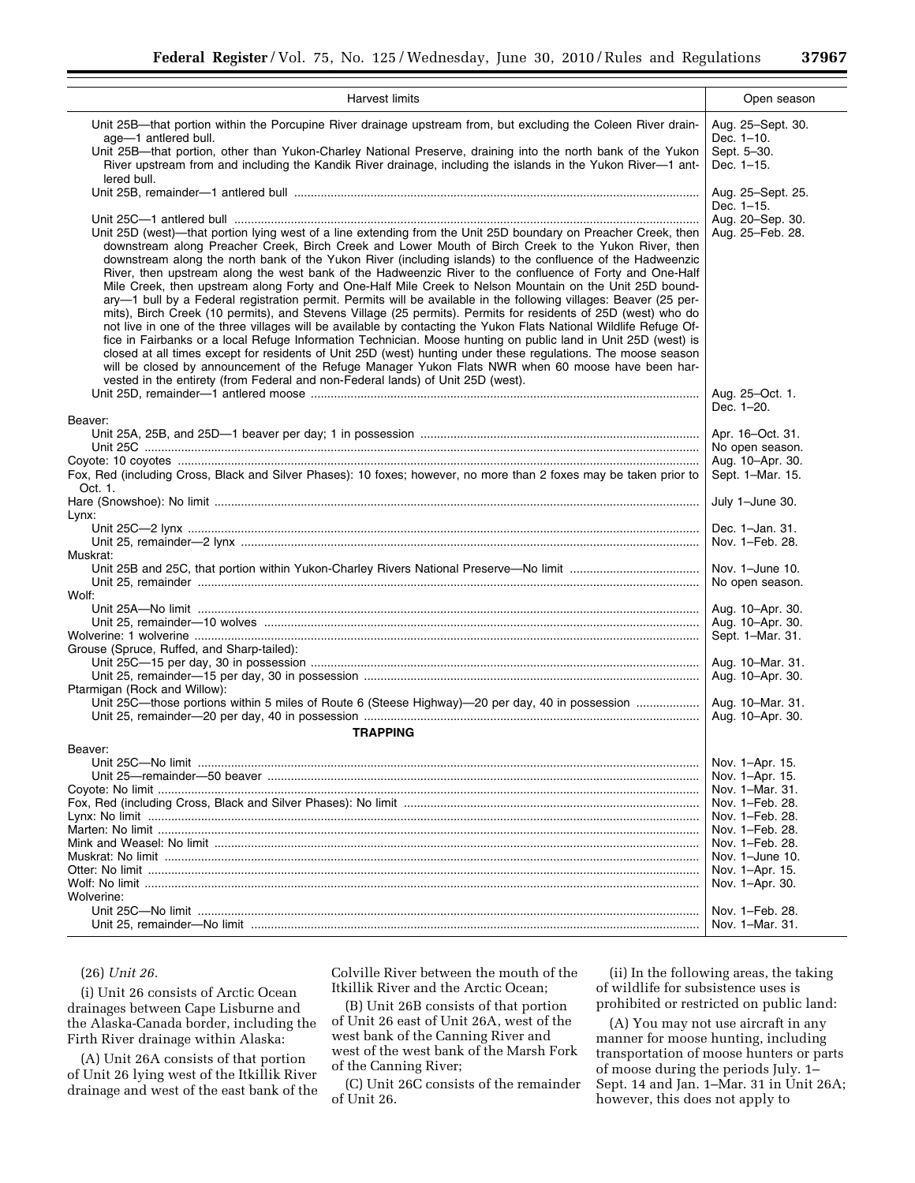| Harvest limits | Open season |
|---|---|
| Unit 25B—that portion within the Porcupine River drainage upstream from, but excluding the Coleen River drainage—1 antlered bull. | Aug. 25–Sept. 30. Dec. 1–10. |
| Unit 25B—that portion, other than Yukon-Charley National Preserve, draining into the north bank of the Yukon River upstream from and including the Kandik River drainage, including the islands in the Yukon River—1 antlered bull. | Sept. 5–30. Dec. 1–15. |
| Unit 25B, remainder—1 antlered bull | Aug. 25–Sept. 25. Dec. 1–15. |
| Unit 25C—1 antlered bull | Aug. 20–Sep. 30. |
| Unit 25D (west)—that portion lying west of a line extending from the Unit 25D boundary on Preacher Creek, then downstream along Preacher Creek, Birch Creek and Lower Mouth of Birch Creek to the Yukon River, then downstream along the north bank of the Yukon River (including islands) to the confluence of the Hadweenzic River, then upstream along the west bank of the Hadweenzic River to the confluence of Forty and One-Half Mile Creek, then upstream along Forty and One-Half Mile Creek to Nelson Mountain on the Unit 25D boundary—1 bull by a Federal registration permit. Permits will be available in the following villages: Beaver (25 permits), Birch Creek (10 permits), and Stevens Village (25 permits). Permits for residents of 25D (west) who do not live in one of the three villages will be available by contacting the Yukon Flats National Wildlife Refuge Office in Fairbanks or a local Refuge Information Technician. Moose hunting on public land in Unit 25D (west) is closed at all times except for residents of Unit 25D (west) hunting under these regulations. The moose season will be closed by announcement of the Refuge Manager Yukon Flats NWR when 60 moose have been harvested in the entirety (from Federal and non-Federal lands) of Unit 25D (west). | Aug. 25–Feb. 28. |
| Unit 25D, remainder—1 antlered moose | Aug. 25–Oct. 1. Dec. 1–20. |
| Beaver: | |
| Unit 25A, 25B, and 25D—1 beaver per day; 1 in possession | Apr. 16–Oct. 31. |
| Unit 25C | No open season. |
| Coyote: 10 coyotes | Aug. 10–Apr. 30. |
| Fox, Red (including Cross, Black and Silver Phases): 10 foxes; however, no more than 2 foxes may be taken prior to Oct. 1. | Sept. 1–Mar. 15. |
| Hare (Snowshoe): No limit | July 1–June 30. |
| Lynx: | |
| Unit 25C—2 lynx | Dec. 1–Jan. 31. |
| Unit 25, remainder—2 lynx | Nov. 1–Feb. 28. |
| Muskrat: | |
| Unit 25B and 25C, that portion within Yukon-Charley Rivers National Preserve—No limit | Nov. 1–June 10. |
| Unit 25, remainder | No open season. |
| Wolf: | |
| Unit 25A—No limit | Aug. 10–Apr. 30. |
| Unit 25, remainder—10 wolves | Aug. 10–Apr. 30. |
| Wolverine: 1 wolverine | Sept. 1–Mar. 31. |
| Grouse (Spruce, Ruffed, and Sharp-tailed): | |
| Unit 25C—15 per day, 30 in possession | Aug. 10–Mar. 31. |
| Unit 25, remainder—15 per day, 30 in possession | Aug. 10–Apr. 30. |
| Ptarmigan (Rock and Willow): | |
| Unit 25C—those portions within 5 miles of Route 6 (Steese Highway)—20 per day, 40 in possession | Aug. 10–Mar. 31. |
| Unit 25, remainder—20 per day, 40 in possession | Aug. 10–Apr. 30. |
| **TRAPPING** | |
| Beaver: | |
| Unit 25C—No limit | Nov. 1–Apr. 15. |
| Unit 25—remainder—50 beaver | Nov. 1–Apr. 15. |
| Coyote: No limit | Nov. 1–Mar. 31. |
| Fox, Red (including Cross, Black and Silver Phases): No limit | Nov. 1–Feb. 28. |
| Lynx: No limit | Nov. 1–Feb. 28. |
| Marten: No limit | Nov. 1–Feb. 28. |
| Mink and Weasel: No limit | Nov. 1–Feb. 28. |
| Muskrat: No limit | Nov. 1–June 10. |
| Otter: No limit | Nov. 1–Apr. 15. |
| Wolf: No limit | Nov. 1–Apr. 30. |
| Wolverine: | |
| Unit 25C—No limit | Nov. 1–Feb. 28. |
| Unit 25, remainder—No limit | Nov. 1–Mar. 31. |

(26) *Unit 26.*

(i) Unit 26 consists of Arctic Ocean drainages between Cape Lisburne and the Alaska-Canada border, including the Firth River drainage within Alaska:

(A) Unit 26A consists of that portion of Unit 26 lying west of the Itkillik River drainage and west of the east bank of the Colville River between the mouth of the Itkillik River and the Arctic Ocean;

(B) Unit 26B consists of that portion of Unit 26 east of Unit 26A, west of the west bank of the Canning River and west of the west bank of the Marsh Fork of the Canning River;

(C) Unit 26C consists of the remainder of Unit 26.

(ii) In the following areas, the taking of wildlife for subsistence uses is prohibited or restricted on public land:

(A) You may not use aircraft in any manner for moose hunting, including transportation of moose hunters or parts of moose during the periods July. 1–Sept. 14 and Jan. 1–Mar. 31 in Unit 26A; however, this does not apply to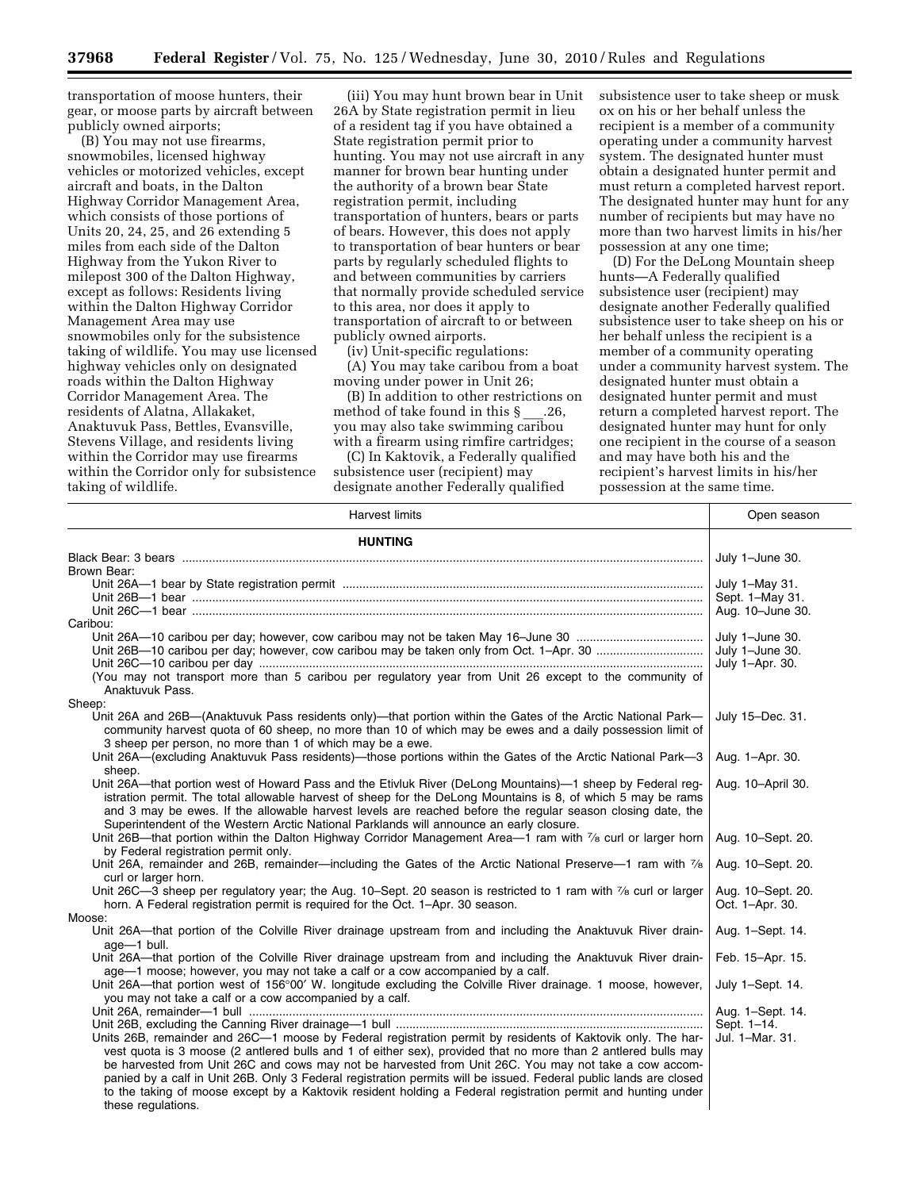transportation of moose hunters, their gear, or moose parts by aircraft between publicly owned airports;

(B) You may not use firearms, snowmobiles, licensed highway vehicles or motorized vehicles, except aircraft and boats, in the Dalton Highway Corridor Management Area, which consists of those portions of Units 20, 24, 25, and 26 extending 5 miles from each side of the Dalton Highway from the Yukon River to milepost 300 of the Dalton Highway, except as follows: Residents living within the Dalton Highway Corridor Management Area may use snowmobiles only for the subsistence taking of wildlife. You may use licensed highway vehicles only on designated roads within the Dalton Highway Corridor Management Area. The residents of Alatna, Allakaket, Anaktuvuk Pass, Bettles, Evansville, Stevens Village, and residents living within the Corridor may use firearms within the Corridor only for subsistence taking of wildlife.

(iii) You may hunt brown bear in Unit 26A by State registration permit in lieu of a resident tag if you have obtained a State registration permit prior to hunting. You may not use aircraft in any manner for brown bear hunting under the authority of a brown bear State registration permit, including transportation of hunters, bears or parts of bears. However, this does not apply to transportation of bear hunters or bear parts by regularly scheduled flights to and between communities by carriers that normally provide scheduled service to this area, nor does it apply to transportation of aircraft to or between publicly owned airports.

(iv) Unit-specific regulations:

(A) You may take caribou from a boat moving under power in Unit 26;

(B) In addition to other restrictions on method of take found in this § ___.26, you may also take swimming caribou with a firearm using rimfire cartridges;

(C) In Kaktovik, a Federally qualified subsistence user (recipient) may designate another Federally qualified subsistence user to take sheep or musk ox on his or her behalf unless the recipient is a member of a community operating under a community harvest system. The designated hunter must obtain a designated hunter permit and must return a completed harvest report. The designated hunter may hunt for any number of recipients but may have no more than two harvest limits in his/her possession at any one time;

(D) For the DeLong Mountain sheep hunts—A Federally qualified subsistence user (recipient) may designate another Federally qualified subsistence user to take sheep on his or her behalf unless the recipient is a member of a community operating under a community harvest system. The designated hunter must obtain a designated hunter permit and must return a completed harvest report. The designated hunter may hunt for only one recipient in the course of a season and may have both his and the recipient's harvest limits in his/her possession at the same time.

| Harvest limits | Open season |
|---|---|
| **HUNTING** | |
| Black Bear: 3 bears | July 1–June 30. |
| Brown Bear: | |
| Unit 26A—1 bear by State registration permit | July 1–May 31. |
| Unit 26B—1 bear | Sept. 1–May 31. |
| Unit 26C—1 bear | Aug. 10–June 30. |
| Caribou: | |
| Unit 26A—10 caribou per day; however, cow caribou may not be taken May 16–June 30 | July 1–June 30. |
| Unit 26B—10 caribou per day; however, cow caribou may be taken only from Oct. 1–Apr. 30 | July 1–June 30. |
| Unit 26C—10 caribou per day | July 1–Apr. 30. |
| (You may not transport more than 5 caribou per regulatory year from Unit 26 except to the community of Anaktuvuk Pass. | |
| Sheep: | |
| Unit 26A and 26B—(Anaktuvuk Pass residents only)—that portion within the Gates of the Arctic National Park—community harvest quota of 60 sheep, no more than 10 of which may be ewes and a daily possession limit of 3 sheep per person, no more than 1 of which may be a ewe. | July 15–Dec. 31. |
| Unit 26A—(excluding Anaktuvuk Pass residents)—those portions within the Gates of the Arctic National Park—3 sheep. | Aug. 1–Apr. 30. |
| Unit 26A—that portion west of Howard Pass and the Etivluk River (DeLong Mountains)—1 sheep by Federal registration permit. The total allowable harvest of sheep for the DeLong Mountains is 8, of which 5 may be rams and 3 may be ewes. If the allowable harvest levels are reached before the regular season closing date, the Superintendent of the Western Arctic National Parklands will announce an early closure. | Aug. 10–April 30. |
| Unit 26B—that portion within the Dalton Highway Corridor Management Area—1 ram with 7/8 curl or larger horn by Federal registration permit only. | Aug. 10–Sept. 20. |
| Unit 26A, remainder and 26B, remainder—including the Gates of the Arctic National Preserve—1 ram with 7/8 curl or larger horn. | Aug. 10–Sept. 20. |
| Unit 26C—3 sheep per regulatory year; the Aug. 10–Sept. 20 season is restricted to 1 ram with 7/8 curl or larger horn. A Federal registration permit is required for the Oct. 1–Apr. 30 season. | Aug. 10–Sept. 20. Oct. 1–Apr. 30. |
| Moose: | |
| Unit 26A—that portion of the Colville River drainage upstream from and including the Anaktuvuk River drainage—1 bull. | Aug. 1–Sept. 14. |
| Unit 26A—that portion of the Colville River drainage upstream from and including the Anaktuvuk River drainage—1 moose; however, you may not take a calf or a cow accompanied by a calf. | Feb. 15–Apr. 15. |
| Unit 26A—that portion west of 156°00′ W. longitude excluding the Colville River drainage. 1 moose, however, you may not take a calf or a cow accompanied by a calf. | July 1–Sept. 14. |
| Unit 26A, remainder—1 bull | Aug. 1–Sept. 14. |
| Unit 26B, excluding the Canning River drainage—1 bull | Sept. 1–14. |
| Units 26B, remainder and 26C—1 moose by Federal registration permit by residents of Kaktovik only. The harvest quota is 3 moose (2 antlered bulls and 1 of either sex), provided that no more than 2 antlered bulls may be harvested from Unit 26C and cows may not be harvested from Unit 26C. You may not take a cow accompanied by a calf in Unit 26B. Only 3 Federal registration permits will be issued. Federal public lands are closed to the taking of moose except by a Kaktovik resident holding a Federal registration permit and hunting under these regulations. | Jul. 1–Mar. 31. |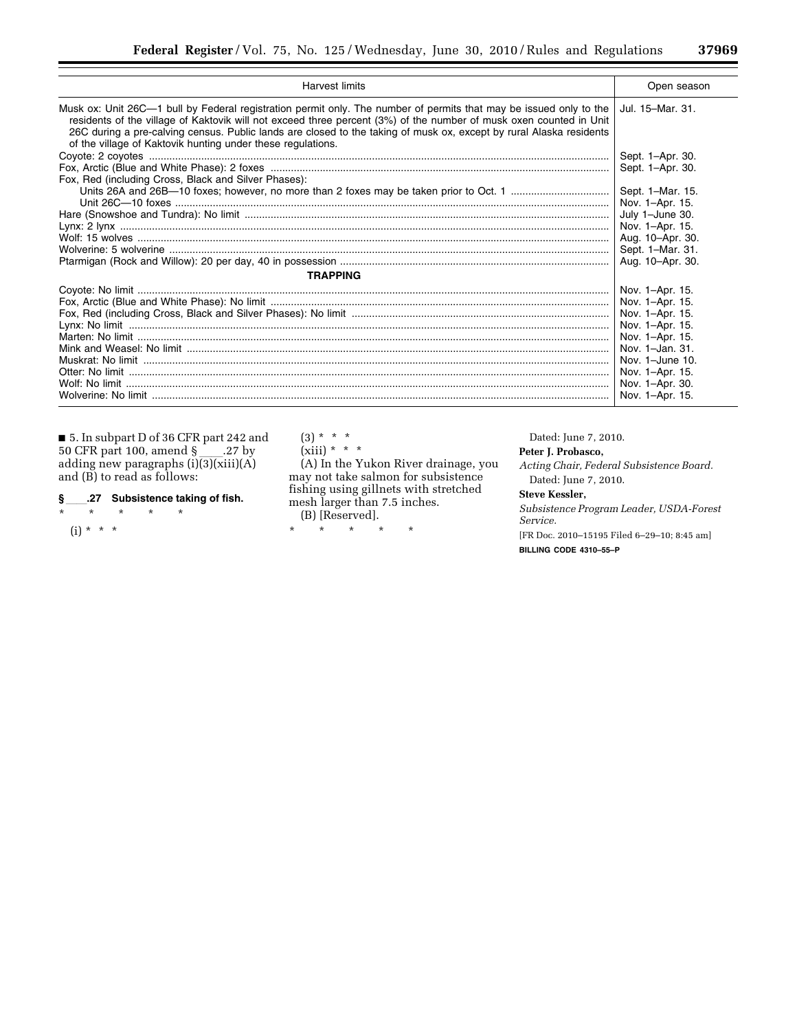| Harvest limits | Open season |
|---|---|
| Musk ox: Unit 26C—1 bull by Federal registration permit only. The number of permits that may be issued only to the residents of the village of Kaktovik will not exceed three percent (3%) of the number of musk oxen counted in Unit 26C during a pre-calving census. Public lands are closed to the taking of musk ox, except by rural Alaska residents of the village of Kaktovik hunting under these regulations. | Jul. 15–Mar. 31. |
| Coyote: 2 coyotes | Sept. 1–Apr. 30. |
| Fox, Arctic (Blue and White Phase): 2 foxes | Sept. 1–Apr. 30. |
| Fox, Red (including Cross, Black and Silver Phases): | |
| Units 26A and 26B—10 foxes; however, no more than 2 foxes may be taken prior to Oct. 1 | Sept. 1–Mar. 15. |
| Unit 26C—10 foxes | Nov. 1–Apr. 15. |
| Hare (Snowshoe and Tundra): No limit | July 1–June 30. |
| Lynx: 2 lynx | Nov. 1–Apr. 15. |
| Wolf: 15 wolves | Aug. 10–Apr. 30. |
| Wolverine: 5 wolverine | Sept. 1–Mar. 31. |
| Ptarmigan (Rock and Willow): 20 per day, 40 in possession | Aug. 10–Apr. 30. |
| **TRAPPING** | |
| Coyote: No limit | Nov. 1–Apr. 15. |
| Fox, Arctic (Blue and White Phase): No limit | Nov. 1–Apr. 15. |
| Fox, Red (including Cross, Black and Silver Phases): No limit | Nov. 1–Apr. 15. |
| Lynx: No limit | Nov. 1–Apr. 15. |
| Marten: No limit | Nov. 1–Apr. 15. |
| Mink and Weasel: No limit | Nov. 1–Jan. 31. |
| Muskrat: No limit | Nov. 1–June 10. |
| Otter: No limit | Nov. 1–Apr. 15. |
| Wolf: No limit | Nov. 1–Apr. 30. |
| Wolverine: No limit | Nov. 1–Apr. 15. |

■ 5. In subpart D of 36 CFR part 242 and 50 CFR part 100, amend § ___.27 by adding new paragraphs (i)(3)(xiii)(A) and (B) to read as follows:

**§ ___.27 Subsistence taking of fish.**

\* \* \* \* \*

(i) \* \* \*

(3) \* \* \*

(xiii) \* \* \*

(A) In the Yukon River drainage, you may not take salmon for subsistence fishing using gillnets with stretched mesh larger than 7.5 inches.

(B) [Reserved].

\* \* \* \* \*

Dated: June 7, 2010.

**Peter J. Probasco,**

*Acting Chair, Federal Subsistence Board.*

Dated: June 7, 2010.

**Steve Kessler,**

*Subsistence Program Leader, USDA-Forest Service.*

[FR Doc. 2010–15195 Filed 6–29–10; 8:45 am]

**BILLING CODE 4310–55–P**